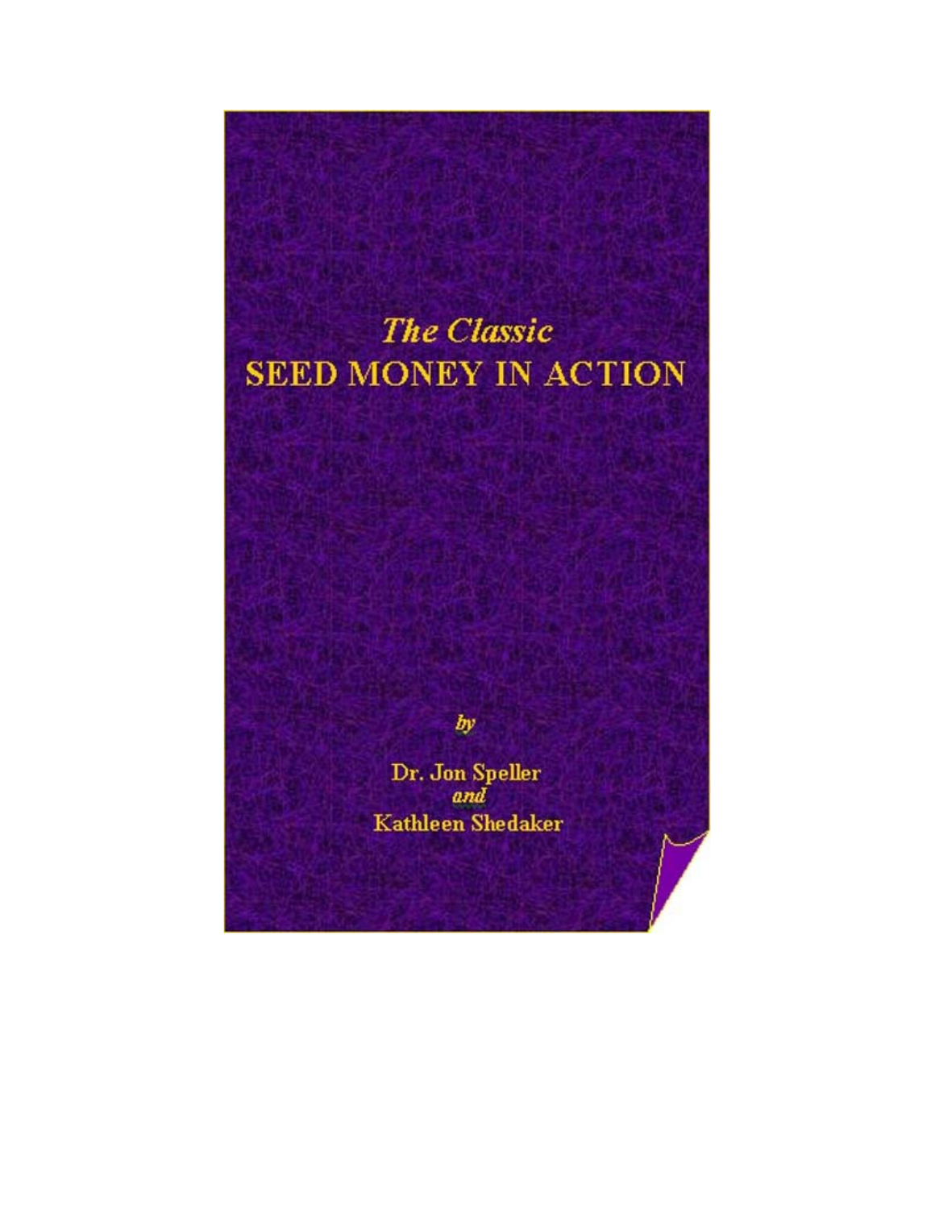*The Classic*

# SEED MONEY IN ACTION

*by*

**Dr. Jon Speller**
*and*
**Kathleen Shedaker**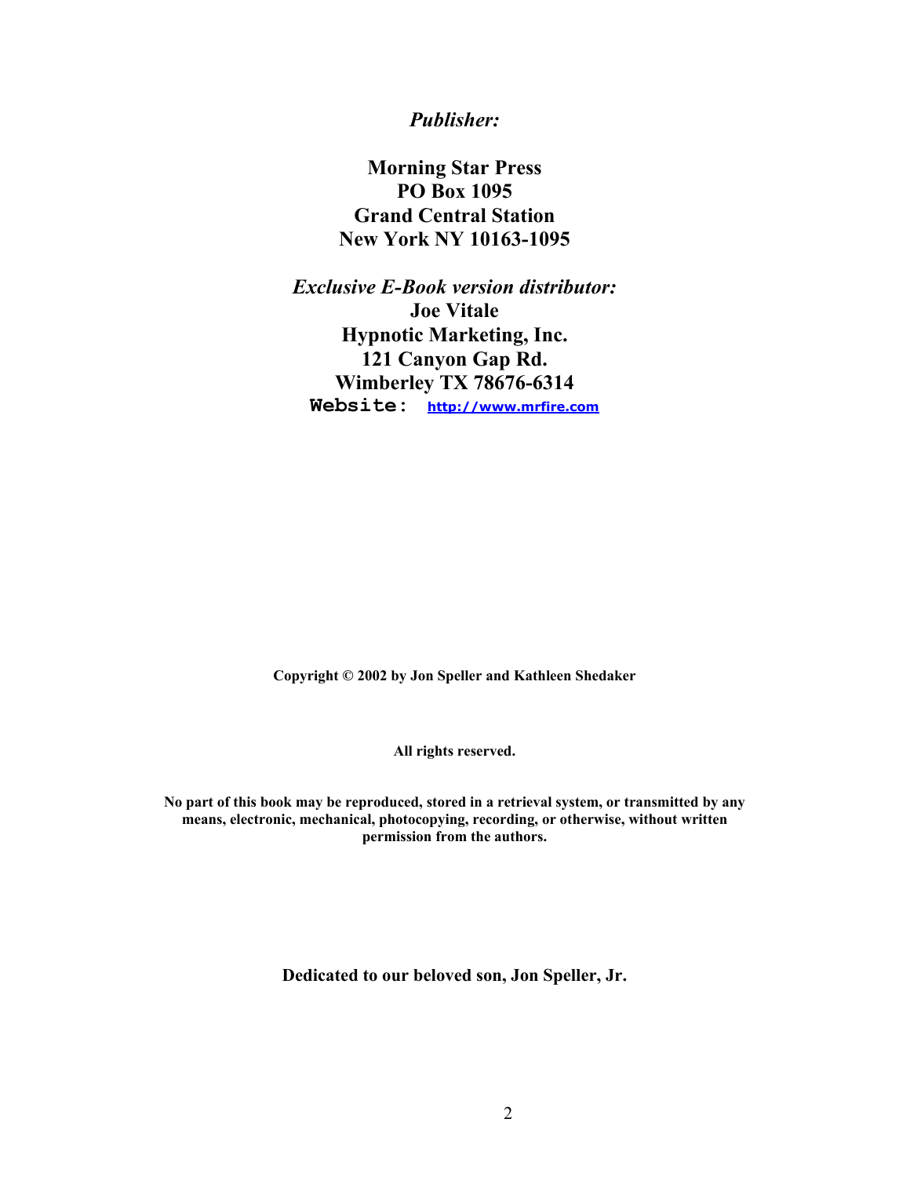*Publisher:*

**Morning Star Press**
**PO Box 1095**
**Grand Central Station**
**New York NY 10163-1095**

***Exclusive E-Book version distributor:***
**Joe Vitale**
**Hypnotic Marketing, Inc.**
**121 Canyon Gap Rd.**
**Wimberley TX 78676-6314**
**Website: http://www.mrfire.com**

**Copyright © 2002 by Jon Speller and Kathleen Shedaker**

**All rights reserved.**

**No part of this book may be reproduced, stored in a retrieval system, or transmitted by any means, electronic, mechanical, photocopying, recording, or otherwise, without written permission from the authors.**

**Dedicated to our beloved son, Jon Speller, Jr.**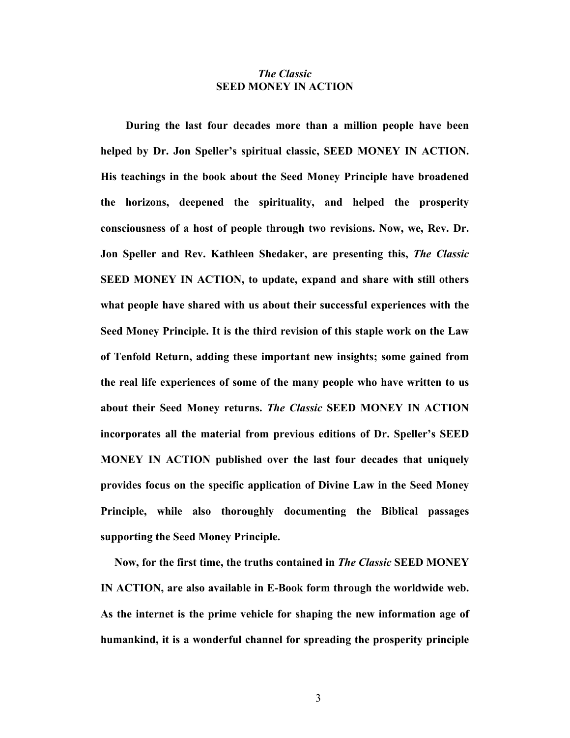# *The Classic* SEED MONEY IN ACTION

**During the last four decades more than a million people have been helped by Dr. Jon Speller's spiritual classic, SEED MONEY IN ACTION. His teachings in the book about the Seed Money Principle have broadened the horizons, deepened the spirituality, and helped the prosperity consciousness of a host of people through two revisions. Now, we, Rev. Dr. Jon Speller and Rev. Kathleen Shedaker, are presenting this, *The Classic* SEED MONEY IN ACTION, to update, expand and share with still others what people have shared with us about their successful experiences with the Seed Money Principle. It is the third revision of this staple work on the Law of Tenfold Return, adding these important new insights; some gained from the real life experiences of some of the many people who have written to us about their Seed Money returns. *The Classic* SEED MONEY IN ACTION incorporates all the material from previous editions of Dr. Speller's SEED MONEY IN ACTION published over the last four decades that uniquely provides focus on the specific application of Divine Law in the Seed Money Principle, while also thoroughly documenting the Biblical passages supporting the Seed Money Principle.**

**Now, for the first time, the truths contained in *The Classic* SEED MONEY IN ACTION, are also available in E-Book form through the worldwide web. As the internet is the prime vehicle for shaping the new information age of humankind, it is a wonderful channel for spreading the prosperity principle**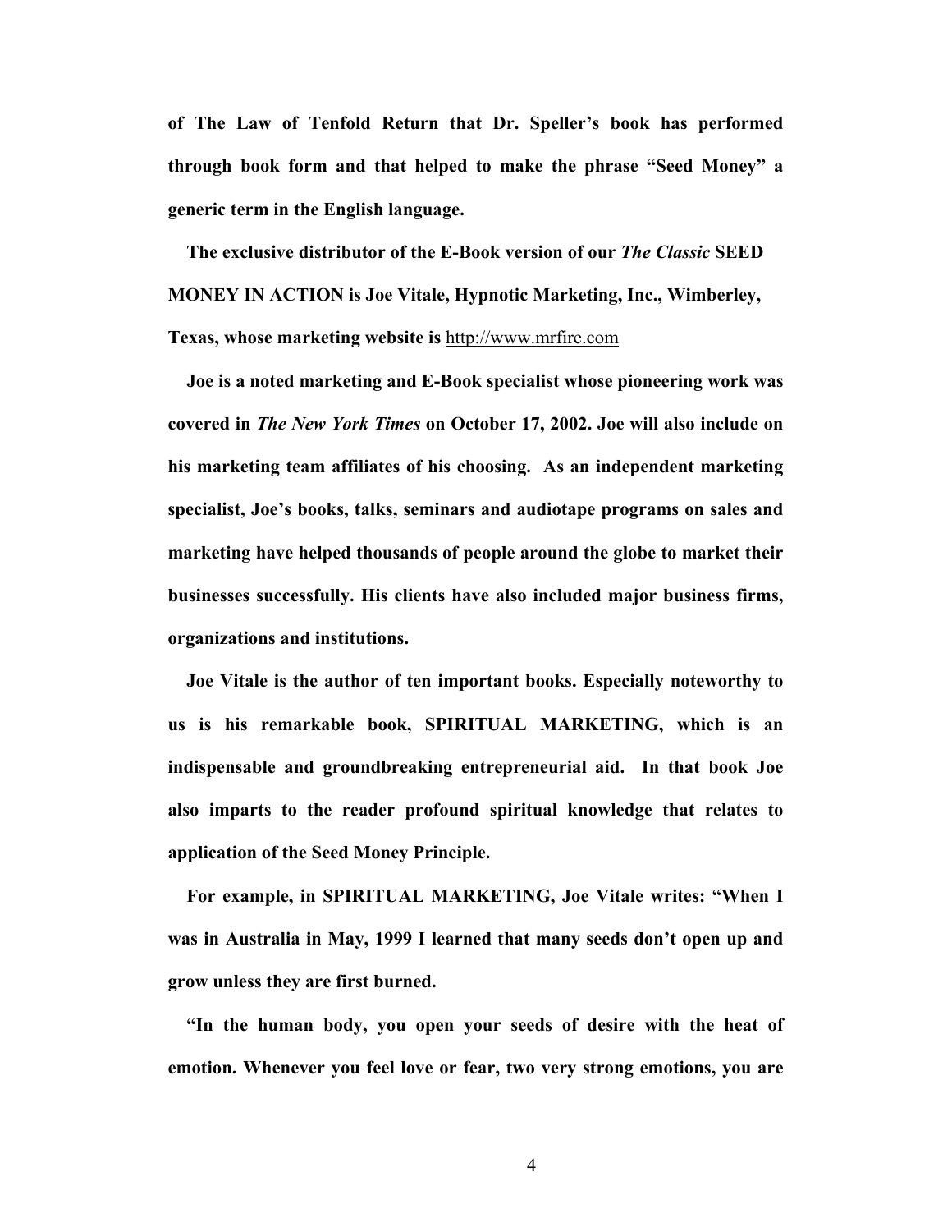**of The Law of Tenfold Return that Dr. Speller's book has performed through book form and that helped to make the phrase "Seed Money" a generic term in the English language.**

**The exclusive distributor of the E-Book version of our *The Classic* SEED MONEY IN ACTION is Joe Vitale, Hypnotic Marketing, Inc., Wimberley, Texas, whose marketing website is** http://www.mrfire.com

**Joe is a noted marketing and E-Book specialist whose pioneering work was covered in *The New York Times* on October 17, 2002. Joe will also include on his marketing team affiliates of his choosing. As an independent marketing specialist, Joe's books, talks, seminars and audiotape programs on sales and marketing have helped thousands of people around the globe to market their businesses successfully. His clients have also included major business firms, organizations and institutions.**

**Joe Vitale is the author of ten important books. Especially noteworthy to us is his remarkable book, SPIRITUAL MARKETING, which is an indispensable and groundbreaking entrepreneurial aid. In that book Joe also imparts to the reader profound spiritual knowledge that relates to application of the Seed Money Principle.**

**For example, in SPIRITUAL MARKETING, Joe Vitale writes: "When I was in Australia in May, 1999 I learned that many seeds don't open up and grow unless they are first burned.**

**"In the human body, you open your seeds of desire with the heat of emotion. Whenever you feel love or fear, two very strong emotions, you are**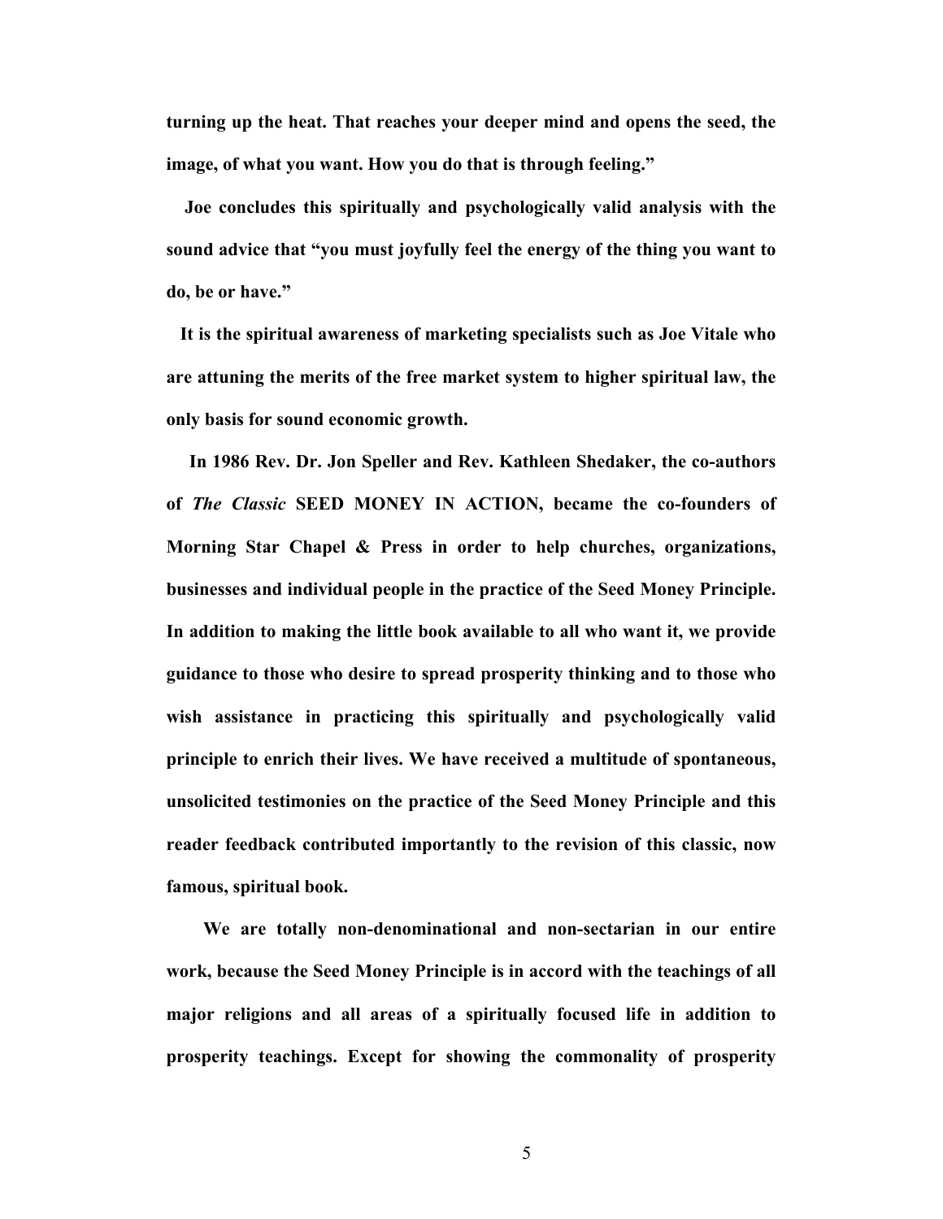**turning up the heat. That reaches your deeper mind and opens the seed, the image, of what you want. How you do that is through feeling."**

**Joe concludes this spiritually and psychologically valid analysis with the sound advice that "you must joyfully feel the energy of the thing you want to do, be or have."**

**It is the spiritual awareness of marketing specialists such as Joe Vitale who are attuning the merits of the free market system to higher spiritual law, the only basis for sound economic growth.**

**In 1986 Rev. Dr. Jon Speller and Rev. Kathleen Shedaker, the co-authors of *The Classic* SEED MONEY IN ACTION, became the co-founders of Morning Star Chapel & Press in order to help churches, organizations, businesses and individual people in the practice of the Seed Money Principle. In addition to making the little book available to all who want it, we provide guidance to those who desire to spread prosperity thinking and to those who wish assistance in practicing this spiritually and psychologically valid principle to enrich their lives. We have received a multitude of spontaneous, unsolicited testimonies on the practice of the Seed Money Principle and this reader feedback contributed importantly to the revision of this classic, now famous, spiritual book.**

**We are totally non-denominational and non-sectarian in our entire work, because the Seed Money Principle is in accord with the teachings of all major religions and all areas of a spiritually focused life in addition to prosperity teachings. Except for showing the commonality of prosperity**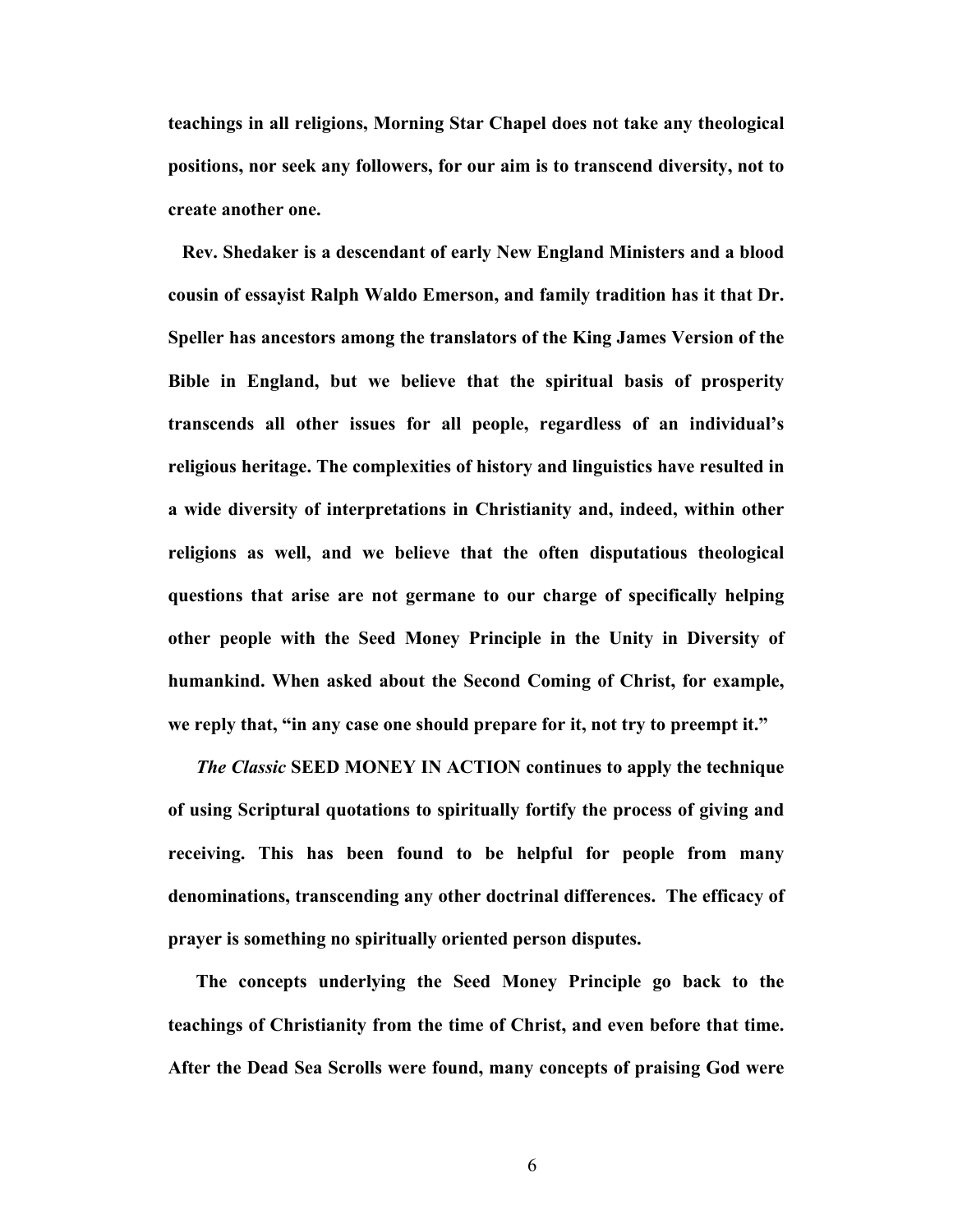**teachings in all religions, Morning Star Chapel does not take any theological positions, nor seek any followers, for our aim is to transcend diversity, not to create another one.**

**Rev. Shedaker is a descendant of early New England Ministers and a blood cousin of essayist Ralph Waldo Emerson, and family tradition has it that Dr. Speller has ancestors among the translators of the King James Version of the Bible in England, but we believe that the spiritual basis of prosperity transcends all other issues for all people, regardless of an individual's religious heritage. The complexities of history and linguistics have resulted in a wide diversity of interpretations in Christianity and, indeed, within other religions as well, and we believe that the often disputatious theological questions that arise are not germane to our charge of specifically helping other people with the Seed Money Principle in the Unity in Diversity of humankind. When asked about the Second Coming of Christ, for example, we reply that, "in any case one should prepare for it, not try to preempt it."**

***The Classic* SEED MONEY IN ACTION continues to apply the technique of using Scriptural quotations to spiritually fortify the process of giving and receiving. This has been found to be helpful for people from many denominations, transcending any other doctrinal differences. The efficacy of prayer is something no spiritually oriented person disputes.**

**The concepts underlying the Seed Money Principle go back to the teachings of Christianity from the time of Christ, and even before that time. After the Dead Sea Scrolls were found, many concepts of praising God were**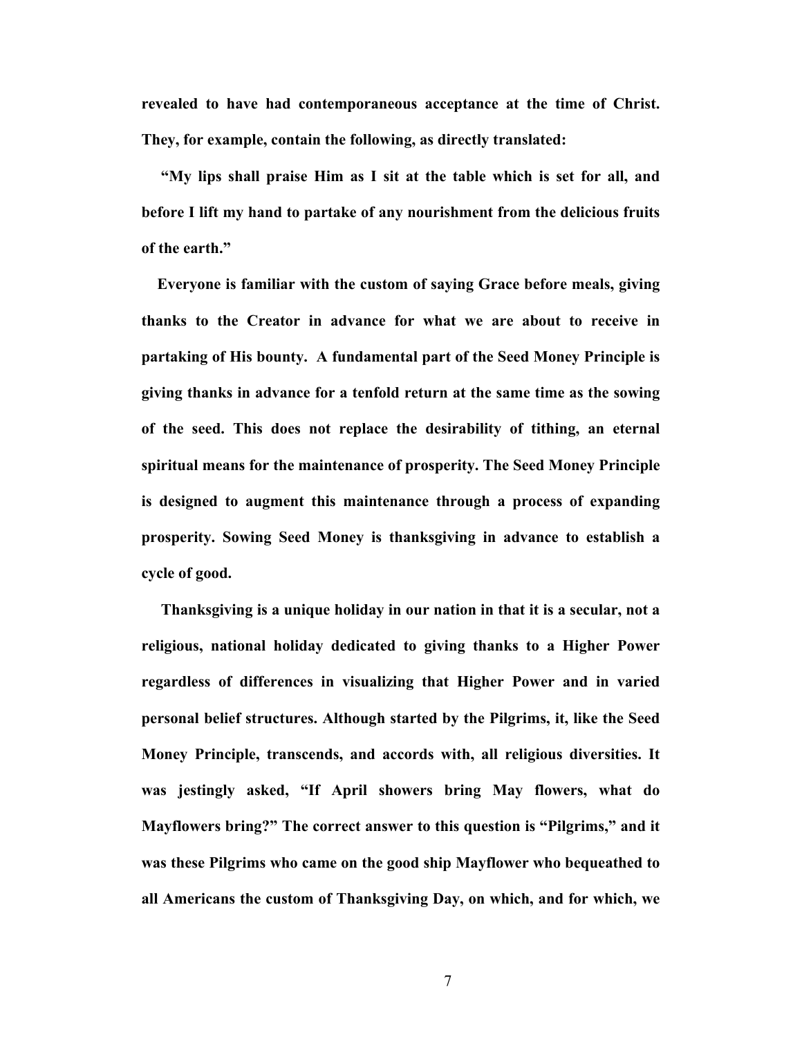**revealed to have had contemporaneous acceptance at the time of Christ. They, for example, contain the following, as directly translated:**

**"My lips shall praise Him as I sit at the table which is set for all, and before I lift my hand to partake of any nourishment from the delicious fruits of the earth."**

**Everyone is familiar with the custom of saying Grace before meals, giving thanks to the Creator in advance for what we are about to receive in partaking of His bounty. A fundamental part of the Seed Money Principle is giving thanks in advance for a tenfold return at the same time as the sowing of the seed. This does not replace the desirability of tithing, an eternal spiritual means for the maintenance of prosperity. The Seed Money Principle is designed to augment this maintenance through a process of expanding prosperity. Sowing Seed Money is thanksgiving in advance to establish a cycle of good.**

**Thanksgiving is a unique holiday in our nation in that it is a secular, not a religious, national holiday dedicated to giving thanks to a Higher Power regardless of differences in visualizing that Higher Power and in varied personal belief structures. Although started by the Pilgrims, it, like the Seed Money Principle, transcends, and accords with, all religious diversities. It was jestingly asked, "If April showers bring May flowers, what do Mayflowers bring?" The correct answer to this question is "Pilgrims," and it was these Pilgrims who came on the good ship Mayflower who bequeathed to all Americans the custom of Thanksgiving Day, on which, and for which, we**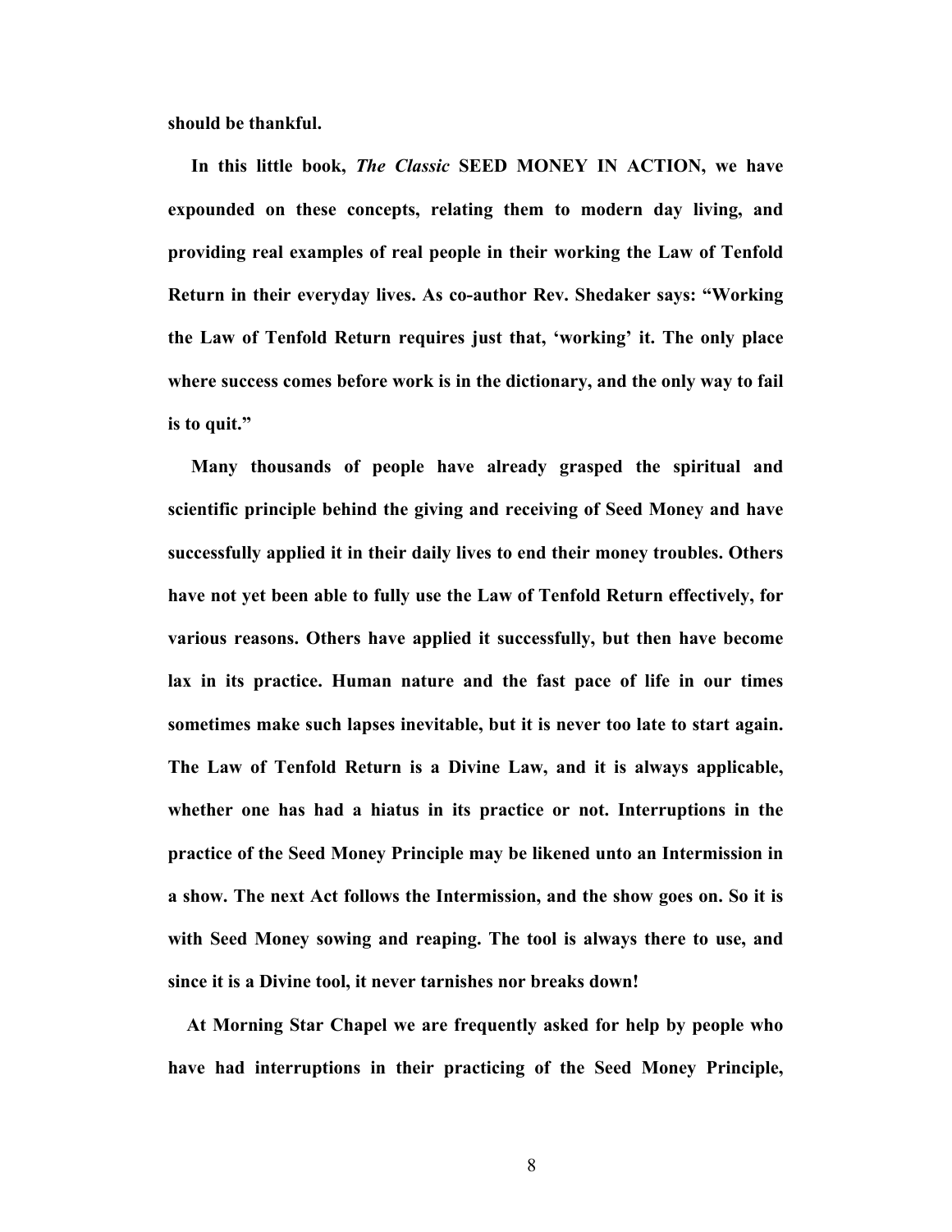**should be thankful.**

**In this little book, *The Classic* SEED MONEY IN ACTION, we have expounded on these concepts, relating them to modern day living, and providing real examples of real people in their working the Law of Tenfold Return in their everyday lives. As co-author Rev. Shedaker says: "Working the Law of Tenfold Return requires just that, 'working' it. The only place where success comes before work is in the dictionary, and the only way to fail is to quit."**

**Many thousands of people have already grasped the spiritual and scientific principle behind the giving and receiving of Seed Money and have successfully applied it in their daily lives to end their money troubles. Others have not yet been able to fully use the Law of Tenfold Return effectively, for various reasons. Others have applied it successfully, but then have become lax in its practice. Human nature and the fast pace of life in our times sometimes make such lapses inevitable, but it is never too late to start again. The Law of Tenfold Return is a Divine Law, and it is always applicable, whether one has had a hiatus in its practice or not. Interruptions in the practice of the Seed Money Principle may be likened unto an Intermission in a show. The next Act follows the Intermission, and the show goes on. So it is with Seed Money sowing and reaping. The tool is always there to use, and since it is a Divine tool, it never tarnishes nor breaks down!**

**At Morning Star Chapel we are frequently asked for help by people who have had interruptions in their practicing of the Seed Money Principle,**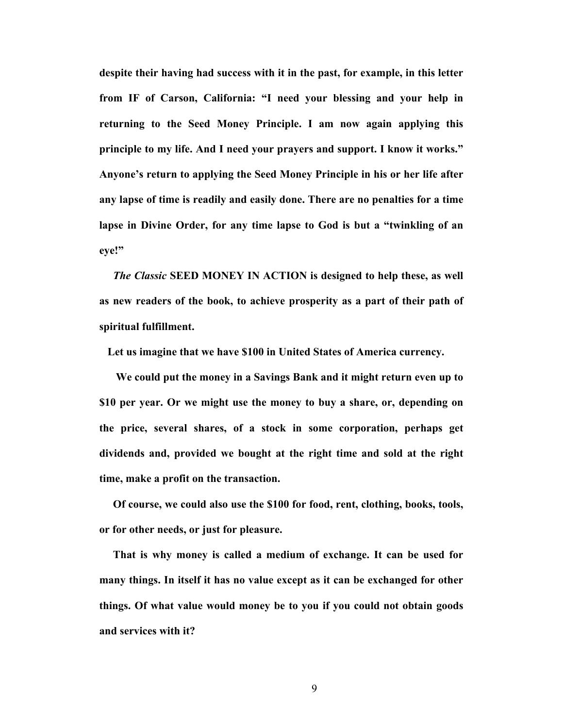**despite their having had success with it in the past, for example, in this letter from IF of Carson, California: "I need your blessing and your help in returning to the Seed Money Principle. I am now again applying this principle to my life. And I need your prayers and support. I know it works." Anyone's return to applying the Seed Money Principle in his or her life after any lapse of time is readily and easily done. There are no penalties for a time lapse in Divine Order, for any time lapse to God is but a "twinkling of an eye!"**

***The Classic* SEED MONEY IN ACTION is designed to help these, as well as new readers of the book, to achieve prosperity as a part of their path of spiritual fulfillment.**

**Let us imagine that we have $100 in United States of America currency.**

**We could put the money in a Savings Bank and it might return even up to $10 per year. Or we might use the money to buy a share, or, depending on the price, several shares, of a stock in some corporation, perhaps get dividends and, provided we bought at the right time and sold at the right time, make a profit on the transaction.**

**Of course, we could also use the $100 for food, rent, clothing, books, tools, or for other needs, or just for pleasure.**

**That is why money is called a medium of exchange. It can be used for many things. In itself it has no value except as it can be exchanged for other things. Of what value would money be to you if you could not obtain goods and services with it?**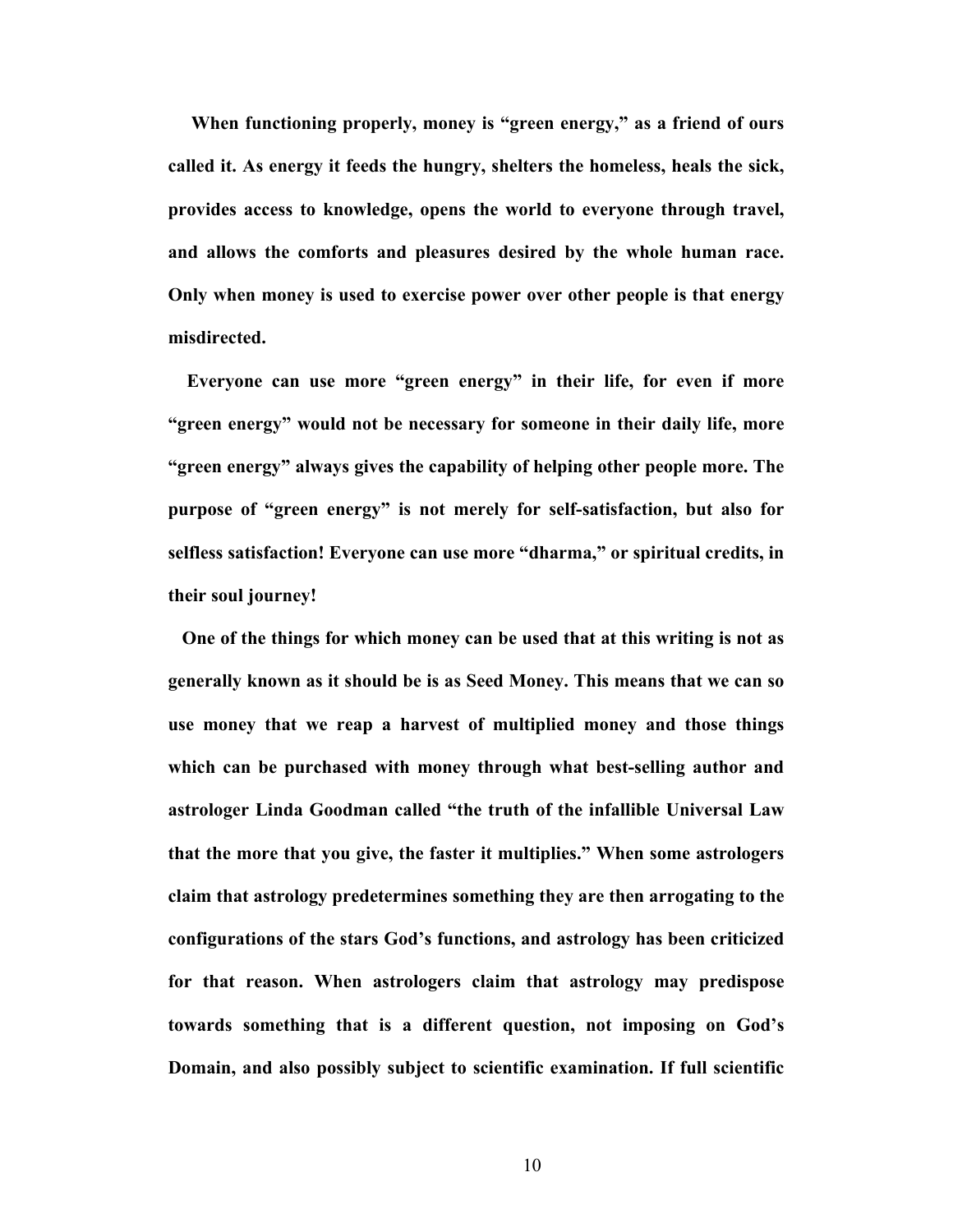**When functioning properly, money is "green energy," as a friend of ours called it. As energy it feeds the hungry, shelters the homeless, heals the sick, provides access to knowledge, opens the world to everyone through travel, and allows the comforts and pleasures desired by the whole human race. Only when money is used to exercise power over other people is that energy misdirected.**

**Everyone can use more "green energy" in their life, for even if more "green energy" would not be necessary for someone in their daily life, more "green energy" always gives the capability of helping other people more. The purpose of "green energy" is not merely for self-satisfaction, but also for selfless satisfaction! Everyone can use more "dharma," or spiritual credits, in their soul journey!**

**One of the things for which money can be used that at this writing is not as generally known as it should be is as Seed Money. This means that we can so use money that we reap a harvest of multiplied money and those things which can be purchased with money through what best-selling author and astrologer Linda Goodman called "the truth of the infallible Universal Law that the more that you give, the faster it multiplies." When some astrologers claim that astrology predetermines something they are then arrogating to the configurations of the stars God's functions, and astrology has been criticized for that reason. When astrologers claim that astrology may predispose towards something that is a different question, not imposing on God's Domain, and also possibly subject to scientific examination. If full scientific**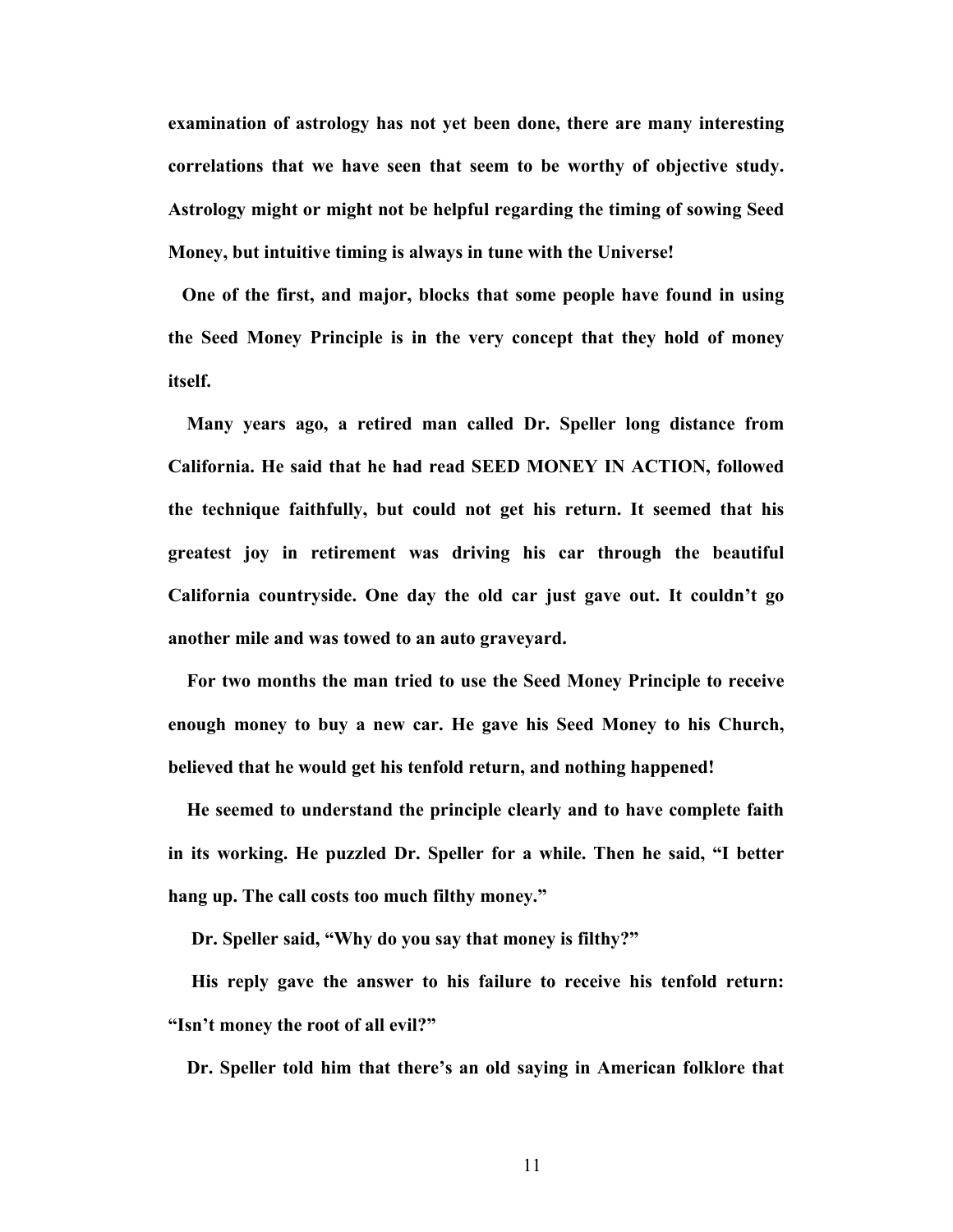**examination of astrology has not yet been done, there are many interesting correlations that we have seen that seem to be worthy of objective study. Astrology might or might not be helpful regarding the timing of sowing Seed Money, but intuitive timing is always in tune with the Universe!**

**One of the first, and major, blocks that some people have found in using the Seed Money Principle is in the very concept that they hold of money itself.**

**Many years ago, a retired man called Dr. Speller long distance from California. He said that he had read SEED MONEY IN ACTION, followed the technique faithfully, but could not get his return. It seemed that his greatest joy in retirement was driving his car through the beautiful California countryside. One day the old car just gave out. It couldn't go another mile and was towed to an auto graveyard.**

**For two months the man tried to use the Seed Money Principle to receive enough money to buy a new car. He gave his Seed Money to his Church, believed that he would get his tenfold return, and nothing happened!**

**He seemed to understand the principle clearly and to have complete faith in its working. He puzzled Dr. Speller for a while. Then he said, "I better hang up. The call costs too much filthy money."**

**Dr. Speller said, "Why do you say that money is filthy?"**

**His reply gave the answer to his failure to receive his tenfold return: "Isn't money the root of all evil?"**

**Dr. Speller told him that there's an old saying in American folklore that**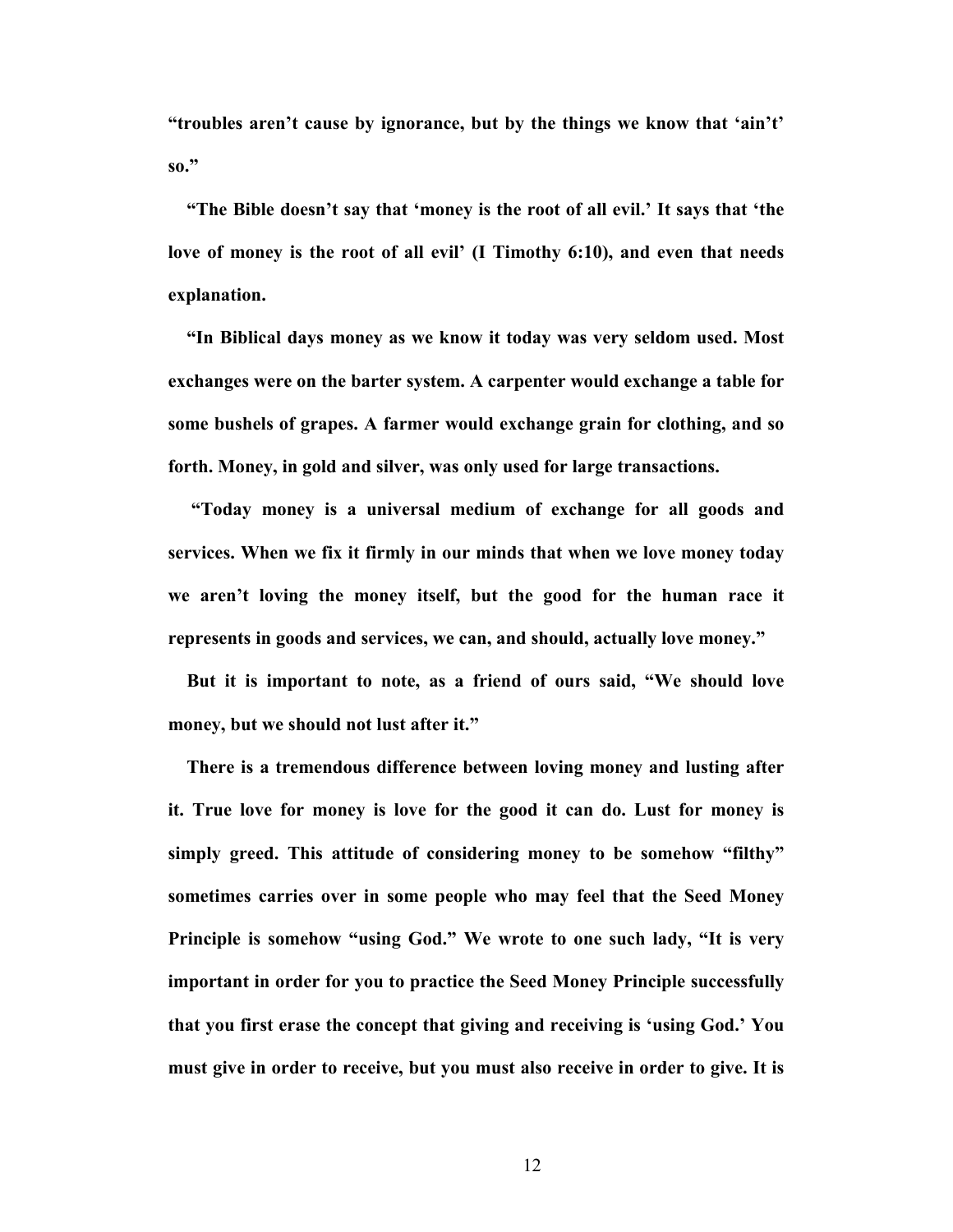**“troubles aren’t cause by ignorance, but by the things we know that ‘ain’t’ so.”**

**“The Bible doesn’t say that ‘money is the root of all evil.’ It says that ‘the love of money is the root of all evil’ (I Timothy 6:10), and even that needs explanation.**

**“In Biblical days money as we know it today was very seldom used. Most exchanges were on the barter system. A carpenter would exchange a table for some bushels of grapes. A farmer would exchange grain for clothing, and so forth. Money, in gold and silver, was only used for large transactions.**

**“Today money is a universal medium of exchange for all goods and services. When we fix it firmly in our minds that when we love money today we aren’t loving the money itself, but the good for the human race it represents in goods and services, we can, and should, actually love money.”**

**But it is important to note, as a friend of ours said, “We should love money, but we should not lust after it.”**

**There is a tremendous difference between loving money and lusting after it. True love for money is love for the good it can do. Lust for money is simply greed. This attitude of considering money to be somehow “filthy” sometimes carries over in some people who may feel that the Seed Money Principle is somehow “using God.” We wrote to one such lady, “It is very important in order for you to practice the Seed Money Principle successfully that you first erase the concept that giving and receiving is ‘using God.’ You must give in order to receive, but you must also receive in order to give. It is**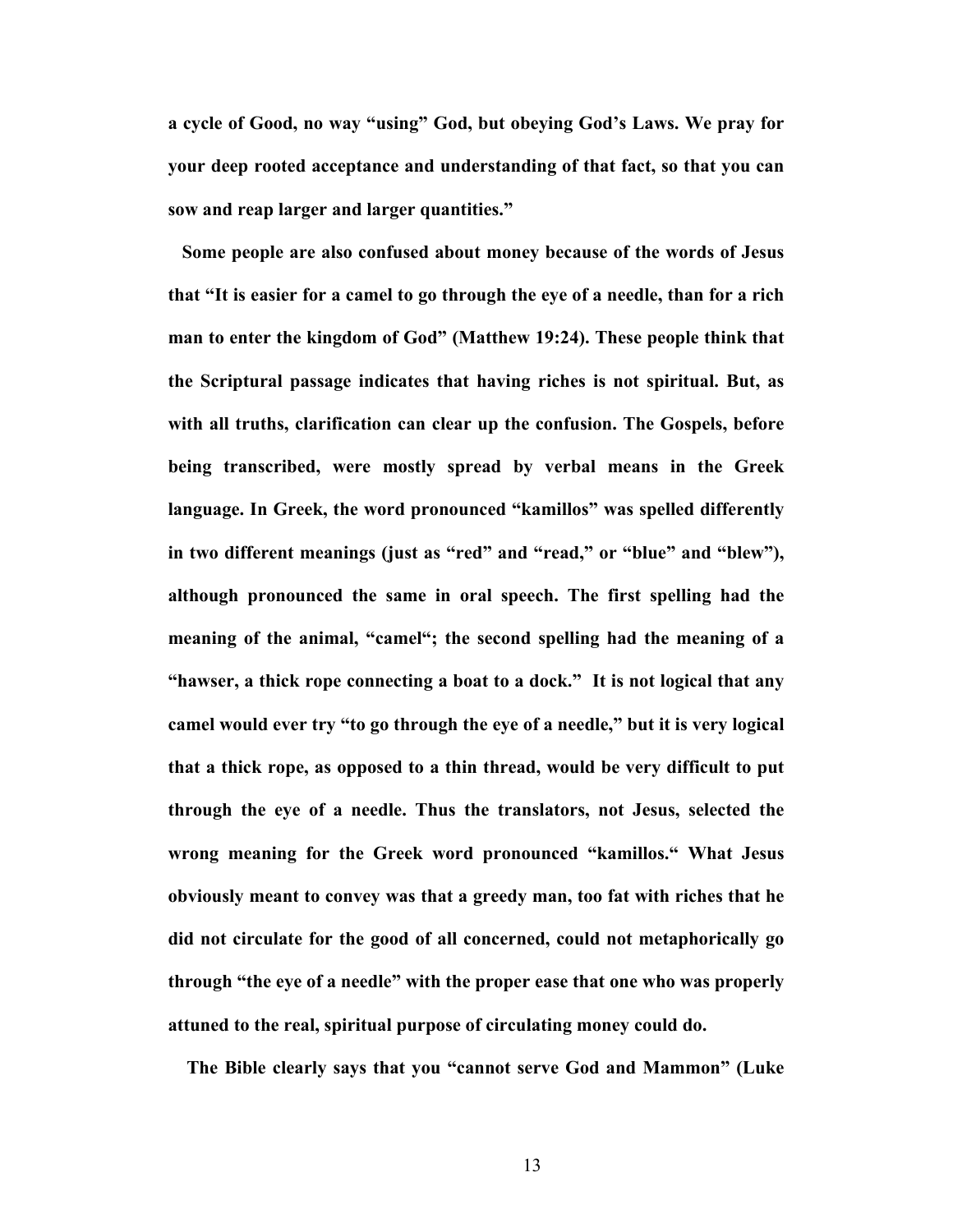**a cycle of Good, no way "using" God, but obeying God's Laws. We pray for your deep rooted acceptance and understanding of that fact, so that you can sow and reap larger and larger quantities."**

**Some people are also confused about money because of the words of Jesus that "It is easier for a camel to go through the eye of a needle, than for a rich man to enter the kingdom of God" (Matthew 19:24). These people think that the Scriptural passage indicates that having riches is not spiritual. But, as with all truths, clarification can clear up the confusion. The Gospels, before being transcribed, were mostly spread by verbal means in the Greek language. In Greek, the word pronounced "kamillos" was spelled differently in two different meanings (just as "red" and "read," or "blue" and "blew"), although pronounced the same in oral speech. The first spelling had the meaning of the animal, "camel"; the second spelling had the meaning of a "hawser, a thick rope connecting a boat to a dock." It is not logical that any camel would ever try "to go through the eye of a needle," but it is very logical that a thick rope, as opposed to a thin thread, would be very difficult to put through the eye of a needle. Thus the translators, not Jesus, selected the wrong meaning for the Greek word pronounced "kamillos." What Jesus obviously meant to convey was that a greedy man, too fat with riches that he did not circulate for the good of all concerned, could not metaphorically go through "the eye of a needle" with the proper ease that one who was properly attuned to the real, spiritual purpose of circulating money could do.**

**The Bible clearly says that you "cannot serve God and Mammon" (Luke**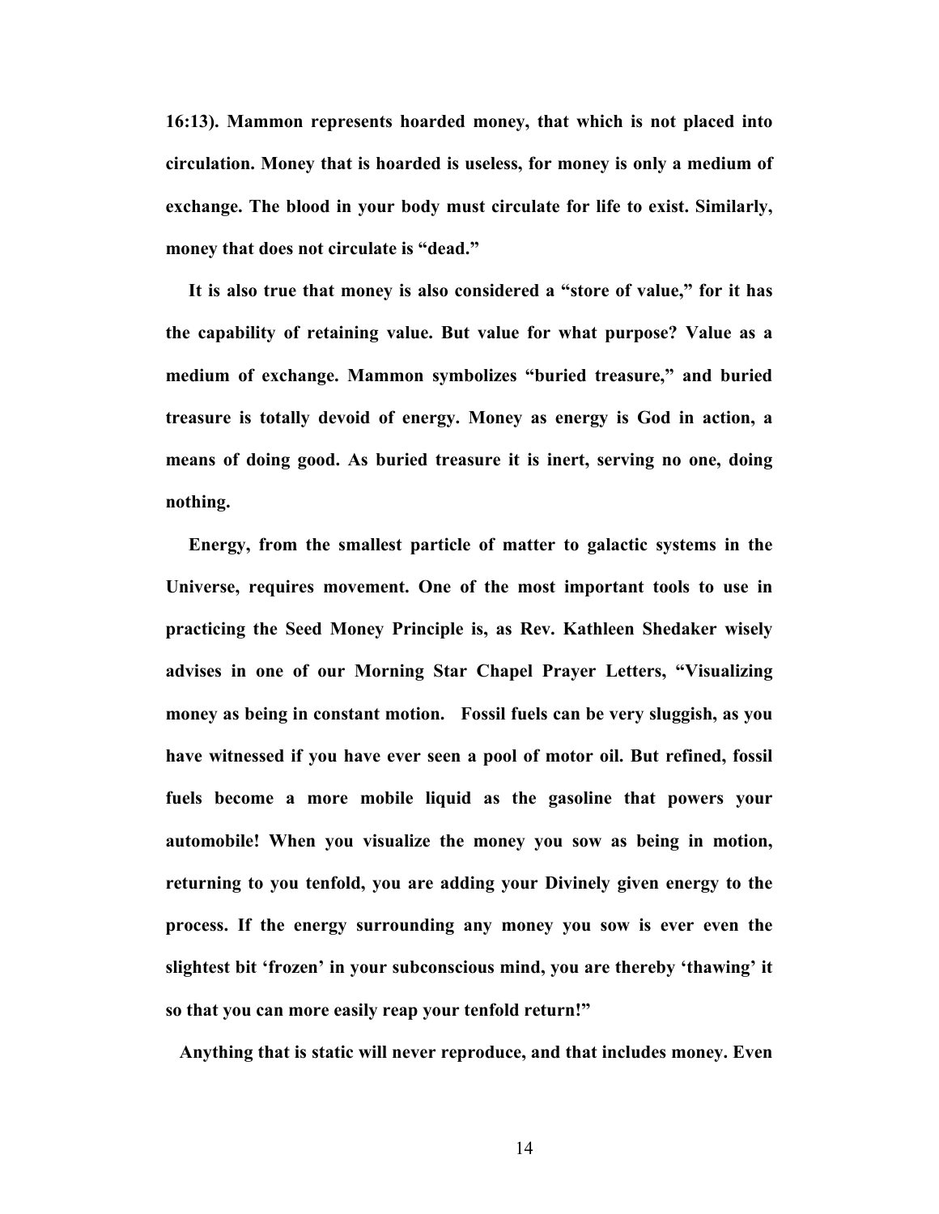**16:13). Mammon represents hoarded money, that which is not placed into circulation. Money that is hoarded is useless, for money is only a medium of exchange. The blood in your body must circulate for life to exist. Similarly, money that does not circulate is "dead."**

**It is also true that money is also considered a "store of value," for it has the capability of retaining value. But value for what purpose? Value as a medium of exchange. Mammon symbolizes "buried treasure," and buried treasure is totally devoid of energy. Money as energy is God in action, a means of doing good. As buried treasure it is inert, serving no one, doing nothing.**

**Energy, from the smallest particle of matter to galactic systems in the Universe, requires movement. One of the most important tools to use in practicing the Seed Money Principle is, as Rev. Kathleen Shedaker wisely advises in one of our Morning Star Chapel Prayer Letters, "Visualizing money as being in constant motion. Fossil fuels can be very sluggish, as you have witnessed if you have ever seen a pool of motor oil. But refined, fossil fuels become a more mobile liquid as the gasoline that powers your automobile! When you visualize the money you sow as being in motion, returning to you tenfold, you are adding your Divinely given energy to the process. If the energy surrounding any money you sow is ever even the slightest bit 'frozen' in your subconscious mind, you are thereby 'thawing' it so that you can more easily reap your tenfold return!"**

**Anything that is static will never reproduce, and that includes money. Even**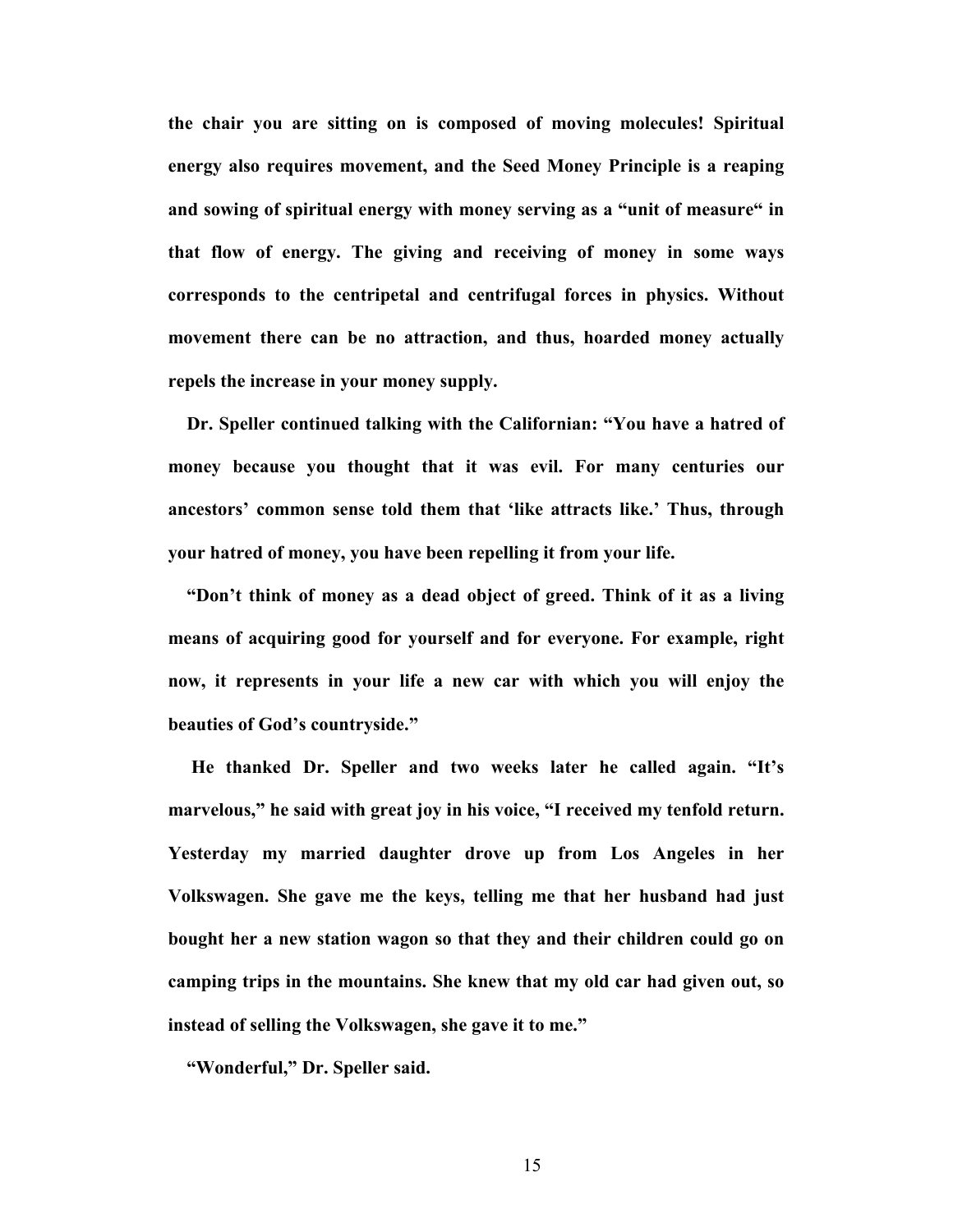**the chair you are sitting on is composed of moving molecules! Spiritual energy also requires movement, and the Seed Money Principle is a reaping and sowing of spiritual energy with money serving as a "unit of measure" in that flow of energy. The giving and receiving of money in some ways corresponds to the centripetal and centrifugal forces in physics. Without movement there can be no attraction, and thus, hoarded money actually repels the increase in your money supply.**

**Dr. Speller continued talking with the Californian: "You have a hatred of money because you thought that it was evil. For many centuries our ancestors' common sense told them that 'like attracts like.' Thus, through your hatred of money, you have been repelling it from your life.**

**"Don't think of money as a dead object of greed. Think of it as a living means of acquiring good for yourself and for everyone. For example, right now, it represents in your life a new car with which you will enjoy the beauties of God's countryside."**

**He thanked Dr. Speller and two weeks later he called again. "It's marvelous," he said with great joy in his voice, "I received my tenfold return. Yesterday my married daughter drove up from Los Angeles in her Volkswagen. She gave me the keys, telling me that her husband had just bought her a new station wagon so that they and their children could go on camping trips in the mountains. She knew that my old car had given out, so instead of selling the Volkswagen, she gave it to me."**

**"Wonderful," Dr. Speller said.**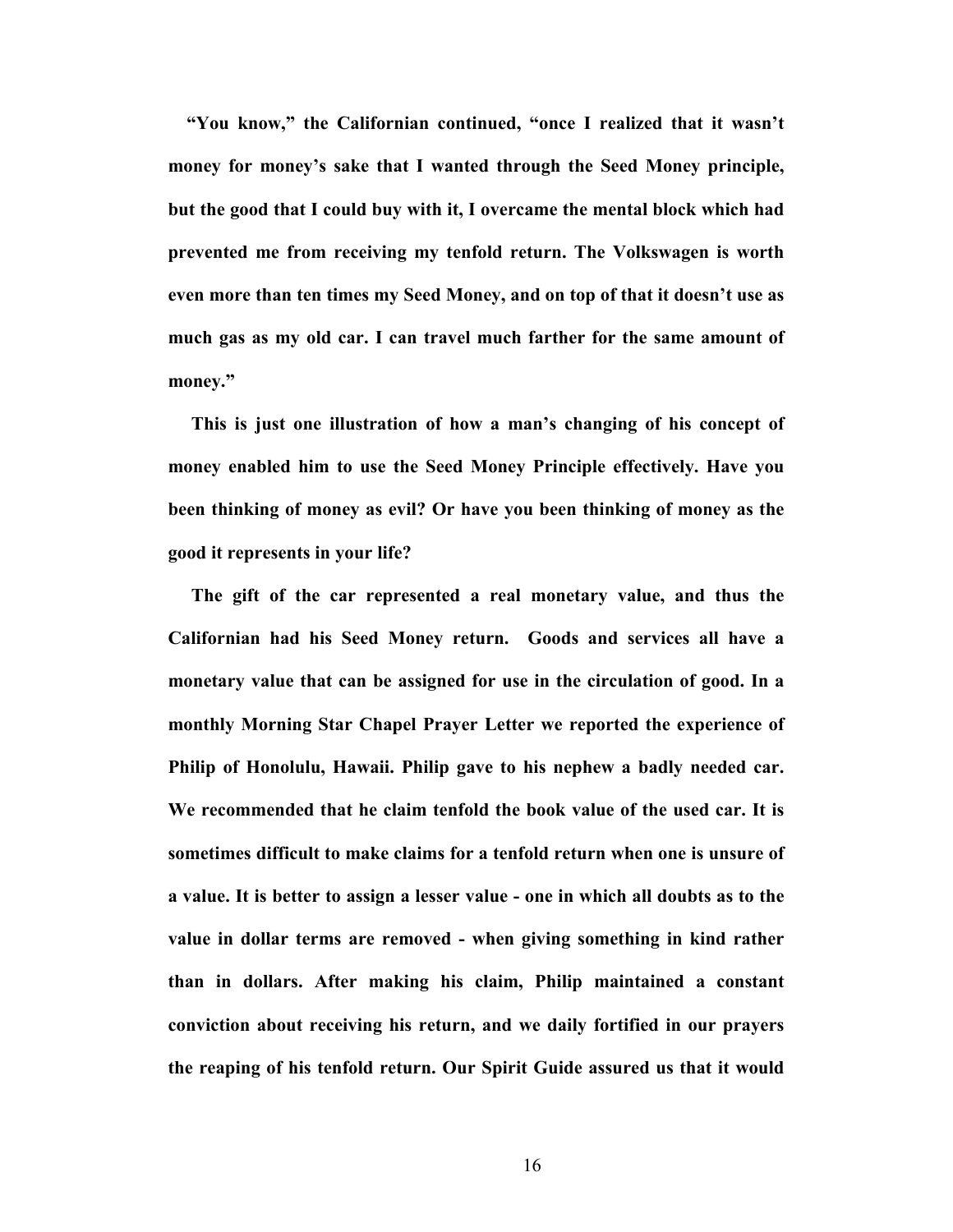**"You know," the Californian continued, "once I realized that it wasn't money for money's sake that I wanted through the Seed Money principle, but the good that I could buy with it, I overcame the mental block which had prevented me from receiving my tenfold return. The Volkswagen is worth even more than ten times my Seed Money, and on top of that it doesn't use as much gas as my old car. I can travel much farther for the same amount of money."**

**This is just one illustration of how a man's changing of his concept of money enabled him to use the Seed Money Principle effectively. Have you been thinking of money as evil? Or have you been thinking of money as the good it represents in your life?**

**The gift of the car represented a real monetary value, and thus the Californian had his Seed Money return. Goods and services all have a monetary value that can be assigned for use in the circulation of good. In a monthly Morning Star Chapel Prayer Letter we reported the experience of Philip of Honolulu, Hawaii. Philip gave to his nephew a badly needed car. We recommended that he claim tenfold the book value of the used car. It is sometimes difficult to make claims for a tenfold return when one is unsure of a value. It is better to assign a lesser value - one in which all doubts as to the value in dollar terms are removed - when giving something in kind rather than in dollars. After making his claim, Philip maintained a constant conviction about receiving his return, and we daily fortified in our prayers the reaping of his tenfold return. Our Spirit Guide assured us that it would**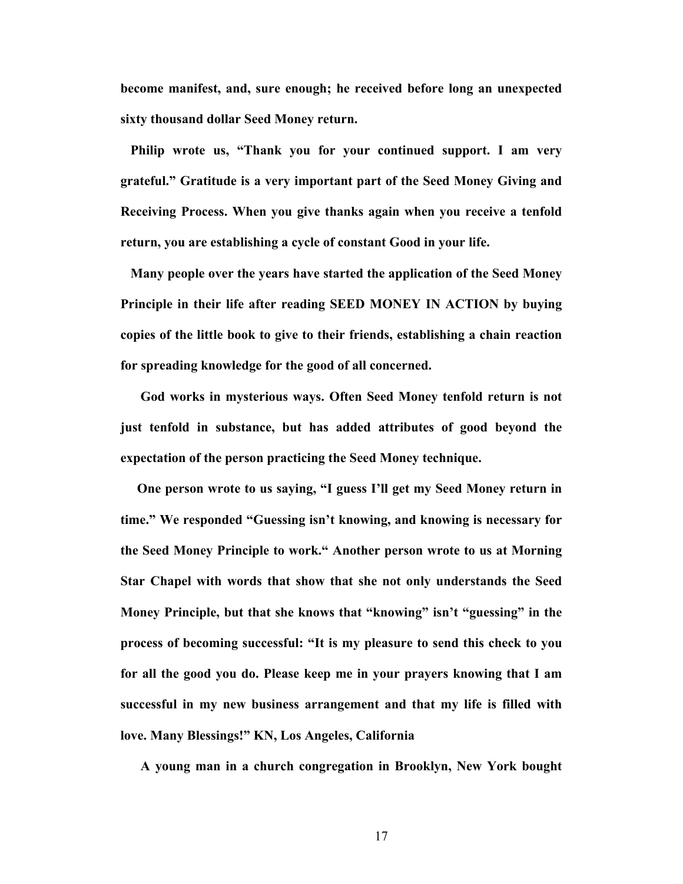**become manifest, and, sure enough; he received before long an unexpected sixty thousand dollar Seed Money return.**

**Philip wrote us, "Thank you for your continued support. I am very grateful." Gratitude is a very important part of the Seed Money Giving and Receiving Process. When you give thanks again when you receive a tenfold return, you are establishing a cycle of constant Good in your life.**

**Many people over the years have started the application of the Seed Money Principle in their life after reading SEED MONEY IN ACTION by buying copies of the little book to give to their friends, establishing a chain reaction for spreading knowledge for the good of all concerned.**

**God works in mysterious ways. Often Seed Money tenfold return is not just tenfold in substance, but has added attributes of good beyond the expectation of the person practicing the Seed Money technique.**

**One person wrote to us saying, "I guess I'll get my Seed Money return in time." We responded "Guessing isn't knowing, and knowing is necessary for the Seed Money Principle to work." Another person wrote to us at Morning Star Chapel with words that show that she not only understands the Seed Money Principle, but that she knows that "knowing" isn't "guessing" in the process of becoming successful: "It is my pleasure to send this check to you for all the good you do. Please keep me in your prayers knowing that I am successful in my new business arrangement and that my life is filled with love. Many Blessings!" KN, Los Angeles, California**

**A young man in a church congregation in Brooklyn, New York bought**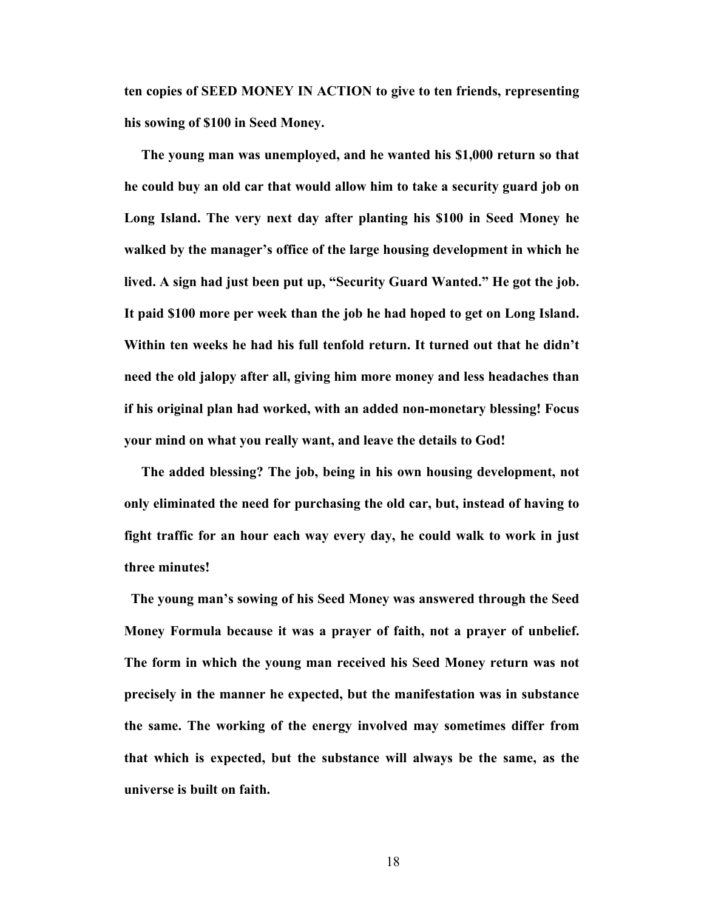**ten copies of SEED MONEY IN ACTION to give to ten friends, representing his sowing of $100 in Seed Money.**

**The young man was unemployed, and he wanted his $1,000 return so that he could buy an old car that would allow him to take a security guard job on Long Island. The very next day after planting his $100 in Seed Money he walked by the manager's office of the large housing development in which he lived. A sign had just been put up, "Security Guard Wanted." He got the job. It paid $100 more per week than the job he had hoped to get on Long Island. Within ten weeks he had his full tenfold return. It turned out that he didn't need the old jalopy after all, giving him more money and less headaches than if his original plan had worked, with an added non-monetary blessing! Focus your mind on what you really want, and leave the details to God!**

**The added blessing? The job, being in his own housing development, not only eliminated the need for purchasing the old car, but, instead of having to fight traffic for an hour each way every day, he could walk to work in just three minutes!**

**The young man's sowing of his Seed Money was answered through the Seed Money Formula because it was a prayer of faith, not a prayer of unbelief. The form in which the young man received his Seed Money return was not precisely in the manner he expected, but the manifestation was in substance the same. The working of the energy involved may sometimes differ from that which is expected, but the substance will always be the same, as the universe is built on faith.**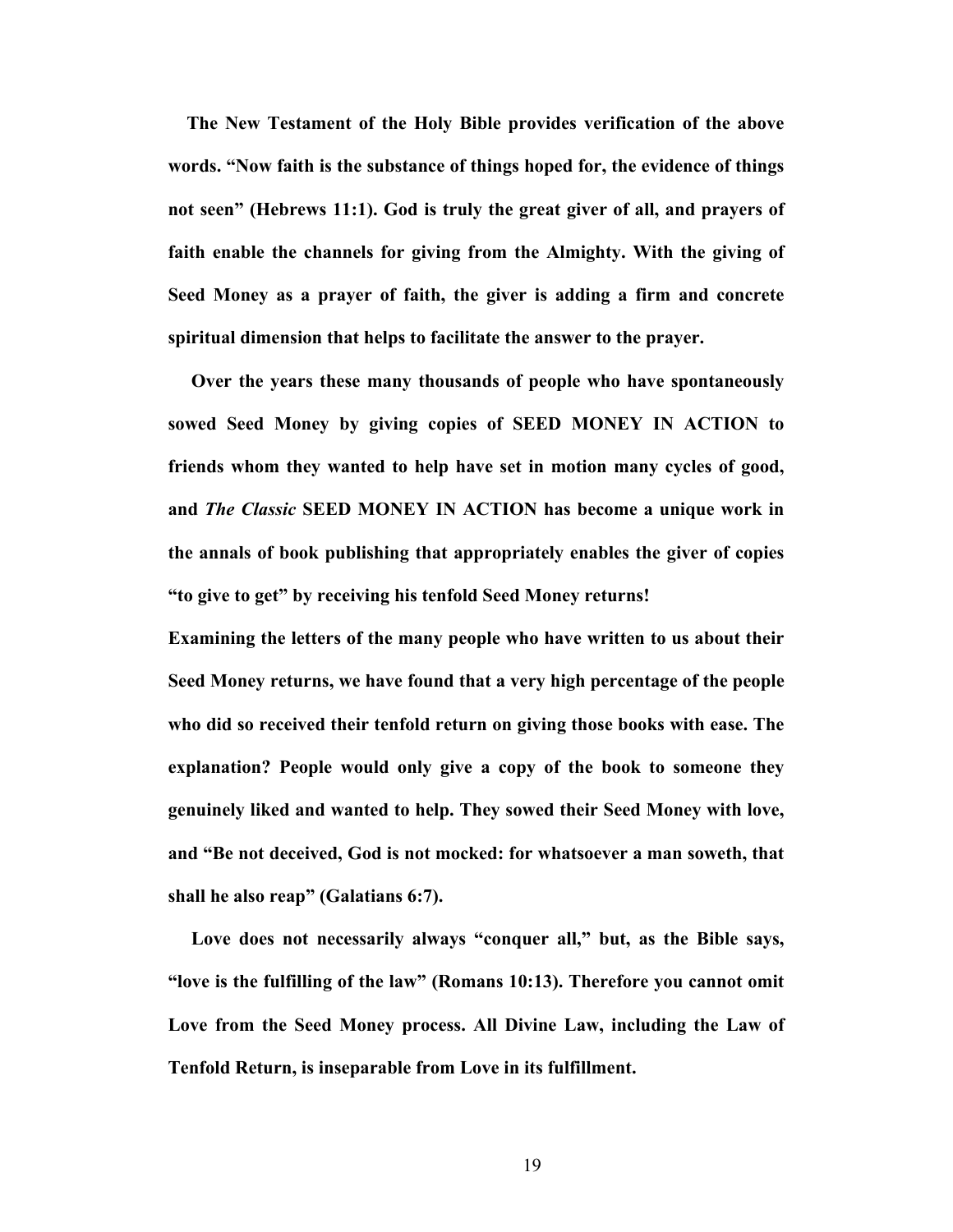**The New Testament of the Holy Bible provides verification of the above words. "Now faith is the substance of things hoped for, the evidence of things not seen" (Hebrews 11:1). God is truly the great giver of all, and prayers of faith enable the channels for giving from the Almighty. With the giving of Seed Money as a prayer of faith, the giver is adding a firm and concrete spiritual dimension that helps to facilitate the answer to the prayer.**

**Over the years these many thousands of people who have spontaneously sowed Seed Money by giving copies of SEED MONEY IN ACTION to friends whom they wanted to help have set in motion many cycles of good, and *The Classic* SEED MONEY IN ACTION has become a unique work in the annals of book publishing that appropriately enables the giver of copies "to give to get" by receiving his tenfold Seed Money returns!**

**Examining the letters of the many people who have written to us about their Seed Money returns, we have found that a very high percentage of the people who did so received their tenfold return on giving those books with ease. The explanation? People would only give a copy of the book to someone they genuinely liked and wanted to help. They sowed their Seed Money with love, and "Be not deceived, God is not mocked: for whatsoever a man soweth, that shall he also reap" (Galatians 6:7).**

**Love does not necessarily always "conquer all," but, as the Bible says, "love is the fulfilling of the law" (Romans 10:13). Therefore you cannot omit Love from the Seed Money process. All Divine Law, including the Law of Tenfold Return, is inseparable from Love in its fulfillment.**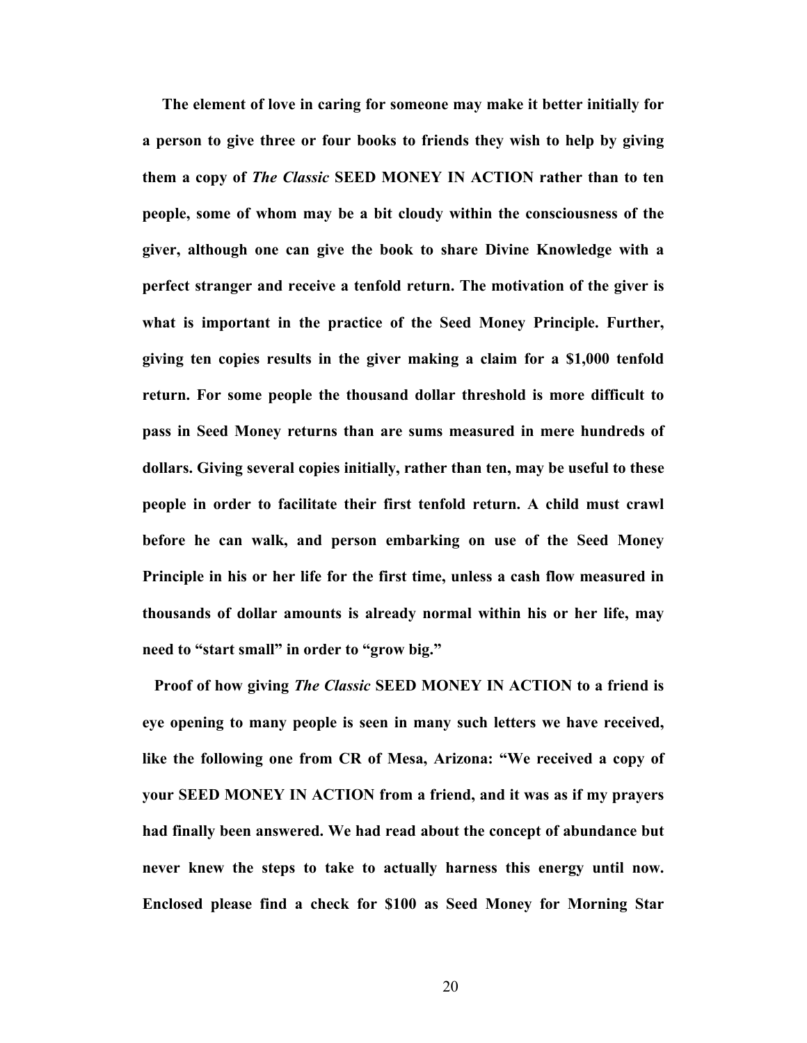**The element of love in caring for someone may make it better initially for a person to give three or four books to friends they wish to help by giving them a copy of *The Classic* SEED MONEY IN ACTION rather than to ten people, some of whom may be a bit cloudy within the consciousness of the giver, although one can give the book to share Divine Knowledge with a perfect stranger and receive a tenfold return. The motivation of the giver is what is important in the practice of the Seed Money Principle. Further, giving ten copies results in the giver making a claim for a $1,000 tenfold return. For some people the thousand dollar threshold is more difficult to pass in Seed Money returns than are sums measured in mere hundreds of dollars. Giving several copies initially, rather than ten, may be useful to these people in order to facilitate their first tenfold return. A child must crawl before he can walk, and person embarking on use of the Seed Money Principle in his or her life for the first time, unless a cash flow measured in thousands of dollar amounts is already normal within his or her life, may need to "start small" in order to "grow big."**

**Proof of how giving *The Classic* SEED MONEY IN ACTION to a friend is eye opening to many people is seen in many such letters we have received, like the following one from CR of Mesa, Arizona: "We received a copy of your SEED MONEY IN ACTION from a friend, and it was as if my prayers had finally been answered. We had read about the concept of abundance but never knew the steps to take to actually harness this energy until now. Enclosed please find a check for $100 as Seed Money for Morning Star**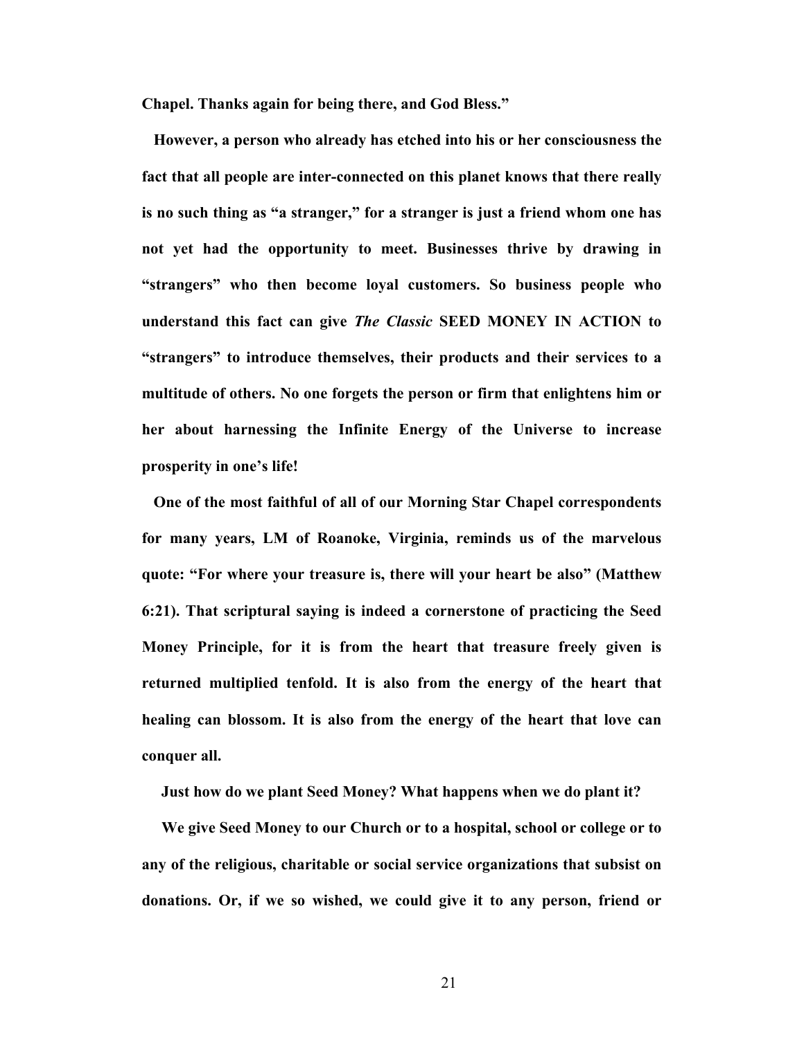**Chapel. Thanks again for being there, and God Bless."**

**However, a person who already has etched into his or her consciousness the fact that all people are inter-connected on this planet knows that there really is no such thing as "a stranger," for a stranger is just a friend whom one has not yet had the opportunity to meet. Businesses thrive by drawing in "strangers" who then become loyal customers. So business people who understand this fact can give *The Classic* SEED MONEY IN ACTION to "strangers" to introduce themselves, their products and their services to a multitude of others. No one forgets the person or firm that enlightens him or her about harnessing the Infinite Energy of the Universe to increase prosperity in one's life!**

**One of the most faithful of all of our Morning Star Chapel correspondents for many years, LM of Roanoke, Virginia, reminds us of the marvelous quote: "For where your treasure is, there will your heart be also" (Matthew 6:21). That scriptural saying is indeed a cornerstone of practicing the Seed Money Principle, for it is from the heart that treasure freely given is returned multiplied tenfold. It is also from the energy of the heart that healing can blossom. It is also from the energy of the heart that love can conquer all.**

**Just how do we plant Seed Money? What happens when we do plant it?**

**We give Seed Money to our Church or to a hospital, school or college or to any of the religious, charitable or social service organizations that subsist on donations. Or, if we so wished, we could give it to any person, friend or**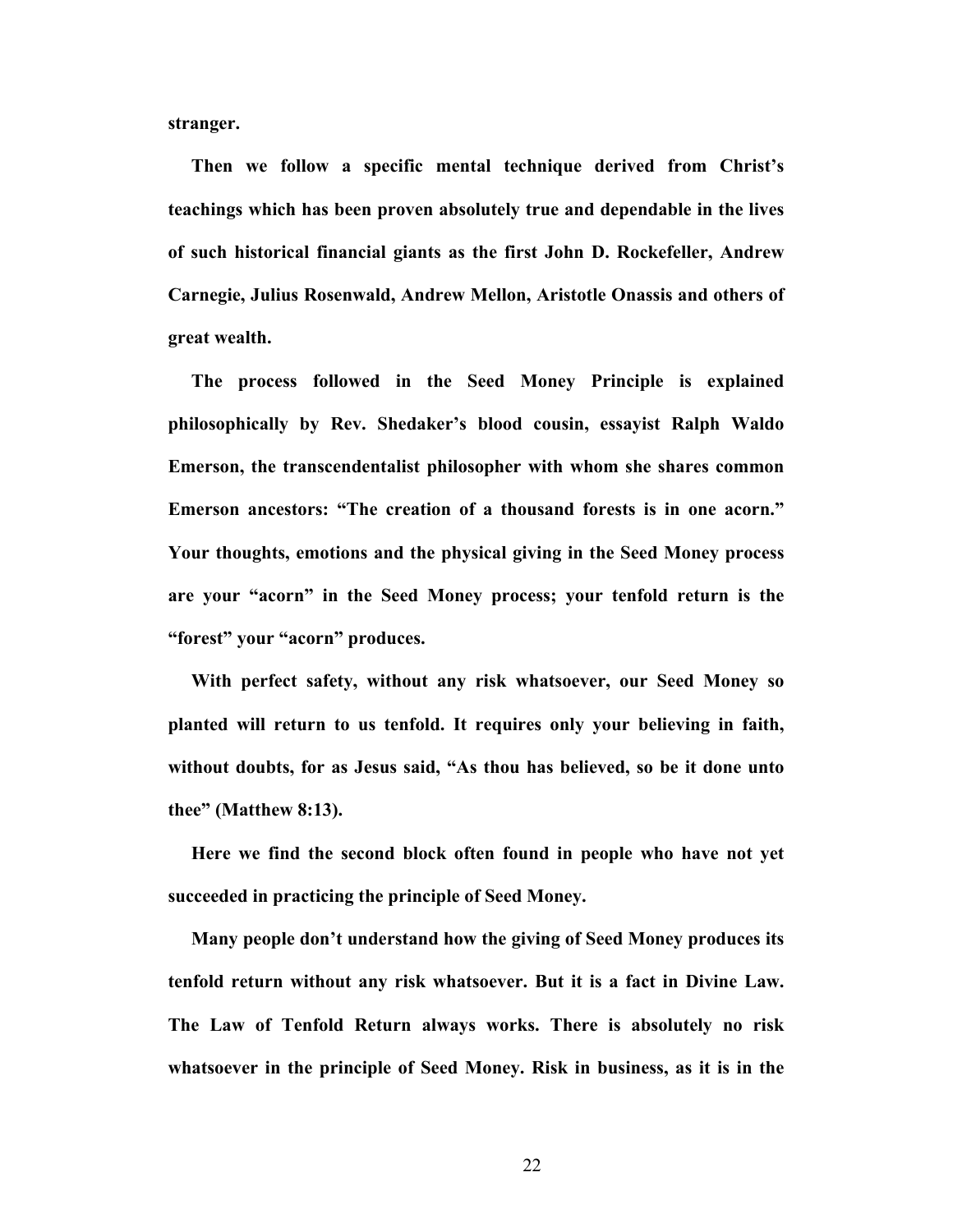**stranger.**

**Then we follow a specific mental technique derived from Christ's teachings which has been proven absolutely true and dependable in the lives of such historical financial giants as the first John D. Rockefeller, Andrew Carnegie, Julius Rosenwald, Andrew Mellon, Aristotle Onassis and others of great wealth.**

**The process followed in the Seed Money Principle is explained philosophically by Rev. Shedaker's blood cousin, essayist Ralph Waldo Emerson, the transcendentalist philosopher with whom she shares common Emerson ancestors: "The creation of a thousand forests is in one acorn." Your thoughts, emotions and the physical giving in the Seed Money process are your "acorn" in the Seed Money process; your tenfold return is the "forest" your "acorn" produces.**

**With perfect safety, without any risk whatsoever, our Seed Money so planted will return to us tenfold. It requires only your believing in faith, without doubts, for as Jesus said, "As thou has believed, so be it done unto thee" (Matthew 8:13).**

**Here we find the second block often found in people who have not yet succeeded in practicing the principle of Seed Money.**

**Many people don't understand how the giving of Seed Money produces its tenfold return without any risk whatsoever. But it is a fact in Divine Law. The Law of Tenfold Return always works. There is absolutely no risk whatsoever in the principle of Seed Money. Risk in business, as it is in the**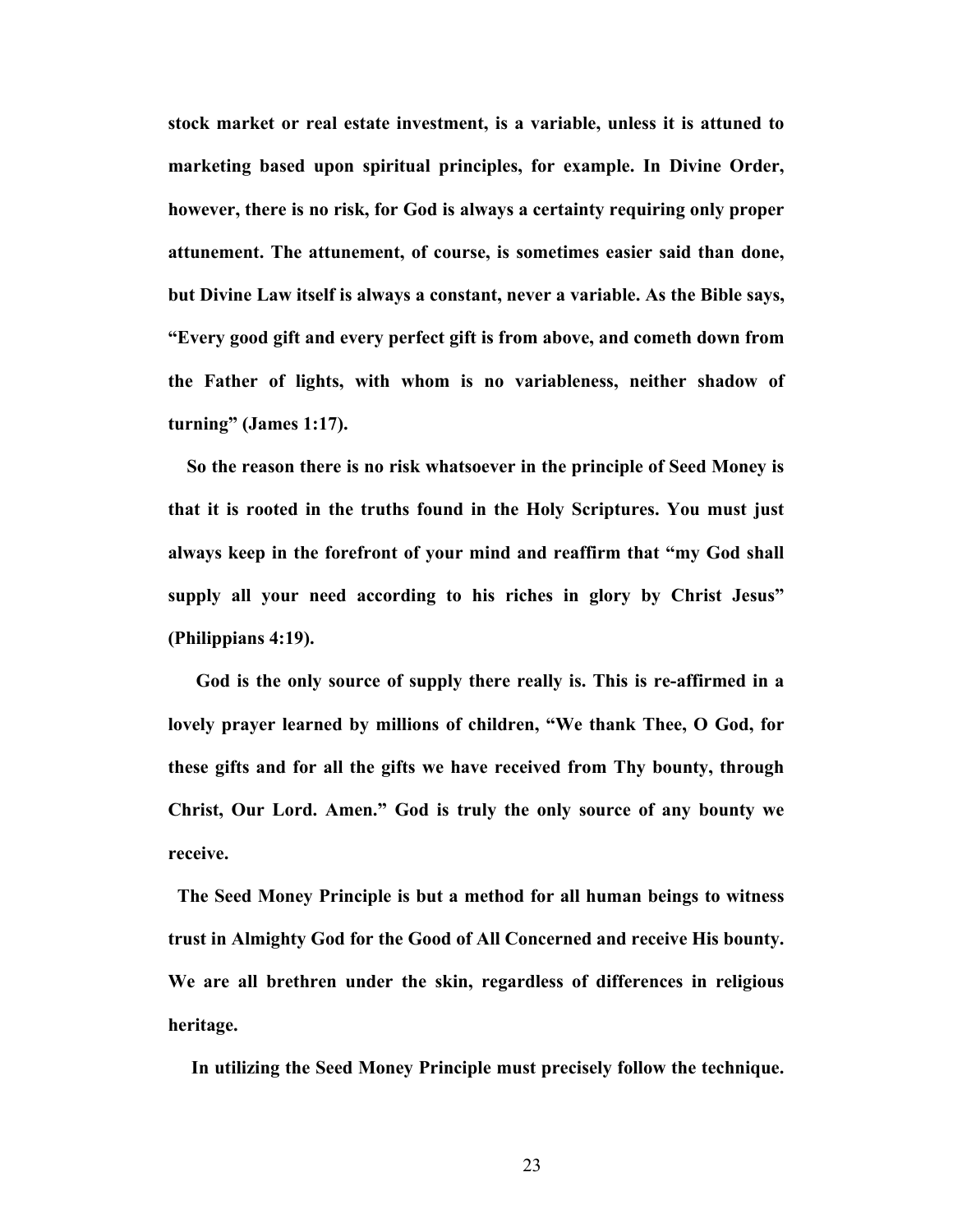**stock market or real estate investment, is a variable, unless it is attuned to marketing based upon spiritual principles, for example. In Divine Order, however, there is no risk, for God is always a certainty requiring only proper attunement. The attunement, of course, is sometimes easier said than done, but Divine Law itself is always a constant, never a variable. As the Bible says, "Every good gift and every perfect gift is from above, and cometh down from the Father of lights, with whom is no variableness, neither shadow of turning" (James 1:17).**

**So the reason there is no risk whatsoever in the principle of Seed Money is that it is rooted in the truths found in the Holy Scriptures. You must just always keep in the forefront of your mind and reaffirm that "my God shall supply all your need according to his riches in glory by Christ Jesus" (Philippians 4:19).**

**God is the only source of supply there really is. This is re-affirmed in a lovely prayer learned by millions of children, "We thank Thee, O God, for these gifts and for all the gifts we have received from Thy bounty, through Christ, Our Lord. Amen." God is truly the only source of any bounty we receive.**

**The Seed Money Principle is but a method for all human beings to witness trust in Almighty God for the Good of All Concerned and receive His bounty. We are all brethren under the skin, regardless of differences in religious heritage.**

**In utilizing the Seed Money Principle must precisely follow the technique.**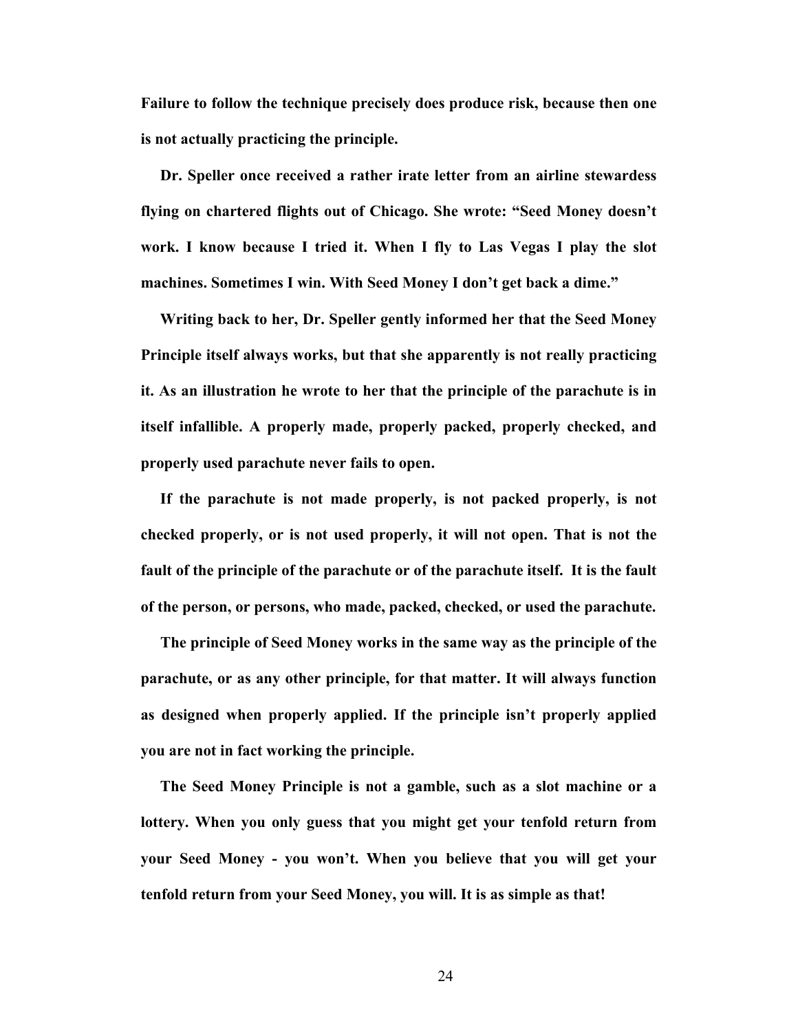**Failure to follow the technique precisely does produce risk, because then one is not actually practicing the principle.**

**Dr. Speller once received a rather irate letter from an airline stewardess flying on chartered flights out of Chicago. She wrote: "Seed Money doesn't work. I know because I tried it. When I fly to Las Vegas I play the slot machines. Sometimes I win. With Seed Money I don't get back a dime."**

**Writing back to her, Dr. Speller gently informed her that the Seed Money Principle itself always works, but that she apparently is not really practicing it. As an illustration he wrote to her that the principle of the parachute is in itself infallible. A properly made, properly packed, properly checked, and properly used parachute never fails to open.**

**If the parachute is not made properly, is not packed properly, is not checked properly, or is not used properly, it will not open. That is not the fault of the principle of the parachute or of the parachute itself. It is the fault of the person, or persons, who made, packed, checked, or used the parachute.**

**The principle of Seed Money works in the same way as the principle of the parachute, or as any other principle, for that matter. It will always function as designed when properly applied. If the principle isn't properly applied you are not in fact working the principle.**

**The Seed Money Principle is not a gamble, such as a slot machine or a lottery. When you only guess that you might get your tenfold return from your Seed Money - you won't. When you believe that you will get your tenfold return from your Seed Money, you will. It is as simple as that!**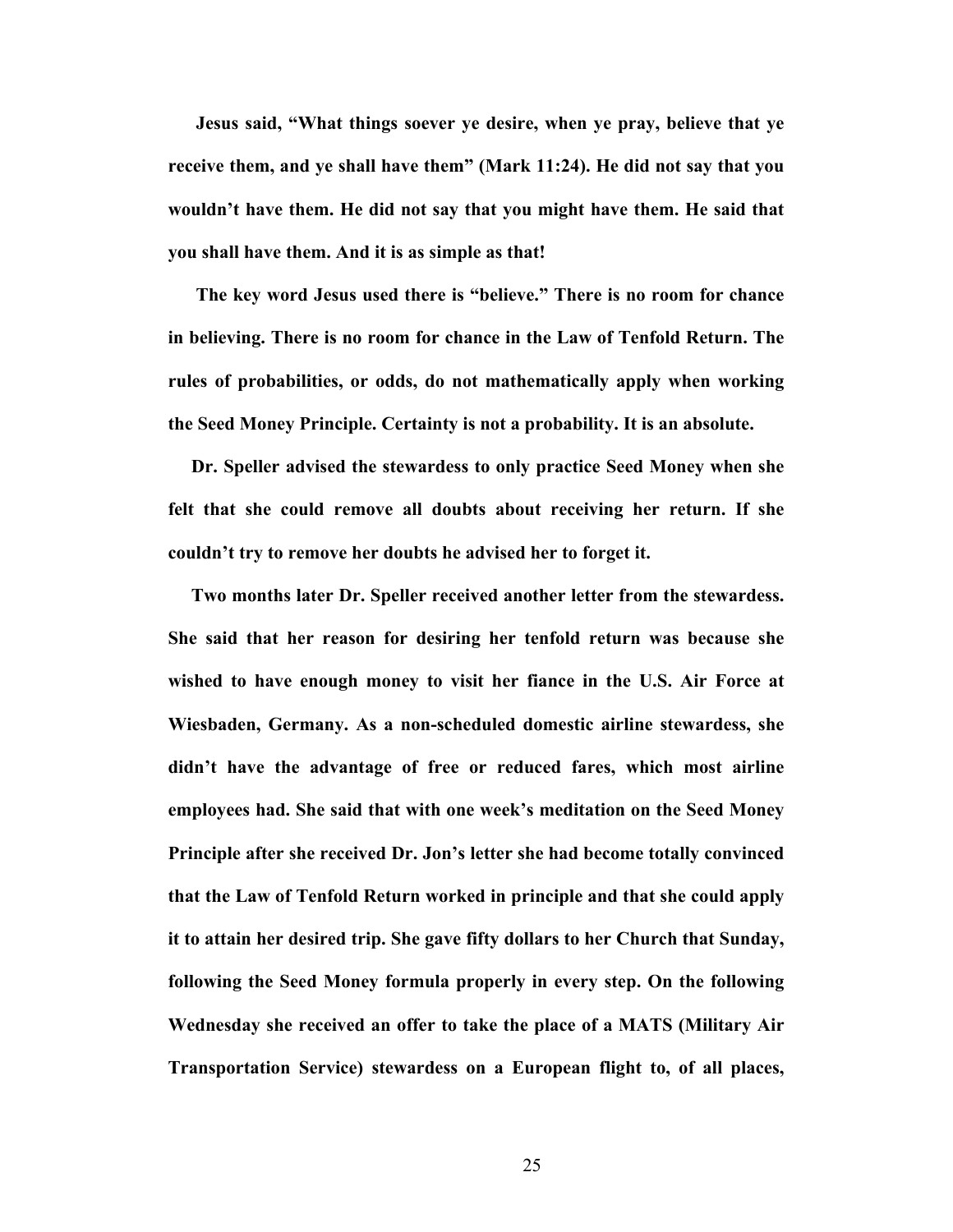**Jesus said, "What things soever ye desire, when ye pray, believe that ye receive them, and ye shall have them" (Mark 11:24). He did not say that you wouldn't have them. He did not say that you might have them. He said that you shall have them. And it is as simple as that!**

**The key word Jesus used there is "believe." There is no room for chance in believing. There is no room for chance in the Law of Tenfold Return. The rules of probabilities, or odds, do not mathematically apply when working the Seed Money Principle. Certainty is not a probability. It is an absolute.**

**Dr. Speller advised the stewardess to only practice Seed Money when she felt that she could remove all doubts about receiving her return. If she couldn't try to remove her doubts he advised her to forget it.**

**Two months later Dr. Speller received another letter from the stewardess. She said that her reason for desiring her tenfold return was because she wished to have enough money to visit her fiance in the U.S. Air Force at Wiesbaden, Germany. As a non-scheduled domestic airline stewardess, she didn't have the advantage of free or reduced fares, which most airline employees had. She said that with one week's meditation on the Seed Money Principle after she received Dr. Jon's letter she had become totally convinced that the Law of Tenfold Return worked in principle and that she could apply it to attain her desired trip. She gave fifty dollars to her Church that Sunday, following the Seed Money formula properly in every step. On the following Wednesday she received an offer to take the place of a MATS (Military Air Transportation Service) stewardess on a European flight to, of all places,**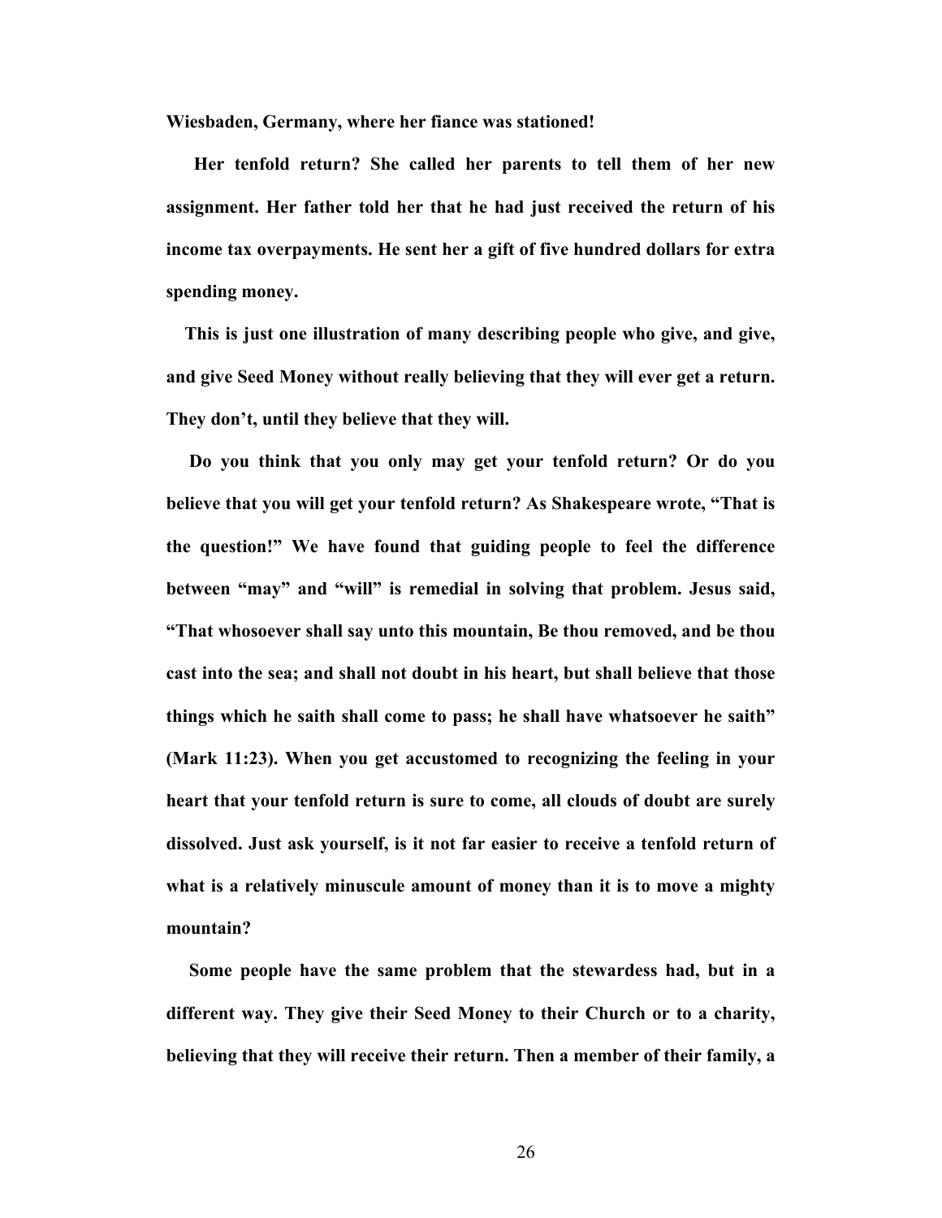**Wiesbaden, Germany, where her fiance was stationed!**

**Her tenfold return? She called her parents to tell them of her new assignment. Her father told her that he had just received the return of his income tax overpayments. He sent her a gift of five hundred dollars for extra spending money.**

**This is just one illustration of many describing people who give, and give, and give Seed Money without really believing that they will ever get a return. They don't, until they believe that they will.**

**Do you think that you only may get your tenfold return? Or do you believe that you will get your tenfold return? As Shakespeare wrote, "That is the question!" We have found that guiding people to feel the difference between "may" and "will" is remedial in solving that problem. Jesus said, "That whosoever shall say unto this mountain, Be thou removed, and be thou cast into the sea; and shall not doubt in his heart, but shall believe that those things which he saith shall come to pass; he shall have whatsoever he saith" (Mark 11:23). When you get accustomed to recognizing the feeling in your heart that your tenfold return is sure to come, all clouds of doubt are surely dissolved. Just ask yourself, is it not far easier to receive a tenfold return of what is a relatively minuscule amount of money than it is to move a mighty mountain?**

**Some people have the same problem that the stewardess had, but in a different way. They give their Seed Money to their Church or to a charity, believing that they will receive their return. Then a member of their family, a**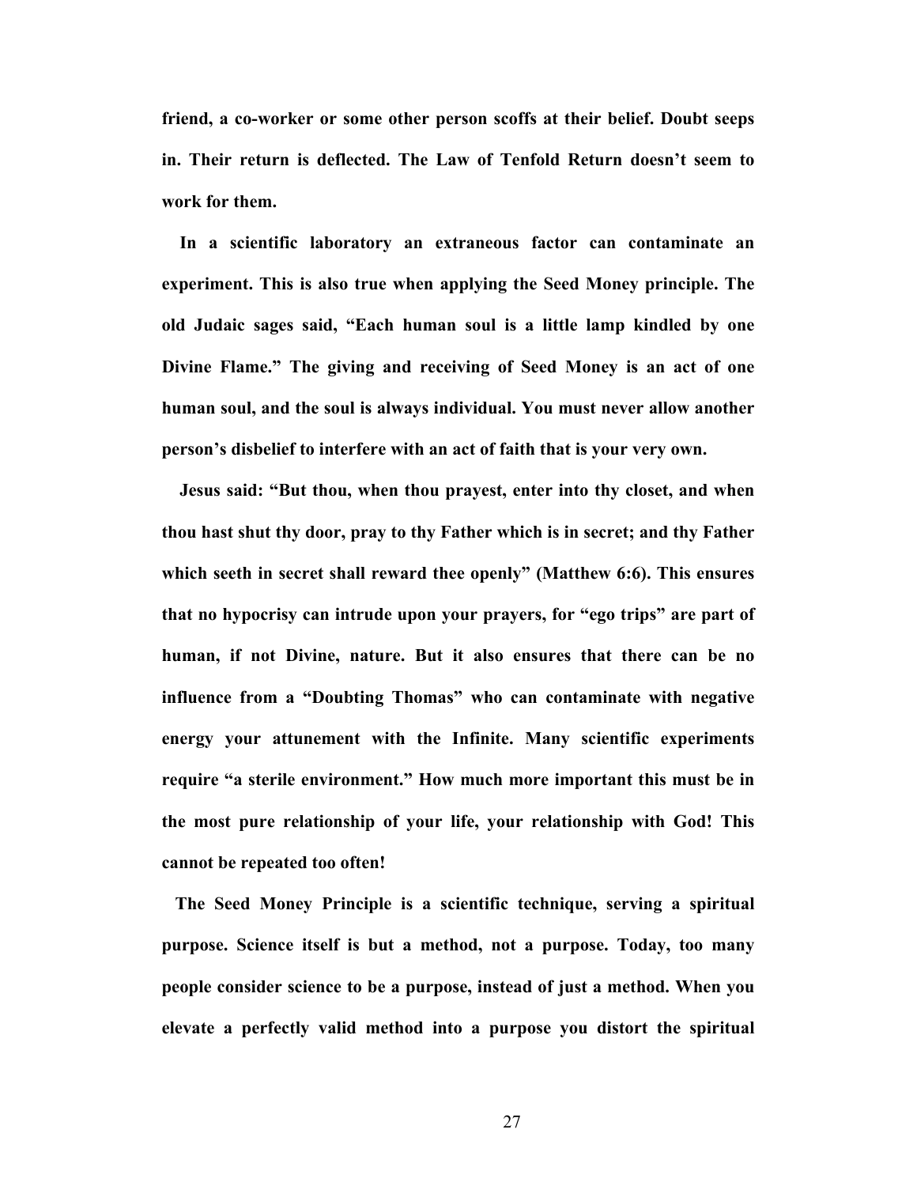friend, a co-worker or some other person scoffs at their belief. Doubt seeps in. Their return is deflected. The Law of Tenfold Return doesn't seem to work for them.

In a scientific laboratory an extraneous factor can contaminate an experiment. This is also true when applying the Seed Money principle. The old Judaic sages said, "Each human soul is a little lamp kindled by one Divine Flame." The giving and receiving of Seed Money is an act of one human soul, and the soul is always individual. You must never allow another person's disbelief to interfere with an act of faith that is your very own.

Jesus said: "But thou, when thou prayest, enter into thy closet, and when thou hast shut thy door, pray to thy Father which is in secret; and thy Father which seeth in secret shall reward thee openly" (Matthew 6:6). This ensures that no hypocrisy can intrude upon your prayers, for "ego trips" are part of human, if not Divine, nature. But it also ensures that there can be no influence from a "Doubting Thomas" who can contaminate with negative energy your attunement with the Infinite. Many scientific experiments require "a sterile environment." How much more important this must be in the most pure relationship of your life, your relationship with God! This cannot be repeated too often!

The Seed Money Principle is a scientific technique, serving a spiritual purpose. Science itself is but a method, not a purpose. Today, too many people consider science to be a purpose, instead of just a method. When you elevate a perfectly valid method into a purpose you distort the spiritual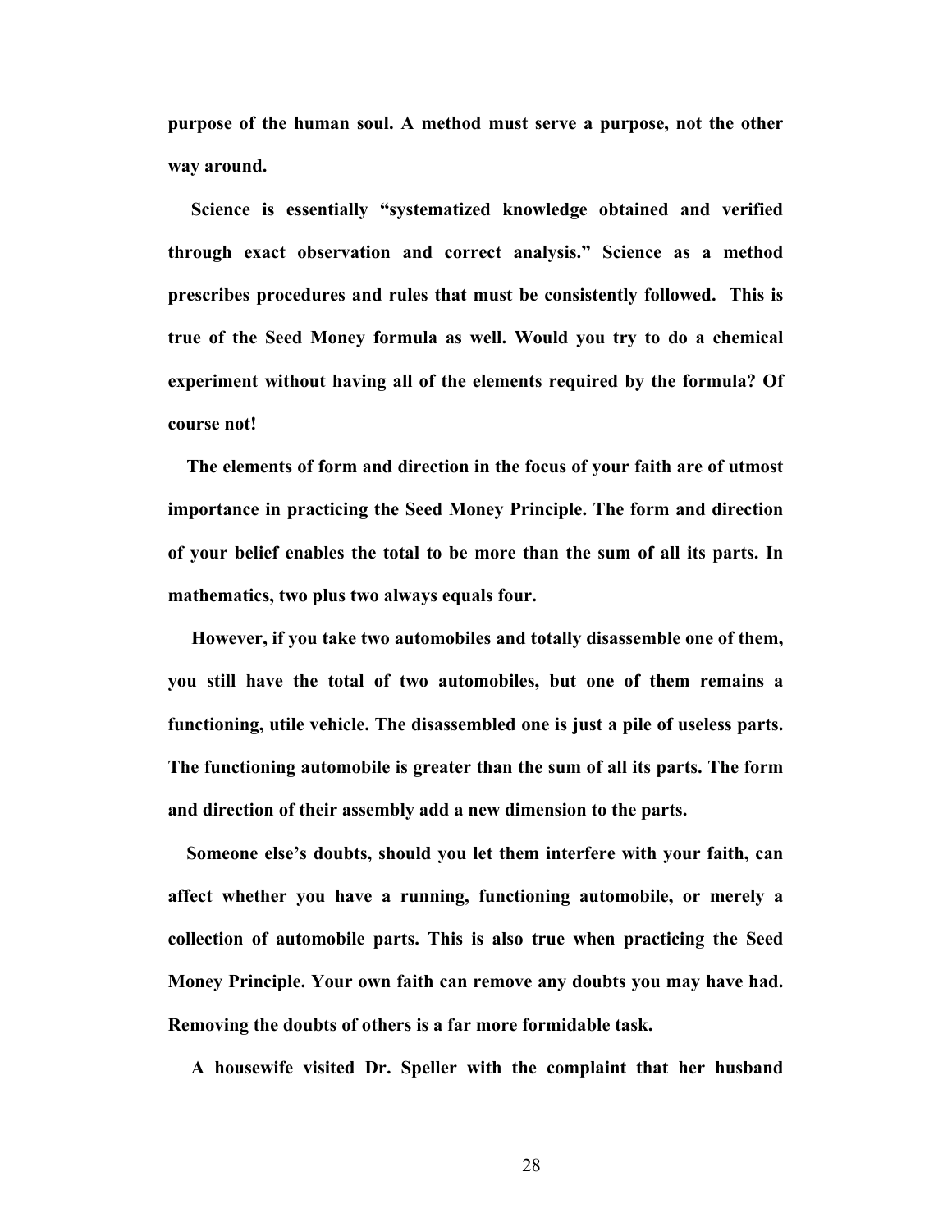**purpose of the human soul. A method must serve a purpose, not the other way around.**

**Science is essentially "systematized knowledge obtained and verified through exact observation and correct analysis." Science as a method prescribes procedures and rules that must be consistently followed. This is true of the Seed Money formula as well. Would you try to do a chemical experiment without having all of the elements required by the formula? Of course not!**

**The elements of form and direction in the focus of your faith are of utmost importance in practicing the Seed Money Principle. The form and direction of your belief enables the total to be more than the sum of all its parts. In mathematics, two plus two always equals four.**

**However, if you take two automobiles and totally disassemble one of them, you still have the total of two automobiles, but one of them remains a functioning, utile vehicle. The disassembled one is just a pile of useless parts. The functioning automobile is greater than the sum of all its parts. The form and direction of their assembly add a new dimension to the parts.**

**Someone else's doubts, should you let them interfere with your faith, can affect whether you have a running, functioning automobile, or merely a collection of automobile parts. This is also true when practicing the Seed Money Principle. Your own faith can remove any doubts you may have had. Removing the doubts of others is a far more formidable task.**

**A housewife visited Dr. Speller with the complaint that her husband**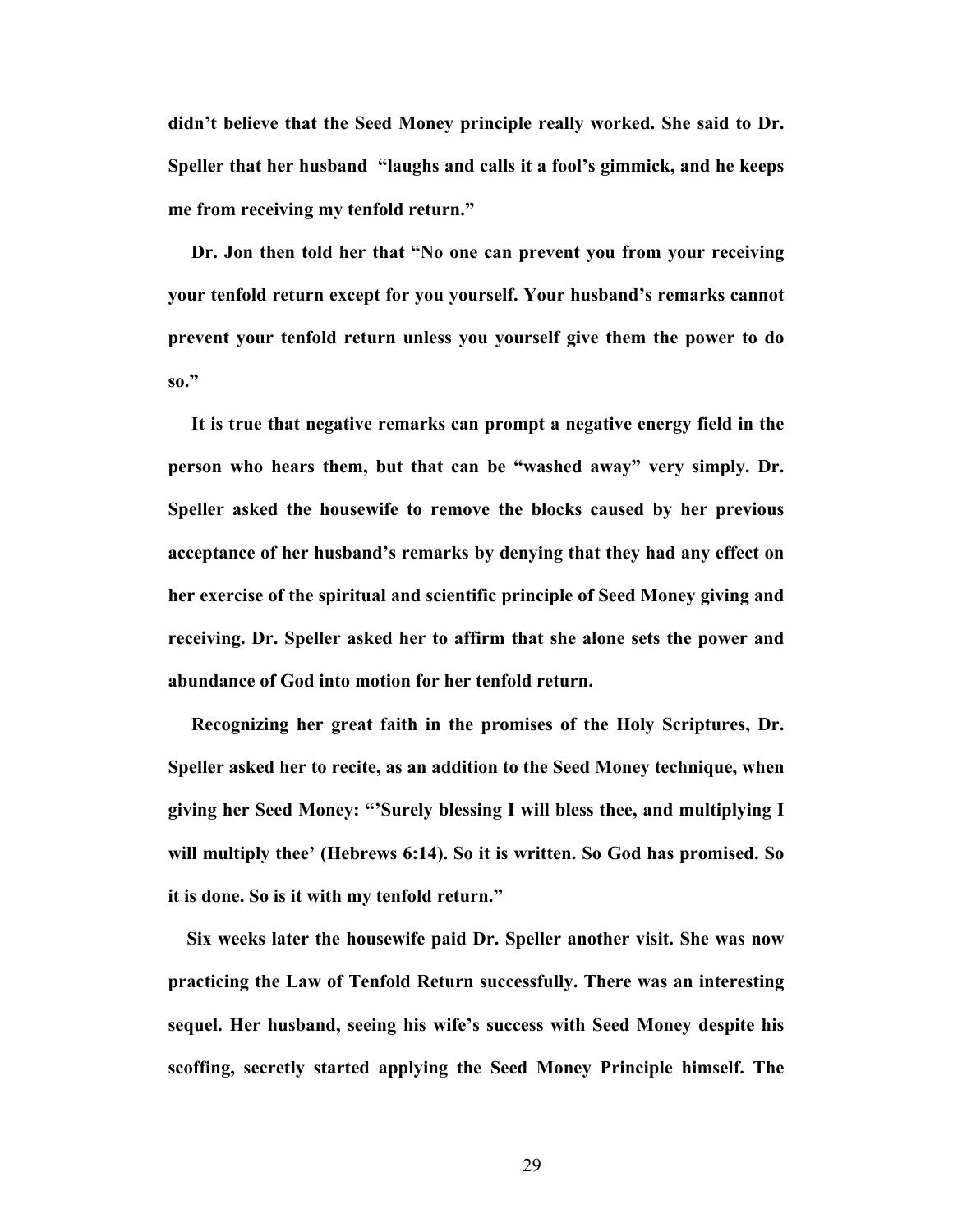**didn't believe that the Seed Money principle really worked. She said to Dr. Speller that her husband "laughs and calls it a fool's gimmick, and he keeps me from receiving my tenfold return."**

**Dr. Jon then told her that "No one can prevent you from your receiving your tenfold return except for you yourself. Your husband's remarks cannot prevent your tenfold return unless you yourself give them the power to do so."**

**It is true that negative remarks can prompt a negative energy field in the person who hears them, but that can be "washed away" very simply. Dr. Speller asked the housewife to remove the blocks caused by her previous acceptance of her husband's remarks by denying that they had any effect on her exercise of the spiritual and scientific principle of Seed Money giving and receiving. Dr. Speller asked her to affirm that she alone sets the power and abundance of God into motion for her tenfold return.**

**Recognizing her great faith in the promises of the Holy Scriptures, Dr. Speller asked her to recite, as an addition to the Seed Money technique, when giving her Seed Money: "'Surely blessing I will bless thee, and multiplying I will multiply thee' (Hebrews 6:14). So it is written. So God has promised. So it is done. So is it with my tenfold return."**

**Six weeks later the housewife paid Dr. Speller another visit. She was now practicing the Law of Tenfold Return successfully. There was an interesting sequel. Her husband, seeing his wife's success with Seed Money despite his scoffing, secretly started applying the Seed Money Principle himself. The**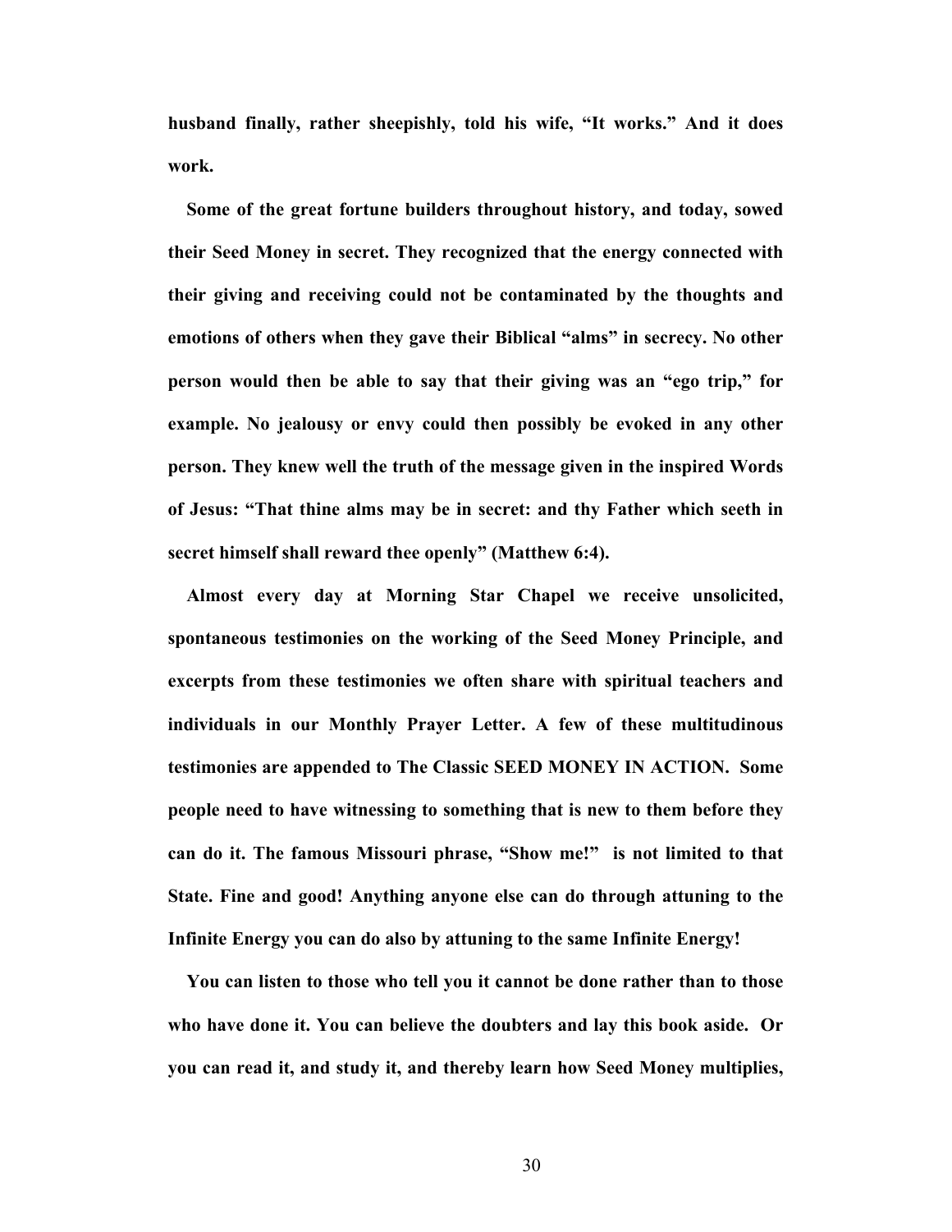**husband finally, rather sheepishly, told his wife, "It works." And it does work.**

**Some of the great fortune builders throughout history, and today, sowed their Seed Money in secret. They recognized that the energy connected with their giving and receiving could not be contaminated by the thoughts and emotions of others when they gave their Biblical "alms" in secrecy. No other person would then be able to say that their giving was an "ego trip," for example. No jealousy or envy could then possibly be evoked in any other person. They knew well the truth of the message given in the inspired Words of Jesus: "That thine alms may be in secret: and thy Father which seeth in secret himself shall reward thee openly" (Matthew 6:4).**

**Almost every day at Morning Star Chapel we receive unsolicited, spontaneous testimonies on the working of the Seed Money Principle, and excerpts from these testimonies we often share with spiritual teachers and individuals in our Monthly Prayer Letter. A few of these multitudinous testimonies are appended to The Classic SEED MONEY IN ACTION. Some people need to have witnessing to something that is new to them before they can do it. The famous Missouri phrase, "Show me!" is not limited to that State. Fine and good! Anything anyone else can do through attuning to the Infinite Energy you can do also by attuning to the same Infinite Energy!**

**You can listen to those who tell you it cannot be done rather than to those who have done it. You can believe the doubters and lay this book aside. Or you can read it, and study it, and thereby learn how Seed Money multiplies,**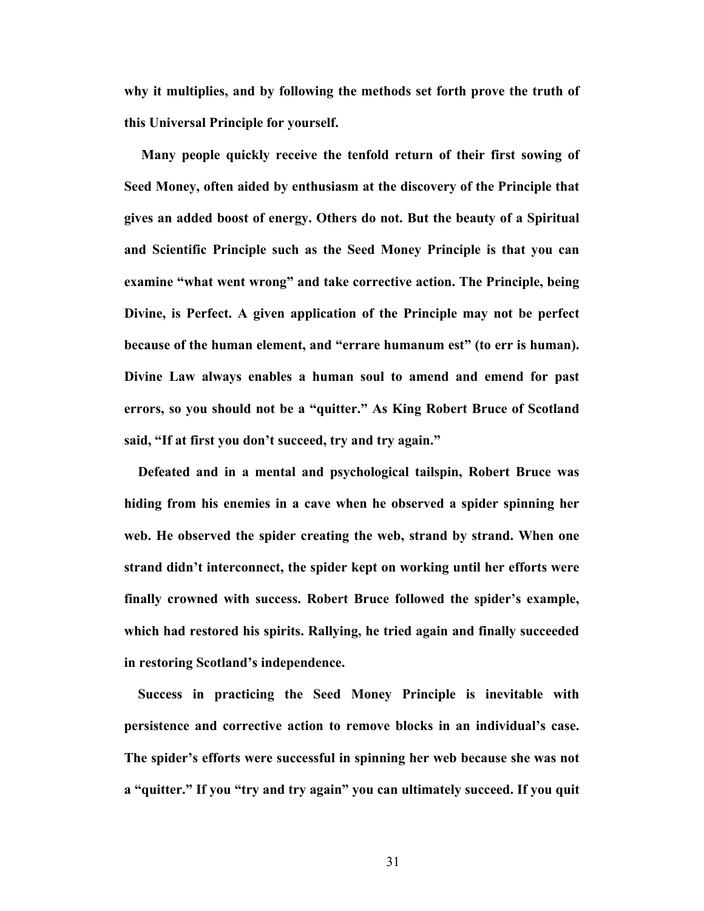**why it multiplies, and by following the methods set forth prove the truth of this Universal Principle for yourself.**

**Many people quickly receive the tenfold return of their first sowing of Seed Money, often aided by enthusiasm at the discovery of the Principle that gives an added boost of energy. Others do not. But the beauty of a Spiritual and Scientific Principle such as the Seed Money Principle is that you can examine "what went wrong" and take corrective action. The Principle, being Divine, is Perfect. A given application of the Principle may not be perfect because of the human element, and "errare humanum est" (to err is human). Divine Law always enables a human soul to amend and emend for past errors, so you should not be a "quitter." As King Robert Bruce of Scotland said, "If at first you don't succeed, try and try again."**

**Defeated and in a mental and psychological tailspin, Robert Bruce was hiding from his enemies in a cave when he observed a spider spinning her web. He observed the spider creating the web, strand by strand. When one strand didn't interconnect, the spider kept on working until her efforts were finally crowned with success. Robert Bruce followed the spider's example, which had restored his spirits. Rallying, he tried again and finally succeeded in restoring Scotland's independence.**

**Success in practicing the Seed Money Principle is inevitable with persistence and corrective action to remove blocks in an individual's case. The spider's efforts were successful in spinning her web because she was not a "quitter." If you "try and try again" you can ultimately succeed. If you quit**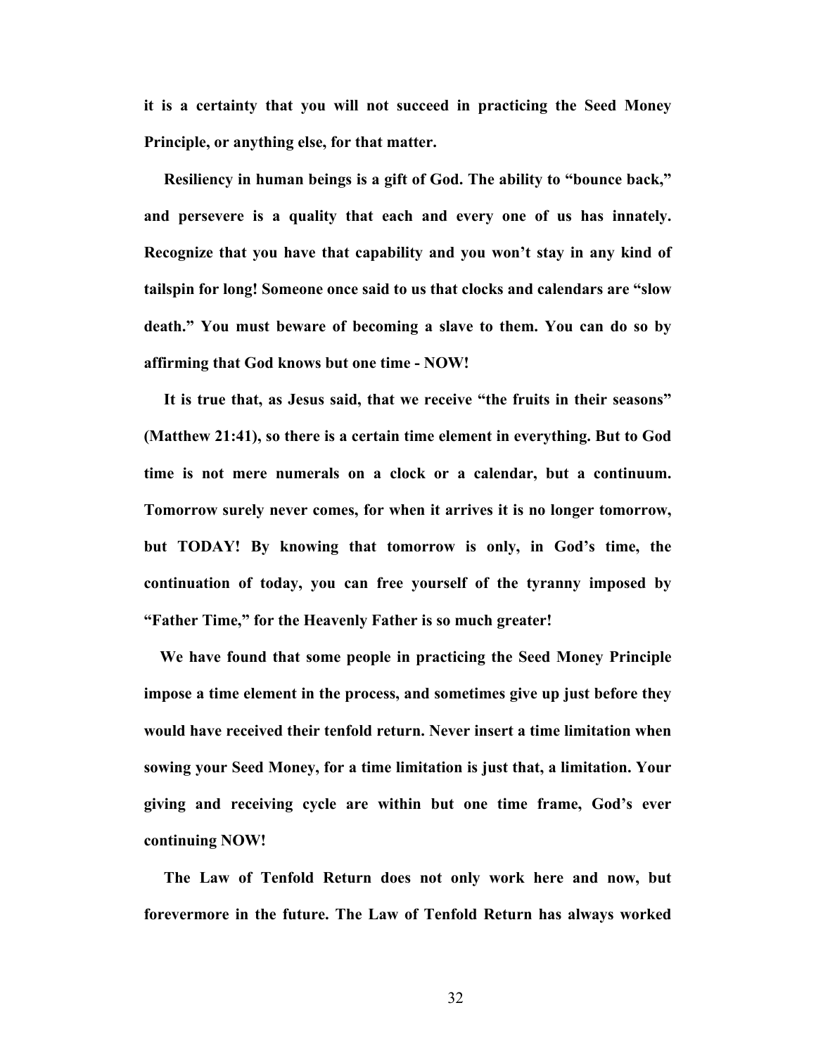**it is a certainty that you will not succeed in practicing the Seed Money Principle, or anything else, for that matter.**

**Resiliency in human beings is a gift of God. The ability to "bounce back," and persevere is a quality that each and every one of us has innately. Recognize that you have that capability and you won't stay in any kind of tailspin for long! Someone once said to us that clocks and calendars are "slow death." You must beware of becoming a slave to them. You can do so by affirming that God knows but one time - NOW!**

**It is true that, as Jesus said, that we receive "the fruits in their seasons" (Matthew 21:41), so there is a certain time element in everything. But to God time is not mere numerals on a clock or a calendar, but a continuum. Tomorrow surely never comes, for when it arrives it is no longer tomorrow, but TODAY! By knowing that tomorrow is only, in God's time, the continuation of today, you can free yourself of the tyranny imposed by "Father Time," for the Heavenly Father is so much greater!**

**We have found that some people in practicing the Seed Money Principle impose a time element in the process, and sometimes give up just before they would have received their tenfold return. Never insert a time limitation when sowing your Seed Money, for a time limitation is just that, a limitation. Your giving and receiving cycle are within but one time frame, God's ever continuing NOW!**

**The Law of Tenfold Return does not only work here and now, but forevermore in the future. The Law of Tenfold Return has always worked**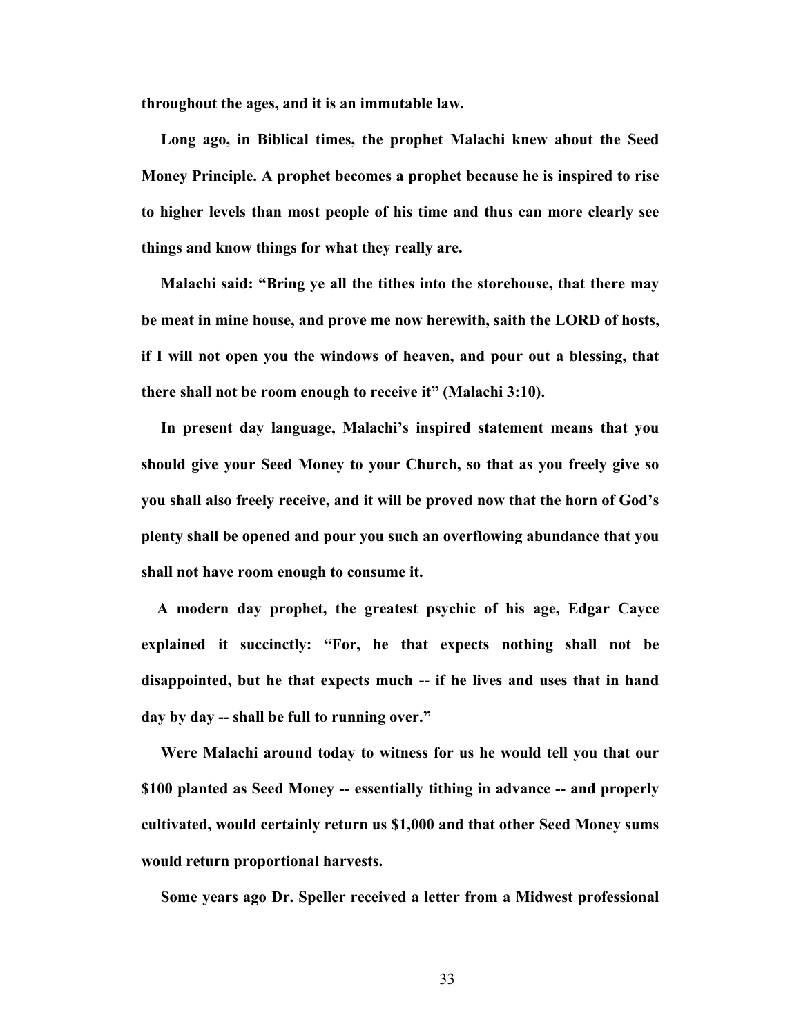**throughout the ages, and it is an immutable law.**

**Long ago, in Biblical times, the prophet Malachi knew about the Seed Money Principle. A prophet becomes a prophet because he is inspired to rise to higher levels than most people of his time and thus can more clearly see things and know things for what they really are.**

**Malachi said: "Bring ye all the tithes into the storehouse, that there may be meat in mine house, and prove me now herewith, saith the LORD of hosts, if I will not open you the windows of heaven, and pour out a blessing, that there shall not be room enough to receive it" (Malachi 3:10).**

**In present day language, Malachi's inspired statement means that you should give your Seed Money to your Church, so that as you freely give so you shall also freely receive, and it will be proved now that the horn of God's plenty shall be opened and pour you such an overflowing abundance that you shall not have room enough to consume it.**

**A modern day prophet, the greatest psychic of his age, Edgar Cayce explained it succinctly: "For, he that expects nothing shall not be disappointed, but he that expects much -- if he lives and uses that in hand day by day -- shall be full to running over."**

**Were Malachi around today to witness for us he would tell you that our $100 planted as Seed Money -- essentially tithing in advance -- and properly cultivated, would certainly return us $1,000 and that other Seed Money sums would return proportional harvests.**

**Some years ago Dr. Speller received a letter from a Midwest professional**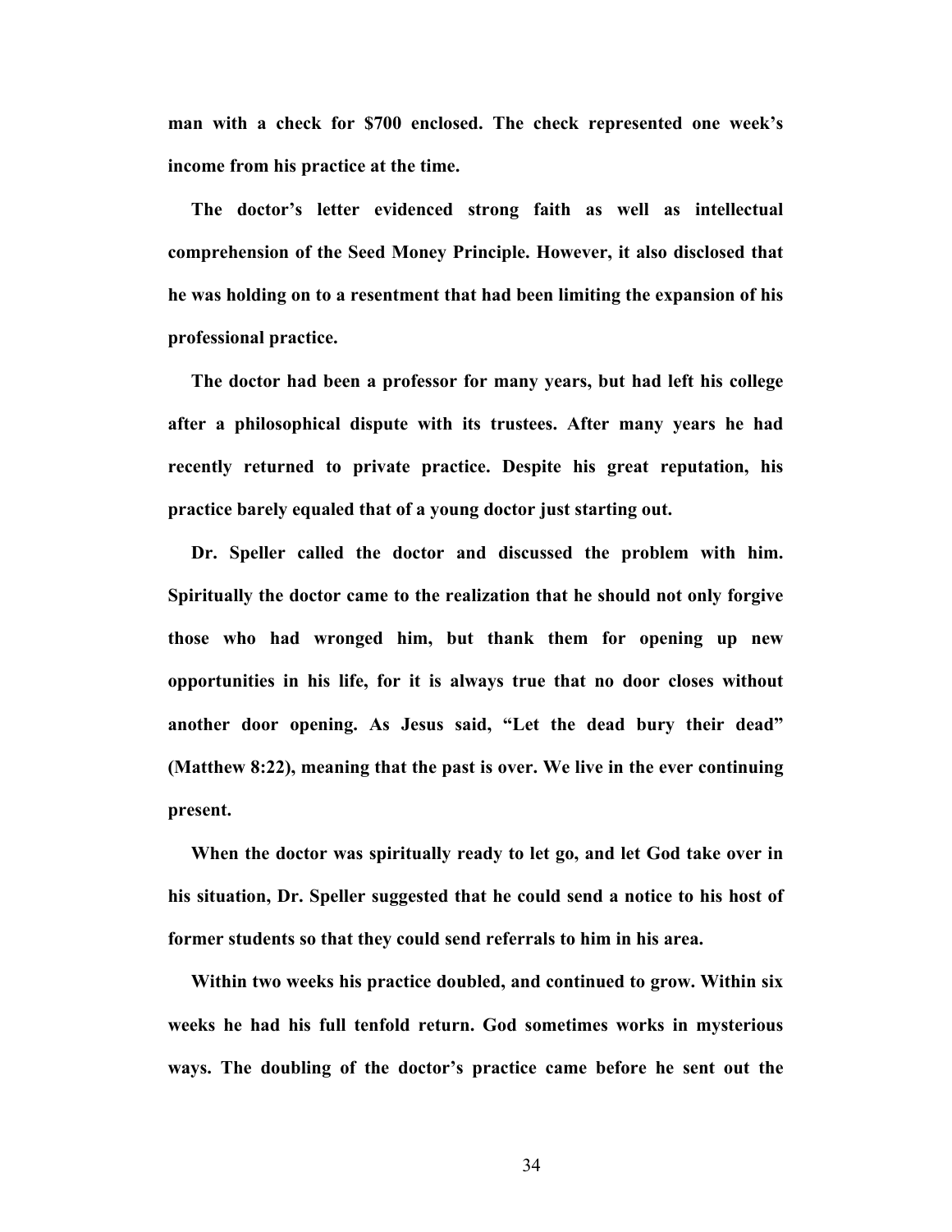man with a check for $700 enclosed. The check represented one week's income from his practice at the time.

The doctor's letter evidenced strong faith as well as intellectual comprehension of the Seed Money Principle. However, it also disclosed that he was holding on to a resentment that had been limiting the expansion of his professional practice.

The doctor had been a professor for many years, but had left his college after a philosophical dispute with its trustees. After many years he had recently returned to private practice. Despite his great reputation, his practice barely equaled that of a young doctor just starting out.

Dr. Speller called the doctor and discussed the problem with him. Spiritually the doctor came to the realization that he should not only forgive those who had wronged him, but thank them for opening up new opportunities in his life, for it is always true that no door closes without another door opening. As Jesus said, "Let the dead bury their dead" (Matthew 8:22), meaning that the past is over. We live in the ever continuing present.

When the doctor was spiritually ready to let go, and let God take over in his situation, Dr. Speller suggested that he could send a notice to his host of former students so that they could send referrals to him in his area.

Within two weeks his practice doubled, and continued to grow. Within six weeks he had his full tenfold return. God sometimes works in mysterious ways. The doubling of the doctor's practice came before he sent out the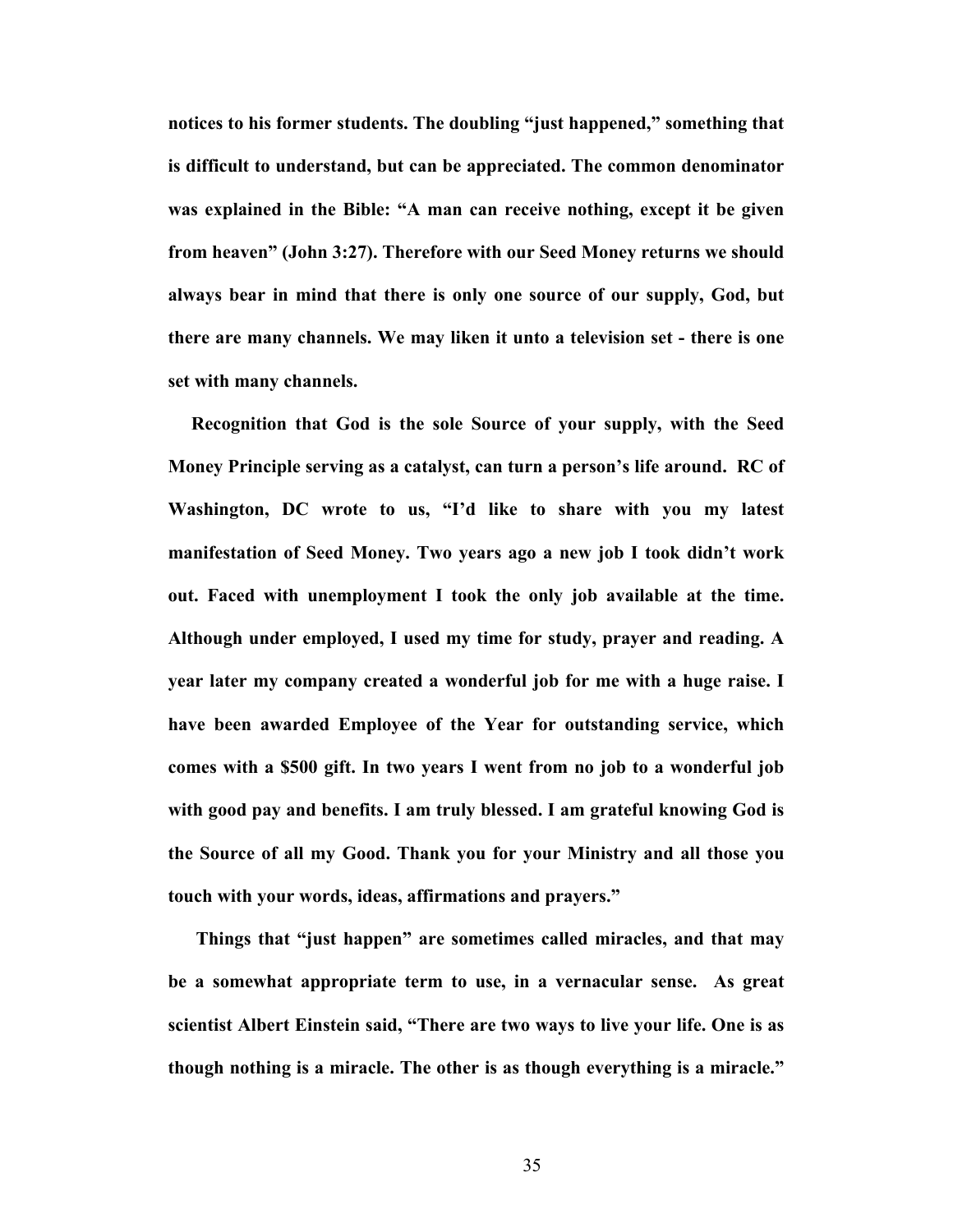**notices to his former students. The doubling "just happened," something that is difficult to understand, but can be appreciated. The common denominator was explained in the Bible: "A man can receive nothing, except it be given from heaven" (John 3:27). Therefore with our Seed Money returns we should always bear in mind that there is only one source of our supply, God, but there are many channels. We may liken it unto a television set - there is one set with many channels.**

**Recognition that God is the sole Source of your supply, with the Seed Money Principle serving as a catalyst, can turn a person's life around. RC of Washington, DC wrote to us, "I'd like to share with you my latest manifestation of Seed Money. Two years ago a new job I took didn't work out. Faced with unemployment I took the only job available at the time. Although under employed, I used my time for study, prayer and reading. A year later my company created a wonderful job for me with a huge raise. I have been awarded Employee of the Year for outstanding service, which comes with a $500 gift. In two years I went from no job to a wonderful job with good pay and benefits. I am truly blessed. I am grateful knowing God is the Source of all my Good. Thank you for your Ministry and all those you touch with your words, ideas, affirmations and prayers."**

**Things that "just happen" are sometimes called miracles, and that may be a somewhat appropriate term to use, in a vernacular sense. As great scientist Albert Einstein said, "There are two ways to live your life. One is as though nothing is a miracle. The other is as though everything is a miracle."**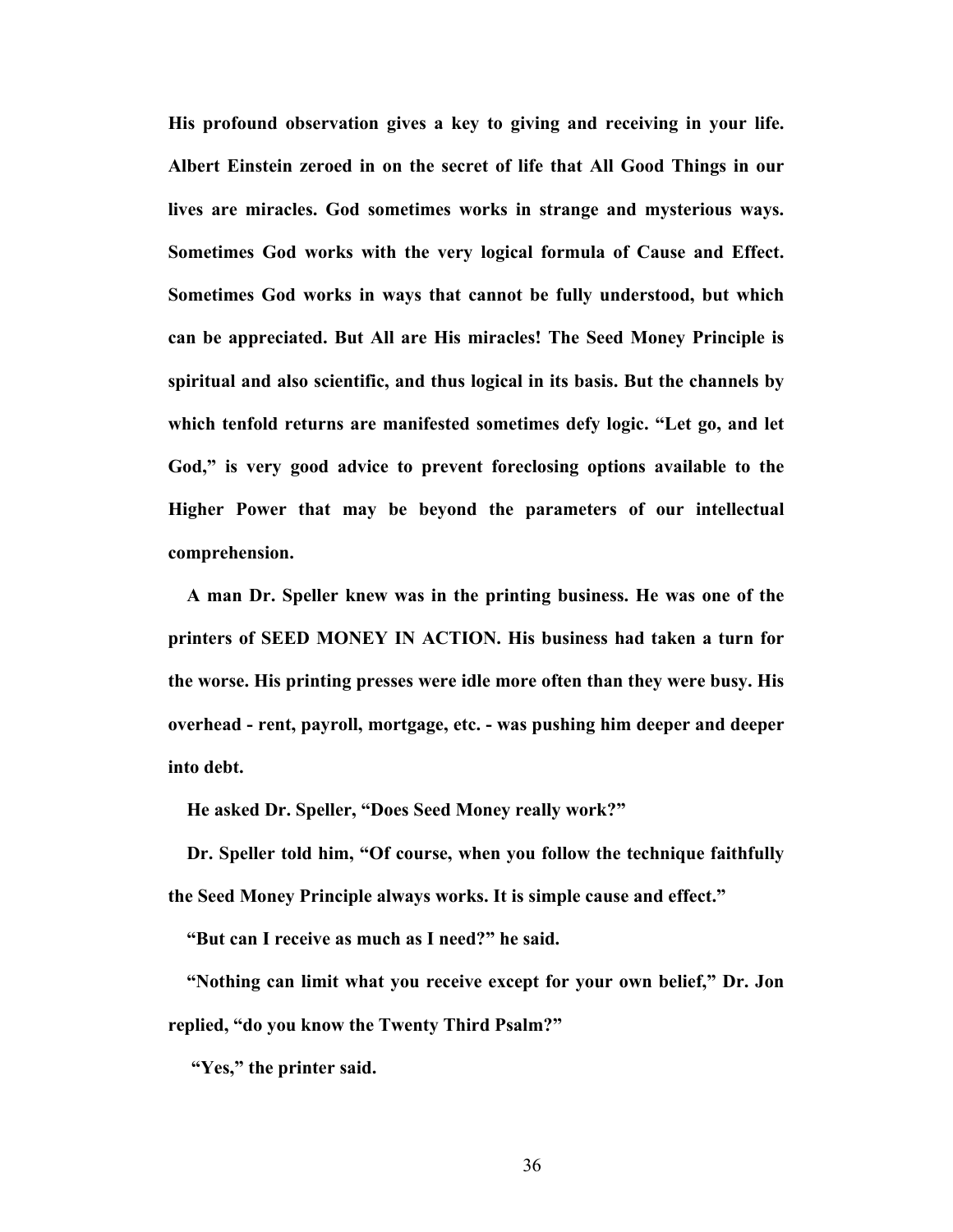**His profound observation gives a key to giving and receiving in your life. Albert Einstein zeroed in on the secret of life that All Good Things in our lives are miracles. God sometimes works in strange and mysterious ways. Sometimes God works with the very logical formula of Cause and Effect. Sometimes God works in ways that cannot be fully understood, but which can be appreciated. But All are His miracles! The Seed Money Principle is spiritual and also scientific, and thus logical in its basis. But the channels by which tenfold returns are manifested sometimes defy logic. "Let go, and let God," is very good advice to prevent foreclosing options available to the Higher Power that may be beyond the parameters of our intellectual comprehension.**

**A man Dr. Speller knew was in the printing business. He was one of the printers of SEED MONEY IN ACTION. His business had taken a turn for the worse. His printing presses were idle more often than they were busy. His overhead - rent, payroll, mortgage, etc. - was pushing him deeper and deeper into debt.**

**He asked Dr. Speller, "Does Seed Money really work?"**

**Dr. Speller told him, "Of course, when you follow the technique faithfully the Seed Money Principle always works. It is simple cause and effect."**

**"But can I receive as much as I need?" he said.**

**"Nothing can limit what you receive except for your own belief," Dr. Jon replied, "do you know the Twenty Third Psalm?"**

**"Yes," the printer said.**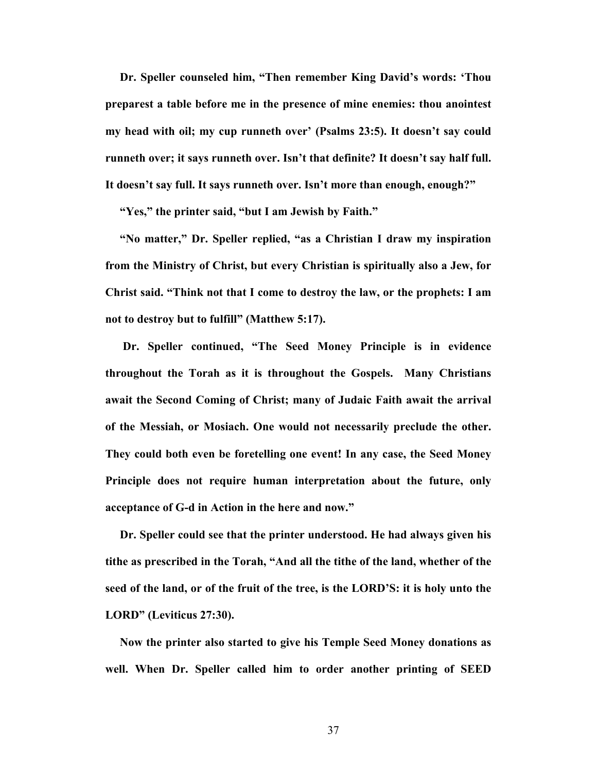**Dr. Speller counseled him, “Then remember King David’s words: ‘Thou preparest a table before me in the presence of mine enemies: thou anointest my head with oil; my cup runneth over’ (Psalms 23:5). It doesn’t say could runneth over; it says runneth over. Isn’t that definite? It doesn’t say half full. It doesn’t say full. It says runneth over. Isn’t more than enough, enough?”**

**“Yes,” the printer said, “but I am Jewish by Faith.”**

**“No matter,” Dr. Speller replied, “as a Christian I draw my inspiration from the Ministry of Christ, but every Christian is spiritually also a Jew, for Christ said. “Think not that I come to destroy the law, or the prophets: I am not to destroy but to fulfill” (Matthew 5:17).**

**Dr. Speller continued, “The Seed Money Principle is in evidence throughout the Torah as it is throughout the Gospels. Many Christians await the Second Coming of Christ; many of Judaic Faith await the arrival of the Messiah, or Mosiach. One would not necessarily preclude the other. They could both even be foretelling one event! In any case, the Seed Money Principle does not require human interpretation about the future, only acceptance of G-d in Action in the here and now.”**

**Dr. Speller could see that the printer understood. He had always given his tithe as prescribed in the Torah, “And all the tithe of the land, whether of the seed of the land, or of the fruit of the tree, is the LORD’S: it is holy unto the LORD” (Leviticus 27:30).**

**Now the printer also started to give his Temple Seed Money donations as well. When Dr. Speller called him to order another printing of SEED**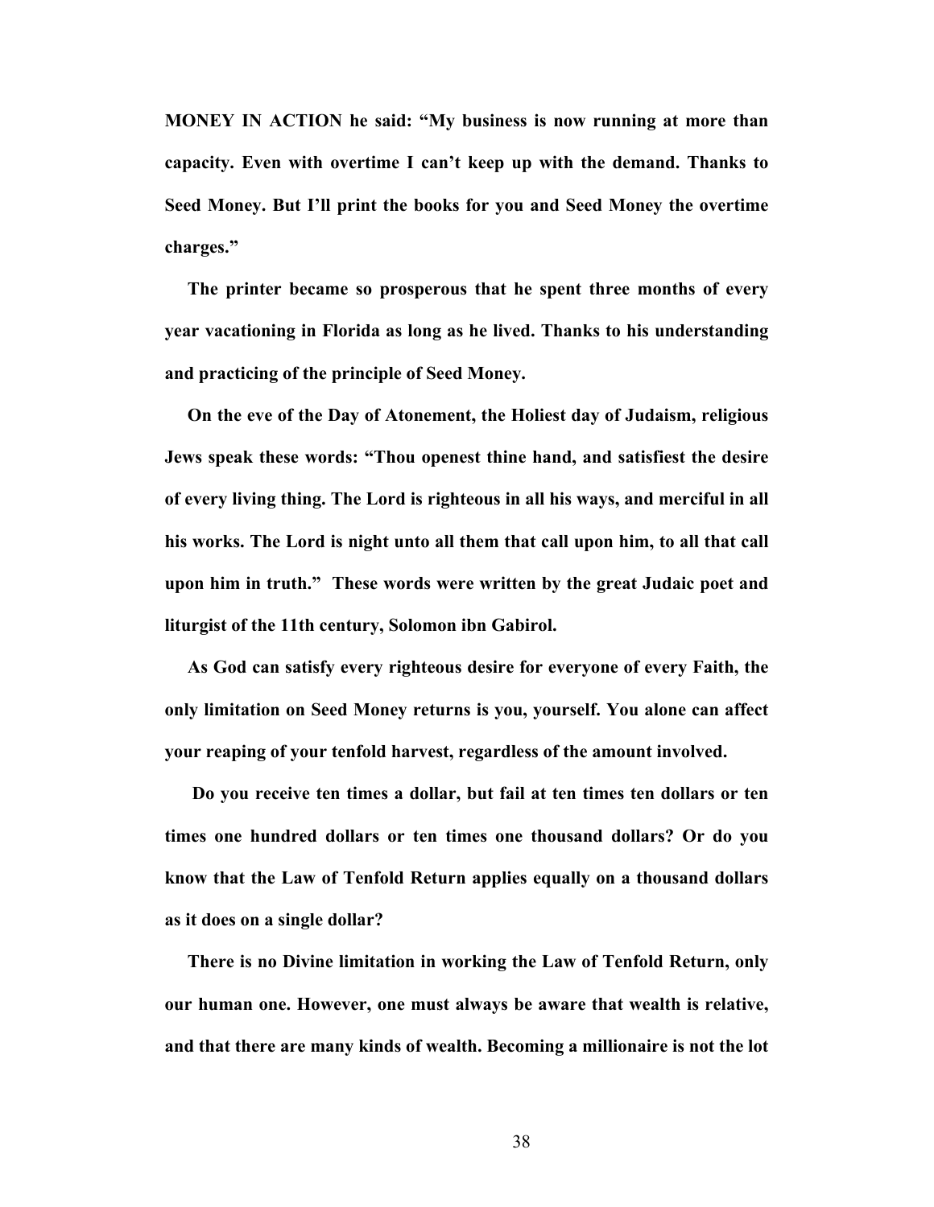**MONEY IN ACTION he said: "My business is now running at more than capacity. Even with overtime I can't keep up with the demand. Thanks to Seed Money. But I'll print the books for you and Seed Money the overtime charges."**

**The printer became so prosperous that he spent three months of every year vacationing in Florida as long as he lived. Thanks to his understanding and practicing of the principle of Seed Money.**

**On the eve of the Day of Atonement, the Holiest day of Judaism, religious Jews speak these words: "Thou openest thine hand, and satisfiest the desire of every living thing. The Lord is righteous in all his ways, and merciful in all his works. The Lord is night unto all them that call upon him, to all that call upon him in truth." These words were written by the great Judaic poet and liturgist of the 11th century, Solomon ibn Gabirol.**

**As God can satisfy every righteous desire for everyone of every Faith, the only limitation on Seed Money returns is you, yourself. You alone can affect your reaping of your tenfold harvest, regardless of the amount involved.**

**Do you receive ten times a dollar, but fail at ten times ten dollars or ten times one hundred dollars or ten times one thousand dollars? Or do you know that the Law of Tenfold Return applies equally on a thousand dollars as it does on a single dollar?**

**There is no Divine limitation in working the Law of Tenfold Return, only our human one. However, one must always be aware that wealth is relative, and that there are many kinds of wealth. Becoming a millionaire is not the lot**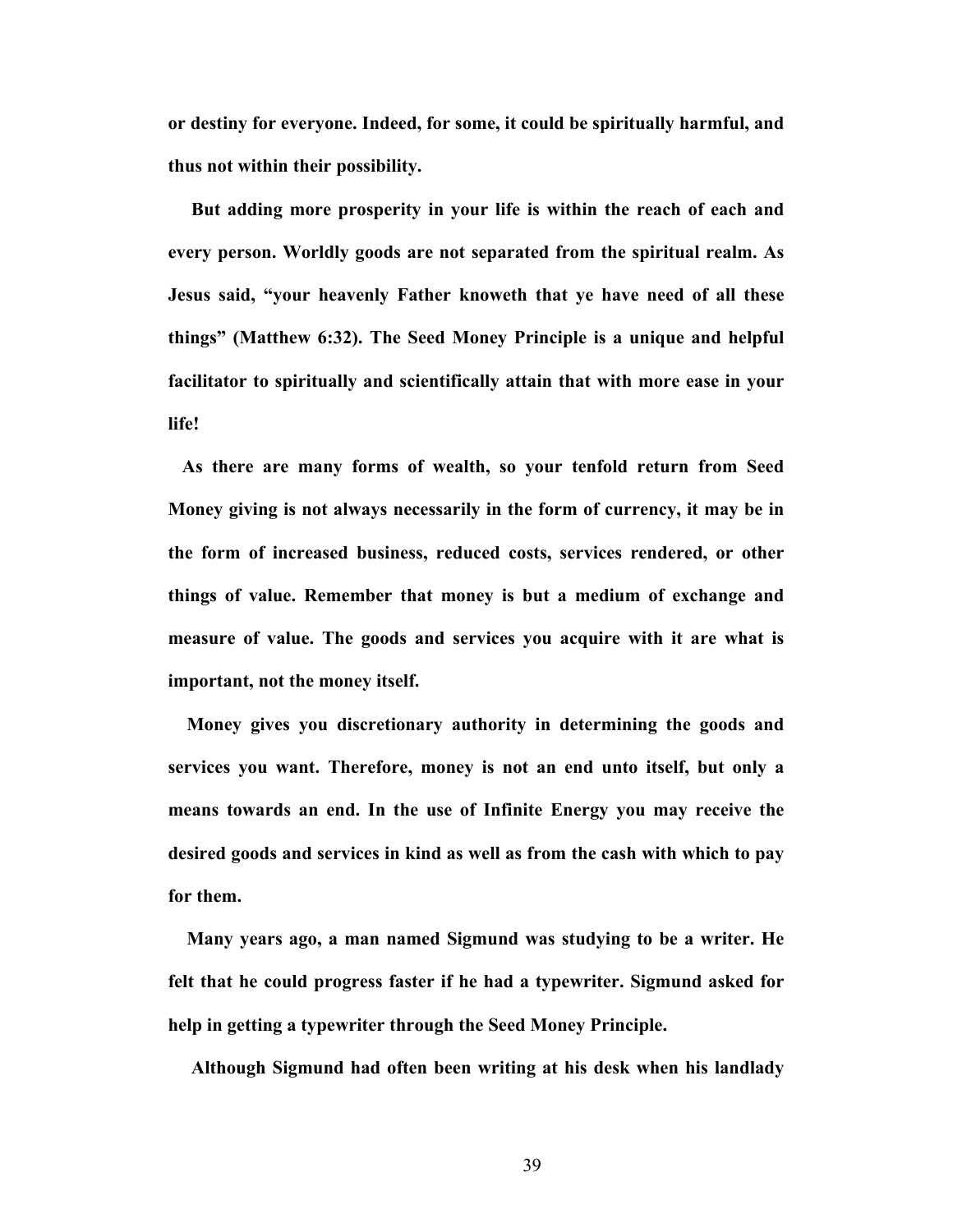**or destiny for everyone. Indeed, for some, it could be spiritually harmful, and thus not within their possibility.**

**But adding more prosperity in your life is within the reach of each and every person. Worldly goods are not separated from the spiritual realm. As Jesus said, "your heavenly Father knoweth that ye have need of all these things" (Matthew 6:32). The Seed Money Principle is a unique and helpful facilitator to spiritually and scientifically attain that with more ease in your life!**

**As there are many forms of wealth, so your tenfold return from Seed Money giving is not always necessarily in the form of currency, it may be in the form of increased business, reduced costs, services rendered, or other things of value. Remember that money is but a medium of exchange and measure of value. The goods and services you acquire with it are what is important, not the money itself.**

**Money gives you discretionary authority in determining the goods and services you want. Therefore, money is not an end unto itself, but only a means towards an end. In the use of Infinite Energy you may receive the desired goods and services in kind as well as from the cash with which to pay for them.**

**Many years ago, a man named Sigmund was studying to be a writer. He felt that he could progress faster if he had a typewriter. Sigmund asked for help in getting a typewriter through the Seed Money Principle.**

**Although Sigmund had often been writing at his desk when his landlady**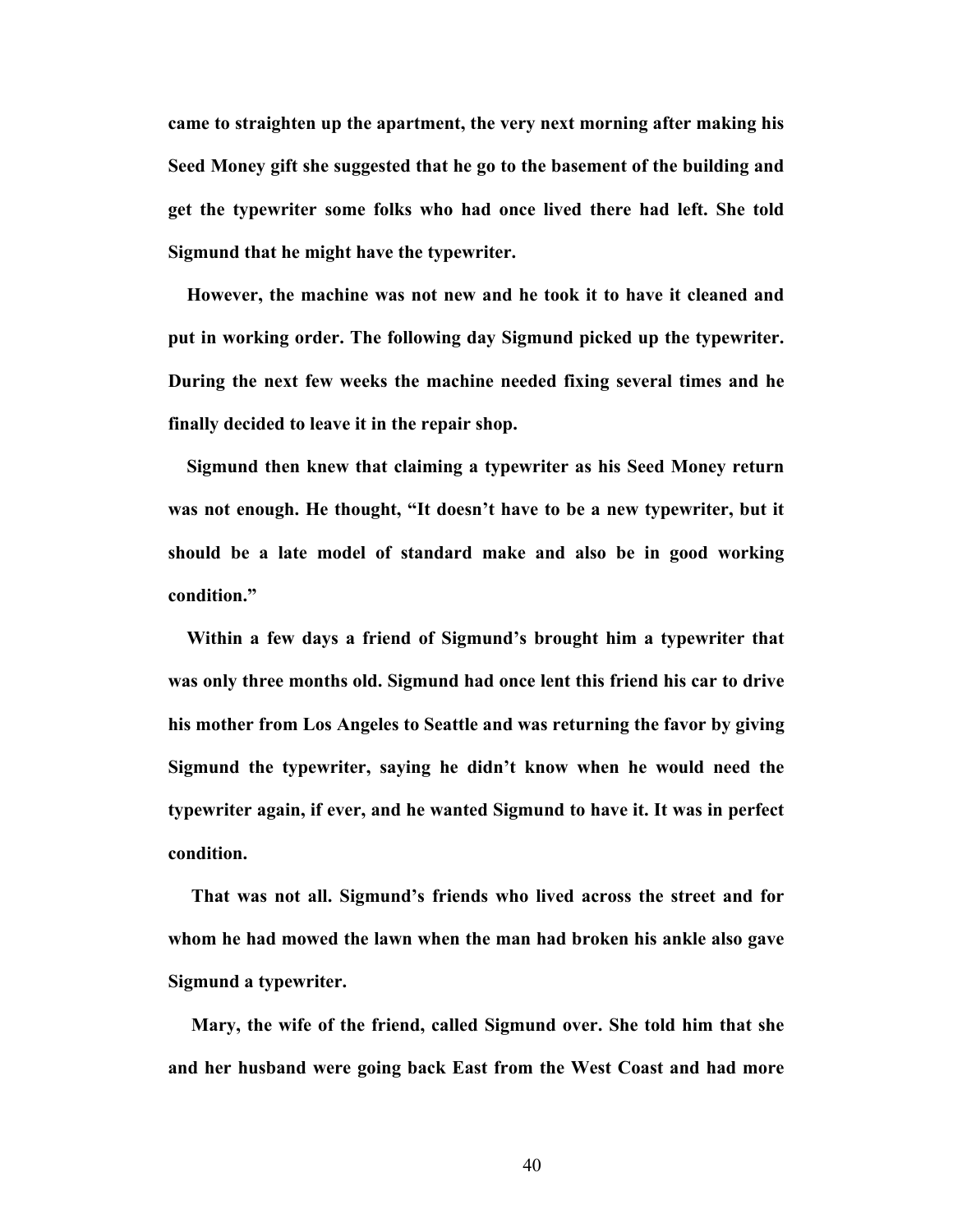came to straighten up the apartment, the very next morning after making his Seed Money gift she suggested that he go to the basement of the building and get the typewriter some folks who had once lived there had left. She told Sigmund that he might have the typewriter.

However, the machine was not new and he took it to have it cleaned and put in working order. The following day Sigmund picked up the typewriter. During the next few weeks the machine needed fixing several times and he finally decided to leave it in the repair shop.

Sigmund then knew that claiming a typewriter as his Seed Money return was not enough. He thought, "It doesn't have to be a new typewriter, but it should be a late model of standard make and also be in good working condition."

Within a few days a friend of Sigmund's brought him a typewriter that was only three months old. Sigmund had once lent this friend his car to drive his mother from Los Angeles to Seattle and was returning the favor by giving Sigmund the typewriter, saying he didn't know when he would need the typewriter again, if ever, and he wanted Sigmund to have it. It was in perfect condition.

That was not all. Sigmund's friends who lived across the street and for whom he had mowed the lawn when the man had broken his ankle also gave Sigmund a typewriter.

Mary, the wife of the friend, called Sigmund over. She told him that she and her husband were going back East from the West Coast and had more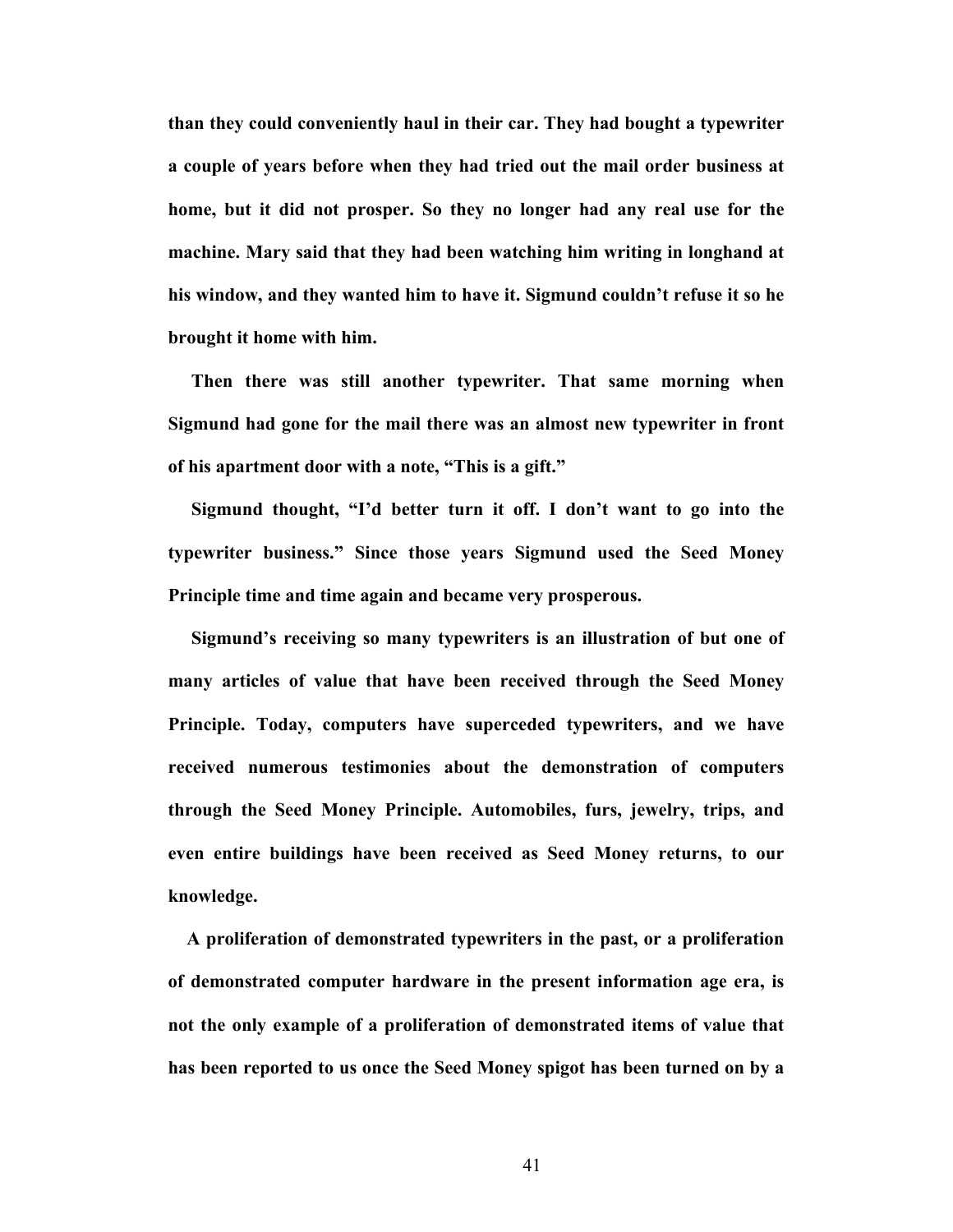**than they could conveniently haul in their car. They had bought a typewriter a couple of years before when they had tried out the mail order business at home, but it did not prosper. So they no longer had any real use for the machine. Mary said that they had been watching him writing in longhand at his window, and they wanted him to have it. Sigmund couldn't refuse it so he brought it home with him.**

**Then there was still another typewriter. That same morning when Sigmund had gone for the mail there was an almost new typewriter in front of his apartment door with a note, "This is a gift."**

**Sigmund thought, "I'd better turn it off. I don't want to go into the typewriter business." Since those years Sigmund used the Seed Money Principle time and time again and became very prosperous.**

**Sigmund's receiving so many typewriters is an illustration of but one of many articles of value that have been received through the Seed Money Principle. Today, computers have superceded typewriters, and we have received numerous testimonies about the demonstration of computers through the Seed Money Principle. Automobiles, furs, jewelry, trips, and even entire buildings have been received as Seed Money returns, to our knowledge.**

**A proliferation of demonstrated typewriters in the past, or a proliferation of demonstrated computer hardware in the present information age era, is not the only example of a proliferation of demonstrated items of value that has been reported to us once the Seed Money spigot has been turned on by a**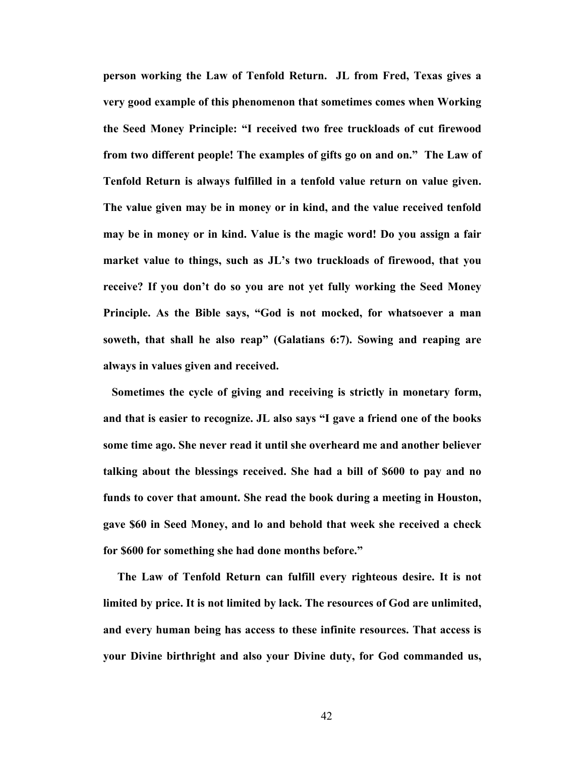**person working the Law of Tenfold Return. JL from Fred, Texas gives a very good example of this phenomenon that sometimes comes when Working the Seed Money Principle: "I received two free truckloads of cut firewood from two different people! The examples of gifts go on and on." The Law of Tenfold Return is always fulfilled in a tenfold value return on value given. The value given may be in money or in kind, and the value received tenfold may be in money or in kind. Value is the magic word! Do you assign a fair market value to things, such as JL's two truckloads of firewood, that you receive? If you don't do so you are not yet fully working the Seed Money Principle. As the Bible says, "God is not mocked, for whatsoever a man soweth, that shall he also reap" (Galatians 6:7). Sowing and reaping are always in values given and received.**

**Sometimes the cycle of giving and receiving is strictly in monetary form, and that is easier to recognize. JL also says "I gave a friend one of the books some time ago. She never read it until she overheard me and another believer talking about the blessings received. She had a bill of $600 to pay and no funds to cover that amount. She read the book during a meeting in Houston, gave $60 in Seed Money, and lo and behold that week she received a check for $600 for something she had done months before."**

**The Law of Tenfold Return can fulfill every righteous desire. It is not limited by price. It is not limited by lack. The resources of God are unlimited, and every human being has access to these infinite resources. That access is your Divine birthright and also your Divine duty, for God commanded us,**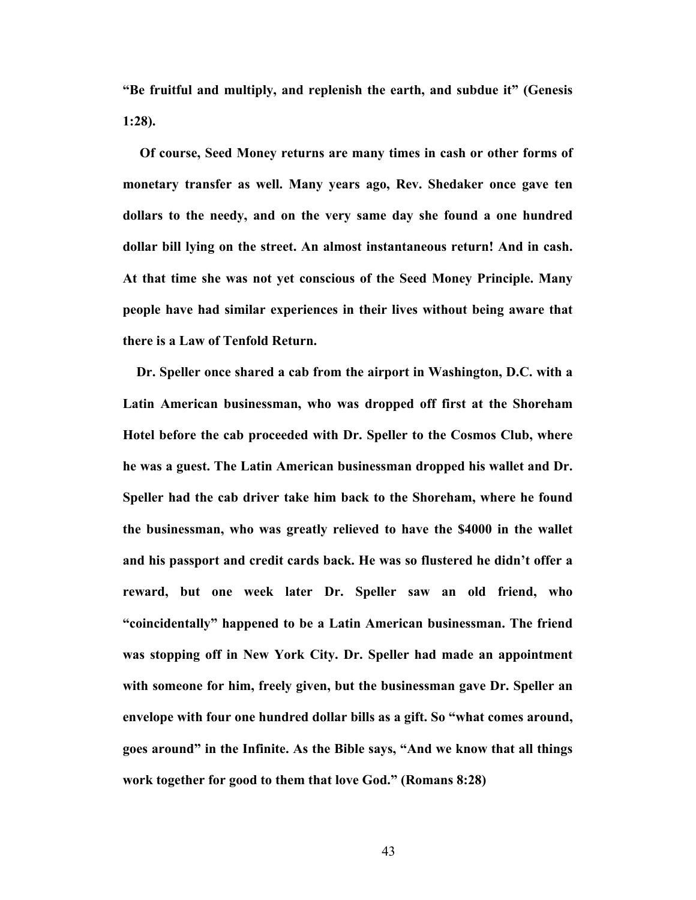**"Be fruitful and multiply, and replenish the earth, and subdue it" (Genesis 1:28).**

**Of course, Seed Money returns are many times in cash or other forms of monetary transfer as well. Many years ago, Rev. Shedaker once gave ten dollars to the needy, and on the very same day she found a one hundred dollar bill lying on the street. An almost instantaneous return! And in cash. At that time she was not yet conscious of the Seed Money Principle. Many people have had similar experiences in their lives without being aware that there is a Law of Tenfold Return.**

**Dr. Speller once shared a cab from the airport in Washington, D.C. with a Latin American businessman, who was dropped off first at the Shoreham Hotel before the cab proceeded with Dr. Speller to the Cosmos Club, where he was a guest. The Latin American businessman dropped his wallet and Dr. Speller had the cab driver take him back to the Shoreham, where he found the businessman, who was greatly relieved to have the $4000 in the wallet and his passport and credit cards back. He was so flustered he didn't offer a reward, but one week later Dr. Speller saw an old friend, who "coincidentally" happened to be a Latin American businessman. The friend was stopping off in New York City. Dr. Speller had made an appointment with someone for him, freely given, but the businessman gave Dr. Speller an envelope with four one hundred dollar bills as a gift. So "what comes around, goes around" in the Infinite. As the Bible says, "And we know that all things work together for good to them that love God." (Romans 8:28)**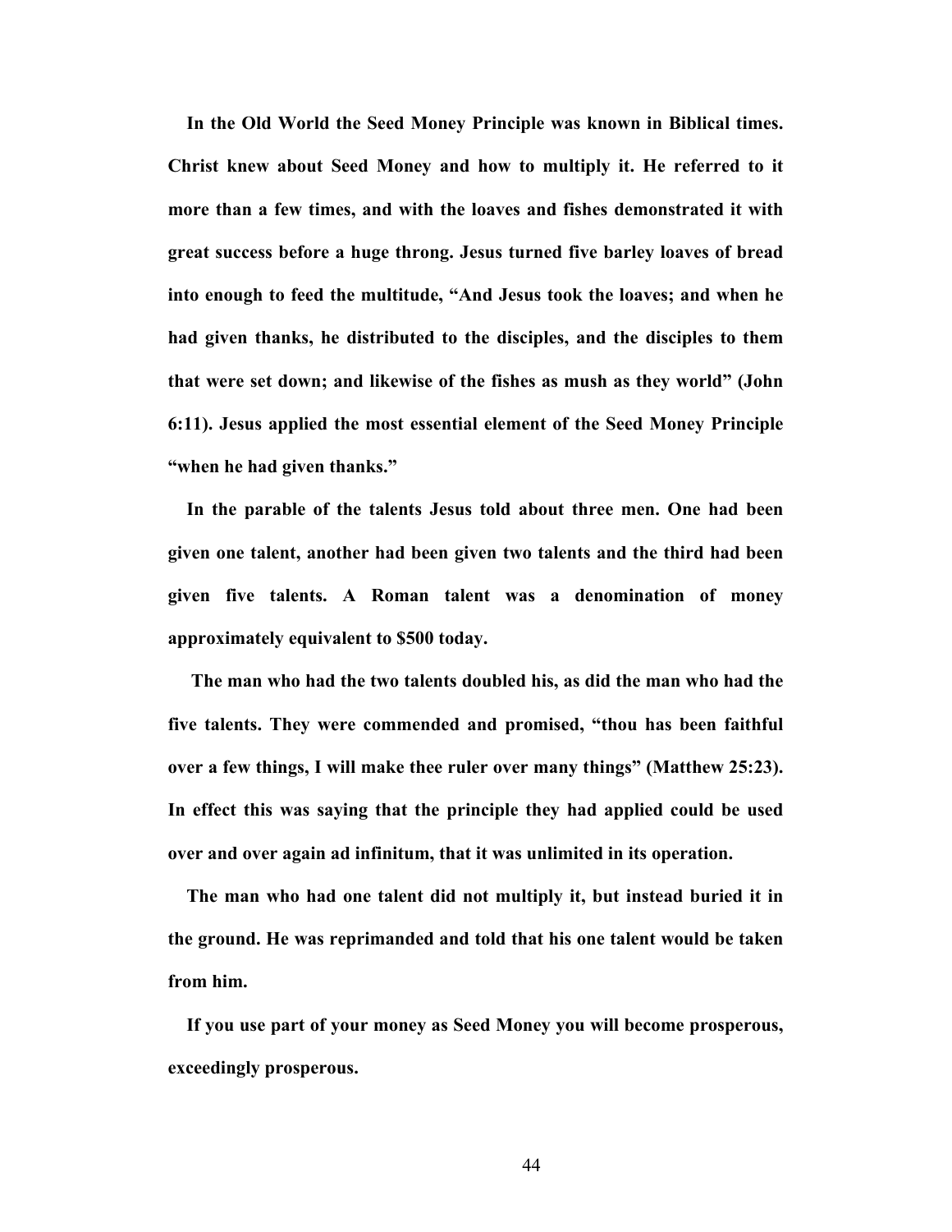**In the Old World the Seed Money Principle was known in Biblical times. Christ knew about Seed Money and how to multiply it. He referred to it more than a few times, and with the loaves and fishes demonstrated it with great success before a huge throng. Jesus turned five barley loaves of bread into enough to feed the multitude, "And Jesus took the loaves; and when he had given thanks, he distributed to the disciples, and the disciples to them that were set down; and likewise of the fishes as mush as they world" (John 6:11). Jesus applied the most essential element of the Seed Money Principle "when he had given thanks."**

**In the parable of the talents Jesus told about three men. One had been given one talent, another had been given two talents and the third had been given five talents. A Roman talent was a denomination of money approximately equivalent to $500 today.**

**The man who had the two talents doubled his, as did the man who had the five talents. They were commended and promised, "thou has been faithful over a few things, I will make thee ruler over many things" (Matthew 25:23). In effect this was saying that the principle they had applied could be used over and over again ad infinitum, that it was unlimited in its operation.**

**The man who had one talent did not multiply it, but instead buried it in the ground. He was reprimanded and told that his one talent would be taken from him.**

**If you use part of your money as Seed Money you will become prosperous, exceedingly prosperous.**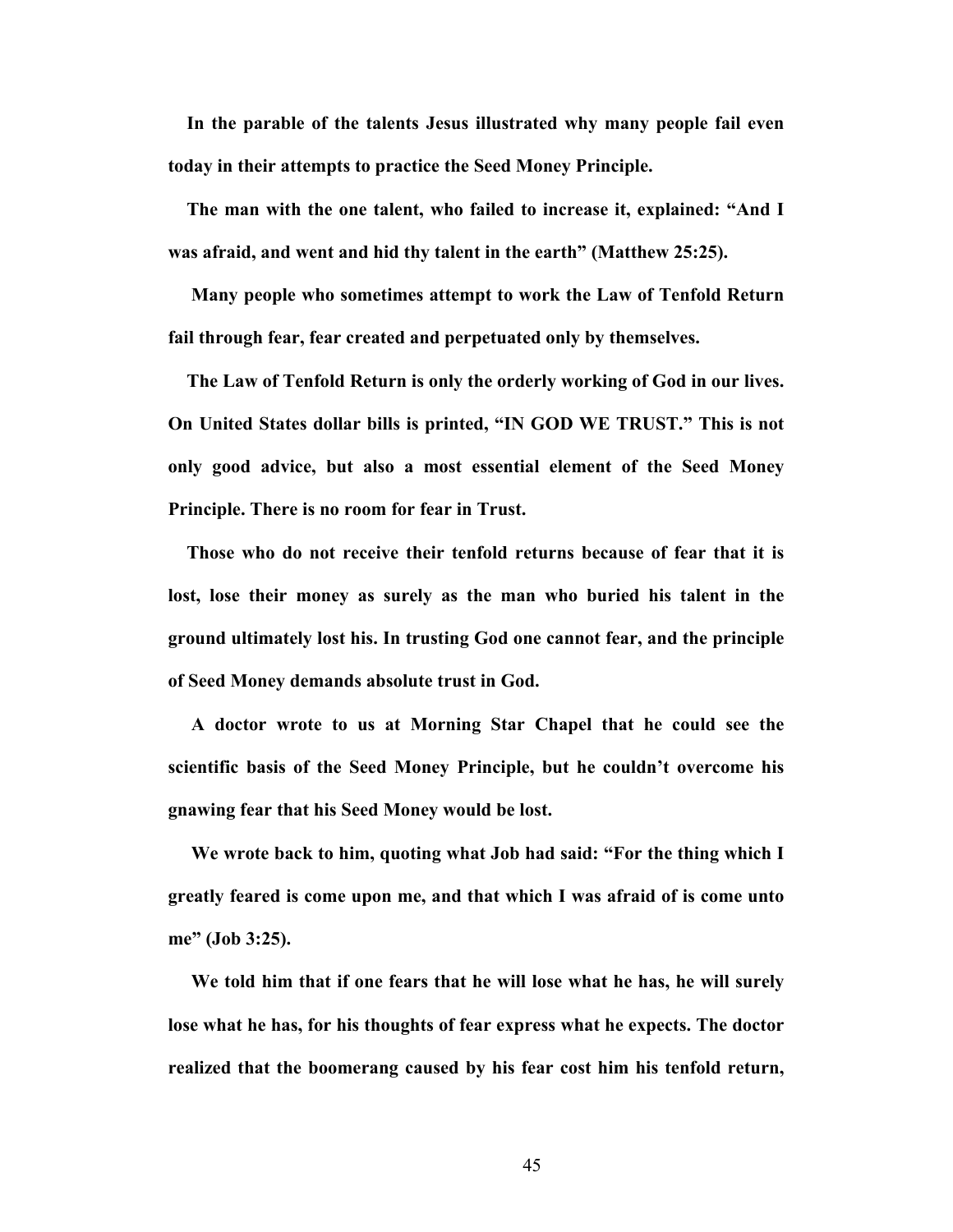**In the parable of the talents Jesus illustrated why many people fail even today in their attempts to practice the Seed Money Principle.**

**The man with the one talent, who failed to increase it, explained: "And I was afraid, and went and hid thy talent in the earth" (Matthew 25:25).**

**Many people who sometimes attempt to work the Law of Tenfold Return fail through fear, fear created and perpetuated only by themselves.**

**The Law of Tenfold Return is only the orderly working of God in our lives. On United States dollar bills is printed, "IN GOD WE TRUST." This is not only good advice, but also a most essential element of the Seed Money Principle. There is no room for fear in Trust.**

**Those who do not receive their tenfold returns because of fear that it is lost, lose their money as surely as the man who buried his talent in the ground ultimately lost his. In trusting God one cannot fear, and the principle of Seed Money demands absolute trust in God.**

**A doctor wrote to us at Morning Star Chapel that he could see the scientific basis of the Seed Money Principle, but he couldn't overcome his gnawing fear that his Seed Money would be lost.**

**We wrote back to him, quoting what Job had said: "For the thing which I greatly feared is come upon me, and that which I was afraid of is come unto me" (Job 3:25).**

**We told him that if one fears that he will lose what he has, he will surely lose what he has, for his thoughts of fear express what he expects. The doctor realized that the boomerang caused by his fear cost him his tenfold return,**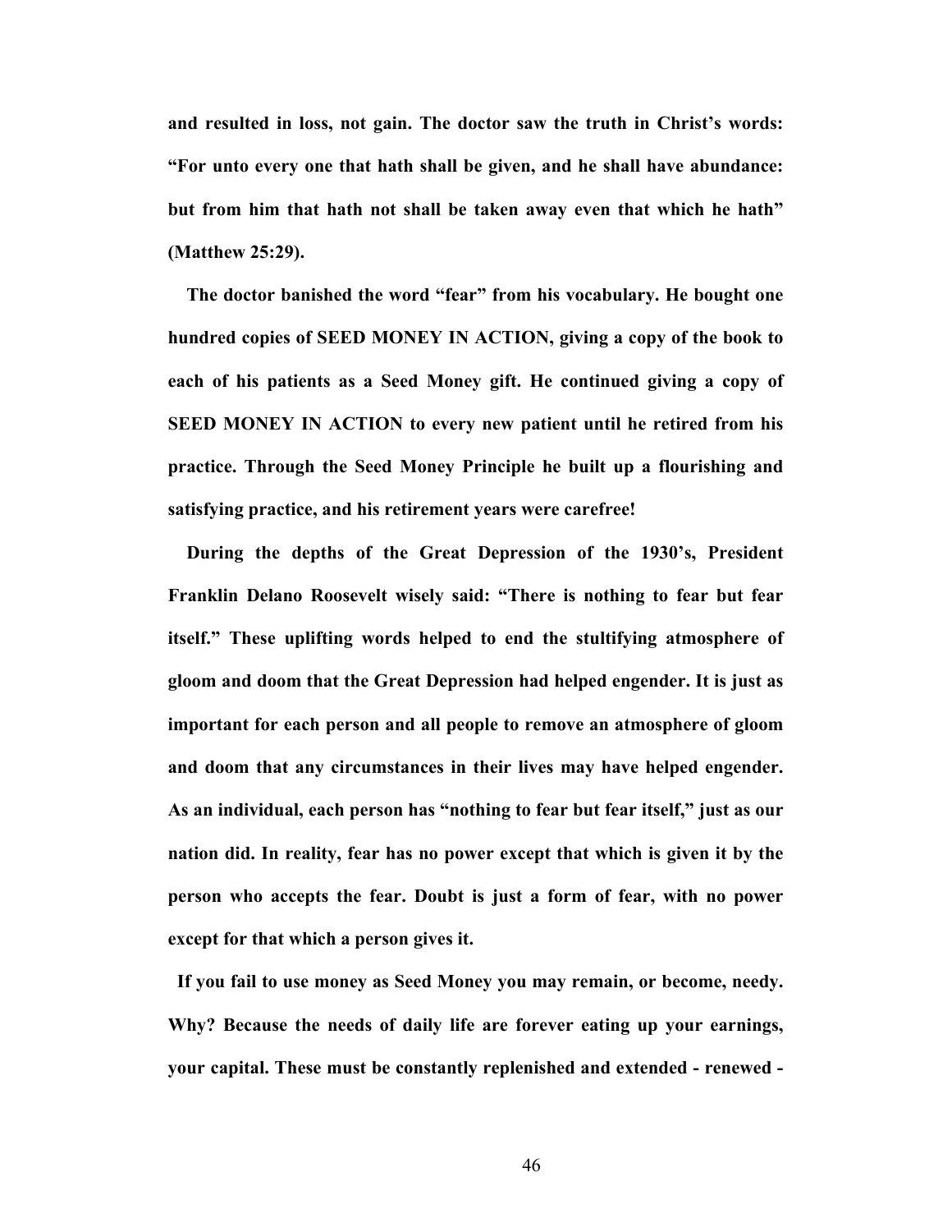**and resulted in loss, not gain. The doctor saw the truth in Christ's words: "For unto every one that hath shall be given, and he shall have abundance: but from him that hath not shall be taken away even that which he hath" (Matthew 25:29).**

**The doctor banished the word "fear" from his vocabulary. He bought one hundred copies of SEED MONEY IN ACTION, giving a copy of the book to each of his patients as a Seed Money gift. He continued giving a copy of SEED MONEY IN ACTION to every new patient until he retired from his practice. Through the Seed Money Principle he built up a flourishing and satisfying practice, and his retirement years were carefree!**

**During the depths of the Great Depression of the 1930's, President Franklin Delano Roosevelt wisely said: "There is nothing to fear but fear itself." These uplifting words helped to end the stultifying atmosphere of gloom and doom that the Great Depression had helped engender. It is just as important for each person and all people to remove an atmosphere of gloom and doom that any circumstances in their lives may have helped engender. As an individual, each person has "nothing to fear but fear itself," just as our nation did. In reality, fear has no power except that which is given it by the person who accepts the fear. Doubt is just a form of fear, with no power except for that which a person gives it.**

**If you fail to use money as Seed Money you may remain, or become, needy. Why? Because the needs of daily life are forever eating up your earnings, your capital. These must be constantly replenished and extended - renewed -**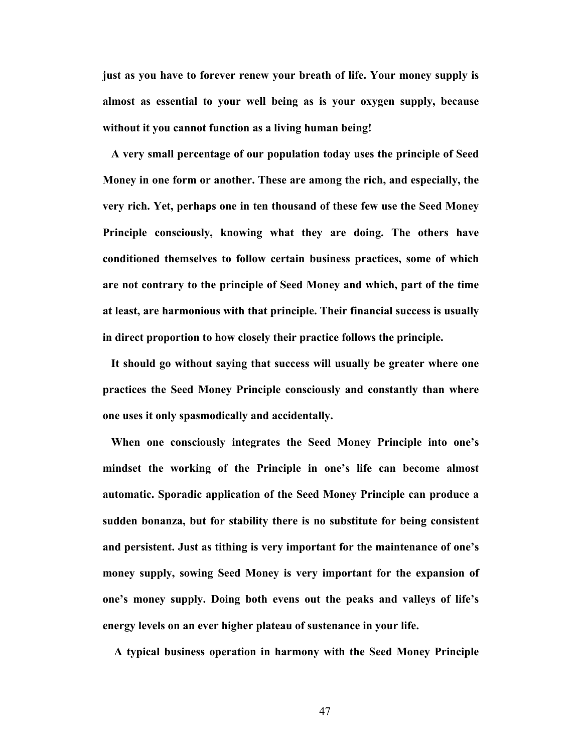**just as you have to forever renew your breath of life. Your money supply is almost as essential to your well being as is your oxygen supply, because without it you cannot function as a living human being!**

**A very small percentage of our population today uses the principle of Seed Money in one form or another. These are among the rich, and especially, the very rich. Yet, perhaps one in ten thousand of these few use the Seed Money Principle consciously, knowing what they are doing. The others have conditioned themselves to follow certain business practices, some of which are not contrary to the principle of Seed Money and which, part of the time at least, are harmonious with that principle. Their financial success is usually in direct proportion to how closely their practice follows the principle.**

**It should go without saying that success will usually be greater where one practices the Seed Money Principle consciously and constantly than where one uses it only spasmodically and accidentally.**

**When one consciously integrates the Seed Money Principle into one's mindset the working of the Principle in one's life can become almost automatic. Sporadic application of the Seed Money Principle can produce a sudden bonanza, but for stability there is no substitute for being consistent and persistent. Just as tithing is very important for the maintenance of one's money supply, sowing Seed Money is very important for the expansion of one's money supply. Doing both evens out the peaks and valleys of life's energy levels on an ever higher plateau of sustenance in your life.**

**A typical business operation in harmony with the Seed Money Principle**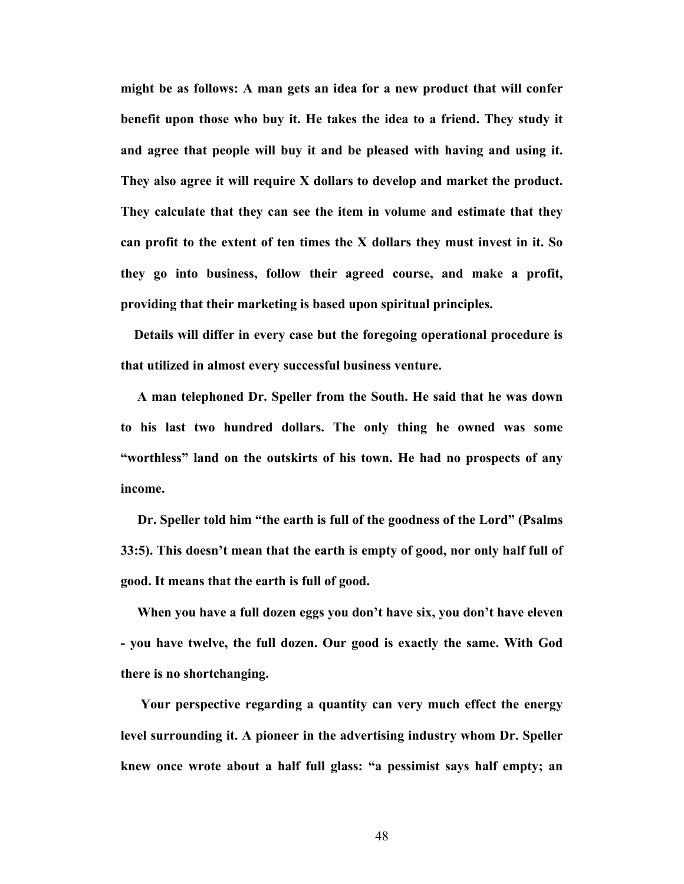**might be as follows: A man gets an idea for a new product that will confer benefit upon those who buy it. He takes the idea to a friend. They study it and agree that people will buy it and be pleased with having and using it. They also agree it will require X dollars to develop and market the product. They calculate that they can see the item in volume and estimate that they can profit to the extent of ten times the X dollars they must invest in it. So they go into business, follow their agreed course, and make a profit, providing that their marketing is based upon spiritual principles.**

**Details will differ in every case but the foregoing operational procedure is that utilized in almost every successful business venture.**

**A man telephoned Dr. Speller from the South. He said that he was down to his last two hundred dollars. The only thing he owned was some "worthless" land on the outskirts of his town. He had no prospects of any income.**

**Dr. Speller told him "the earth is full of the goodness of the Lord" (Psalms 33:5). This doesn't mean that the earth is empty of good, nor only half full of good. It means that the earth is full of good.**

**When you have a full dozen eggs you don't have six, you don't have eleven - you have twelve, the full dozen. Our good is exactly the same. With God there is no shortchanging.**

**Your perspective regarding a quantity can very much effect the energy level surrounding it. A pioneer in the advertising industry whom Dr. Speller knew once wrote about a half full glass: "a pessimist says half empty; an**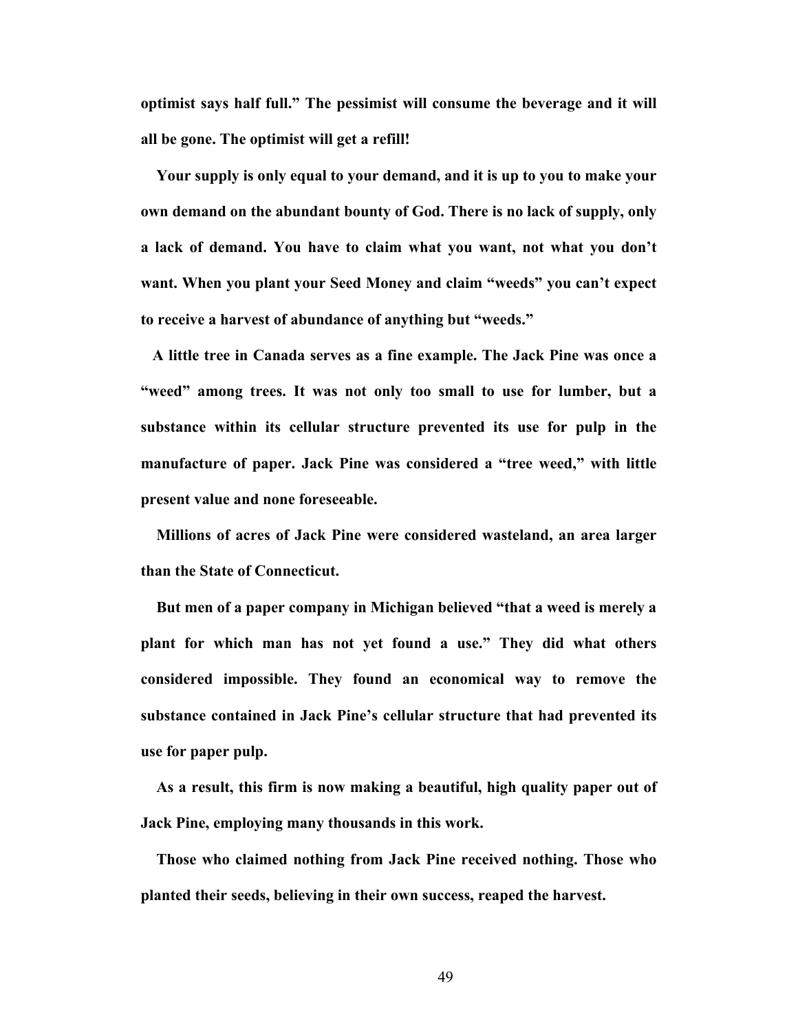optimist says half full." The pessimist will consume the beverage and it will all be gone. The optimist will get a refill!

Your supply is only equal to your demand, and it is up to you to make your own demand on the abundant bounty of God. There is no lack of supply, only a lack of demand. You have to claim what you want, not what you don't want. When you plant your Seed Money and claim "weeds" you can't expect to receive a harvest of abundance of anything but "weeds."

A little tree in Canada serves as a fine example. The Jack Pine was once a "weed" among trees. It was not only too small to use for lumber, but a substance within its cellular structure prevented its use for pulp in the manufacture of paper. Jack Pine was considered a "tree weed," with little present value and none foreseeable.

Millions of acres of Jack Pine were considered wasteland, an area larger than the State of Connecticut.

But men of a paper company in Michigan believed "that a weed is merely a plant for which man has not yet found a use." They did what others considered impossible. They found an economical way to remove the substance contained in Jack Pine's cellular structure that had prevented its use for paper pulp.

As a result, this firm is now making a beautiful, high quality paper out of Jack Pine, employing many thousands in this work.

Those who claimed nothing from Jack Pine received nothing. Those who planted their seeds, believing in their own success, reaped the harvest.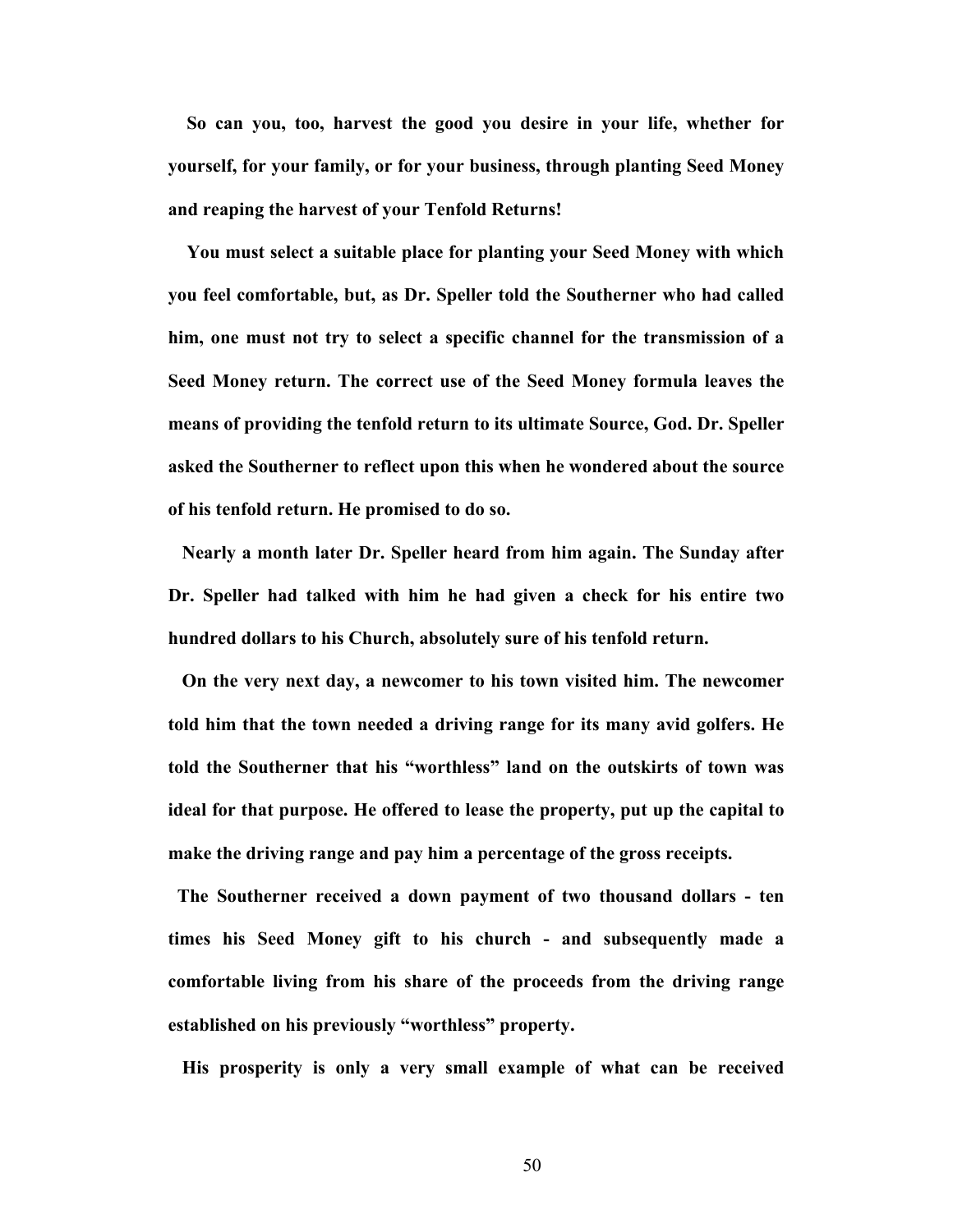**So can you, too, harvest the good you desire in your life, whether for yourself, for your family, or for your business, through planting Seed Money and reaping the harvest of your Tenfold Returns!**

**You must select a suitable place for planting your Seed Money with which you feel comfortable, but, as Dr. Speller told the Southerner who had called him, one must not try to select a specific channel for the transmission of a Seed Money return. The correct use of the Seed Money formula leaves the means of providing the tenfold return to its ultimate Source, God. Dr. Speller asked the Southerner to reflect upon this when he wondered about the source of his tenfold return. He promised to do so.**

**Nearly a month later Dr. Speller heard from him again. The Sunday after Dr. Speller had talked with him he had given a check for his entire two hundred dollars to his Church, absolutely sure of his tenfold return.**

**On the very next day, a newcomer to his town visited him. The newcomer told him that the town needed a driving range for its many avid golfers. He told the Southerner that his "worthless" land on the outskirts of town was ideal for that purpose. He offered to lease the property, put up the capital to make the driving range and pay him a percentage of the gross receipts.**

**The Southerner received a down payment of two thousand dollars - ten times his Seed Money gift to his church - and subsequently made a comfortable living from his share of the proceeds from the driving range established on his previously "worthless" property.**

**His prosperity is only a very small example of what can be received**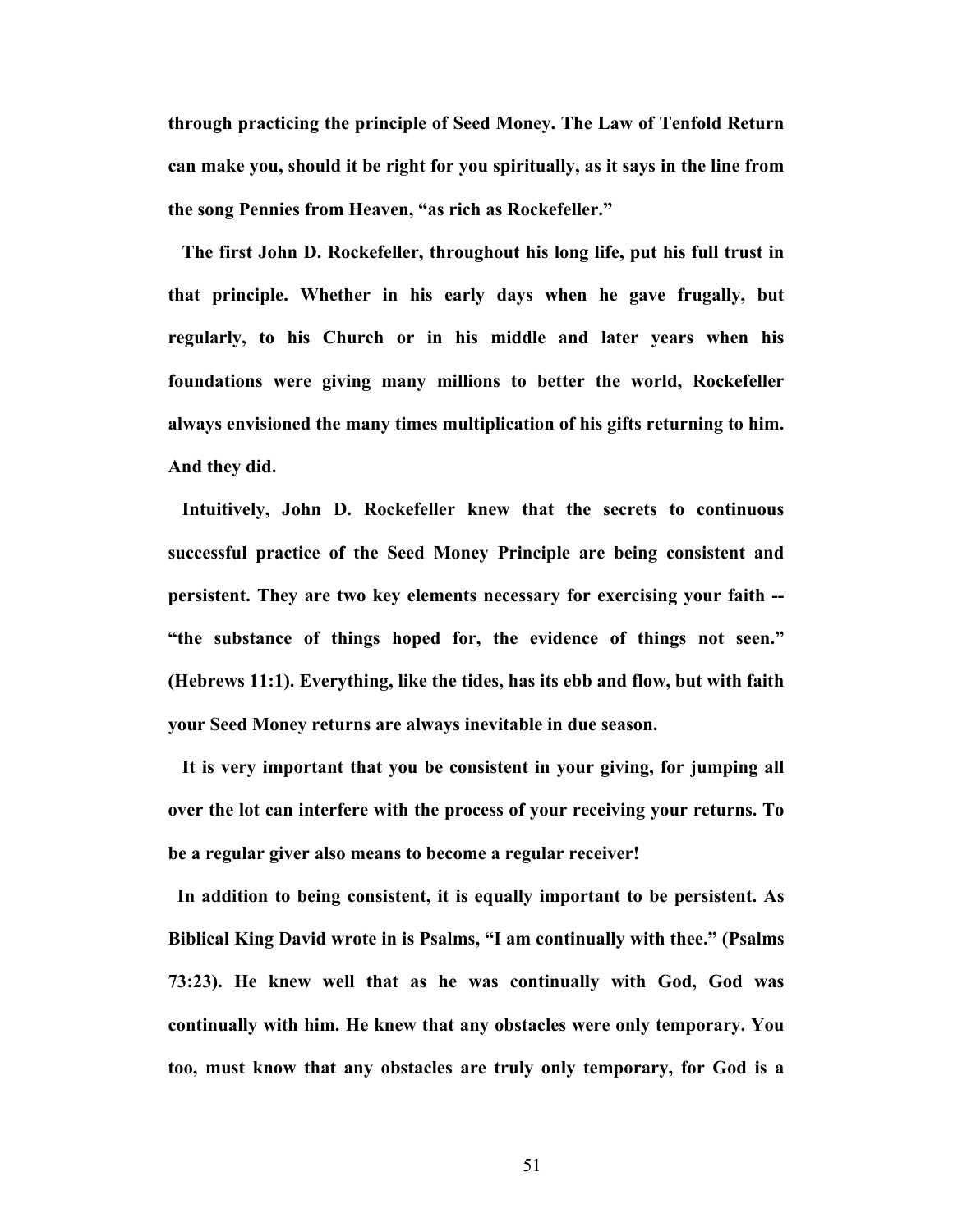**through practicing the principle of Seed Money. The Law of Tenfold Return can make you, should it be right for you spiritually, as it says in the line from the song Pennies from Heaven, "as rich as Rockefeller."**

**The first John D. Rockefeller, throughout his long life, put his full trust in that principle. Whether in his early days when he gave frugally, but regularly, to his Church or in his middle and later years when his foundations were giving many millions to better the world, Rockefeller always envisioned the many times multiplication of his gifts returning to him. And they did.**

**Intuitively, John D. Rockefeller knew that the secrets to continuous successful practice of the Seed Money Principle are being consistent and persistent. They are two key elements necessary for exercising your faith -- "the substance of things hoped for, the evidence of things not seen." (Hebrews 11:1). Everything, like the tides, has its ebb and flow, but with faith your Seed Money returns are always inevitable in due season.**

**It is very important that you be consistent in your giving, for jumping all over the lot can interfere with the process of your receiving your returns. To be a regular giver also means to become a regular receiver!**

**In addition to being consistent, it is equally important to be persistent. As Biblical King David wrote in is Psalms, "I am continually with thee." (Psalms 73:23). He knew well that as he was continually with God, God was continually with him. He knew that any obstacles were only temporary. You too, must know that any obstacles are truly only temporary, for God is a**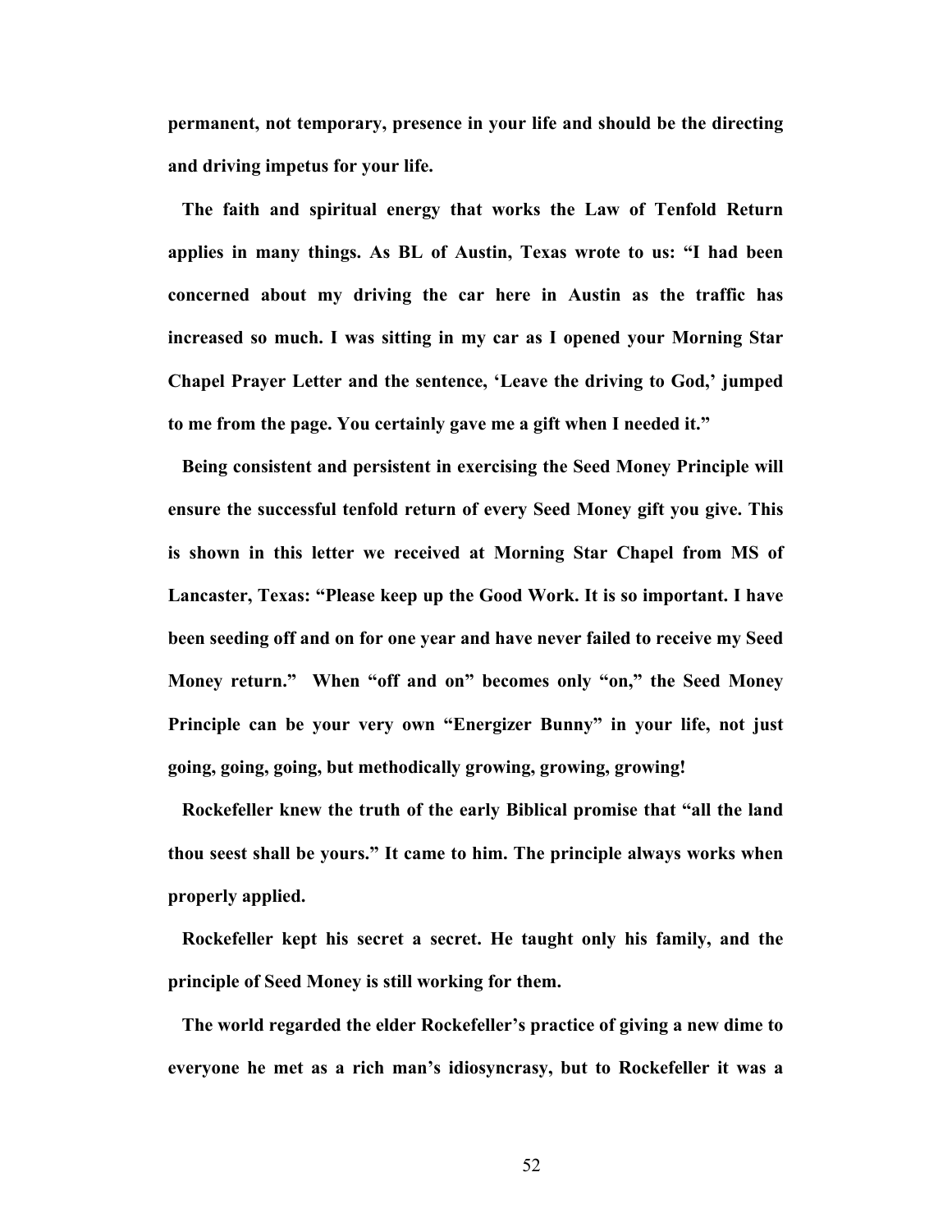**permanent, not temporary, presence in your life and should be the directing and driving impetus for your life.**

**The faith and spiritual energy that works the Law of Tenfold Return applies in many things. As BL of Austin, Texas wrote to us: "I had been concerned about my driving the car here in Austin as the traffic has increased so much. I was sitting in my car as I opened your Morning Star Chapel Prayer Letter and the sentence, 'Leave the driving to God,' jumped to me from the page. You certainly gave me a gift when I needed it."**

**Being consistent and persistent in exercising the Seed Money Principle will ensure the successful tenfold return of every Seed Money gift you give. This is shown in this letter we received at Morning Star Chapel from MS of Lancaster, Texas: "Please keep up the Good Work. It is so important. I have been seeding off and on for one year and have never failed to receive my Seed Money return." When "off and on" becomes only "on," the Seed Money Principle can be your very own "Energizer Bunny" in your life, not just going, going, going, but methodically growing, growing, growing!**

**Rockefeller knew the truth of the early Biblical promise that "all the land thou seest shall be yours." It came to him. The principle always works when properly applied.**

**Rockefeller kept his secret a secret. He taught only his family, and the principle of Seed Money is still working for them.**

**The world regarded the elder Rockefeller's practice of giving a new dime to everyone he met as a rich man's idiosyncrasy, but to Rockefeller it was a**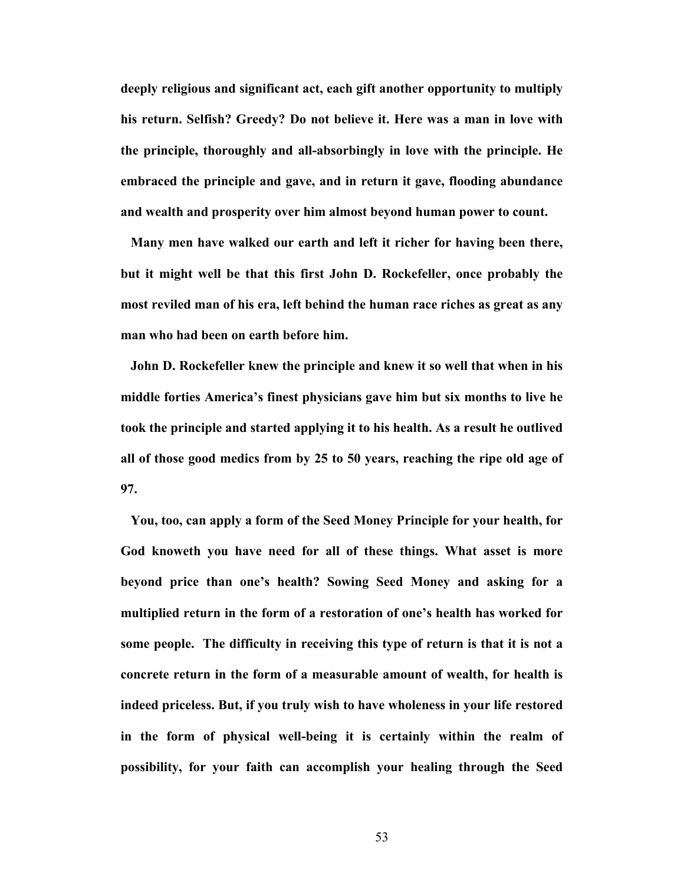**deeply religious and significant act, each gift another opportunity to multiply his return. Selfish? Greedy? Do not believe it. Here was a man in love with the principle, thoroughly and all-absorbingly in love with the principle. He embraced the principle and gave, and in return it gave, flooding abundance and wealth and prosperity over him almost beyond human power to count.**

**Many men have walked our earth and left it richer for having been there, but it might well be that this first John D. Rockefeller, once probably the most reviled man of his era, left behind the human race riches as great as any man who had been on earth before him.**

**John D. Rockefeller knew the principle and knew it so well that when in his middle forties America's finest physicians gave him but six months to live he took the principle and started applying it to his health. As a result he outlived all of those good medics from by 25 to 50 years, reaching the ripe old age of 97.**

**You, too, can apply a form of the Seed Money Principle for your health, for God knoweth you have need for all of these things. What asset is more beyond price than one's health? Sowing Seed Money and asking for a multiplied return in the form of a restoration of one's health has worked for some people. The difficulty in receiving this type of return is that it is not a concrete return in the form of a measurable amount of wealth, for health is indeed priceless. But, if you truly wish to have wholeness in your life restored in the form of physical well-being it is certainly within the realm of possibility, for your faith can accomplish your healing through the Seed**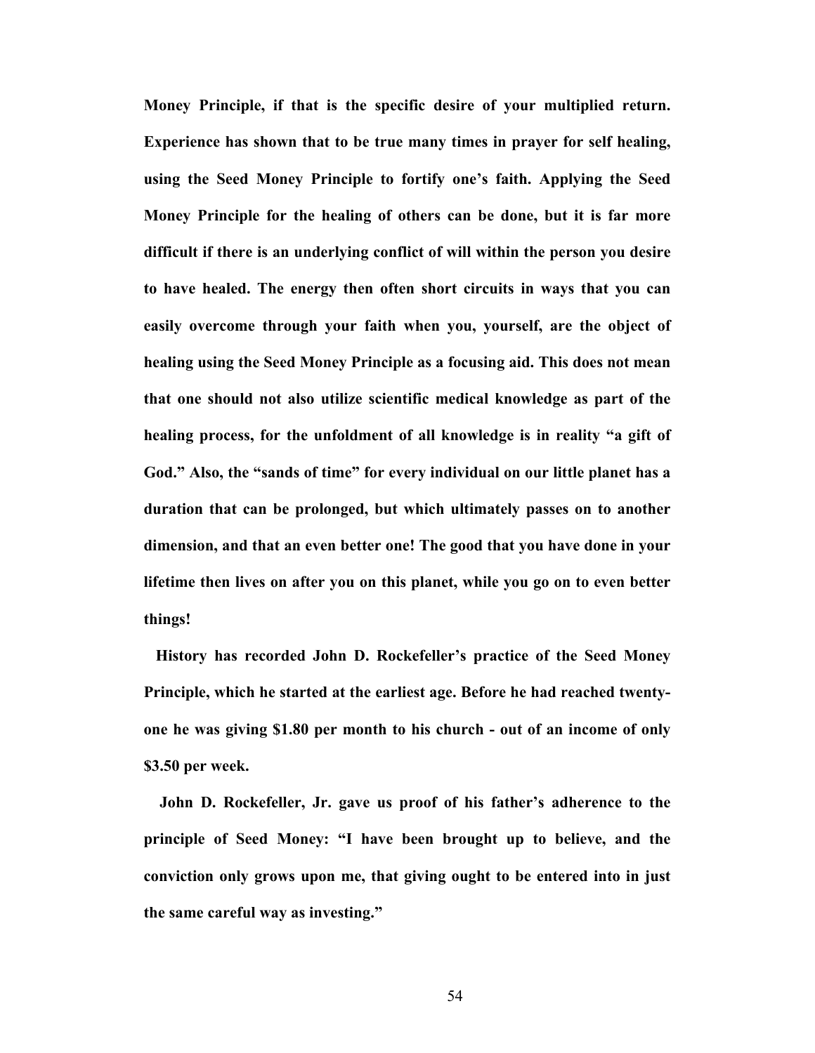**Money Principle, if that is the specific desire of your multiplied return. Experience has shown that to be true many times in prayer for self healing, using the Seed Money Principle to fortify one's faith. Applying the Seed Money Principle for the healing of others can be done, but it is far more difficult if there is an underlying conflict of will within the person you desire to have healed. The energy then often short circuits in ways that you can easily overcome through your faith when you, yourself, are the object of healing using the Seed Money Principle as a focusing aid. This does not mean that one should not also utilize scientific medical knowledge as part of the healing process, for the unfoldment of all knowledge is in reality "a gift of God." Also, the "sands of time" for every individual on our little planet has a duration that can be prolonged, but which ultimately passes on to another dimension, and that an even better one! The good that you have done in your lifetime then lives on after you on this planet, while you go on to even better things!**

**History has recorded John D. Rockefeller's practice of the Seed Money Principle, which he started at the earliest age. Before he had reached twenty-one he was giving $1.80 per month to his church - out of an income of only $3.50 per week.**

**John D. Rockefeller, Jr. gave us proof of his father's adherence to the principle of Seed Money: "I have been brought up to believe, and the conviction only grows upon me, that giving ought to be entered into in just the same careful way as investing."**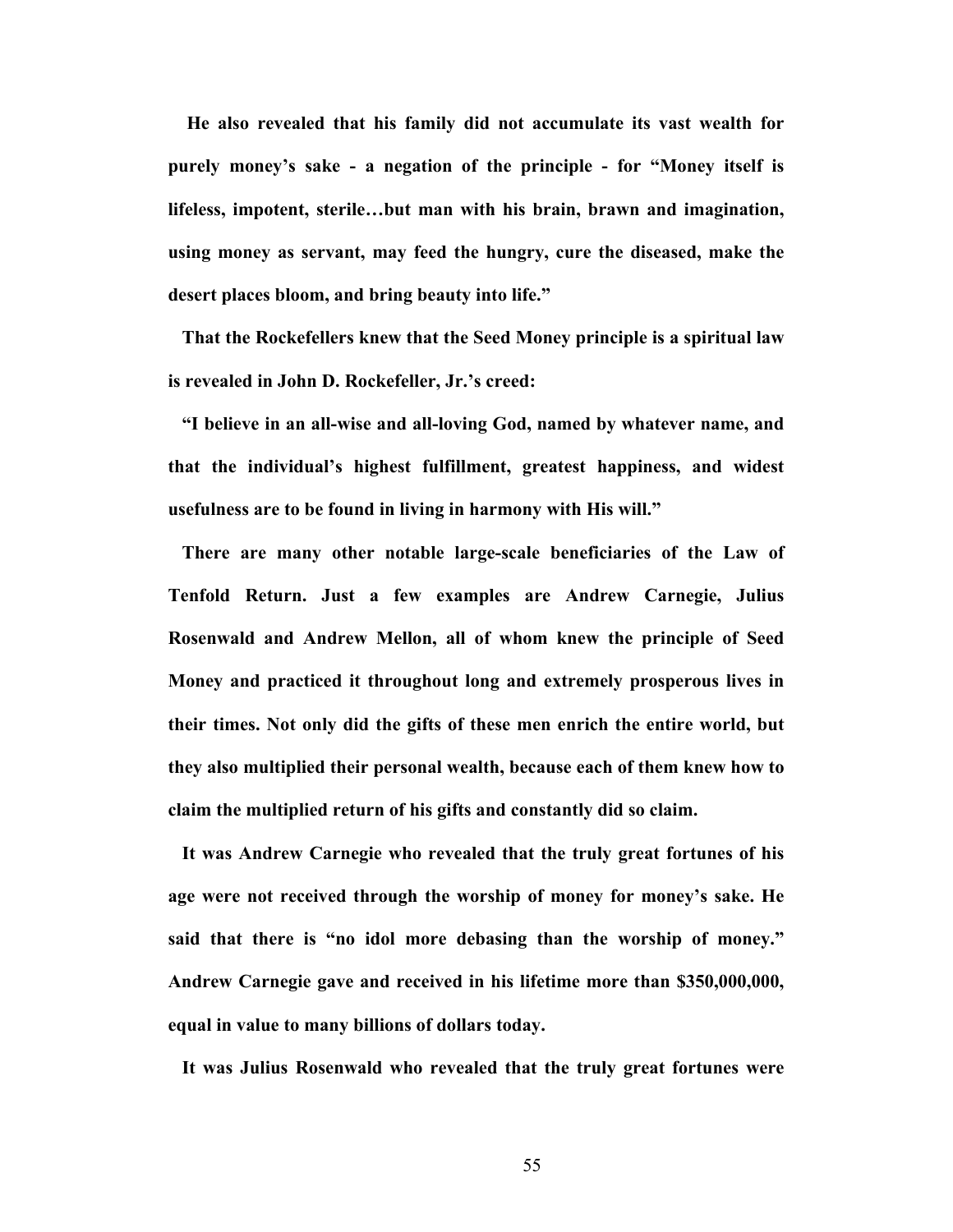**He also revealed that his family did not accumulate its vast wealth for purely money's sake - a negation of the principle - for "Money itself is lifeless, impotent, sterile…but man with his brain, brawn and imagination, using money as servant, may feed the hungry, cure the diseased, make the desert places bloom, and bring beauty into life."**

**That the Rockefellers knew that the Seed Money principle is a spiritual law is revealed in John D. Rockefeller, Jr.'s creed:**

**"I believe in an all-wise and all-loving God, named by whatever name, and that the individual's highest fulfillment, greatest happiness, and widest usefulness are to be found in living in harmony with His will."**

**There are many other notable large-scale beneficiaries of the Law of Tenfold Return. Just a few examples are Andrew Carnegie, Julius Rosenwald and Andrew Mellon, all of whom knew the principle of Seed Money and practiced it throughout long and extremely prosperous lives in their times. Not only did the gifts of these men enrich the entire world, but they also multiplied their personal wealth, because each of them knew how to claim the multiplied return of his gifts and constantly did so claim.**

**It was Andrew Carnegie who revealed that the truly great fortunes of his age were not received through the worship of money for money's sake. He said that there is "no idol more debasing than the worship of money." Andrew Carnegie gave and received in his lifetime more than $350,000,000, equal in value to many billions of dollars today.**

**It was Julius Rosenwald who revealed that the truly great fortunes were**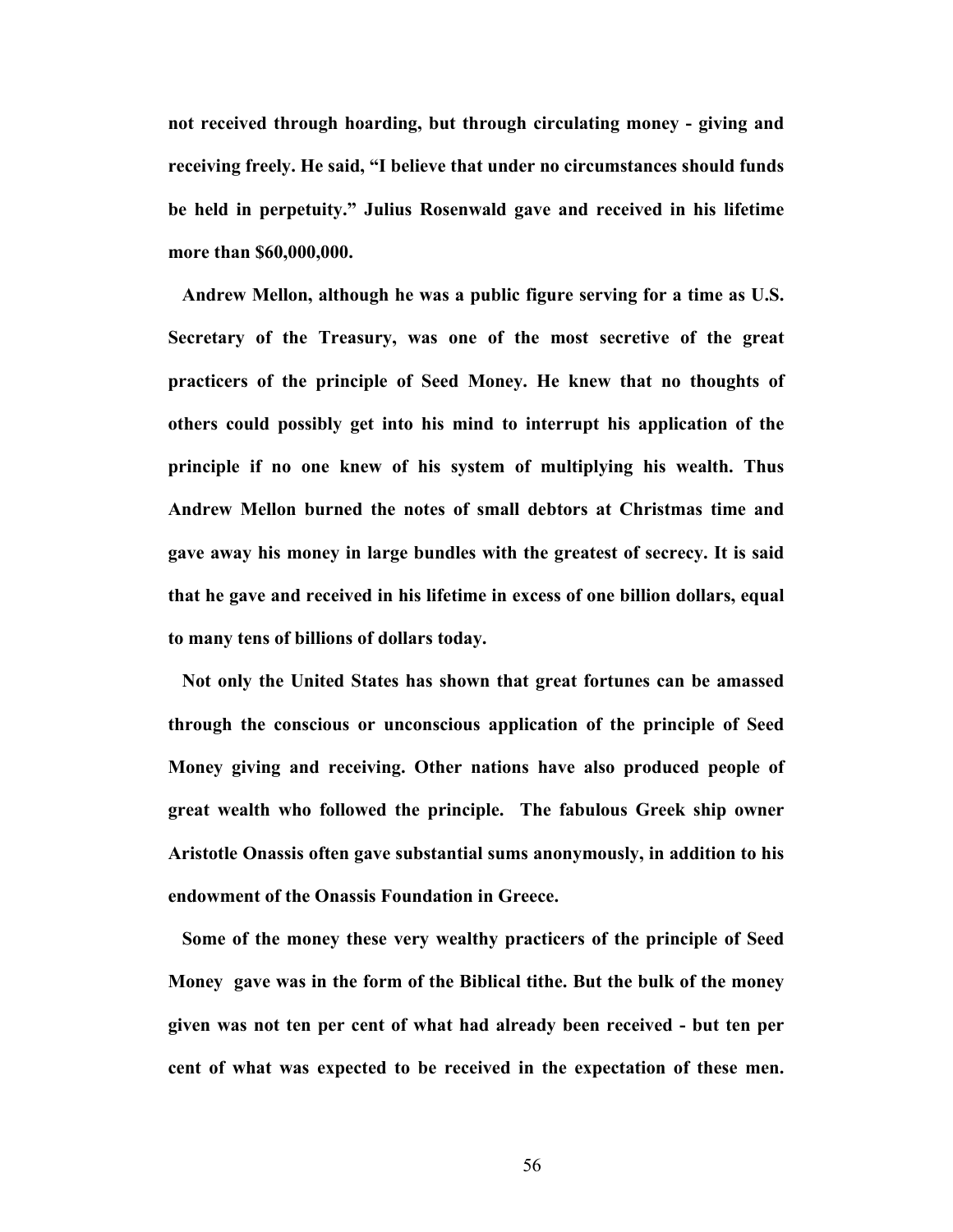**not received through hoarding, but through circulating money - giving and receiving freely. He said, "I believe that under no circumstances should funds be held in perpetuity." Julius Rosenwald gave and received in his lifetime more than $60,000,000.**

**Andrew Mellon, although he was a public figure serving for a time as U.S. Secretary of the Treasury, was one of the most secretive of the great practicers of the principle of Seed Money. He knew that no thoughts of others could possibly get into his mind to interrupt his application of the principle if no one knew of his system of multiplying his wealth. Thus Andrew Mellon burned the notes of small debtors at Christmas time and gave away his money in large bundles with the greatest of secrecy. It is said that he gave and received in his lifetime in excess of one billion dollars, equal to many tens of billions of dollars today.**

**Not only the United States has shown that great fortunes can be amassed through the conscious or unconscious application of the principle of Seed Money giving and receiving. Other nations have also produced people of great wealth who followed the principle. The fabulous Greek ship owner Aristotle Onassis often gave substantial sums anonymously, in addition to his endowment of the Onassis Foundation in Greece.**

**Some of the money these very wealthy practicers of the principle of Seed Money gave was in the form of the Biblical tithe. But the bulk of the money given was not ten per cent of what had already been received - but ten per cent of what was expected to be received in the expectation of these men.**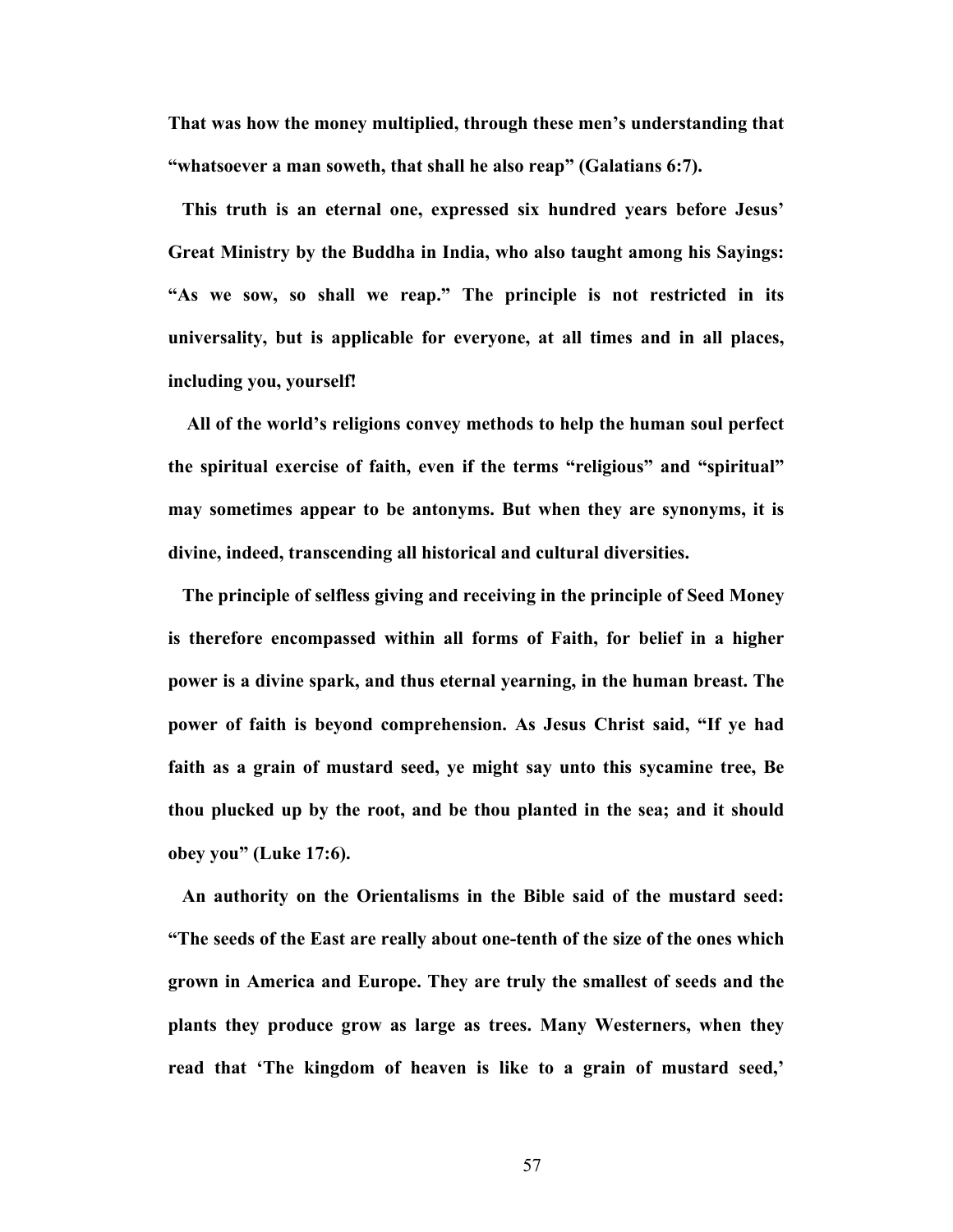**That was how the money multiplied, through these men's understanding that "whatsoever a man soweth, that shall he also reap" (Galatians 6:7).**

**This truth is an eternal one, expressed six hundred years before Jesus' Great Ministry by the Buddha in India, who also taught among his Sayings: "As we sow, so shall we reap." The principle is not restricted in its universality, but is applicable for everyone, at all times and in all places, including you, yourself!**

**All of the world's religions convey methods to help the human soul perfect the spiritual exercise of faith, even if the terms "religious" and "spiritual" may sometimes appear to be antonyms. But when they are synonyms, it is divine, indeed, transcending all historical and cultural diversities.**

**The principle of selfless giving and receiving in the principle of Seed Money is therefore encompassed within all forms of Faith, for belief in a higher power is a divine spark, and thus eternal yearning, in the human breast. The power of faith is beyond comprehension. As Jesus Christ said, "If ye had faith as a grain of mustard seed, ye might say unto this sycamine tree, Be thou plucked up by the root, and be thou planted in the sea; and it should obey you" (Luke 17:6).**

**An authority on the Orientalisms in the Bible said of the mustard seed: "The seeds of the East are really about one-tenth of the size of the ones which grown in America and Europe. They are truly the smallest of seeds and the plants they produce grow as large as trees. Many Westerners, when they read that 'The kingdom of heaven is like to a grain of mustard seed,'**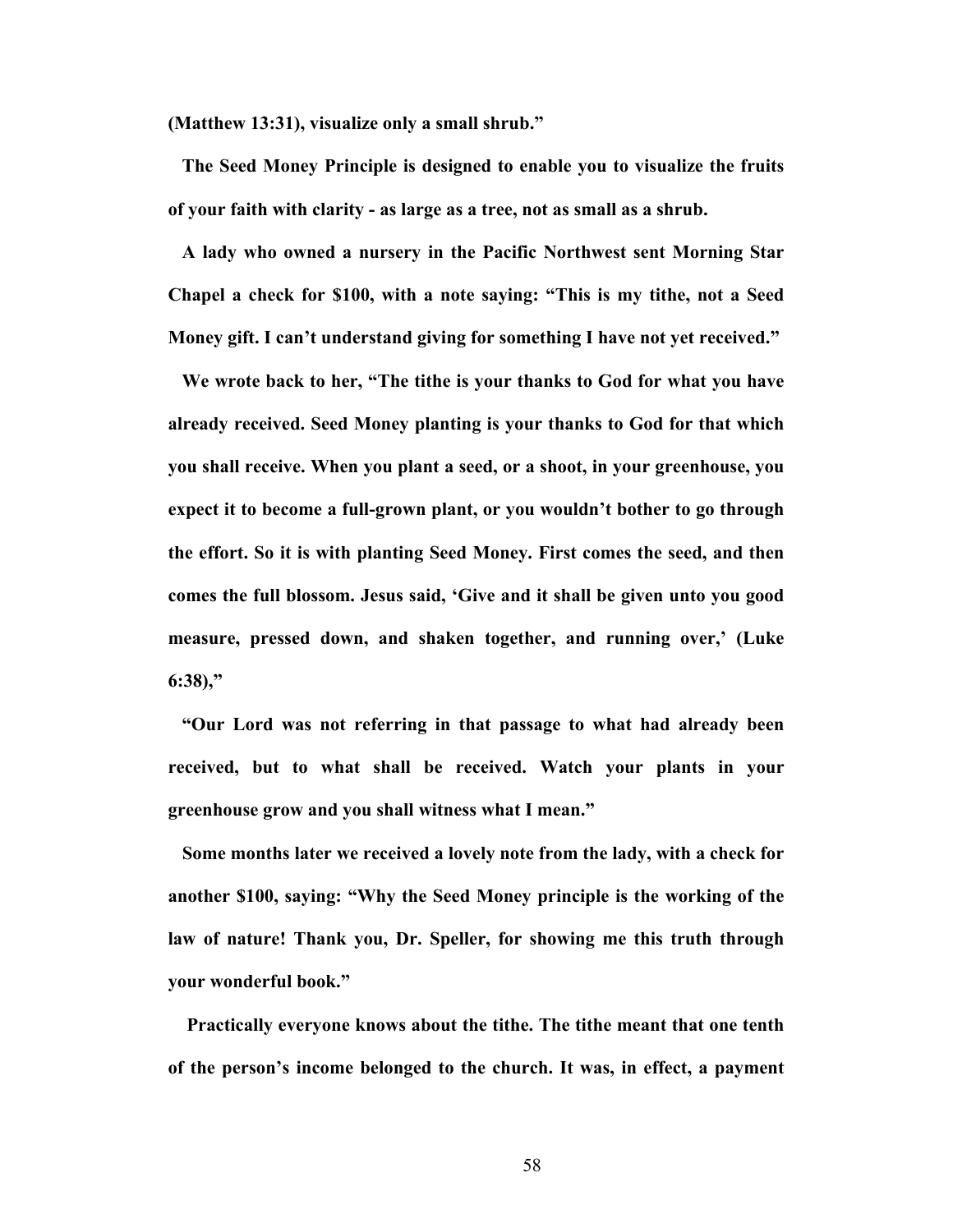**(Matthew 13:31), visualize only a small shrub."**

**The Seed Money Principle is designed to enable you to visualize the fruits of your faith with clarity - as large as a tree, not as small as a shrub.**

**A lady who owned a nursery in the Pacific Northwest sent Morning Star Chapel a check for $100, with a note saying: "This is my tithe, not a Seed Money gift. I can't understand giving for something I have not yet received."**

**We wrote back to her, "The tithe is your thanks to God for what you have already received. Seed Money planting is your thanks to God for that which you shall receive. When you plant a seed, or a shoot, in your greenhouse, you expect it to become a full-grown plant, or you wouldn't bother to go through the effort. So it is with planting Seed Money. First comes the seed, and then comes the full blossom. Jesus said, 'Give and it shall be given unto you good measure, pressed down, and shaken together, and running over,' (Luke 6:38),"**

**"Our Lord was not referring in that passage to what had already been received, but to what shall be received. Watch your plants in your greenhouse grow and you shall witness what I mean."**

**Some months later we received a lovely note from the lady, with a check for another $100, saying: "Why the Seed Money principle is the working of the law of nature! Thank you, Dr. Speller, for showing me this truth through your wonderful book."**

**Practically everyone knows about the tithe. The tithe meant that one tenth of the person's income belonged to the church. It was, in effect, a payment**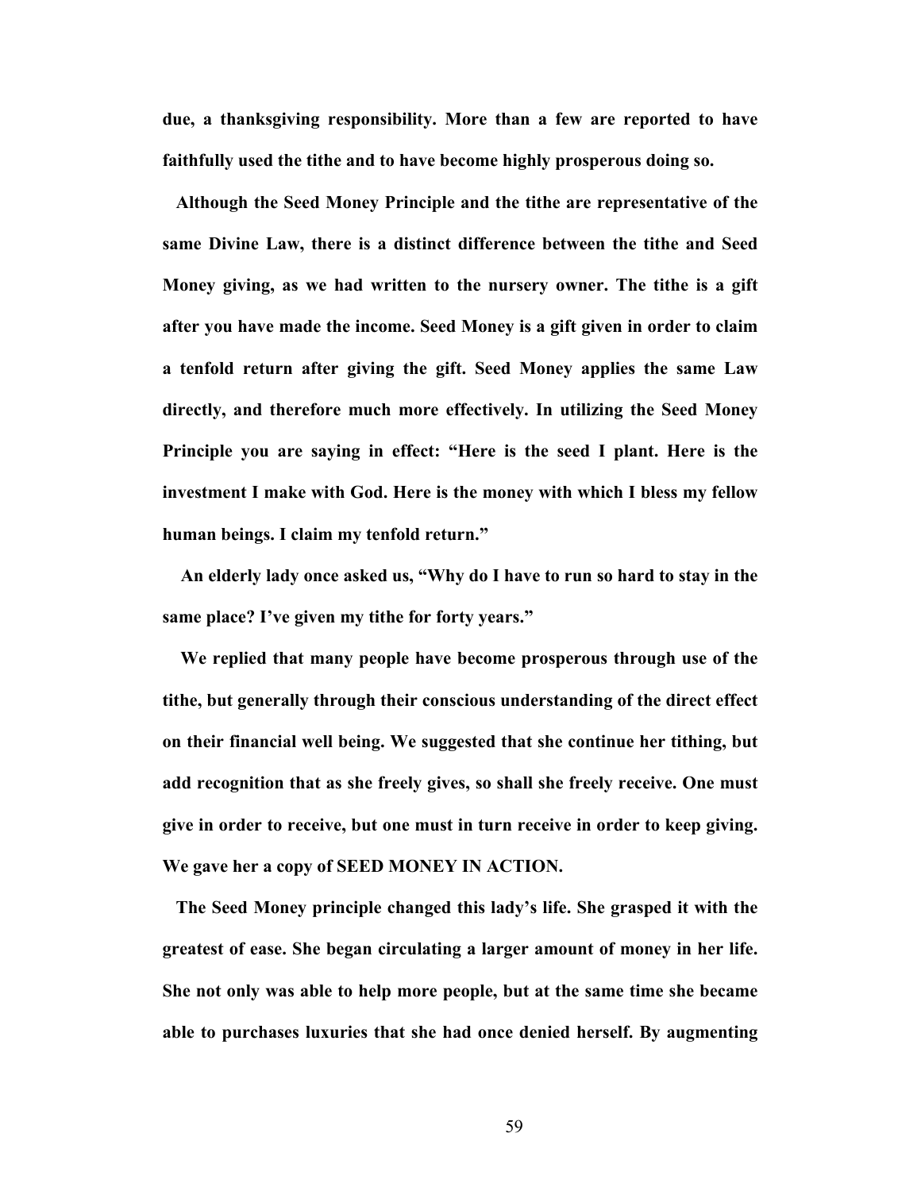**due, a thanksgiving responsibility. More than a few are reported to have faithfully used the tithe and to have become highly prosperous doing so.**

**Although the Seed Money Principle and the tithe are representative of the same Divine Law, there is a distinct difference between the tithe and Seed Money giving, as we had written to the nursery owner. The tithe is a gift after you have made the income. Seed Money is a gift given in order to claim a tenfold return after giving the gift. Seed Money applies the same Law directly, and therefore much more effectively. In utilizing the Seed Money Principle you are saying in effect: "Here is the seed I plant. Here is the investment I make with God. Here is the money with which I bless my fellow human beings. I claim my tenfold return."**

**An elderly lady once asked us, "Why do I have to run so hard to stay in the same place? I've given my tithe for forty years."**

**We replied that many people have become prosperous through use of the tithe, but generally through their conscious understanding of the direct effect on their financial well being. We suggested that she continue her tithing, but add recognition that as she freely gives, so shall she freely receive. One must give in order to receive, but one must in turn receive in order to keep giving. We gave her a copy of SEED MONEY IN ACTION.**

**The Seed Money principle changed this lady's life. She grasped it with the greatest of ease. She began circulating a larger amount of money in her life. She not only was able to help more people, but at the same time she became able to purchases luxuries that she had once denied herself. By augmenting**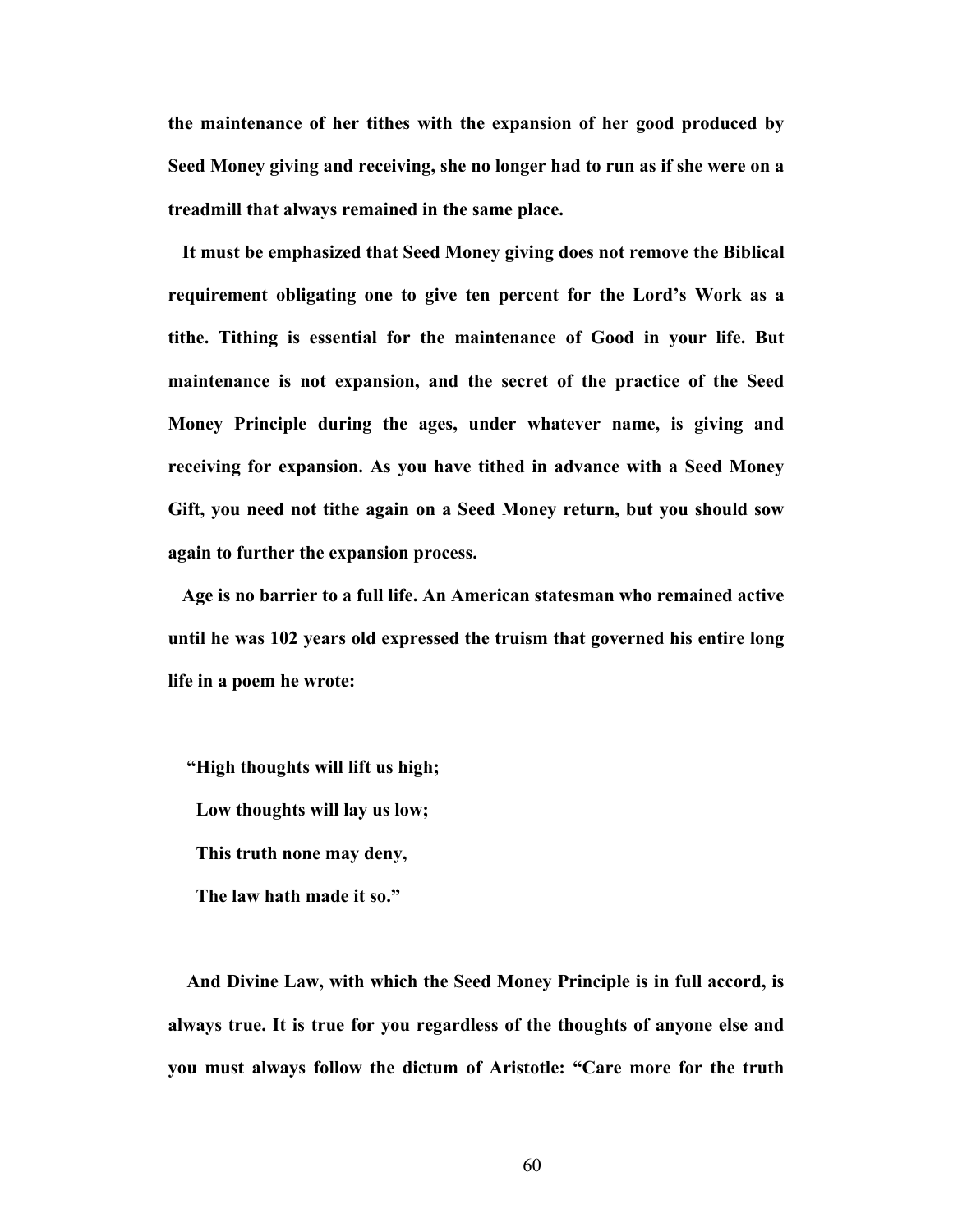**the maintenance of her tithes with the expansion of her good produced by Seed Money giving and receiving, she no longer had to run as if she were on a treadmill that always remained in the same place.**

**It must be emphasized that Seed Money giving does not remove the Biblical requirement obligating one to give ten percent for the Lord's Work as a tithe. Tithing is essential for the maintenance of Good in your life. But maintenance is not expansion, and the secret of the practice of the Seed Money Principle during the ages, under whatever name, is giving and receiving for expansion. As you have tithed in advance with a Seed Money Gift, you need not tithe again on a Seed Money return, but you should sow again to further the expansion process.**

**Age is no barrier to a full life. An American statesman who remained active until he was 102 years old expressed the truism that governed his entire long life in a poem he wrote:**

> **"High thoughts will lift us high;**
> **Low thoughts will lay us low;**
> **This truth none may deny,**
> **The law hath made it so."**

**And Divine Law, with which the Seed Money Principle is in full accord, is always true. It is true for you regardless of the thoughts of anyone else and you must always follow the dictum of Aristotle: "Care more for the truth**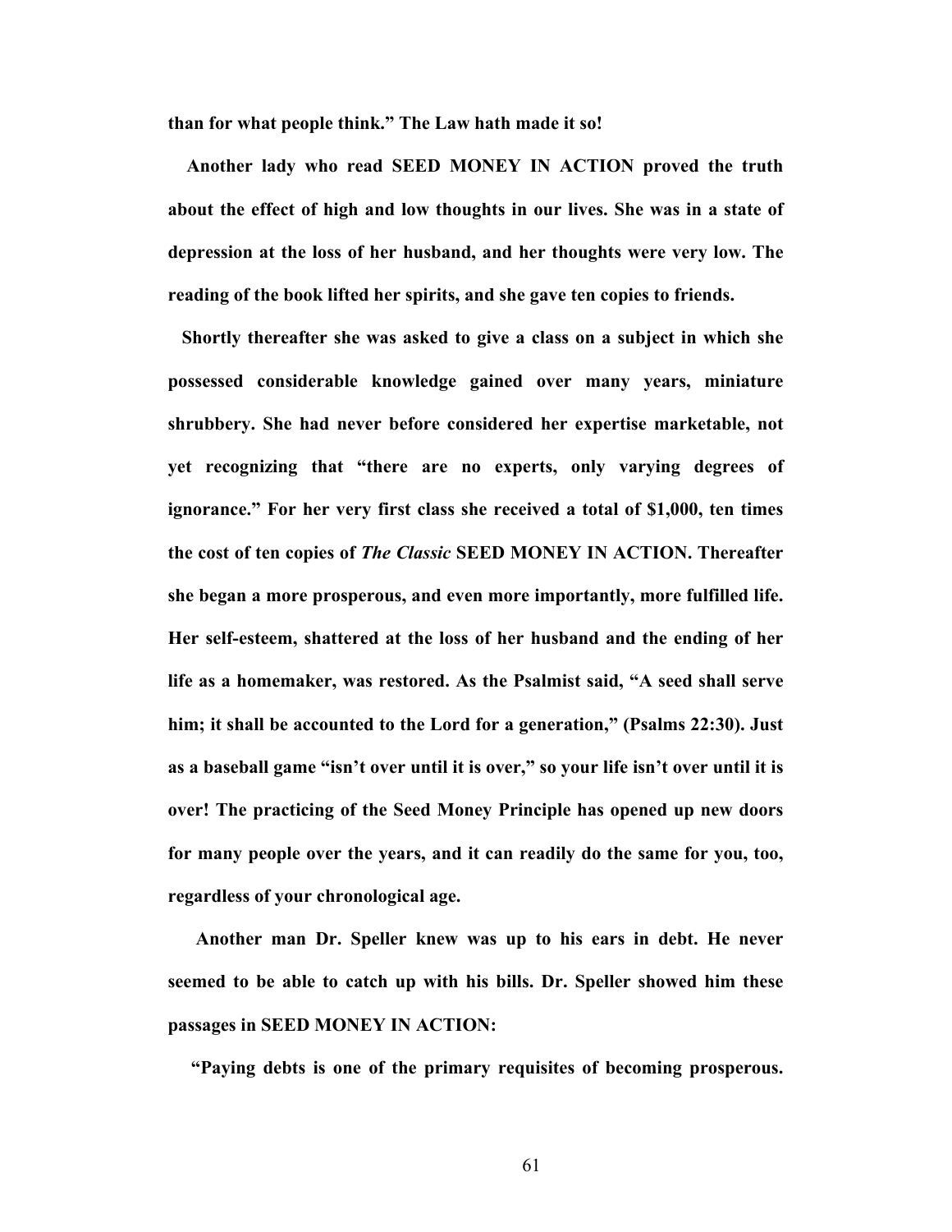**than for what people think." The Law hath made it so!**

**Another lady who read SEED MONEY IN ACTION proved the truth about the effect of high and low thoughts in our lives. She was in a state of depression at the loss of her husband, and her thoughts were very low. The reading of the book lifted her spirits, and she gave ten copies to friends.**

**Shortly thereafter she was asked to give a class on a subject in which she possessed considerable knowledge gained over many years, miniature shrubbery. She had never before considered her expertise marketable, not yet recognizing that "there are no experts, only varying degrees of ignorance." For her very first class she received a total of $1,000, ten times the cost of ten copies of *The Classic* SEED MONEY IN ACTION. Thereafter she began a more prosperous, and even more importantly, more fulfilled life. Her self-esteem, shattered at the loss of her husband and the ending of her life as a homemaker, was restored. As the Psalmist said, "A seed shall serve him; it shall be accounted to the Lord for a generation," (Psalms 22:30). Just as a baseball game "isn't over until it is over," so your life isn't over until it is over! The practicing of the Seed Money Principle has opened up new doors for many people over the years, and it can readily do the same for you, too, regardless of your chronological age.**

**Another man Dr. Speller knew was up to his ears in debt. He never seemed to be able to catch up with his bills. Dr. Speller showed him these passages in SEED MONEY IN ACTION:**

**"Paying debts is one of the primary requisites of becoming prosperous.**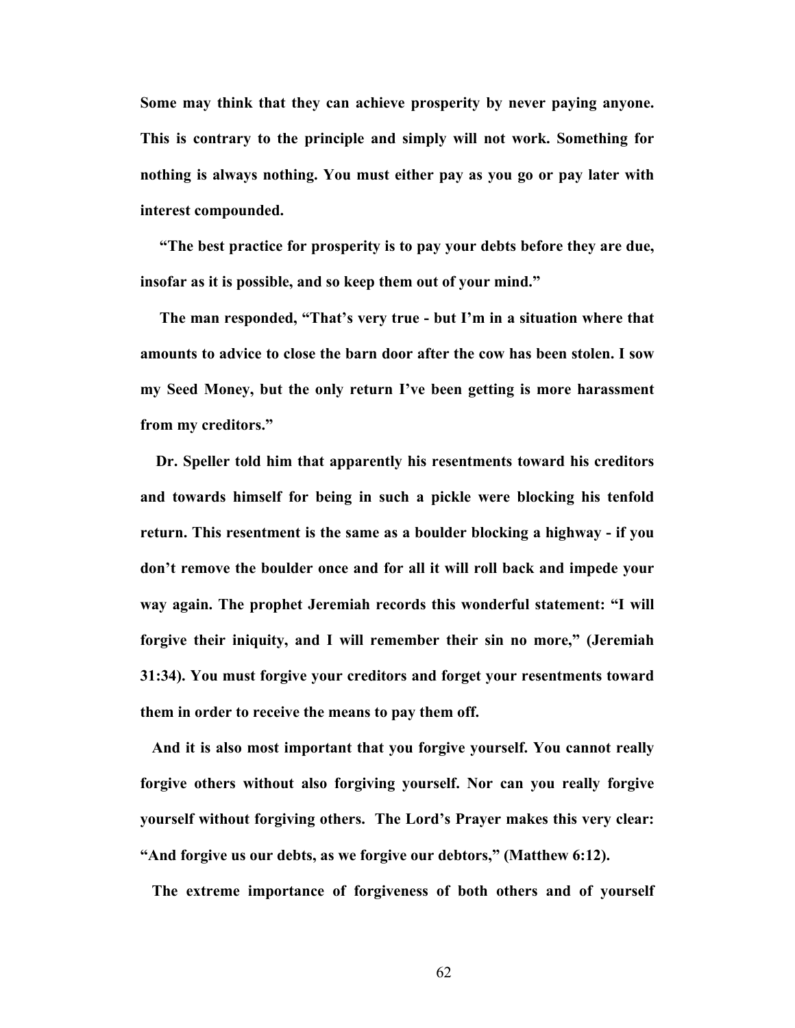**Some may think that they can achieve prosperity by never paying anyone. This is contrary to the principle and simply will not work. Something for nothing is always nothing. You must either pay as you go or pay later with interest compounded.**

**"The best practice for prosperity is to pay your debts before they are due, insofar as it is possible, and so keep them out of your mind."**

**The man responded, "That's very true - but I'm in a situation where that amounts to advice to close the barn door after the cow has been stolen. I sow my Seed Money, but the only return I've been getting is more harassment from my creditors."**

**Dr. Speller told him that apparently his resentments toward his creditors and towards himself for being in such a pickle were blocking his tenfold return. This resentment is the same as a boulder blocking a highway - if you don't remove the boulder once and for all it will roll back and impede your way again. The prophet Jeremiah records this wonderful statement: "I will forgive their iniquity, and I will remember their sin no more," (Jeremiah 31:34). You must forgive your creditors and forget your resentments toward them in order to receive the means to pay them off.**

**And it is also most important that you forgive yourself. You cannot really forgive others without also forgiving yourself. Nor can you really forgive yourself without forgiving others. The Lord's Prayer makes this very clear: "And forgive us our debts, as we forgive our debtors," (Matthew 6:12).**

**The extreme importance of forgiveness of both others and of yourself**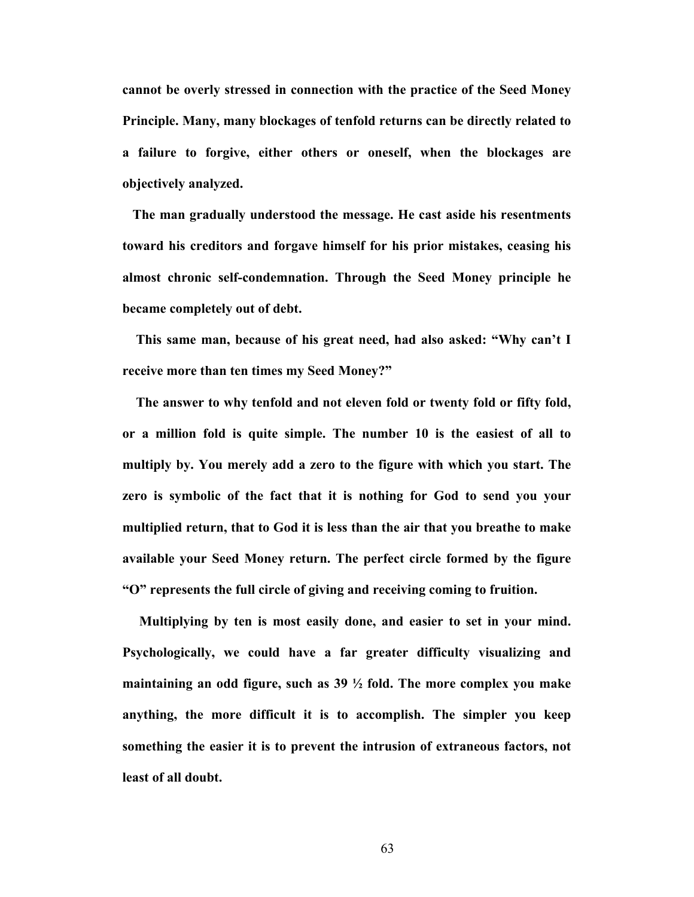**cannot be overly stressed in connection with the practice of the Seed Money Principle. Many, many blockages of tenfold returns can be directly related to a failure to forgive, either others or oneself, when the blockages are objectively analyzed.**

**The man gradually understood the message. He cast aside his resentments toward his creditors and forgave himself for his prior mistakes, ceasing his almost chronic self-condemnation. Through the Seed Money principle he became completely out of debt.**

**This same man, because of his great need, had also asked: "Why can't I receive more than ten times my Seed Money?"**

**The answer to why tenfold and not eleven fold or twenty fold or fifty fold, or a million fold is quite simple. The number 10 is the easiest of all to multiply by. You merely add a zero to the figure with which you start. The zero is symbolic of the fact that it is nothing for God to send you your multiplied return, that to God it is less than the air that you breathe to make available your Seed Money return. The perfect circle formed by the figure "O" represents the full circle of giving and receiving coming to fruition.**

**Multiplying by ten is most easily done, and easier to set in your mind. Psychologically, we could have a far greater difficulty visualizing and maintaining an odd figure, such as 39 ½ fold. The more complex you make anything, the more difficult it is to accomplish. The simpler you keep something the easier it is to prevent the intrusion of extraneous factors, not least of all doubt.**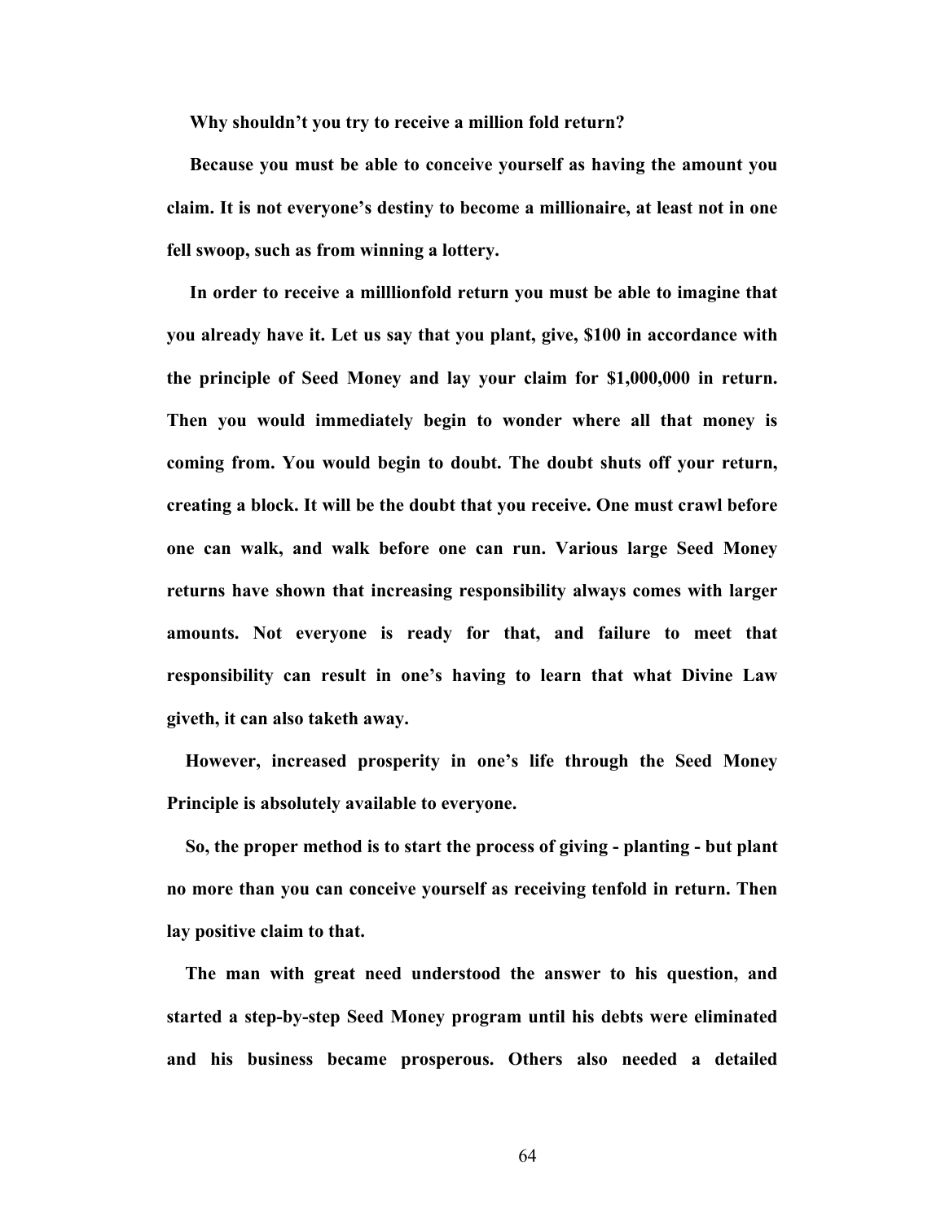**Why shouldn't you try to receive a million fold return?**

**Because you must be able to conceive yourself as having the amount you claim. It is not everyone's destiny to become a millionaire, at least not in one fell swoop, such as from winning a lottery.**

**In order to receive a milllionfold return you must be able to imagine that you already have it. Let us say that you plant, give, $100 in accordance with the principle of Seed Money and lay your claim for $1,000,000 in return. Then you would immediately begin to wonder where all that money is coming from. You would begin to doubt. The doubt shuts off your return, creating a block. It will be the doubt that you receive. One must crawl before one can walk, and walk before one can run. Various large Seed Money returns have shown that increasing responsibility always comes with larger amounts. Not everyone is ready for that, and failure to meet that responsibility can result in one's having to learn that what Divine Law giveth, it can also taketh away.**

**However, increased prosperity in one's life through the Seed Money Principle is absolutely available to everyone.**

**So, the proper method is to start the process of giving - planting - but plant no more than you can conceive yourself as receiving tenfold in return. Then lay positive claim to that.**

**The man with great need understood the answer to his question, and started a step-by-step Seed Money program until his debts were eliminated and his business became prosperous. Others also needed a detailed**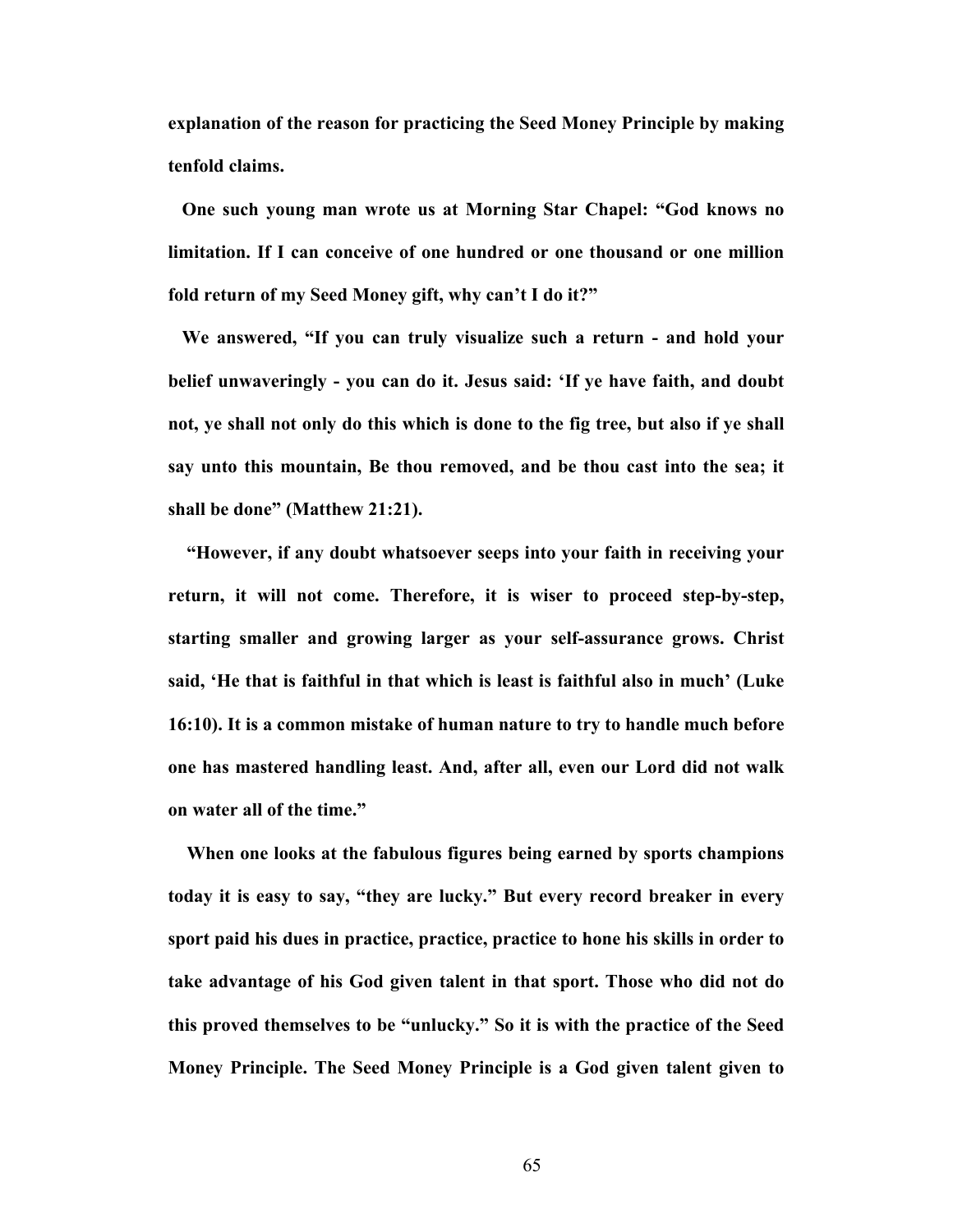**explanation of the reason for practicing the Seed Money Principle by making tenfold claims.**

**One such young man wrote us at Morning Star Chapel: "God knows no limitation. If I can conceive of one hundred or one thousand or one million fold return of my Seed Money gift, why can't I do it?"**

**We answered, "If you can truly visualize such a return - and hold your belief unwaveringly - you can do it. Jesus said: 'If ye have faith, and doubt not, ye shall not only do this which is done to the fig tree, but also if ye shall say unto this mountain, Be thou removed, and be thou cast into the sea; it shall be done" (Matthew 21:21).**

**"However, if any doubt whatsoever seeps into your faith in receiving your return, it will not come. Therefore, it is wiser to proceed step-by-step, starting smaller and growing larger as your self-assurance grows. Christ said, 'He that is faithful in that which is least is faithful also in much' (Luke 16:10). It is a common mistake of human nature to try to handle much before one has mastered handling least. And, after all, even our Lord did not walk on water all of the time."**

**When one looks at the fabulous figures being earned by sports champions today it is easy to say, "they are lucky." But every record breaker in every sport paid his dues in practice, practice, practice to hone his skills in order to take advantage of his God given talent in that sport. Those who did not do this proved themselves to be "unlucky." So it is with the practice of the Seed Money Principle. The Seed Money Principle is a God given talent given to**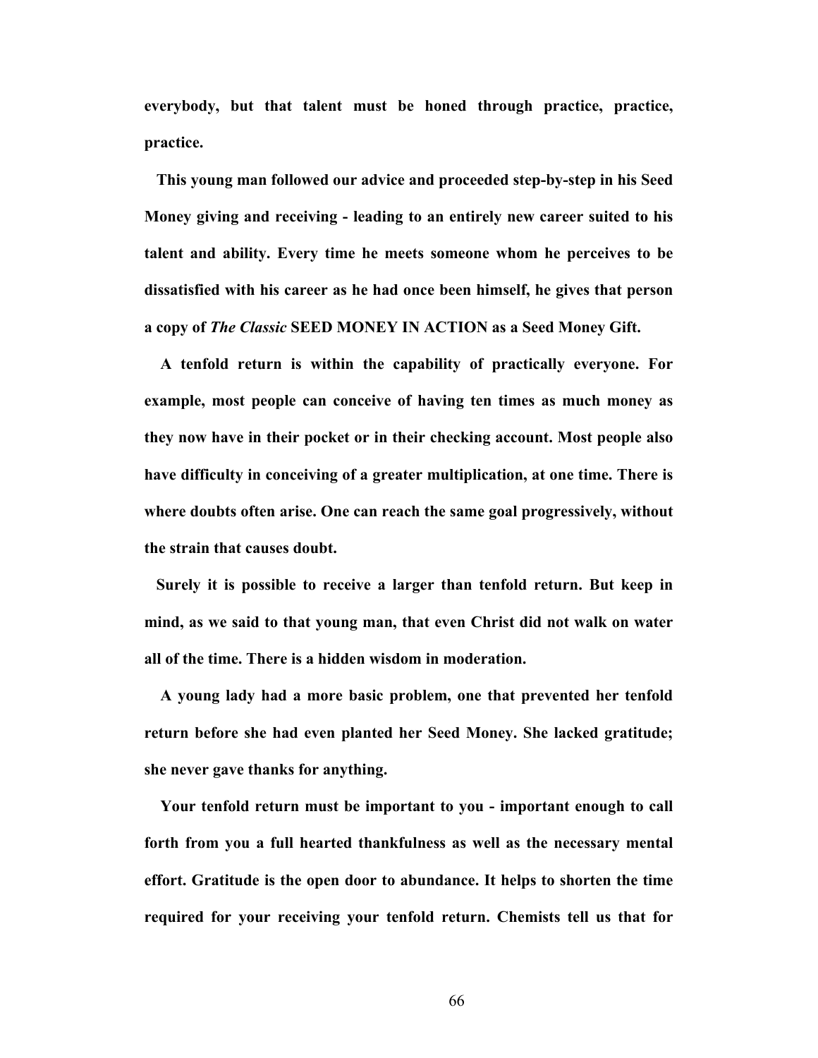**everybody, but that talent must be honed through practice, practice, practice.**

**This young man followed our advice and proceeded step-by-step in his Seed Money giving and receiving - leading to an entirely new career suited to his talent and ability. Every time he meets someone whom he perceives to be dissatisfied with his career as he had once been himself, he gives that person a copy of *The Classic* SEED MONEY IN ACTION as a Seed Money Gift.**

**A tenfold return is within the capability of practically everyone. For example, most people can conceive of having ten times as much money as they now have in their pocket or in their checking account. Most people also have difficulty in conceiving of a greater multiplication, at one time. There is where doubts often arise. One can reach the same goal progressively, without the strain that causes doubt.**

**Surely it is possible to receive a larger than tenfold return. But keep in mind, as we said to that young man, that even Christ did not walk on water all of the time. There is a hidden wisdom in moderation.**

**A young lady had a more basic problem, one that prevented her tenfold return before she had even planted her Seed Money. She lacked gratitude; she never gave thanks for anything.**

**Your tenfold return must be important to you - important enough to call forth from you a full hearted thankfulness as well as the necessary mental effort. Gratitude is the open door to abundance. It helps to shorten the time required for your receiving your tenfold return. Chemists tell us that for**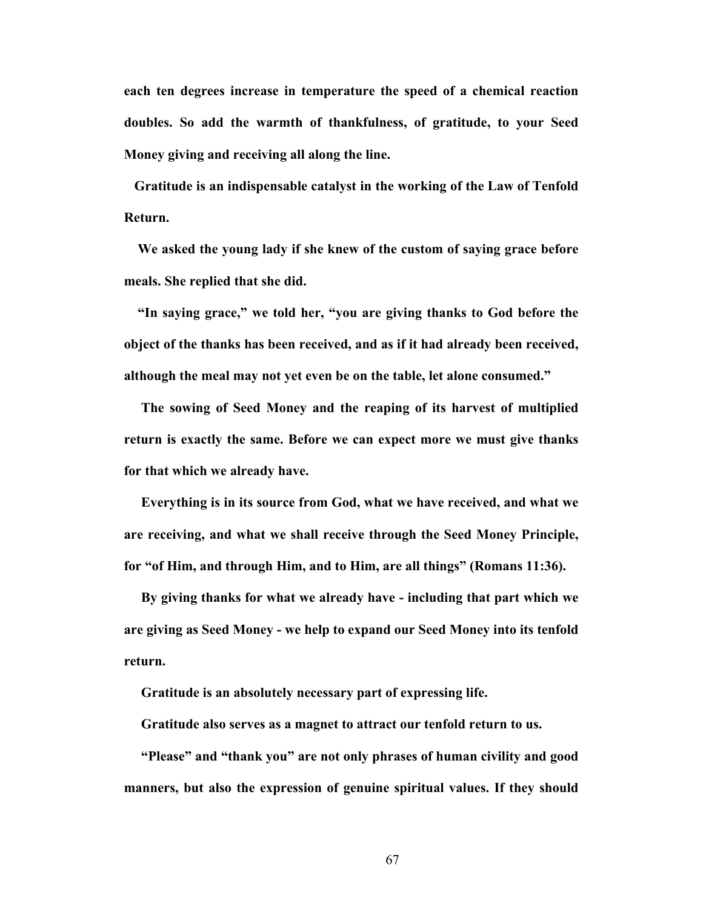**each ten degrees increase in temperature the speed of a chemical reaction doubles. So add the warmth of thankfulness, of gratitude, to your Seed Money giving and receiving all along the line.**

**Gratitude is an indispensable catalyst in the working of the Law of Tenfold Return.**

**We asked the young lady if she knew of the custom of saying grace before meals. She replied that she did.**

**"In saying grace," we told her, "you are giving thanks to God before the object of the thanks has been received, and as if it had already been received, although the meal may not yet even be on the table, let alone consumed."**

**The sowing of Seed Money and the reaping of its harvest of multiplied return is exactly the same. Before we can expect more we must give thanks for that which we already have.**

**Everything is in its source from God, what we have received, and what we are receiving, and what we shall receive through the Seed Money Principle, for "of Him, and through Him, and to Him, are all things" (Romans 11:36).**

**By giving thanks for what we already have - including that part which we are giving as Seed Money - we help to expand our Seed Money into its tenfold return.**

**Gratitude is an absolutely necessary part of expressing life.**

**Gratitude also serves as a magnet to attract our tenfold return to us.**

**"Please" and "thank you" are not only phrases of human civility and good manners, but also the expression of genuine spiritual values. If they should**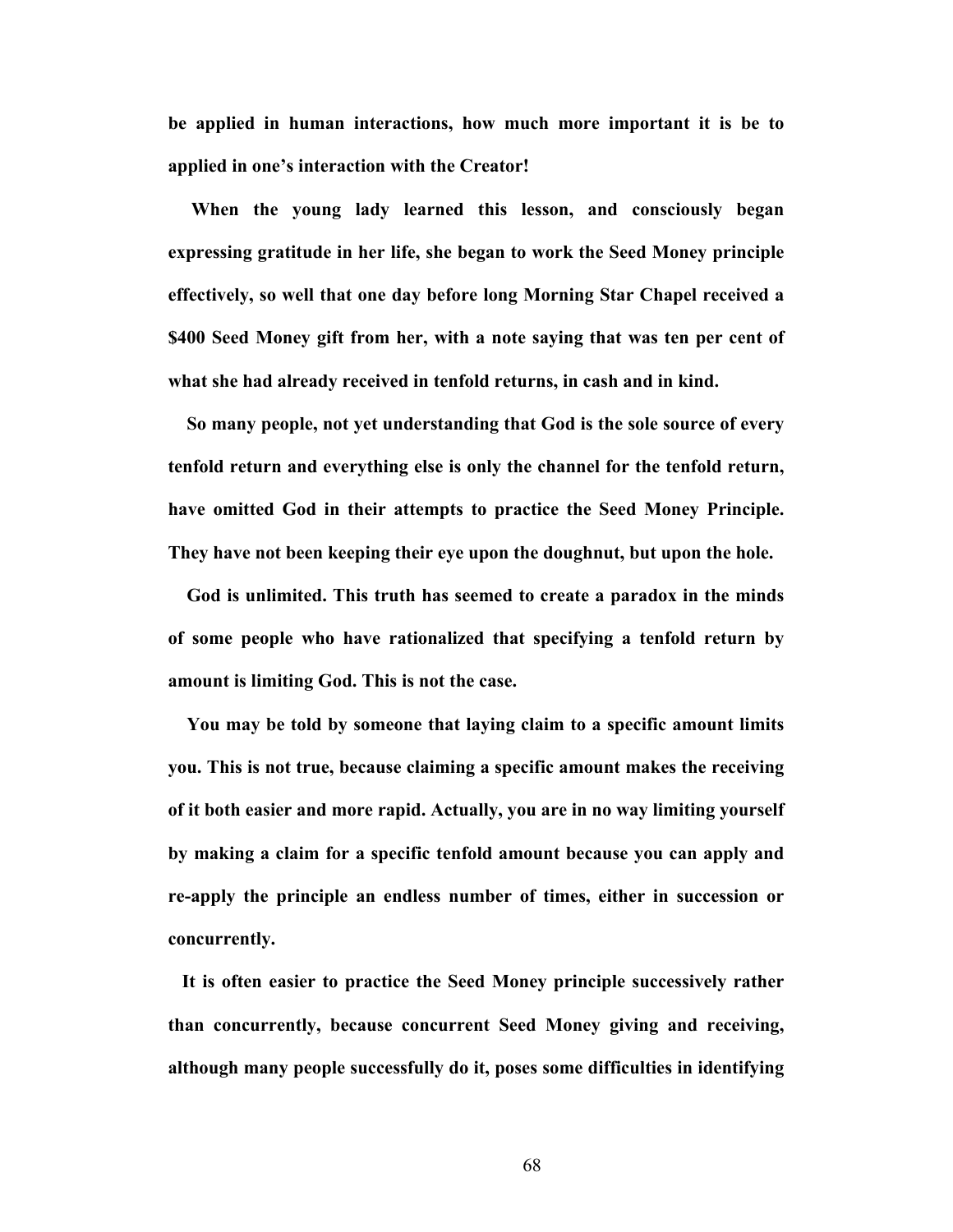**be applied in human interactions, how much more important it is be to applied in one's interaction with the Creator!**

**When the young lady learned this lesson, and consciously began expressing gratitude in her life, she began to work the Seed Money principle effectively, so well that one day before long Morning Star Chapel received a $400 Seed Money gift from her, with a note saying that was ten per cent of what she had already received in tenfold returns, in cash and in kind.**

**So many people, not yet understanding that God is the sole source of every tenfold return and everything else is only the channel for the tenfold return, have omitted God in their attempts to practice the Seed Money Principle. They have not been keeping their eye upon the doughnut, but upon the hole.**

**God is unlimited. This truth has seemed to create a paradox in the minds of some people who have rationalized that specifying a tenfold return by amount is limiting God. This is not the case.**

**You may be told by someone that laying claim to a specific amount limits you. This is not true, because claiming a specific amount makes the receiving of it both easier and more rapid. Actually, you are in no way limiting yourself by making a claim for a specific tenfold amount because you can apply and re-apply the principle an endless number of times, either in succession or concurrently.**

**It is often easier to practice the Seed Money principle successively rather than concurrently, because concurrent Seed Money giving and receiving, although many people successfully do it, poses some difficulties in identifying**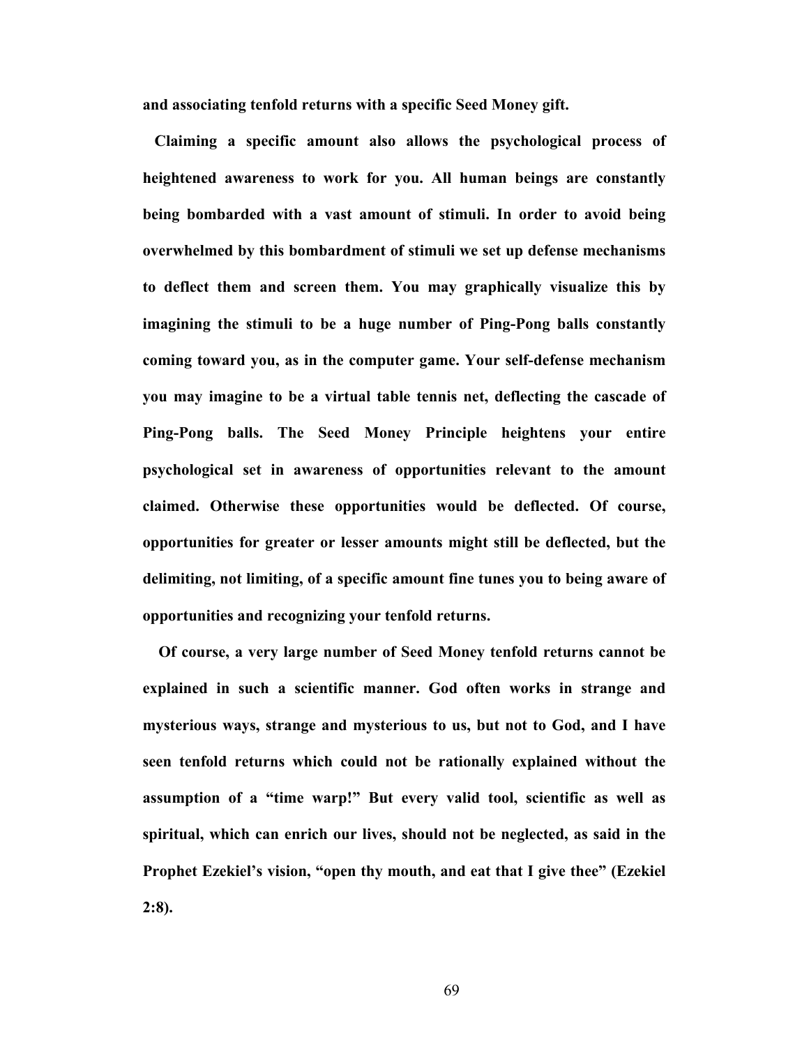**and associating tenfold returns with a specific Seed Money gift.**

**Claiming a specific amount also allows the psychological process of heightened awareness to work for you. All human beings are constantly being bombarded with a vast amount of stimuli. In order to avoid being overwhelmed by this bombardment of stimuli we set up defense mechanisms to deflect them and screen them. You may graphically visualize this by imagining the stimuli to be a huge number of Ping-Pong balls constantly coming toward you, as in the computer game. Your self-defense mechanism you may imagine to be a virtual table tennis net, deflecting the cascade of Ping-Pong balls. The Seed Money Principle heightens your entire psychological set in awareness of opportunities relevant to the amount claimed. Otherwise these opportunities would be deflected. Of course, opportunities for greater or lesser amounts might still be deflected, but the delimiting, not limiting, of a specific amount fine tunes you to being aware of opportunities and recognizing your tenfold returns.**

**Of course, a very large number of Seed Money tenfold returns cannot be explained in such a scientific manner. God often works in strange and mysterious ways, strange and mysterious to us, but not to God, and I have seen tenfold returns which could not be rationally explained without the assumption of a "time warp!" But every valid tool, scientific as well as spiritual, which can enrich our lives, should not be neglected, as said in the Prophet Ezekiel's vision, "open thy mouth, and eat that I give thee" (Ezekiel 2:8).**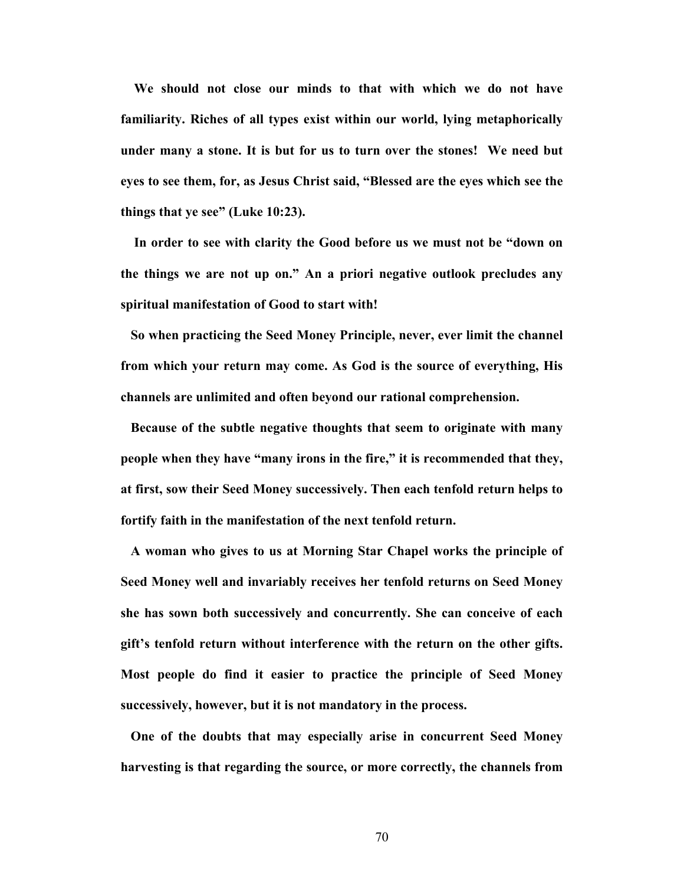**We should not close our minds to that with which we do not have familiarity. Riches of all types exist within our world, lying metaphorically under many a stone. It is but for us to turn over the stones! We need but eyes to see them, for, as Jesus Christ said, "Blessed are the eyes which see the things that ye see" (Luke 10:23).**

**In order to see with clarity the Good before us we must not be "down on the things we are not up on." An a priori negative outlook precludes any spiritual manifestation of Good to start with!**

**So when practicing the Seed Money Principle, never, ever limit the channel from which your return may come. As God is the source of everything, His channels are unlimited and often beyond our rational comprehension.**

**Because of the subtle negative thoughts that seem to originate with many people when they have "many irons in the fire," it is recommended that they, at first, sow their Seed Money successively. Then each tenfold return helps to fortify faith in the manifestation of the next tenfold return.**

**A woman who gives to us at Morning Star Chapel works the principle of Seed Money well and invariably receives her tenfold returns on Seed Money she has sown both successively and concurrently. She can conceive of each gift's tenfold return without interference with the return on the other gifts. Most people do find it easier to practice the principle of Seed Money successively, however, but it is not mandatory in the process.**

**One of the doubts that may especially arise in concurrent Seed Money harvesting is that regarding the source, or more correctly, the channels from**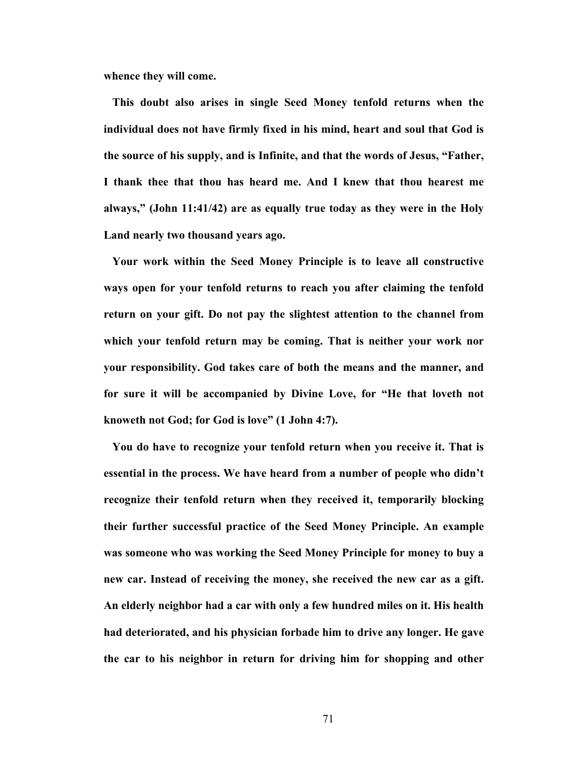**whence they will come.**

**This doubt also arises in single Seed Money tenfold returns when the individual does not have firmly fixed in his mind, heart and soul that God is the source of his supply, and is Infinite, and that the words of Jesus, "Father, I thank thee that thou has heard me. And I knew that thou hearest me always," (John 11:41/42) are as equally true today as they were in the Holy Land nearly two thousand years ago.**

**Your work within the Seed Money Principle is to leave all constructive ways open for your tenfold returns to reach you after claiming the tenfold return on your gift. Do not pay the slightest attention to the channel from which your tenfold return may be coming. That is neither your work nor your responsibility. God takes care of both the means and the manner, and for sure it will be accompanied by Divine Love, for "He that loveth not knoweth not God; for God is love" (1 John 4:7).**

**You do have to recognize your tenfold return when you receive it. That is essential in the process. We have heard from a number of people who didn't recognize their tenfold return when they received it, temporarily blocking their further successful practice of the Seed Money Principle. An example was someone who was working the Seed Money Principle for money to buy a new car. Instead of receiving the money, she received the new car as a gift. An elderly neighbor had a car with only a few hundred miles on it. His health had deteriorated, and his physician forbade him to drive any longer. He gave the car to his neighbor in return for driving him for shopping and other**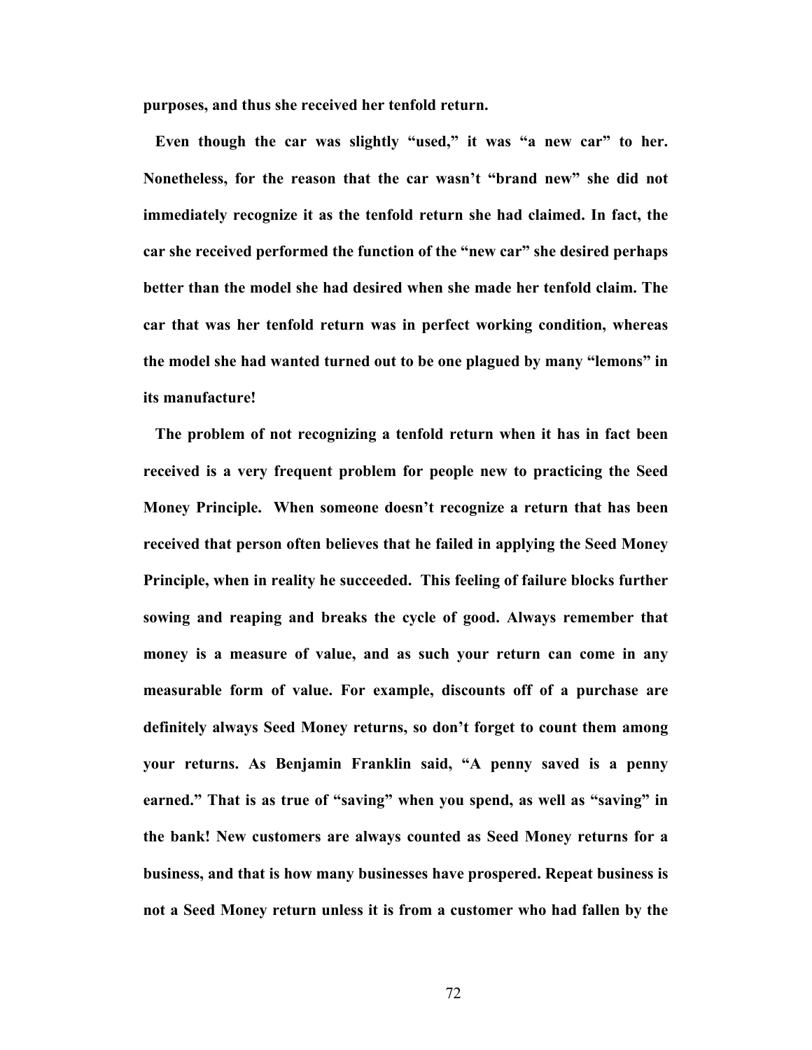**purposes, and thus she received her tenfold return.**

**Even though the car was slightly "used," it was "a new car" to her. Nonetheless, for the reason that the car wasn't "brand new" she did not immediately recognize it as the tenfold return she had claimed. In fact, the car she received performed the function of the "new car" she desired perhaps better than the model she had desired when she made her tenfold claim. The car that was her tenfold return was in perfect working condition, whereas the model she had wanted turned out to be one plagued by many "lemons" in its manufacture!**

**The problem of not recognizing a tenfold return when it has in fact been received is a very frequent problem for people new to practicing the Seed Money Principle. When someone doesn't recognize a return that has been received that person often believes that he failed in applying the Seed Money Principle, when in reality he succeeded. This feeling of failure blocks further sowing and reaping and breaks the cycle of good. Always remember that money is a measure of value, and as such your return can come in any measurable form of value. For example, discounts off of a purchase are definitely always Seed Money returns, so don't forget to count them among your returns. As Benjamin Franklin said, "A penny saved is a penny earned." That is as true of "saving" when you spend, as well as "saving" in the bank! New customers are always counted as Seed Money returns for a business, and that is how many businesses have prospered. Repeat business is not a Seed Money return unless it is from a customer who had fallen by the**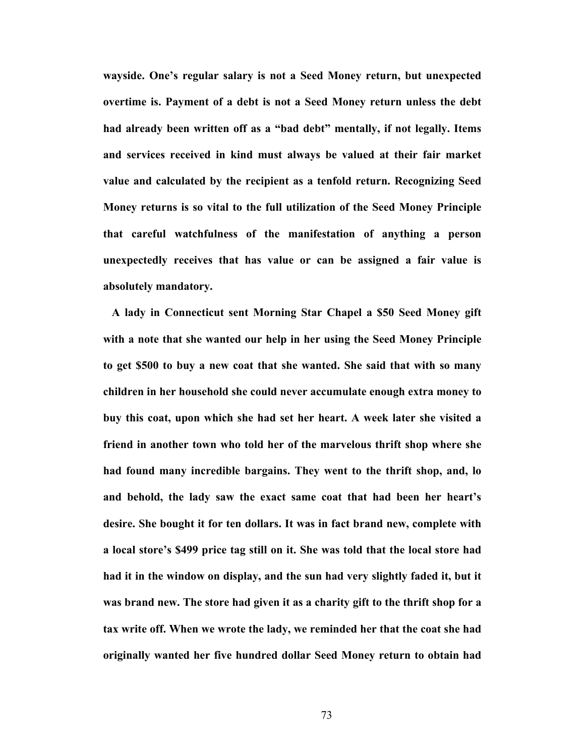**wayside. One's regular salary is not a Seed Money return, but unexpected overtime is. Payment of a debt is not a Seed Money return unless the debt had already been written off as a "bad debt" mentally, if not legally. Items and services received in kind must always be valued at their fair market value and calculated by the recipient as a tenfold return. Recognizing Seed Money returns is so vital to the full utilization of the Seed Money Principle that careful watchfulness of the manifestation of anything a person unexpectedly receives that has value or can be assigned a fair value is absolutely mandatory.**

**A lady in Connecticut sent Morning Star Chapel a $50 Seed Money gift with a note that she wanted our help in her using the Seed Money Principle to get $500 to buy a new coat that she wanted. She said that with so many children in her household she could never accumulate enough extra money to buy this coat, upon which she had set her heart. A week later she visited a friend in another town who told her of the marvelous thrift shop where she had found many incredible bargains. They went to the thrift shop, and, lo and behold, the lady saw the exact same coat that had been her heart's desire. She bought it for ten dollars. It was in fact brand new, complete with a local store's $499 price tag still on it. She was told that the local store had had it in the window on display, and the sun had very slightly faded it, but it was brand new. The store had given it as a charity gift to the thrift shop for a tax write off. When we wrote the lady, we reminded her that the coat she had originally wanted her five hundred dollar Seed Money return to obtain had**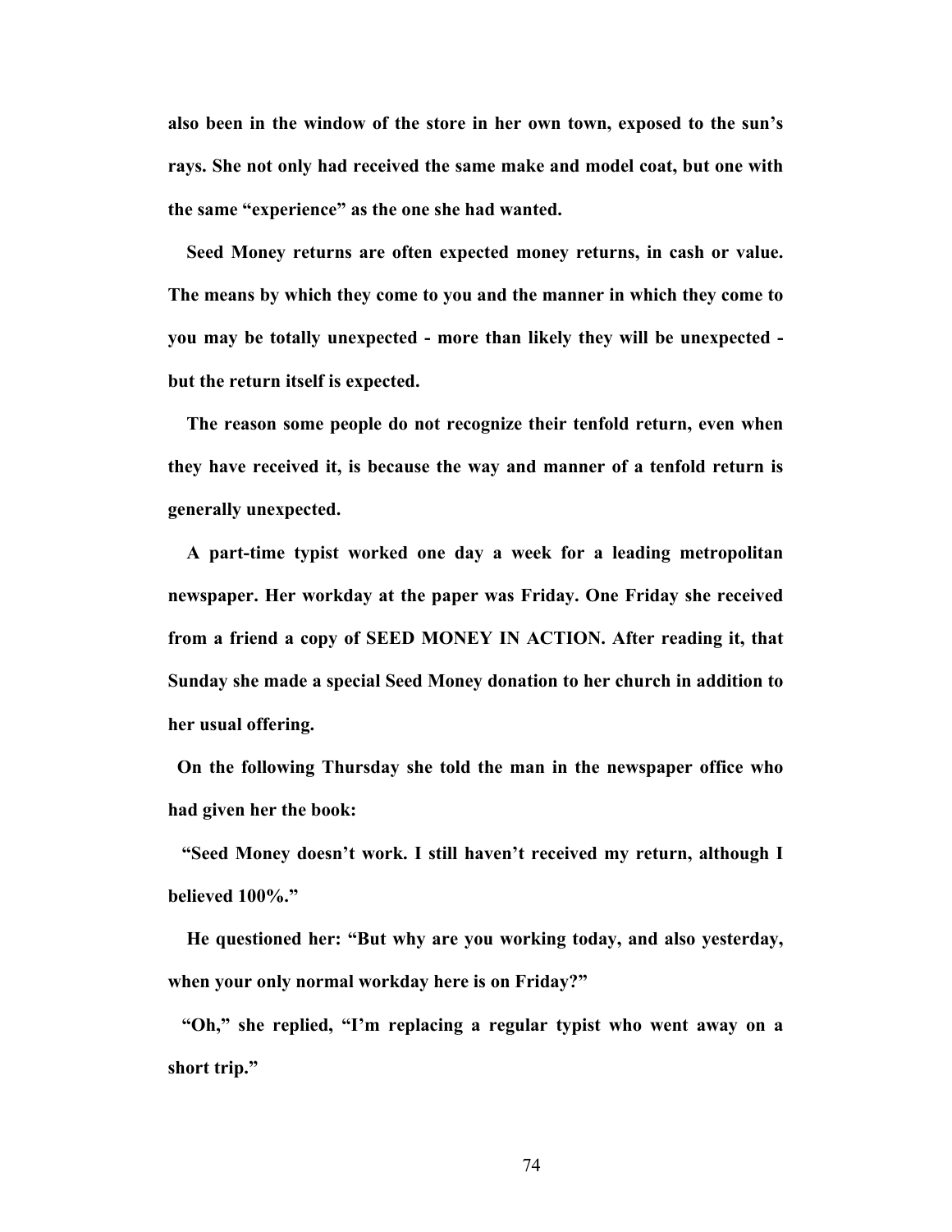**also been in the window of the store in her own town, exposed to the sun's rays. She not only had received the same make and model coat, but one with the same "experience" as the one she had wanted.**

**Seed Money returns are often expected money returns, in cash or value. The means by which they come to you and the manner in which they come to you may be totally unexpected - more than likely they will be unexpected - but the return itself is expected.**

**The reason some people do not recognize their tenfold return, even when they have received it, is because the way and manner of a tenfold return is generally unexpected.**

**A part-time typist worked one day a week for a leading metropolitan newspaper. Her workday at the paper was Friday. One Friday she received from a friend a copy of SEED MONEY IN ACTION. After reading it, that Sunday she made a special Seed Money donation to her church in addition to her usual offering.**

**On the following Thursday she told the man in the newspaper office who had given her the book:**

**"Seed Money doesn't work. I still haven't received my return, although I believed 100%."**

**He questioned her: "But why are you working today, and also yesterday, when your only normal workday here is on Friday?"**

**"Oh," she replied, "I'm replacing a regular typist who went away on a short trip."**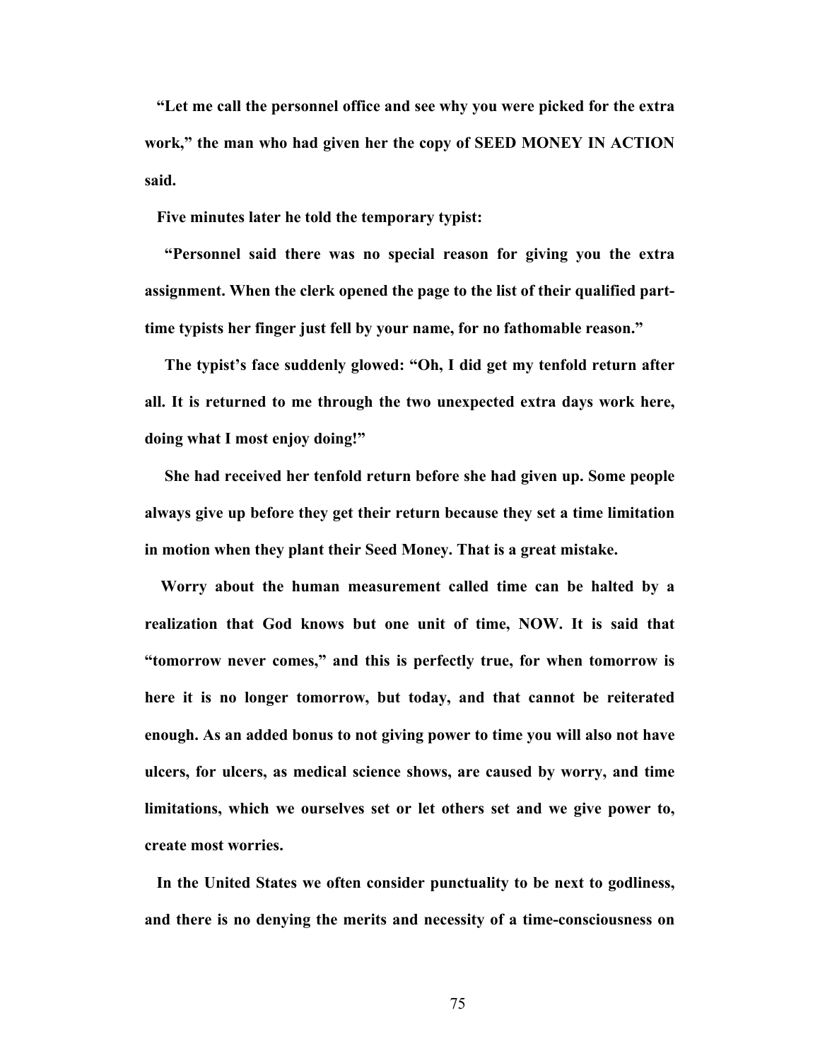"Let me call the personnel office and see why you were picked for the extra work," the man who had given her the copy of SEED MONEY IN ACTION said.

Five minutes later he told the temporary typist:

"Personnel said there was no special reason for giving you the extra assignment. When the clerk opened the page to the list of their qualified part-time typists her finger just fell by your name, for no fathomable reason."

The typist's face suddenly glowed: "Oh, I did get my tenfold return after all. It is returned to me through the two unexpected extra days work here, doing what I most enjoy doing!"

She had received her tenfold return before she had given up. Some people always give up before they get their return because they set a time limitation in motion when they plant their Seed Money. That is a great mistake.

Worry about the human measurement called time can be halted by a realization that God knows but one unit of time, NOW. It is said that "tomorrow never comes," and this is perfectly true, for when tomorrow is here it is no longer tomorrow, but today, and that cannot be reiterated enough. As an added bonus to not giving power to time you will also not have ulcers, for ulcers, as medical science shows, are caused by worry, and time limitations, which we ourselves set or let others set and we give power to, create most worries.

In the United States we often consider punctuality to be next to godliness, and there is no denying the merits and necessity of a time-consciousness on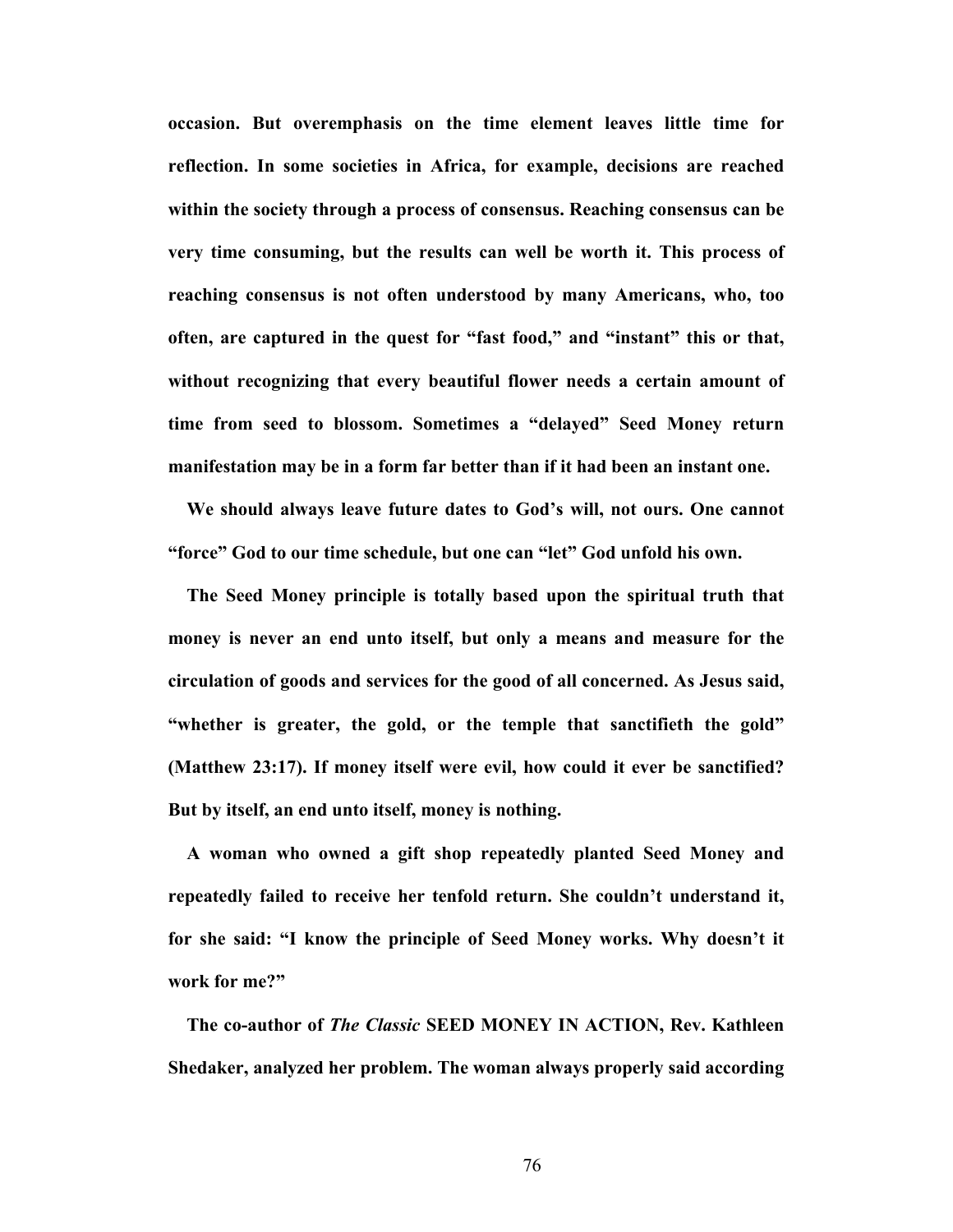**occasion. But overemphasis on the time element leaves little time for reflection. In some societies in Africa, for example, decisions are reached within the society through a process of consensus. Reaching consensus can be very time consuming, but the results can well be worth it. This process of reaching consensus is not often understood by many Americans, who, too often, are captured in the quest for "fast food," and "instant" this or that, without recognizing that every beautiful flower needs a certain amount of time from seed to blossom. Sometimes a "delayed" Seed Money return manifestation may be in a form far better than if it had been an instant one.**

**We should always leave future dates to God's will, not ours. One cannot "force" God to our time schedule, but one can "let" God unfold his own.**

**The Seed Money principle is totally based upon the spiritual truth that money is never an end unto itself, but only a means and measure for the circulation of goods and services for the good of all concerned. As Jesus said, "whether is greater, the gold, or the temple that sanctifieth the gold" (Matthew 23:17). If money itself were evil, how could it ever be sanctified? But by itself, an end unto itself, money is nothing.**

**A woman who owned a gift shop repeatedly planted Seed Money and repeatedly failed to receive her tenfold return. She couldn't understand it, for she said: "I know the principle of Seed Money works. Why doesn't it work for me?"**

**The co-author of *The Classic* SEED MONEY IN ACTION, Rev. Kathleen Shedaker, analyzed her problem. The woman always properly said according**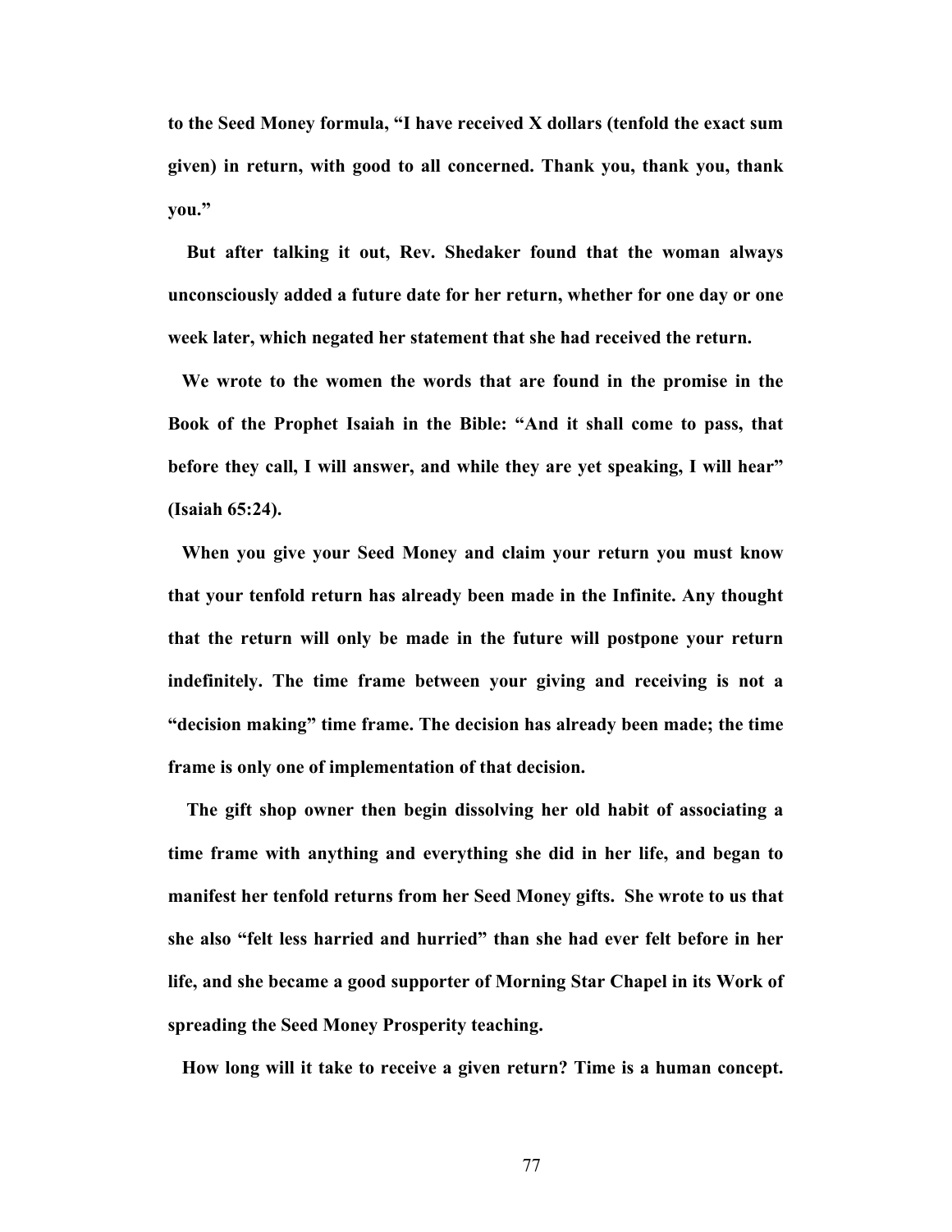**to the Seed Money formula, "I have received X dollars (tenfold the exact sum given) in return, with good to all concerned. Thank you, thank you, thank you."**

**But after talking it out, Rev. Shedaker found that the woman always unconsciously added a future date for her return, whether for one day or one week later, which negated her statement that she had received the return.**

**We wrote to the women the words that are found in the promise in the Book of the Prophet Isaiah in the Bible: "And it shall come to pass, that before they call, I will answer, and while they are yet speaking, I will hear" (Isaiah 65:24).**

**When you give your Seed Money and claim your return you must know that your tenfold return has already been made in the Infinite. Any thought that the return will only be made in the future will postpone your return indefinitely. The time frame between your giving and receiving is not a "decision making" time frame. The decision has already been made; the time frame is only one of implementation of that decision.**

**The gift shop owner then begin dissolving her old habit of associating a time frame with anything and everything she did in her life, and began to manifest her tenfold returns from her Seed Money gifts. She wrote to us that she also "felt less harried and hurried" than she had ever felt before in her life, and she became a good supporter of Morning Star Chapel in its Work of spreading the Seed Money Prosperity teaching.**

**How long will it take to receive a given return? Time is a human concept.**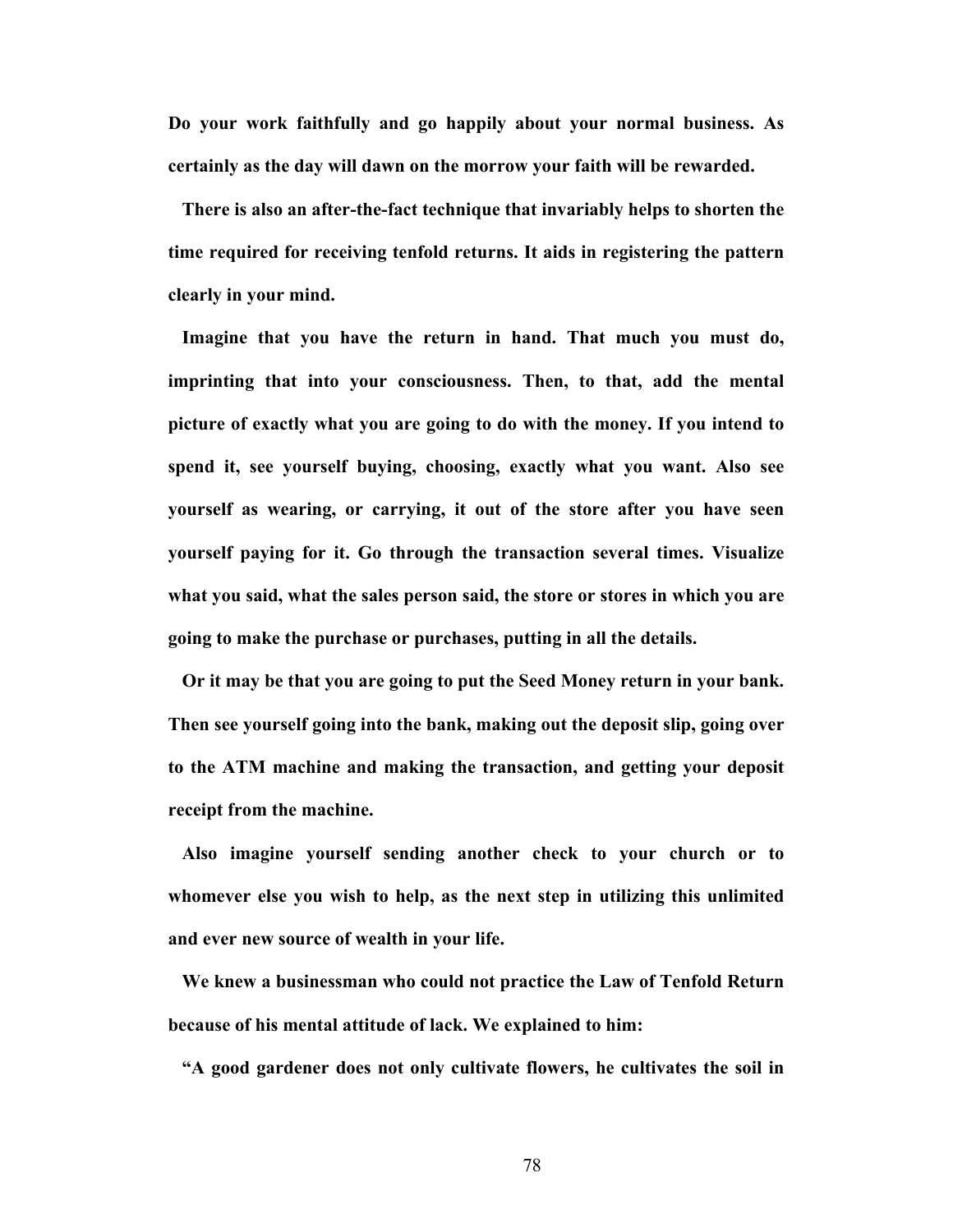**Do your work faithfully and go happily about your normal business. As certainly as the day will dawn on the morrow your faith will be rewarded.**

**There is also an after-the-fact technique that invariably helps to shorten the time required for receiving tenfold returns. It aids in registering the pattern clearly in your mind.**

**Imagine that you have the return in hand. That much you must do, imprinting that into your consciousness. Then, to that, add the mental picture of exactly what you are going to do with the money. If you intend to spend it, see yourself buying, choosing, exactly what you want. Also see yourself as wearing, or carrying, it out of the store after you have seen yourself paying for it. Go through the transaction several times. Visualize what you said, what the sales person said, the store or stores in which you are going to make the purchase or purchases, putting in all the details.**

**Or it may be that you are going to put the Seed Money return in your bank. Then see yourself going into the bank, making out the deposit slip, going over to the ATM machine and making the transaction, and getting your deposit receipt from the machine.**

**Also imagine yourself sending another check to your church or to whomever else you wish to help, as the next step in utilizing this unlimited and ever new source of wealth in your life.**

**We knew a businessman who could not practice the Law of Tenfold Return because of his mental attitude of lack. We explained to him:**

**"A good gardener does not only cultivate flowers, he cultivates the soil in**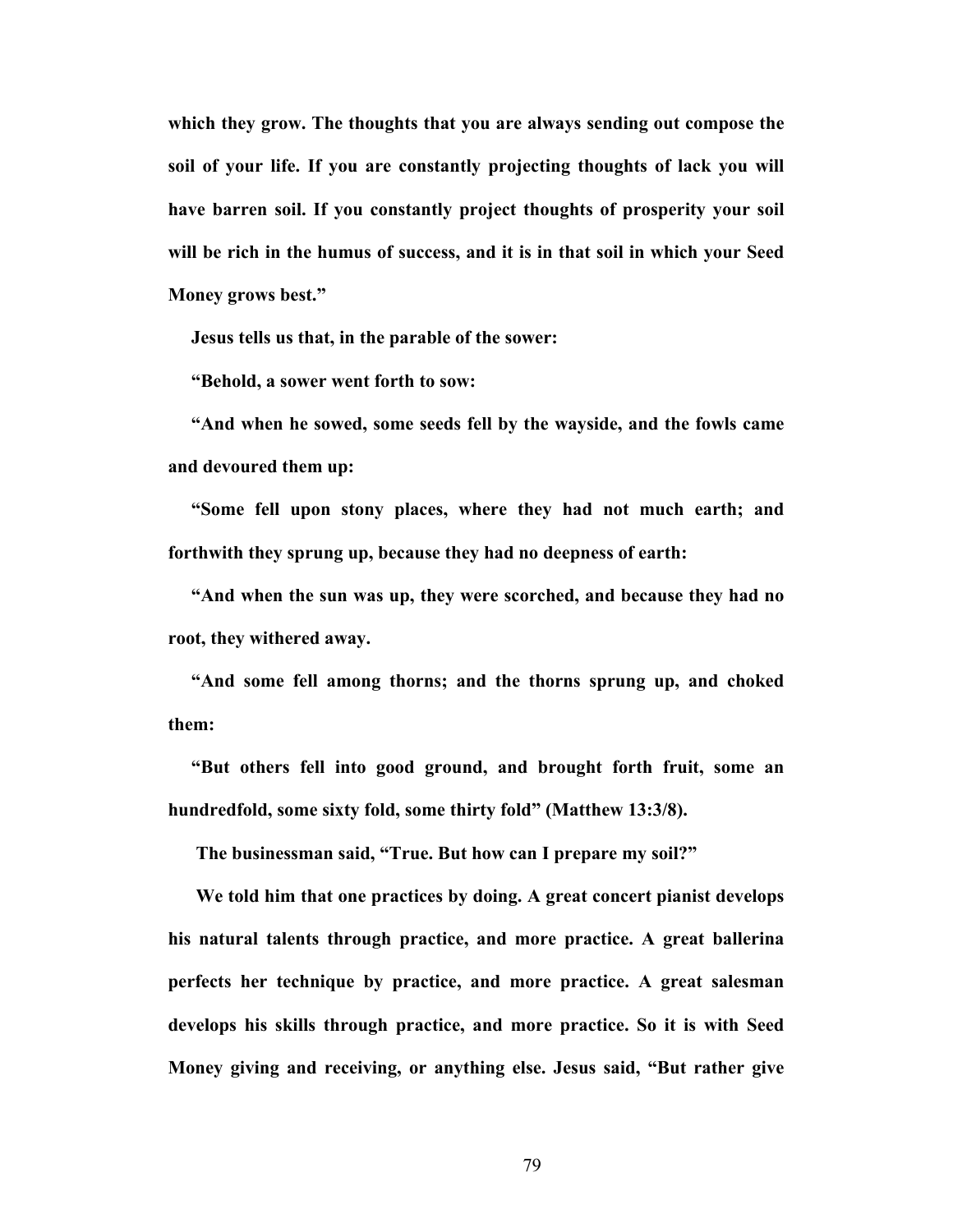**which they grow. The thoughts that you are always sending out compose the soil of your life. If you are constantly projecting thoughts of lack you will have barren soil. If you constantly project thoughts of prosperity your soil will be rich in the humus of success, and it is in that soil in which your Seed Money grows best."**

**Jesus tells us that, in the parable of the sower:**

**"Behold, a sower went forth to sow:**

**"And when he sowed, some seeds fell by the wayside, and the fowls came and devoured them up:**

**"Some fell upon stony places, where they had not much earth; and forthwith they sprung up, because they had no deepness of earth:**

**"And when the sun was up, they were scorched, and because they had no root, they withered away.**

**"And some fell among thorns; and the thorns sprung up, and choked them:**

**"But others fell into good ground, and brought forth fruit, some an hundredfold, some sixty fold, some thirty fold" (Matthew 13:3/8).**

**The businessman said, "True. But how can I prepare my soil?"**

**We told him that one practices by doing. A great concert pianist develops his natural talents through practice, and more practice. A great ballerina perfects her technique by practice, and more practice. A great salesman develops his skills through practice, and more practice. So it is with Seed Money giving and receiving, or anything else. Jesus said, "But rather give**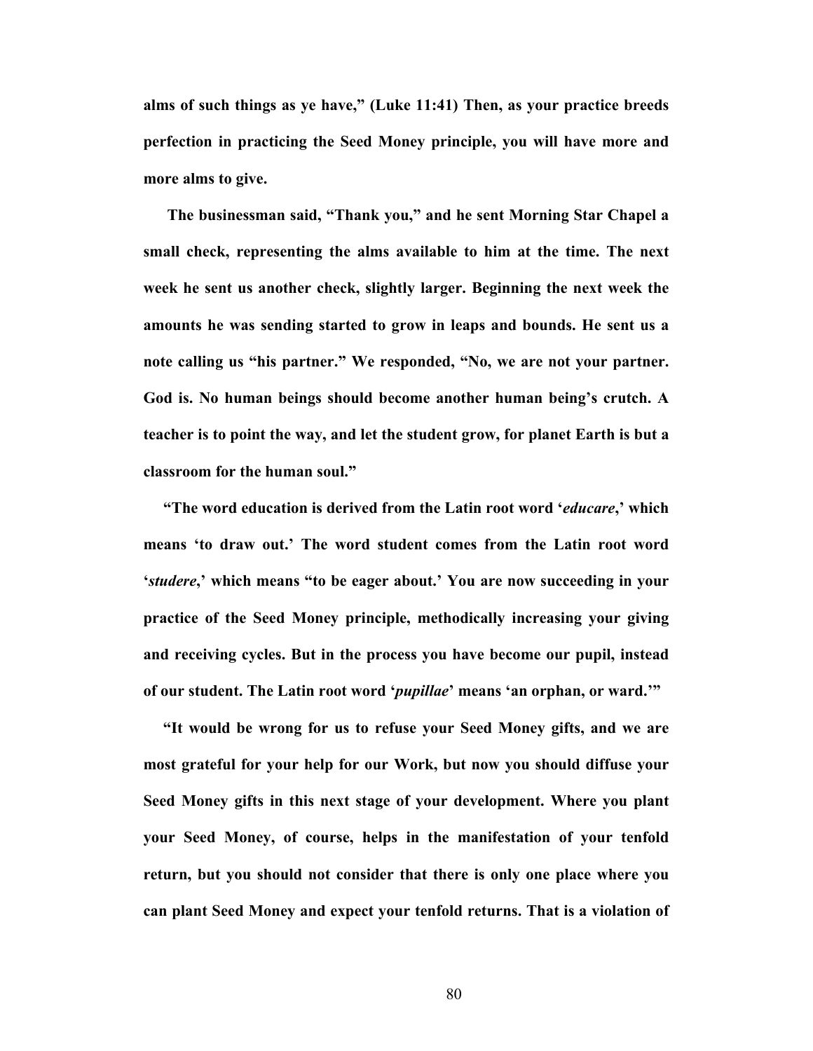**alms of such things as ye have," (Luke 11:41) Then, as your practice breeds perfection in practicing the Seed Money principle, you will have more and more alms to give.**

**The businessman said, "Thank you," and he sent Morning Star Chapel a small check, representing the alms available to him at the time. The next week he sent us another check, slightly larger. Beginning the next week the amounts he was sending started to grow in leaps and bounds. He sent us a note calling us "his partner." We responded, "No, we are not your partner. God is. No human beings should become another human being's crutch. A teacher is to point the way, and let the student grow, for planet Earth is but a classroom for the human soul."**

**"The word education is derived from the Latin root word '*educare*,' which means 'to draw out.' The word student comes from the Latin root word '*studere*,' which means "to be eager about.' You are now succeeding in your practice of the Seed Money principle, methodically increasing your giving and receiving cycles. But in the process you have become our pupil, instead of our student. The Latin root word '*pupillae*' means 'an orphan, or ward.'"**

**"It would be wrong for us to refuse your Seed Money gifts, and we are most grateful for your help for our Work, but now you should diffuse your Seed Money gifts in this next stage of your development. Where you plant your Seed Money, of course, helps in the manifestation of your tenfold return, but you should not consider that there is only one place where you can plant Seed Money and expect your tenfold returns. That is a violation of**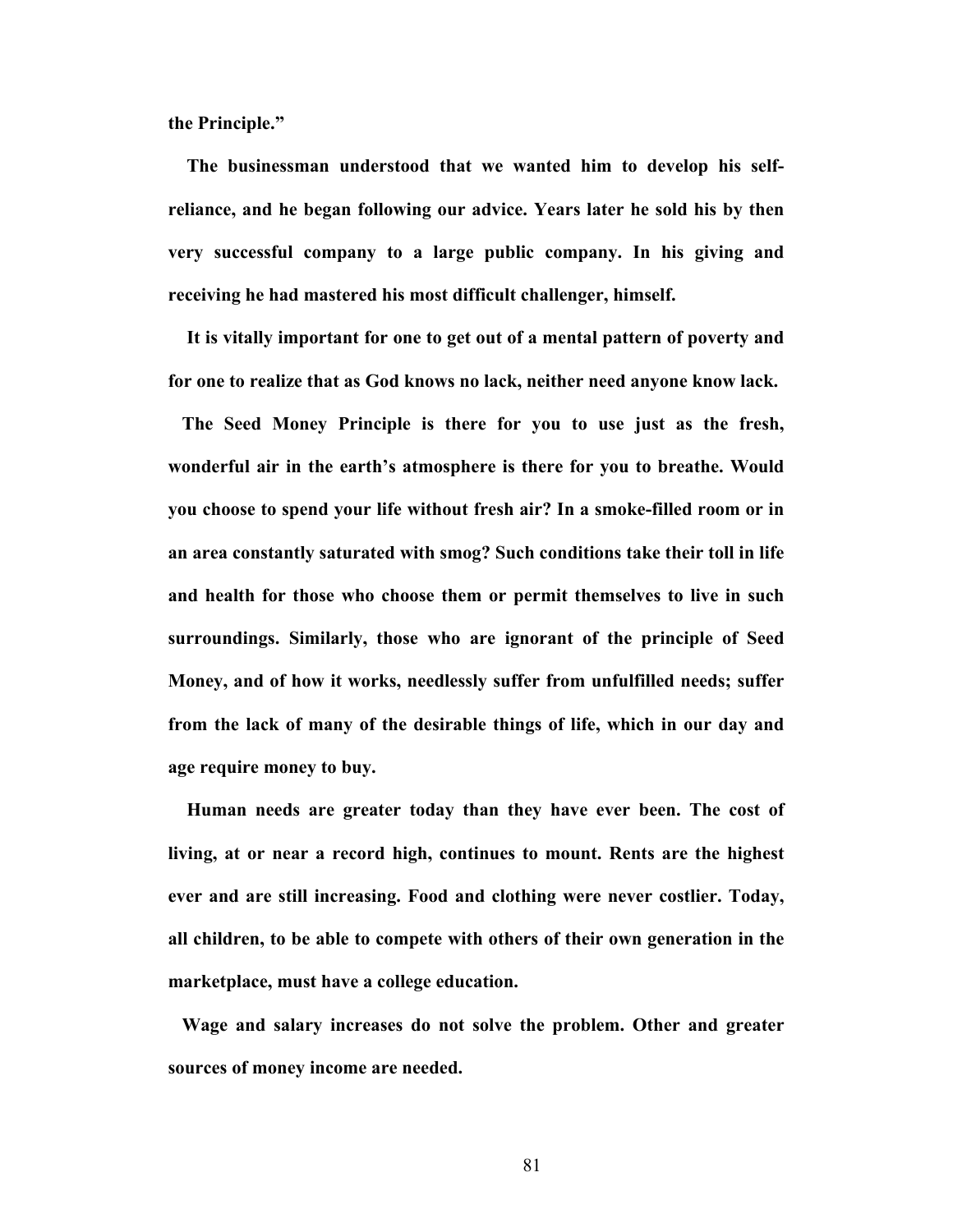**the Principle."**

**The businessman understood that we wanted him to develop his self-reliance, and he began following our advice. Years later he sold his by then very successful company to a large public company. In his giving and receiving he had mastered his most difficult challenger, himself.**

**It is vitally important for one to get out of a mental pattern of poverty and for one to realize that as God knows no lack, neither need anyone know lack.**

**The Seed Money Principle is there for you to use just as the fresh, wonderful air in the earth's atmosphere is there for you to breathe. Would you choose to spend your life without fresh air? In a smoke-filled room or in an area constantly saturated with smog? Such conditions take their toll in life and health for those who choose them or permit themselves to live in such surroundings. Similarly, those who are ignorant of the principle of Seed Money, and of how it works, needlessly suffer from unfulfilled needs; suffer from the lack of many of the desirable things of life, which in our day and age require money to buy.**

**Human needs are greater today than they have ever been. The cost of living, at or near a record high, continues to mount. Rents are the highest ever and are still increasing. Food and clothing were never costlier. Today, all children, to be able to compete with others of their own generation in the marketplace, must have a college education.**

**Wage and salary increases do not solve the problem. Other and greater sources of money income are needed.**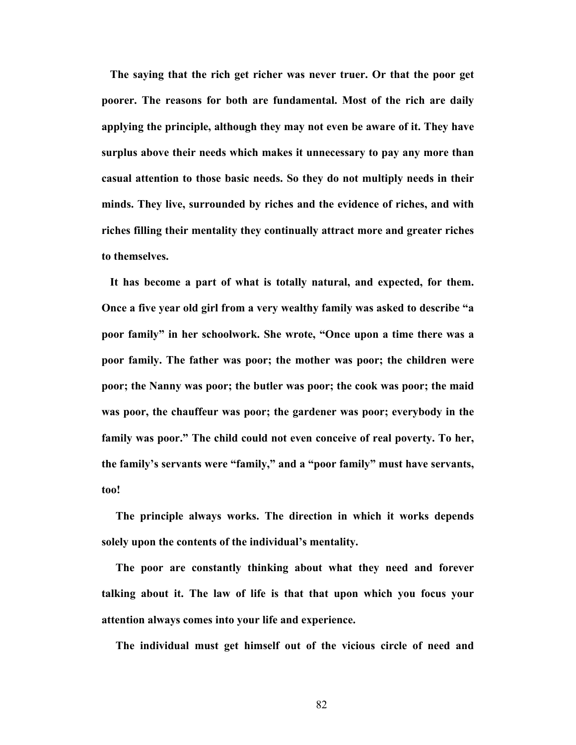**The saying that the rich get richer was never truer. Or that the poor get poorer. The reasons for both are fundamental. Most of the rich are daily applying the principle, although they may not even be aware of it. They have surplus above their needs which makes it unnecessary to pay any more than casual attention to those basic needs. So they do not multiply needs in their minds. They live, surrounded by riches and the evidence of riches, and with riches filling their mentality they continually attract more and greater riches to themselves.**

**It has become a part of what is totally natural, and expected, for them. Once a five year old girl from a very wealthy family was asked to describe "a poor family" in her schoolwork. She wrote, "Once upon a time there was a poor family. The father was poor; the mother was poor; the children were poor; the Nanny was poor; the butler was poor; the cook was poor; the maid was poor, the chauffeur was poor; the gardener was poor; everybody in the family was poor." The child could not even conceive of real poverty. To her, the family's servants were "family," and a "poor family" must have servants, too!**

**The principle always works. The direction in which it works depends solely upon the contents of the individual's mentality.**

**The poor are constantly thinking about what they need and forever talking about it. The law of life is that that upon which you focus your attention always comes into your life and experience.**

**The individual must get himself out of the vicious circle of need and**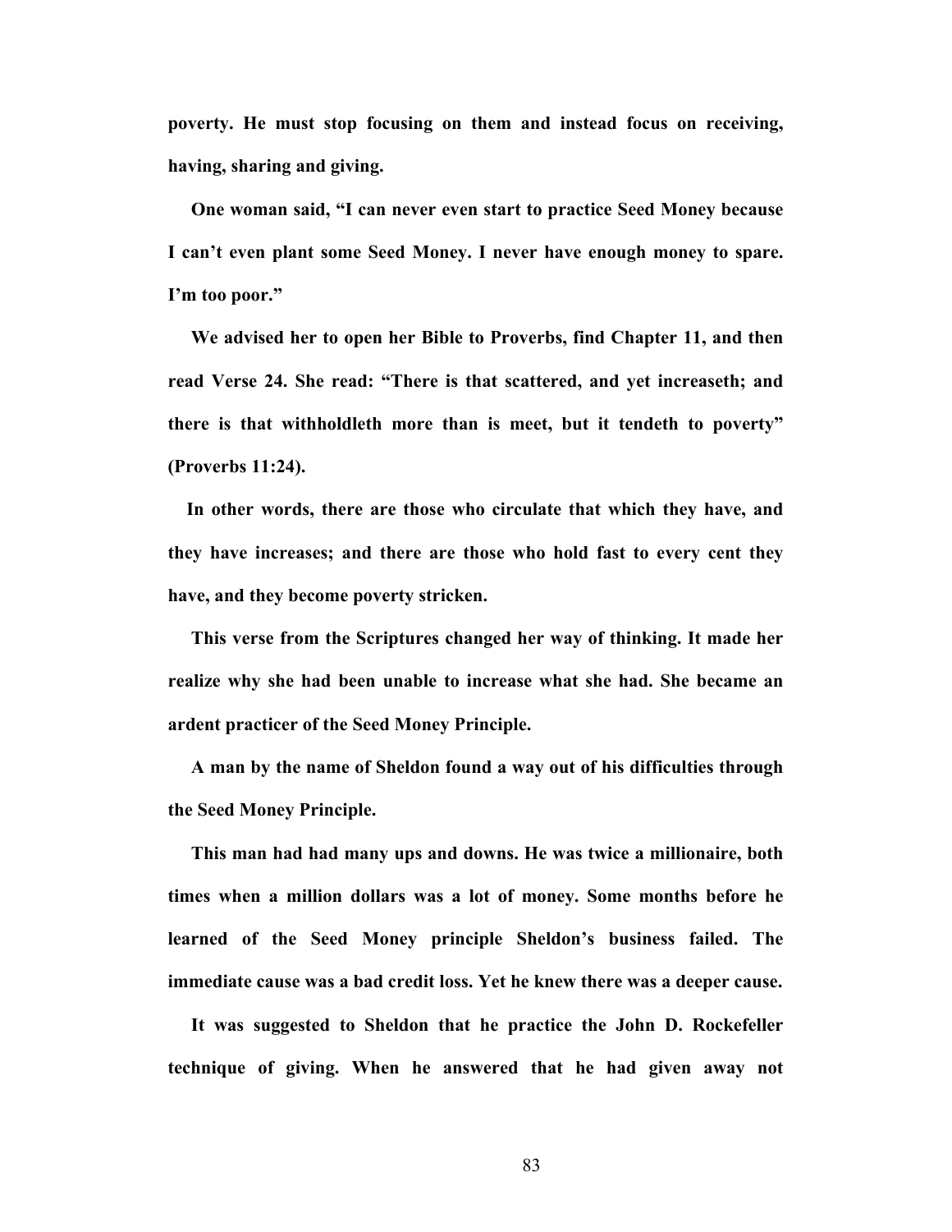**poverty. He must stop focusing on them and instead focus on receiving, having, sharing and giving.**

**One woman said, "I can never even start to practice Seed Money because I can't even plant some Seed Money. I never have enough money to spare. I'm too poor."**

**We advised her to open her Bible to Proverbs, find Chapter 11, and then read Verse 24. She read: "There is that scattered, and yet increaseth; and there is that withholdleth more than is meet, but it tendeth to poverty" (Proverbs 11:24).**

**In other words, there are those who circulate that which they have, and they have increases; and there are those who hold fast to every cent they have, and they become poverty stricken.**

**This verse from the Scriptures changed her way of thinking. It made her realize why she had been unable to increase what she had. She became an ardent practicer of the Seed Money Principle.**

**A man by the name of Sheldon found a way out of his difficulties through the Seed Money Principle.**

**This man had had many ups and downs. He was twice a millionaire, both times when a million dollars was a lot of money. Some months before he learned of the Seed Money principle Sheldon's business failed. The immediate cause was a bad credit loss. Yet he knew there was a deeper cause.**

**It was suggested to Sheldon that he practice the John D. Rockefeller technique of giving. When he answered that he had given away not**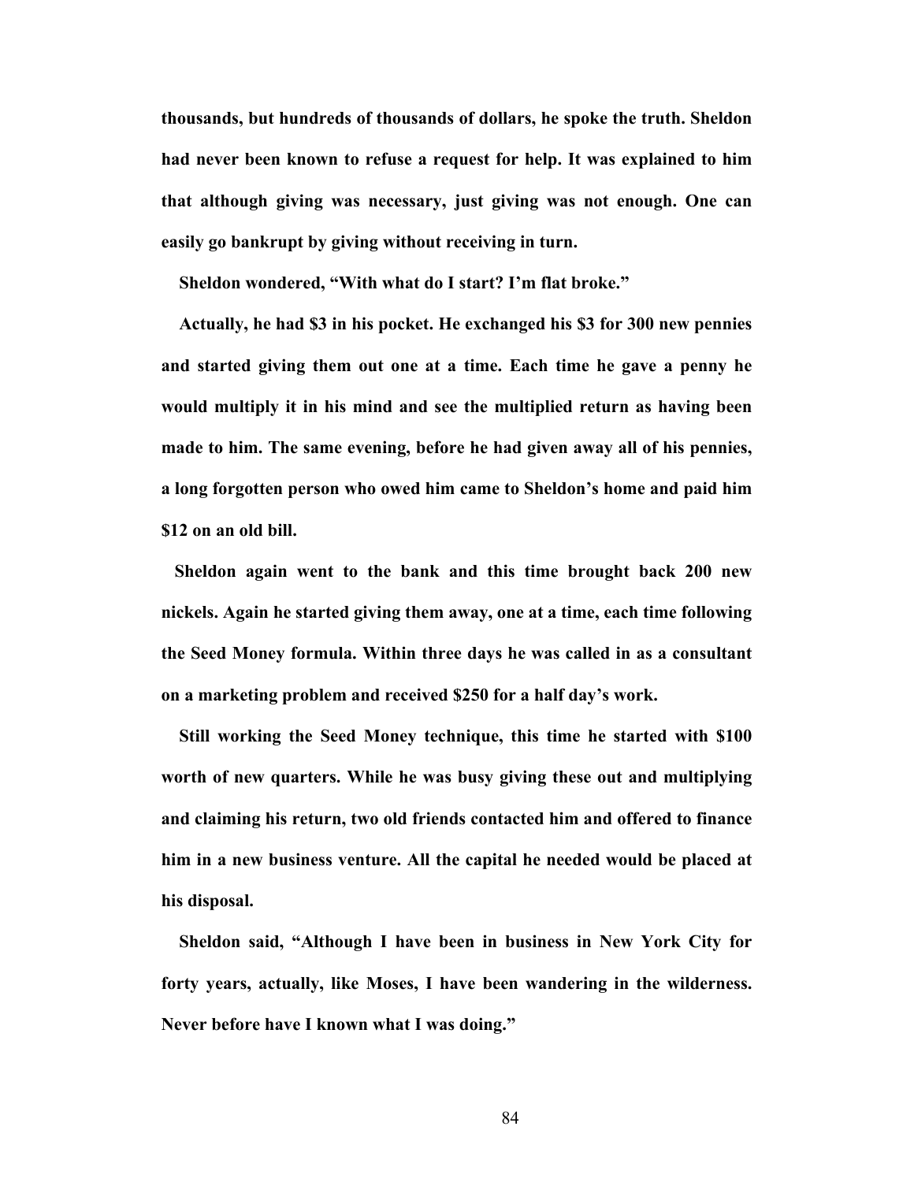thousands, but hundreds of thousands of dollars, he spoke the truth. Sheldon had never been known to refuse a request for help. It was explained to him that although giving was necessary, just giving was not enough. One can easily go bankrupt by giving without receiving in turn.

Sheldon wondered, "With what do I start? I'm flat broke."

Actually, he had $3 in his pocket. He exchanged his $3 for 300 new pennies and started giving them out one at a time. Each time he gave a penny he would multiply it in his mind and see the multiplied return as having been made to him. The same evening, before he had given away all of his pennies, a long forgotten person who owed him came to Sheldon's home and paid him $12 on an old bill.

Sheldon again went to the bank and this time brought back 200 new nickels. Again he started giving them away, one at a time, each time following the Seed Money formula. Within three days he was called in as a consultant on a marketing problem and received $250 for a half day's work.

Still working the Seed Money technique, this time he started with $100 worth of new quarters. While he was busy giving these out and multiplying and claiming his return, two old friends contacted him and offered to finance him in a new business venture. All the capital he needed would be placed at his disposal.

Sheldon said, "Although I have been in business in New York City for forty years, actually, like Moses, I have been wandering in the wilderness. Never before have I known what I was doing."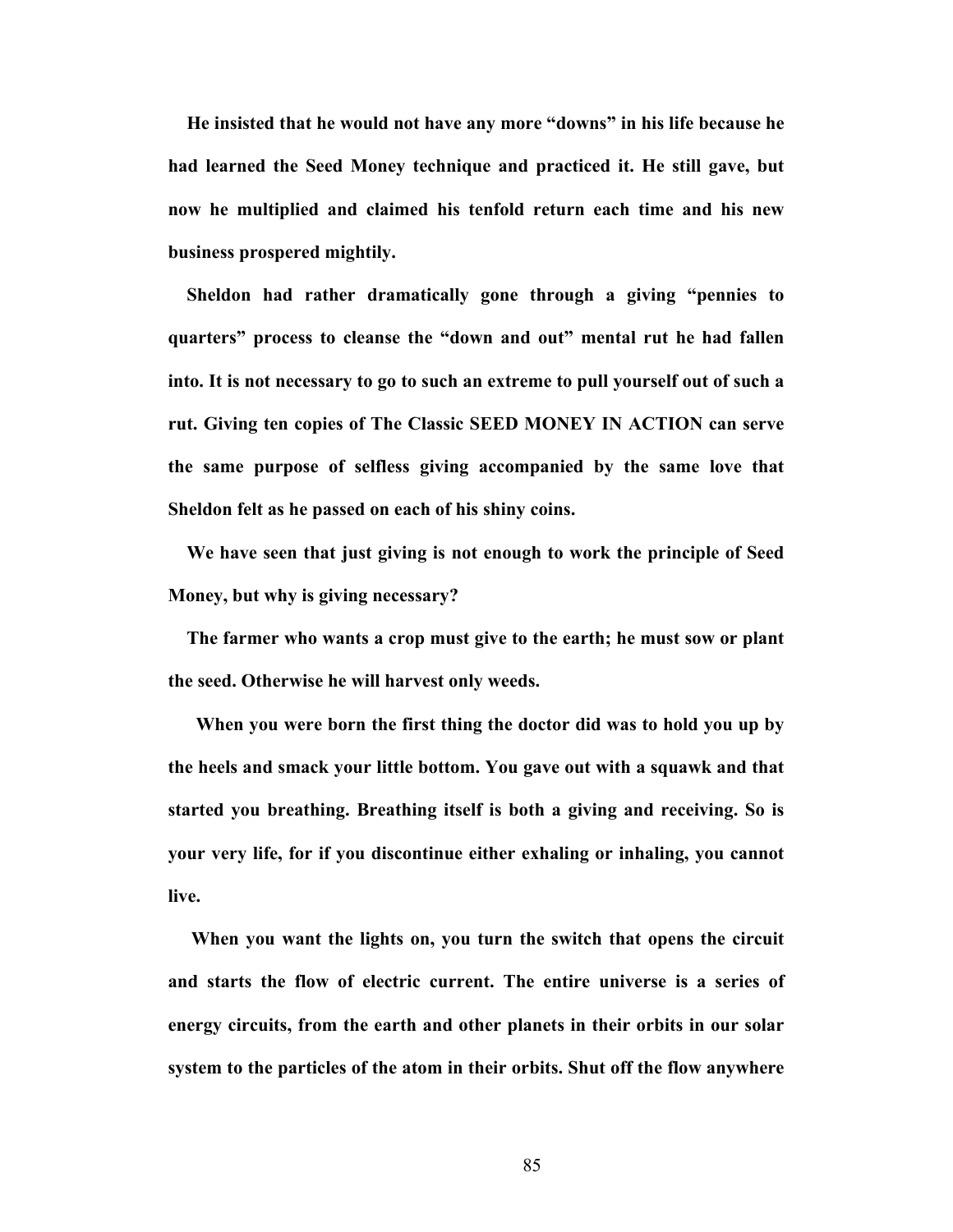**He insisted that he would not have any more "downs" in his life because he had learned the Seed Money technique and practiced it. He still gave, but now he multiplied and claimed his tenfold return each time and his new business prospered mightily.**

**Sheldon had rather dramatically gone through a giving "pennies to quarters" process to cleanse the "down and out" mental rut he had fallen into. It is not necessary to go to such an extreme to pull yourself out of such a rut. Giving ten copies of The Classic SEED MONEY IN ACTION can serve the same purpose of selfless giving accompanied by the same love that Sheldon felt as he passed on each of his shiny coins.**

**We have seen that just giving is not enough to work the principle of Seed Money, but why is giving necessary?**

**The farmer who wants a crop must give to the earth; he must sow or plant the seed. Otherwise he will harvest only weeds.**

**When you were born the first thing the doctor did was to hold you up by the heels and smack your little bottom. You gave out with a squawk and that started you breathing. Breathing itself is both a giving and receiving. So is your very life, for if you discontinue either exhaling or inhaling, you cannot live.**

**When you want the lights on, you turn the switch that opens the circuit and starts the flow of electric current. The entire universe is a series of energy circuits, from the earth and other planets in their orbits in our solar system to the particles of the atom in their orbits. Shut off the flow anywhere**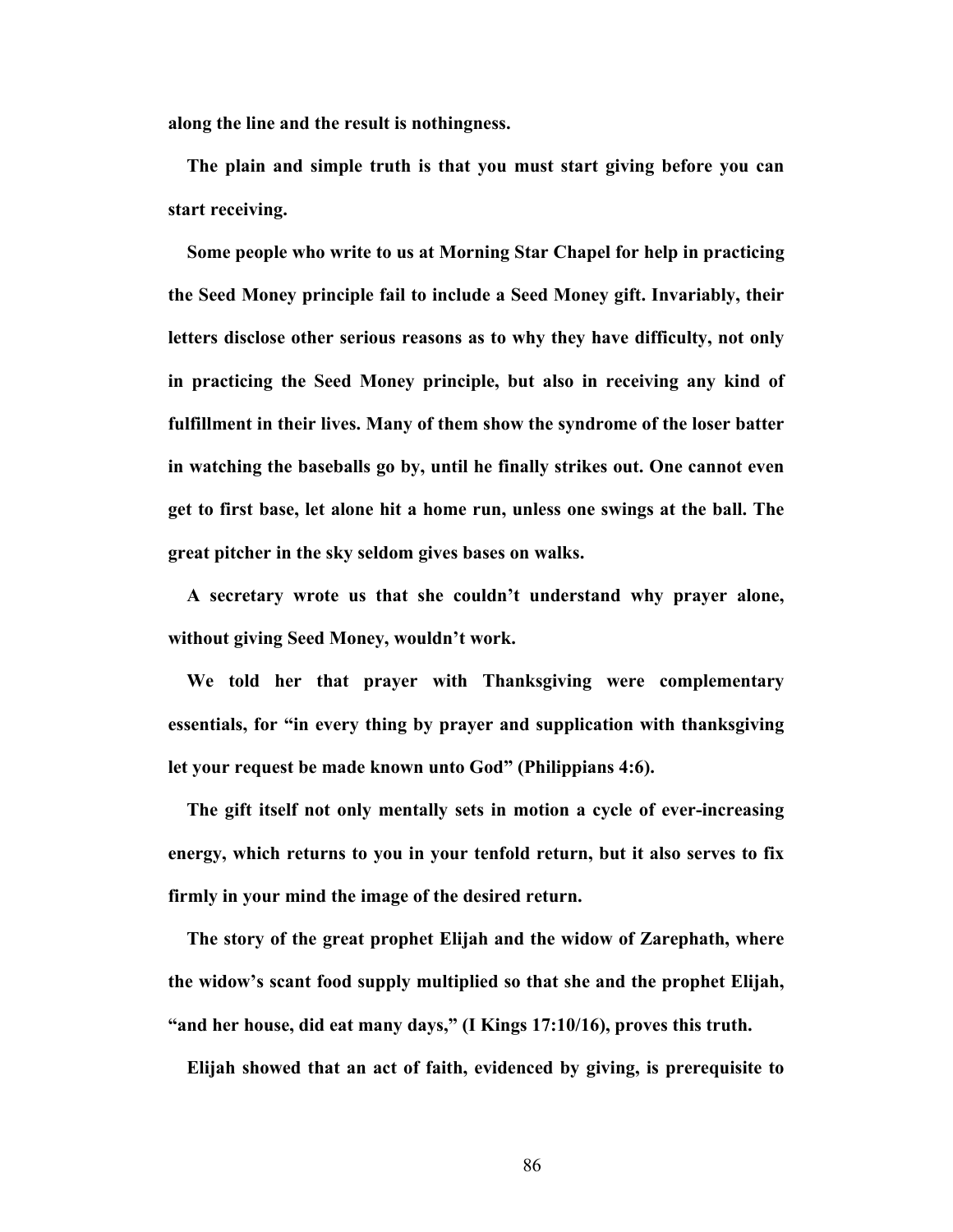**along the line and the result is nothingness.**

**The plain and simple truth is that you must start giving before you can start receiving.**

**Some people who write to us at Morning Star Chapel for help in practicing the Seed Money principle fail to include a Seed Money gift. Invariably, their letters disclose other serious reasons as to why they have difficulty, not only in practicing the Seed Money principle, but also in receiving any kind of fulfillment in their lives. Many of them show the syndrome of the loser batter in watching the baseballs go by, until he finally strikes out. One cannot even get to first base, let alone hit a home run, unless one swings at the ball. The great pitcher in the sky seldom gives bases on walks.**

**A secretary wrote us that she couldn't understand why prayer alone, without giving Seed Money, wouldn't work.**

**We told her that prayer with Thanksgiving were complementary essentials, for "in every thing by prayer and supplication with thanksgiving let your request be made known unto God" (Philippians 4:6).**

**The gift itself not only mentally sets in motion a cycle of ever-increasing energy, which returns to you in your tenfold return, but it also serves to fix firmly in your mind the image of the desired return.**

**The story of the great prophet Elijah and the widow of Zarephath, where the widow's scant food supply multiplied so that she and the prophet Elijah, "and her house, did eat many days," (I Kings 17:10/16), proves this truth.**

**Elijah showed that an act of faith, evidenced by giving, is prerequisite to**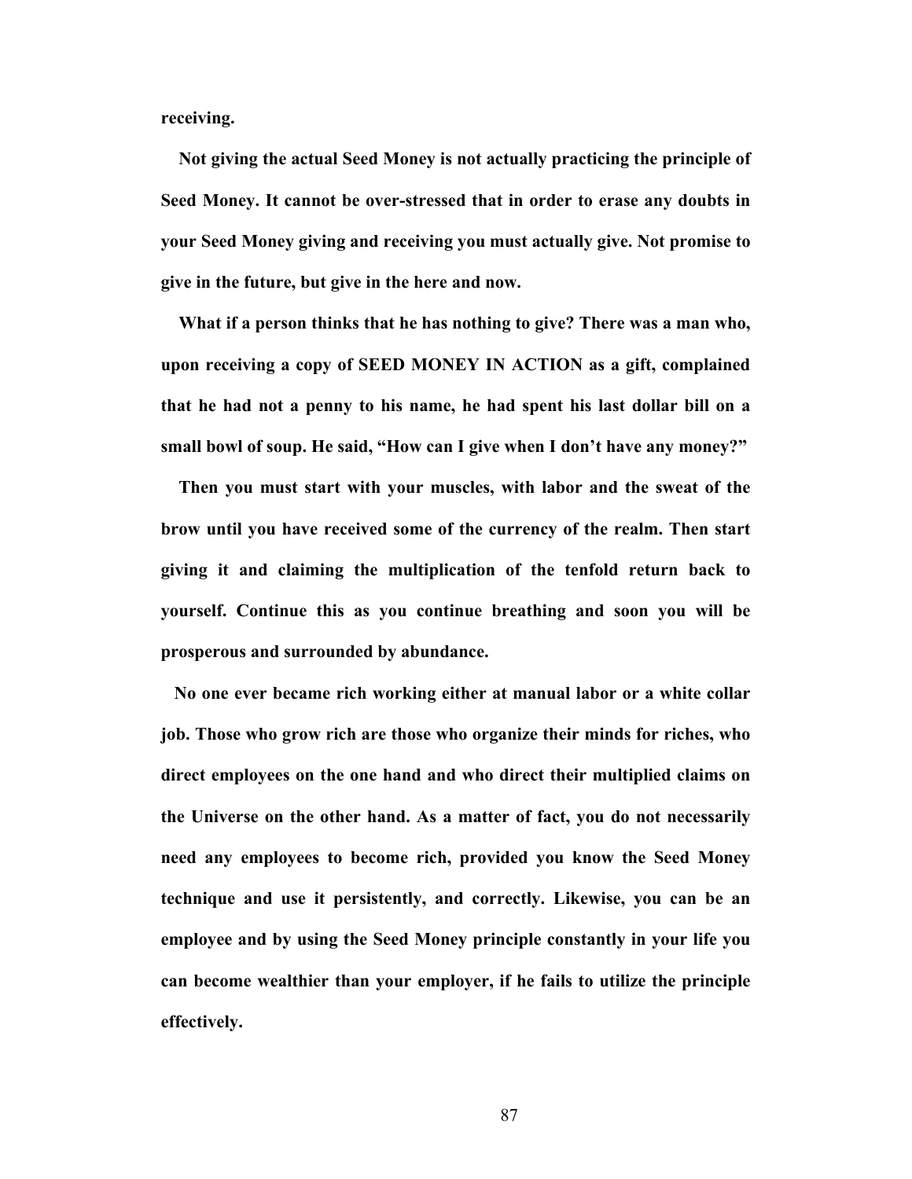**receiving.**

**Not giving the actual Seed Money is not actually practicing the principle of Seed Money. It cannot be over-stressed that in order to erase any doubts in your Seed Money giving and receiving you must actually give. Not promise to give in the future, but give in the here and now.**

**What if a person thinks that he has nothing to give? There was a man who, upon receiving a copy of SEED MONEY IN ACTION as a gift, complained that he had not a penny to his name, he had spent his last dollar bill on a small bowl of soup. He said, "How can I give when I don't have any money?"**

**Then you must start with your muscles, with labor and the sweat of the brow until you have received some of the currency of the realm. Then start giving it and claiming the multiplication of the tenfold return back to yourself. Continue this as you continue breathing and soon you will be prosperous and surrounded by abundance.**

**No one ever became rich working either at manual labor or a white collar job. Those who grow rich are those who organize their minds for riches, who direct employees on the one hand and who direct their multiplied claims on the Universe on the other hand. As a matter of fact, you do not necessarily need any employees to become rich, provided you know the Seed Money technique and use it persistently, and correctly. Likewise, you can be an employee and by using the Seed Money principle constantly in your life you can become wealthier than your employer, if he fails to utilize the principle effectively.**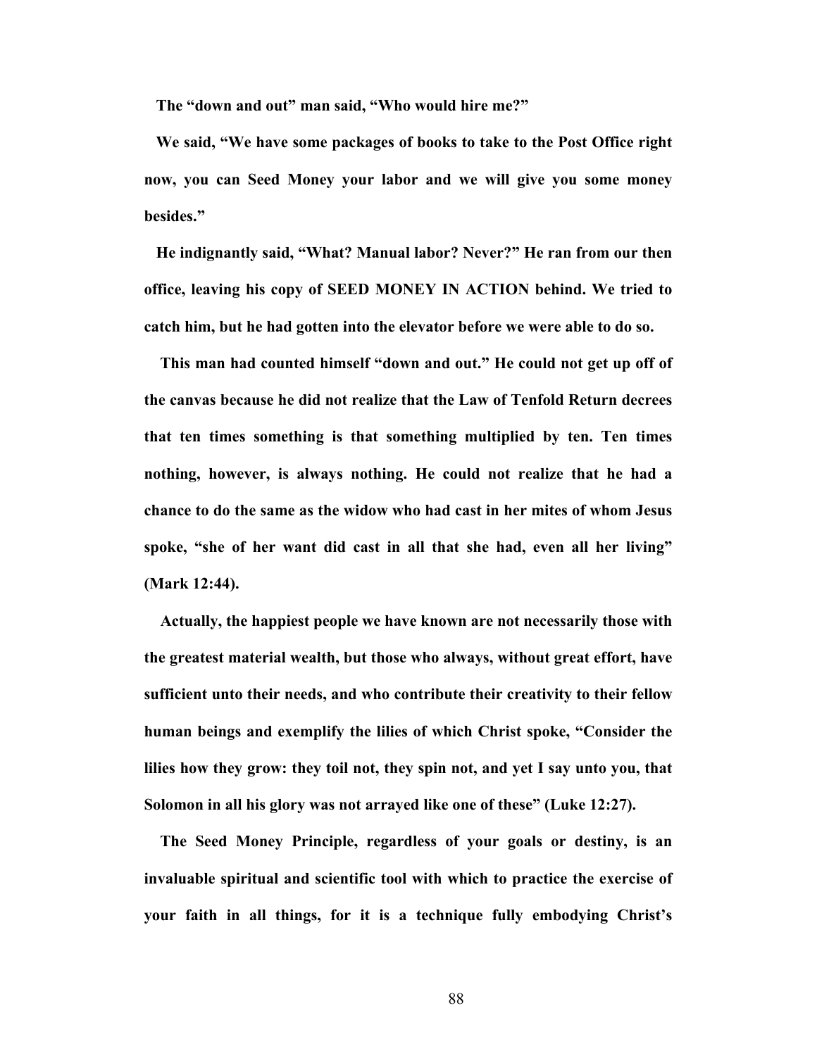**The "down and out" man said, "Who would hire me?"**

**We said, "We have some packages of books to take to the Post Office right now, you can Seed Money your labor and we will give you some money besides."**

**He indignantly said, "What? Manual labor? Never?" He ran from our then office, leaving his copy of SEED MONEY IN ACTION behind. We tried to catch him, but he had gotten into the elevator before we were able to do so.**

**This man had counted himself "down and out." He could not get up off of the canvas because he did not realize that the Law of Tenfold Return decrees that ten times something is that something multiplied by ten. Ten times nothing, however, is always nothing. He could not realize that he had a chance to do the same as the widow who had cast in her mites of whom Jesus spoke, "she of her want did cast in all that she had, even all her living" (Mark 12:44).**

**Actually, the happiest people we have known are not necessarily those with the greatest material wealth, but those who always, without great effort, have sufficient unto their needs, and who contribute their creativity to their fellow human beings and exemplify the lilies of which Christ spoke, "Consider the lilies how they grow: they toil not, they spin not, and yet I say unto you, that Solomon in all his glory was not arrayed like one of these" (Luke 12:27).**

**The Seed Money Principle, regardless of your goals or destiny, is an invaluable spiritual and scientific tool with which to practice the exercise of your faith in all things, for it is a technique fully embodying Christ's**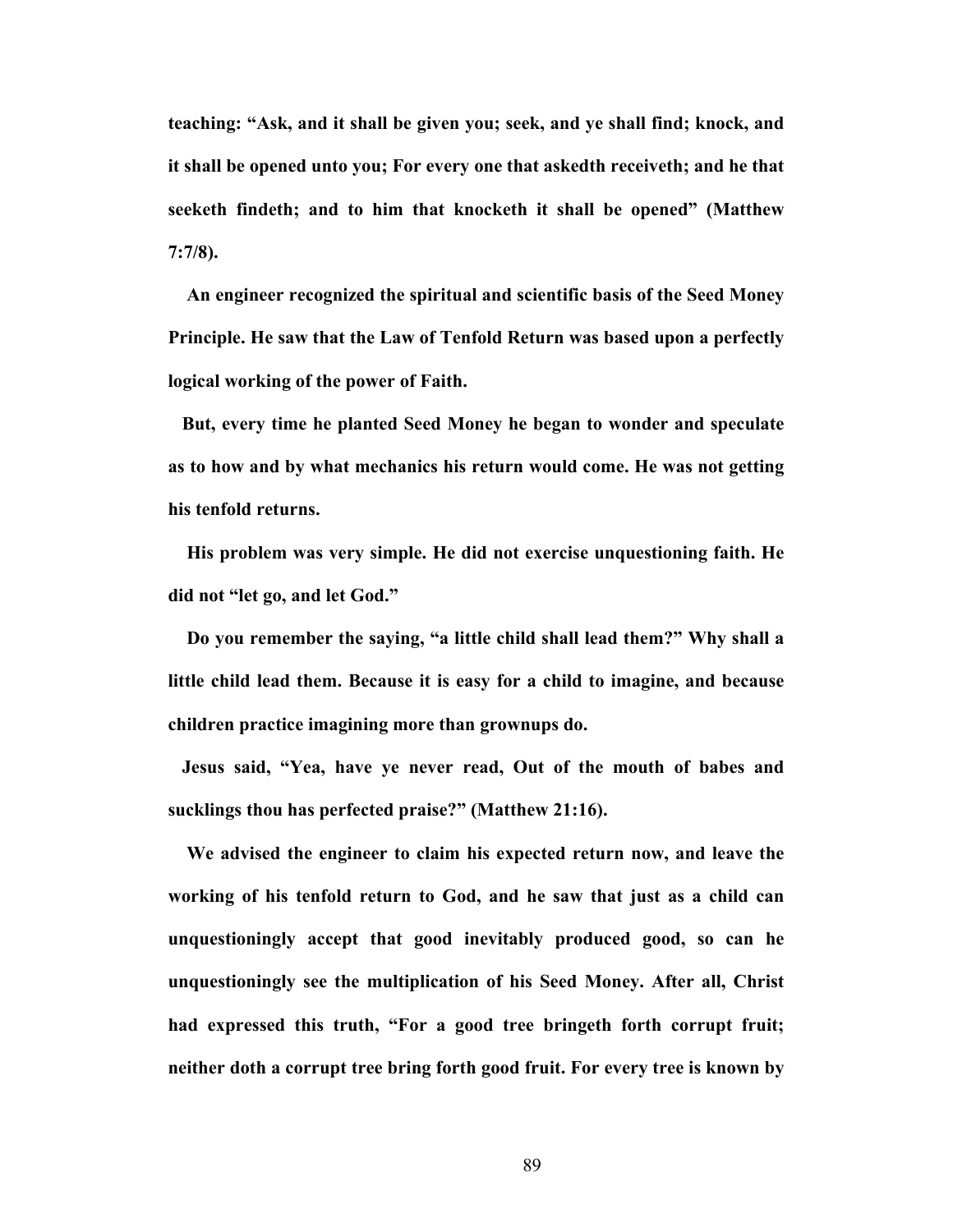**teaching: "Ask, and it shall be given you; seek, and ye shall find; knock, and it shall be opened unto you; For every one that askedth receiveth; and he that seeketh findeth; and to him that knocketh it shall be opened" (Matthew 7:7/8).**

**An engineer recognized the spiritual and scientific basis of the Seed Money Principle. He saw that the Law of Tenfold Return was based upon a perfectly logical working of the power of Faith.**

**But, every time he planted Seed Money he began to wonder and speculate as to how and by what mechanics his return would come. He was not getting his tenfold returns.**

**His problem was very simple. He did not exercise unquestioning faith. He did not "let go, and let God."**

**Do you remember the saying, "a little child shall lead them?" Why shall a little child lead them. Because it is easy for a child to imagine, and because children practice imagining more than grownups do.**

**Jesus said, "Yea, have ye never read, Out of the mouth of babes and sucklings thou has perfected praise?" (Matthew 21:16).**

**We advised the engineer to claim his expected return now, and leave the working of his tenfold return to God, and he saw that just as a child can unquestioningly accept that good inevitably produced good, so can he unquestioningly see the multiplication of his Seed Money. After all, Christ had expressed this truth, "For a good tree bringeth forth corrupt fruit; neither doth a corrupt tree bring forth good fruit. For every tree is known by**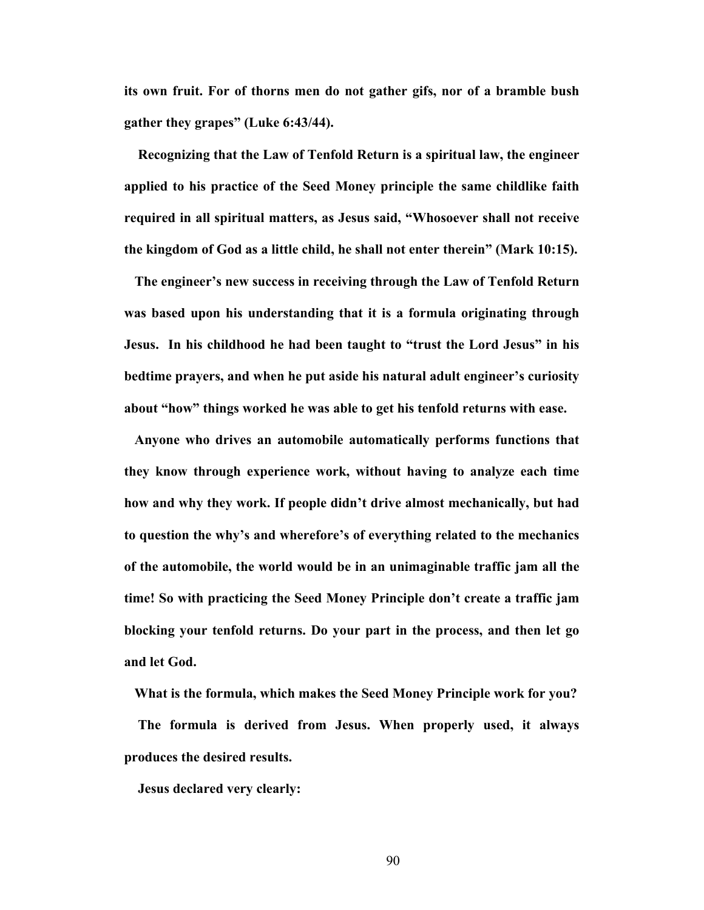**its own fruit. For of thorns men do not gather gifs, nor of a bramble bush gather they grapes" (Luke 6:43/44).**

**Recognizing that the Law of Tenfold Return is a spiritual law, the engineer applied to his practice of the Seed Money principle the same childlike faith required in all spiritual matters, as Jesus said, "Whosoever shall not receive the kingdom of God as a little child, he shall not enter therein" (Mark 10:15).**

**The engineer's new success in receiving through the Law of Tenfold Return was based upon his understanding that it is a formula originating through Jesus. In his childhood he had been taught to "trust the Lord Jesus" in his bedtime prayers, and when he put aside his natural adult engineer's curiosity about "how" things worked he was able to get his tenfold returns with ease.**

**Anyone who drives an automobile automatically performs functions that they know through experience work, without having to analyze each time how and why they work. If people didn't drive almost mechanically, but had to question the why's and wherefore's of everything related to the mechanics of the automobile, the world would be in an unimaginable traffic jam all the time! So with practicing the Seed Money Principle don't create a traffic jam blocking your tenfold returns. Do your part in the process, and then let go and let God.**

**What is the formula, which makes the Seed Money Principle work for you?**

**The formula is derived from Jesus. When properly used, it always produces the desired results.**

**Jesus declared very clearly:**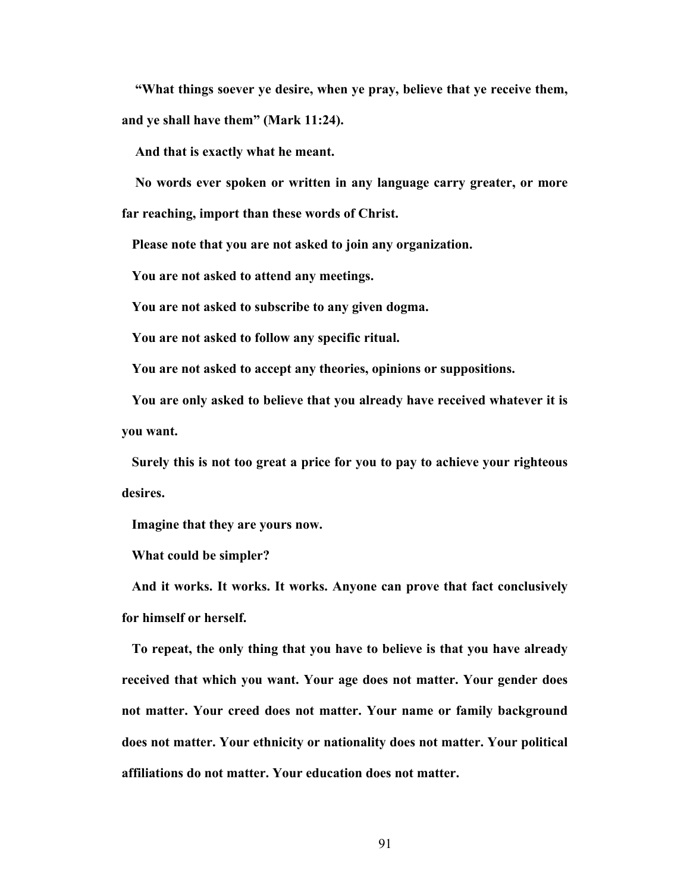**"What things soever ye desire, when ye pray, believe that ye receive them, and ye shall have them" (Mark 11:24).**

**And that is exactly what he meant.**

**No words ever spoken or written in any language carry greater, or more far reaching, import than these words of Christ.**

**Please note that you are not asked to join any organization.**

**You are not asked to attend any meetings.**

**You are not asked to subscribe to any given dogma.**

**You are not asked to follow any specific ritual.**

**You are not asked to accept any theories, opinions or suppositions.**

**You are only asked to believe that you already have received whatever it is you want.**

**Surely this is not too great a price for you to pay to achieve your righteous desires.**

**Imagine that they are yours now.**

**What could be simpler?**

**And it works. It works. It works. Anyone can prove that fact conclusively for himself or herself.**

**To repeat, the only thing that you have to believe is that you have already received that which you want. Your age does not matter. Your gender does not matter. Your creed does not matter. Your name or family background does not matter. Your ethnicity or nationality does not matter. Your political affiliations do not matter. Your education does not matter.**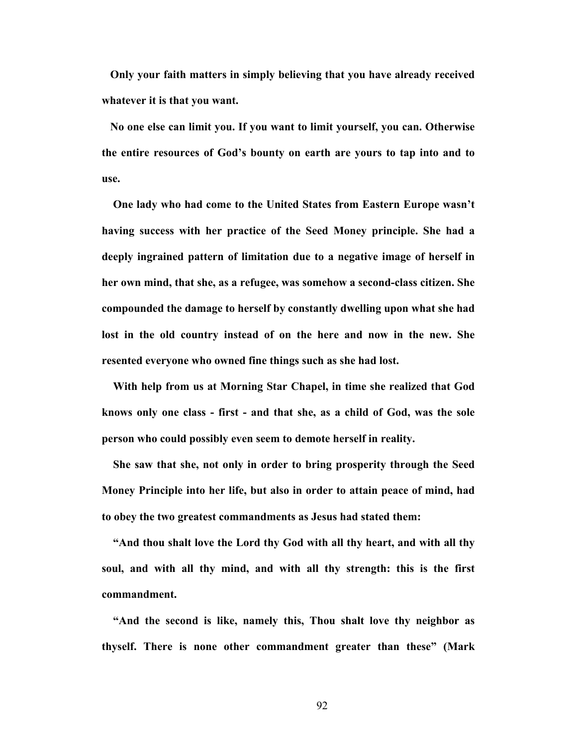**Only your faith matters in simply believing that you have already received whatever it is that you want.**

**No one else can limit you. If you want to limit yourself, you can. Otherwise the entire resources of God's bounty on earth are yours to tap into and to use.**

**One lady who had come to the United States from Eastern Europe wasn't having success with her practice of the Seed Money principle. She had a deeply ingrained pattern of limitation due to a negative image of herself in her own mind, that she, as a refugee, was somehow a second-class citizen. She compounded the damage to herself by constantly dwelling upon what she had lost in the old country instead of on the here and now in the new. She resented everyone who owned fine things such as she had lost.**

**With help from us at Morning Star Chapel, in time she realized that God knows only one class - first - and that she, as a child of God, was the sole person who could possibly even seem to demote herself in reality.**

**She saw that she, not only in order to bring prosperity through the Seed Money Principle into her life, but also in order to attain peace of mind, had to obey the two greatest commandments as Jesus had stated them:**

**"And thou shalt love the Lord thy God with all thy heart, and with all thy soul, and with all thy mind, and with all thy strength: this is the first commandment.**

**"And the second is like, namely this, Thou shalt love thy neighbor as thyself. There is none other commandment greater than these" (Mark**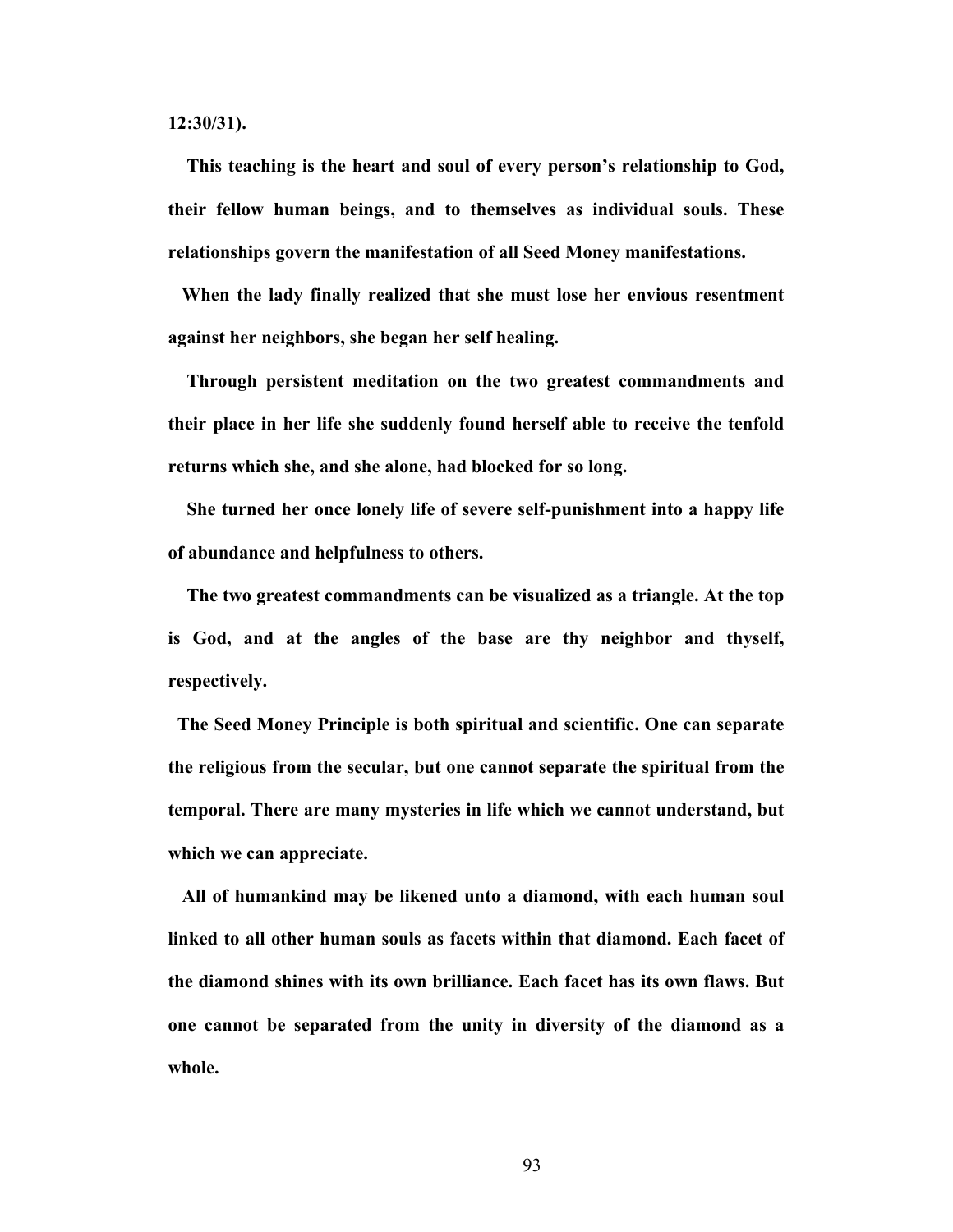**12:30/31).**

**This teaching is the heart and soul of every person's relationship to God, their fellow human beings, and to themselves as individual souls. These relationships govern the manifestation of all Seed Money manifestations.**

**When the lady finally realized that she must lose her envious resentment against her neighbors, she began her self healing.**

**Through persistent meditation on the two greatest commandments and their place in her life she suddenly found herself able to receive the tenfold returns which she, and she alone, had blocked for so long.**

**She turned her once lonely life of severe self-punishment into a happy life of abundance and helpfulness to others.**

**The two greatest commandments can be visualized as a triangle. At the top is God, and at the angles of the base are thy neighbor and thyself, respectively.**

**The Seed Money Principle is both spiritual and scientific. One can separate the religious from the secular, but one cannot separate the spiritual from the temporal. There are many mysteries in life which we cannot understand, but which we can appreciate.**

**All of humankind may be likened unto a diamond, with each human soul linked to all other human souls as facets within that diamond. Each facet of the diamond shines with its own brilliance. Each facet has its own flaws. But one cannot be separated from the unity in diversity of the diamond as a whole.**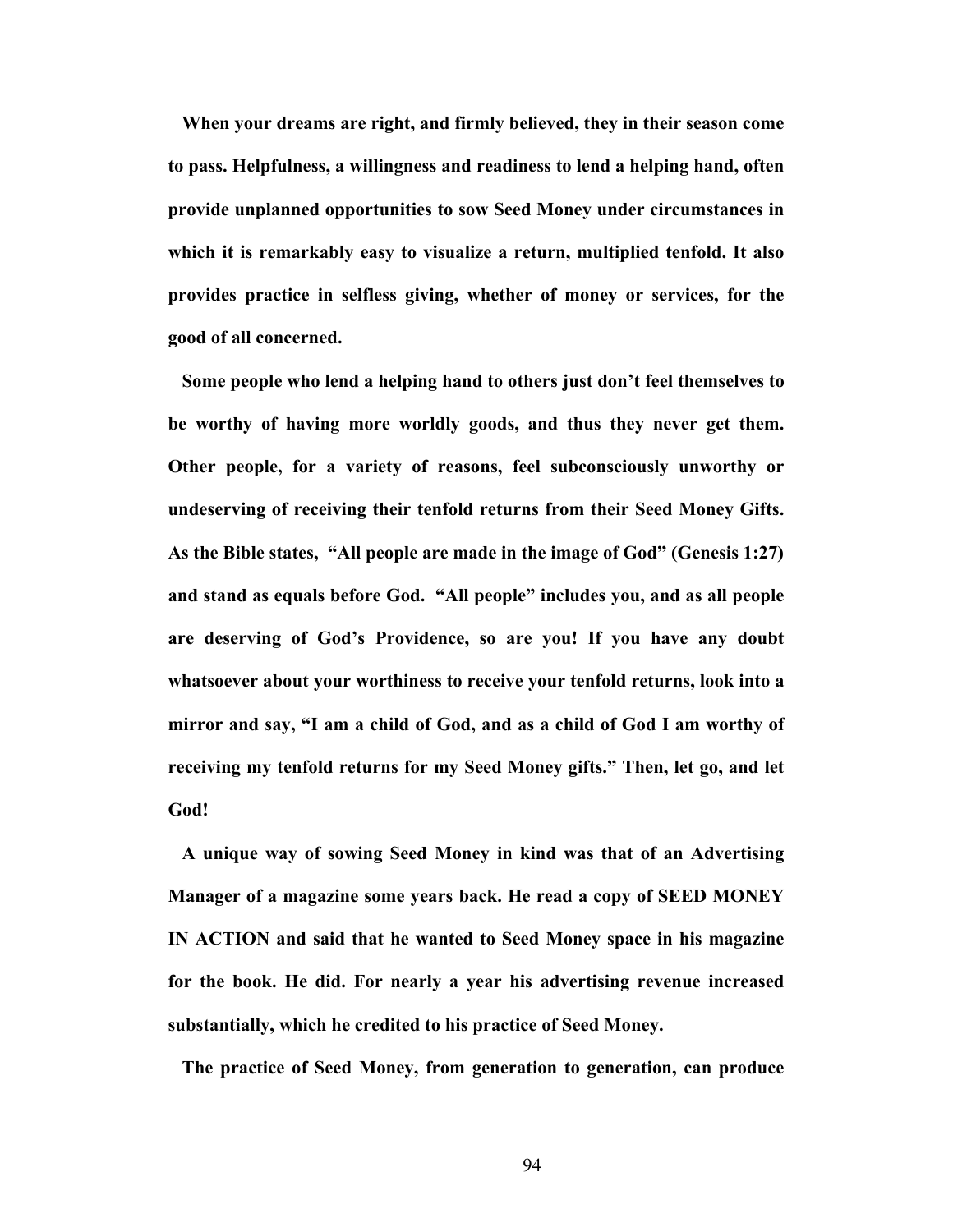**When your dreams are right, and firmly believed, they in their season come to pass. Helpfulness, a willingness and readiness to lend a helping hand, often provide unplanned opportunities to sow Seed Money under circumstances in which it is remarkably easy to visualize a return, multiplied tenfold. It also provides practice in selfless giving, whether of money or services, for the good of all concerned.**

**Some people who lend a helping hand to others just don't feel themselves to be worthy of having more worldly goods, and thus they never get them. Other people, for a variety of reasons, feel subconsciously unworthy or undeserving of receiving their tenfold returns from their Seed Money Gifts. As the Bible states, "All people are made in the image of God" (Genesis 1:27) and stand as equals before God. "All people" includes you, and as all people are deserving of God's Providence, so are you! If you have any doubt whatsoever about your worthiness to receive your tenfold returns, look into a mirror and say, "I am a child of God, and as a child of God I am worthy of receiving my tenfold returns for my Seed Money gifts." Then, let go, and let God!**

**A unique way of sowing Seed Money in kind was that of an Advertising Manager of a magazine some years back. He read a copy of SEED MONEY IN ACTION and said that he wanted to Seed Money space in his magazine for the book. He did. For nearly a year his advertising revenue increased substantially, which he credited to his practice of Seed Money.**

**The practice of Seed Money, from generation to generation, can produce**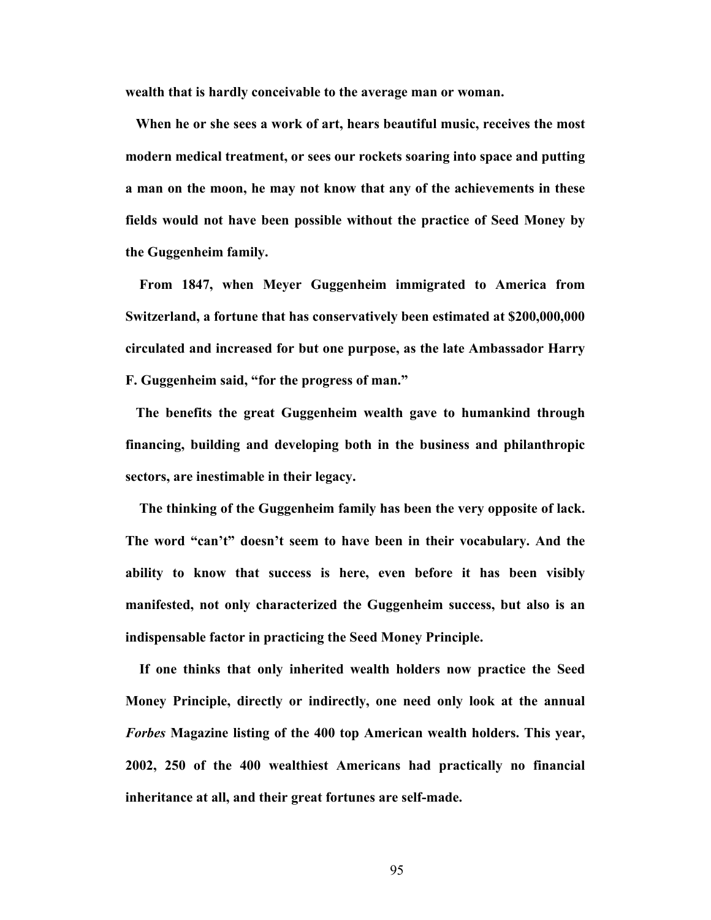**wealth that is hardly conceivable to the average man or woman.**

**When he or she sees a work of art, hears beautiful music, receives the most modern medical treatment, or sees our rockets soaring into space and putting a man on the moon, he may not know that any of the achievements in these fields would not have been possible without the practice of Seed Money by the Guggenheim family.**

**From 1847, when Meyer Guggenheim immigrated to America from Switzerland, a fortune that has conservatively been estimated at $200,000,000 circulated and increased for but one purpose, as the late Ambassador Harry F. Guggenheim said, "for the progress of man."**

**The benefits the great Guggenheim wealth gave to humankind through financing, building and developing both in the business and philanthropic sectors, are inestimable in their legacy.**

**The thinking of the Guggenheim family has been the very opposite of lack. The word "can't" doesn't seem to have been in their vocabulary. And the ability to know that success is here, even before it has been visibly manifested, not only characterized the Guggenheim success, but also is an indispensable factor in practicing the Seed Money Principle.**

**If one thinks that only inherited wealth holders now practice the Seed Money Principle, directly or indirectly, one need only look at the annual *Forbes* Magazine listing of the 400 top American wealth holders. This year, 2002, 250 of the 400 wealthiest Americans had practically no financial inheritance at all, and their great fortunes are self-made.**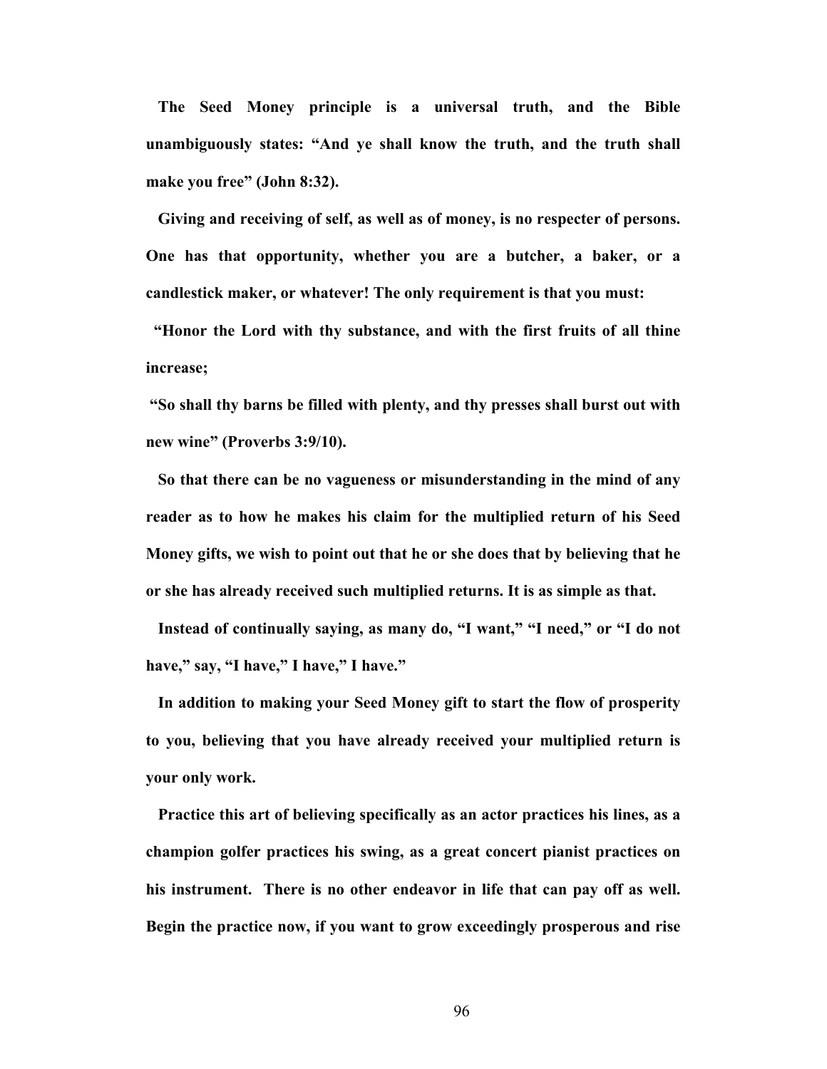**The Seed Money principle is a universal truth, and the Bible unambiguously states: "And ye shall know the truth, and the truth shall make you free" (John 8:32).**

**Giving and receiving of self, as well as of money, is no respecter of persons. One has that opportunity, whether you are a butcher, a baker, or a candlestick maker, or whatever! The only requirement is that you must:**

**"Honor the Lord with thy substance, and with the first fruits of all thine increase;**

**"So shall thy barns be filled with plenty, and thy presses shall burst out with new wine" (Proverbs 3:9/10).**

**So that there can be no vagueness or misunderstanding in the mind of any reader as to how he makes his claim for the multiplied return of his Seed Money gifts, we wish to point out that he or she does that by believing that he or she has already received such multiplied returns. It is as simple as that.**

**Instead of continually saying, as many do, "I want," "I need," or "I do not have," say, "I have," I have," I have."**

**In addition to making your Seed Money gift to start the flow of prosperity to you, believing that you have already received your multiplied return is your only work.**

**Practice this art of believing specifically as an actor practices his lines, as a champion golfer practices his swing, as a great concert pianist practices on his instrument. There is no other endeavor in life that can pay off as well. Begin the practice now, if you want to grow exceedingly prosperous and rise**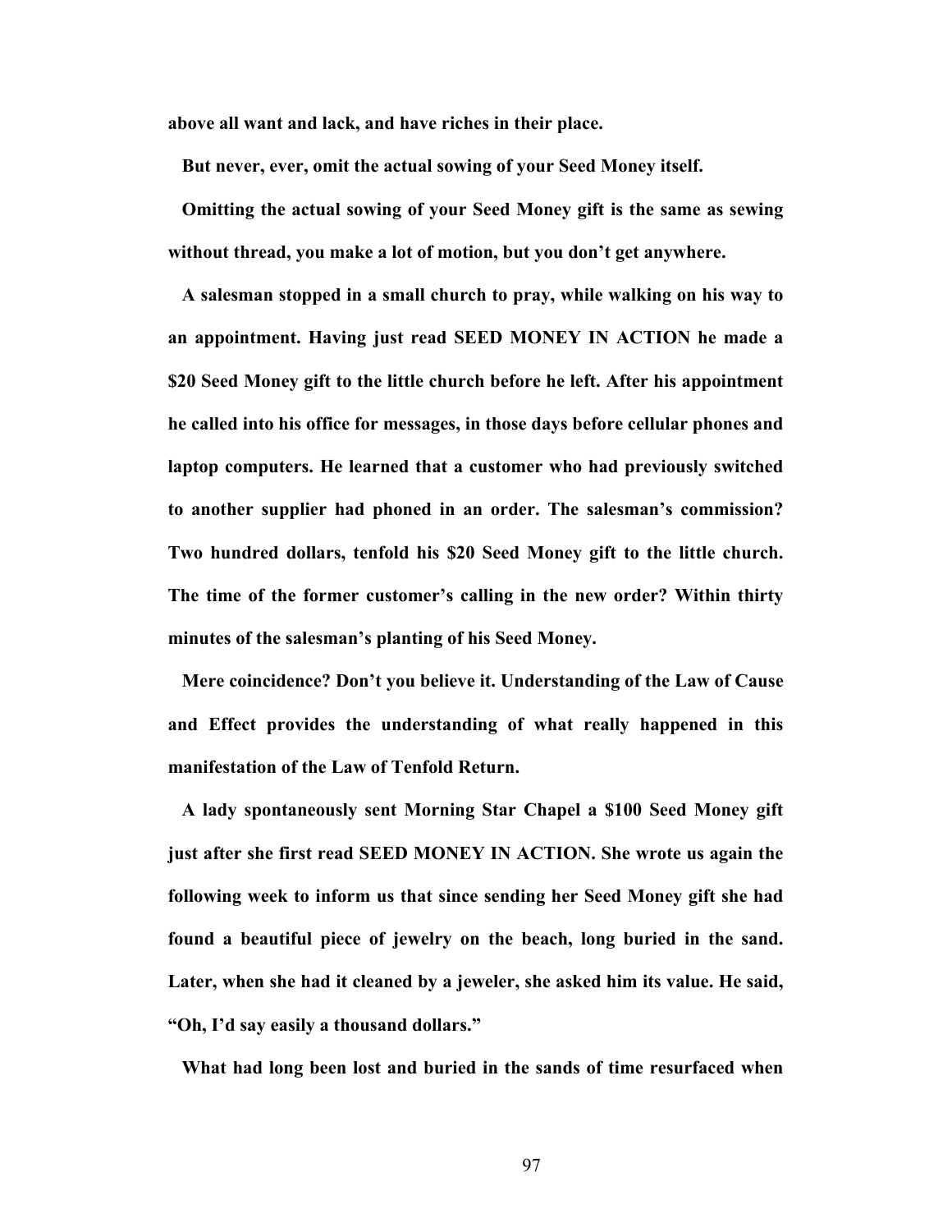**above all want and lack, and have riches in their place.**

**But never, ever, omit the actual sowing of your Seed Money itself.**

**Omitting the actual sowing of your Seed Money gift is the same as sewing without thread, you make a lot of motion, but you don't get anywhere.**

**A salesman stopped in a small church to pray, while walking on his way to an appointment. Having just read SEED MONEY IN ACTION he made a $20 Seed Money gift to the little church before he left. After his appointment he called into his office for messages, in those days before cellular phones and laptop computers. He learned that a customer who had previously switched to another supplier had phoned in an order. The salesman's commission? Two hundred dollars, tenfold his $20 Seed Money gift to the little church. The time of the former customer's calling in the new order? Within thirty minutes of the salesman's planting of his Seed Money.**

**Mere coincidence? Don't you believe it. Understanding of the Law of Cause and Effect provides the understanding of what really happened in this manifestation of the Law of Tenfold Return.**

**A lady spontaneously sent Morning Star Chapel a $100 Seed Money gift just after she first read SEED MONEY IN ACTION. She wrote us again the following week to inform us that since sending her Seed Money gift she had found a beautiful piece of jewelry on the beach, long buried in the sand. Later, when she had it cleaned by a jeweler, she asked him its value. He said, "Oh, I'd say easily a thousand dollars."**

**What had long been lost and buried in the sands of time resurfaced when**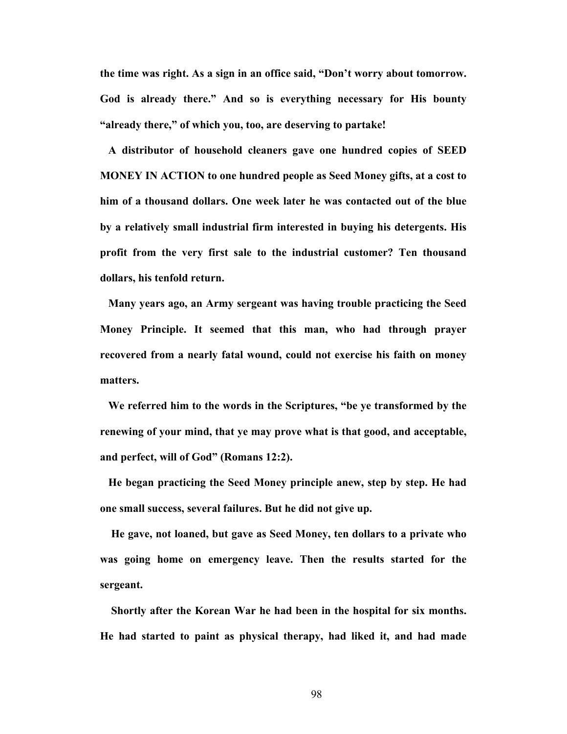**the time was right. As a sign in an office said, "Don't worry about tomorrow. God is already there." And so is everything necessary for His bounty "already there," of which you, too, are deserving to partake!**

**A distributor of household cleaners gave one hundred copies of SEED MONEY IN ACTION to one hundred people as Seed Money gifts, at a cost to him of a thousand dollars. One week later he was contacted out of the blue by a relatively small industrial firm interested in buying his detergents. His profit from the very first sale to the industrial customer? Ten thousand dollars, his tenfold return.**

**Many years ago, an Army sergeant was having trouble practicing the Seed Money Principle. It seemed that this man, who had through prayer recovered from a nearly fatal wound, could not exercise his faith on money matters.**

**We referred him to the words in the Scriptures, "be ye transformed by the renewing of your mind, that ye may prove what is that good, and acceptable, and perfect, will of God" (Romans 12:2).**

**He began practicing the Seed Money principle anew, step by step. He had one small success, several failures. But he did not give up.**

**He gave, not loaned, but gave as Seed Money, ten dollars to a private who was going home on emergency leave. Then the results started for the sergeant.**

**Shortly after the Korean War he had been in the hospital for six months. He had started to paint as physical therapy, had liked it, and had made**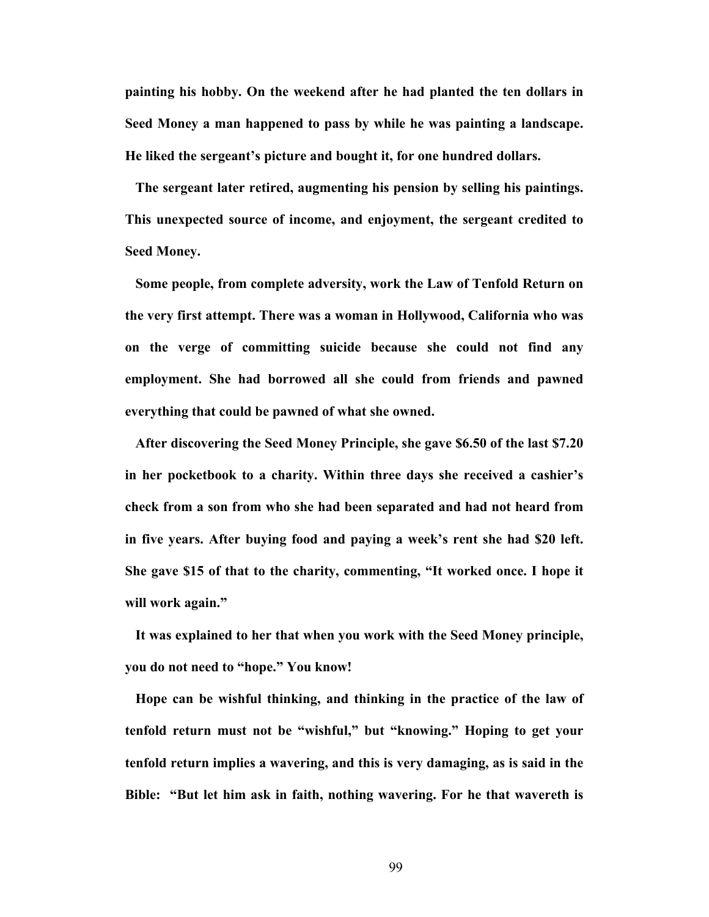**painting his hobby. On the weekend after he had planted the ten dollars in Seed Money a man happened to pass by while he was painting a landscape. He liked the sergeant's picture and bought it, for one hundred dollars.**

**The sergeant later retired, augmenting his pension by selling his paintings. This unexpected source of income, and enjoyment, the sergeant credited to Seed Money.**

**Some people, from complete adversity, work the Law of Tenfold Return on the very first attempt. There was a woman in Hollywood, California who was on the verge of committing suicide because she could not find any employment. She had borrowed all she could from friends and pawned everything that could be pawned of what she owned.**

**After discovering the Seed Money Principle, she gave $6.50 of the last $7.20 in her pocketbook to a charity. Within three days she received a cashier's check from a son from who she had been separated and had not heard from in five years. After buying food and paying a week's rent she had $20 left. She gave $15 of that to the charity, commenting, "It worked once. I hope it will work again."**

**It was explained to her that when you work with the Seed Money principle, you do not need to "hope." You know!**

**Hope can be wishful thinking, and thinking in the practice of the law of tenfold return must not be "wishful," but "knowing." Hoping to get your tenfold return implies a wavering, and this is very damaging, as is said in the Bible: "But let him ask in faith, nothing wavering. For he that wavereth is**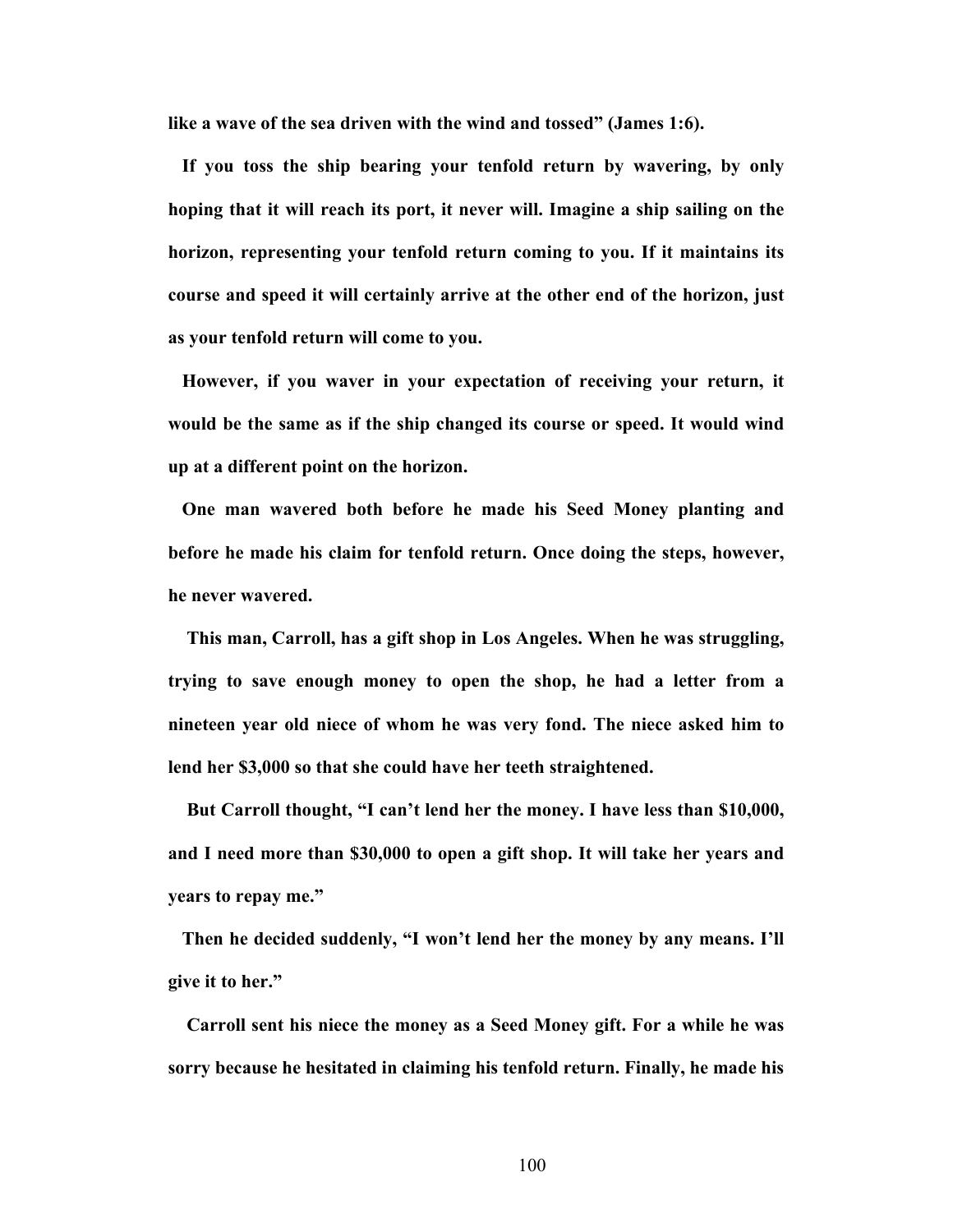**like a wave of the sea driven with the wind and tossed" (James 1:6).**

**If you toss the ship bearing your tenfold return by wavering, by only hoping that it will reach its port, it never will. Imagine a ship sailing on the horizon, representing your tenfold return coming to you. If it maintains its course and speed it will certainly arrive at the other end of the horizon, just as your tenfold return will come to you.**

**However, if you waver in your expectation of receiving your return, it would be the same as if the ship changed its course or speed. It would wind up at a different point on the horizon.**

**One man wavered both before he made his Seed Money planting and before he made his claim for tenfold return. Once doing the steps, however, he never wavered.**

**This man, Carroll, has a gift shop in Los Angeles. When he was struggling, trying to save enough money to open the shop, he had a letter from a nineteen year old niece of whom he was very fond. The niece asked him to lend her $3,000 so that she could have her teeth straightened.**

**But Carroll thought, "I can't lend her the money. I have less than $10,000, and I need more than $30,000 to open a gift shop. It will take her years and years to repay me."**

**Then he decided suddenly, "I won't lend her the money by any means. I'll give it to her."**

**Carroll sent his niece the money as a Seed Money gift. For a while he was sorry because he hesitated in claiming his tenfold return. Finally, he made his**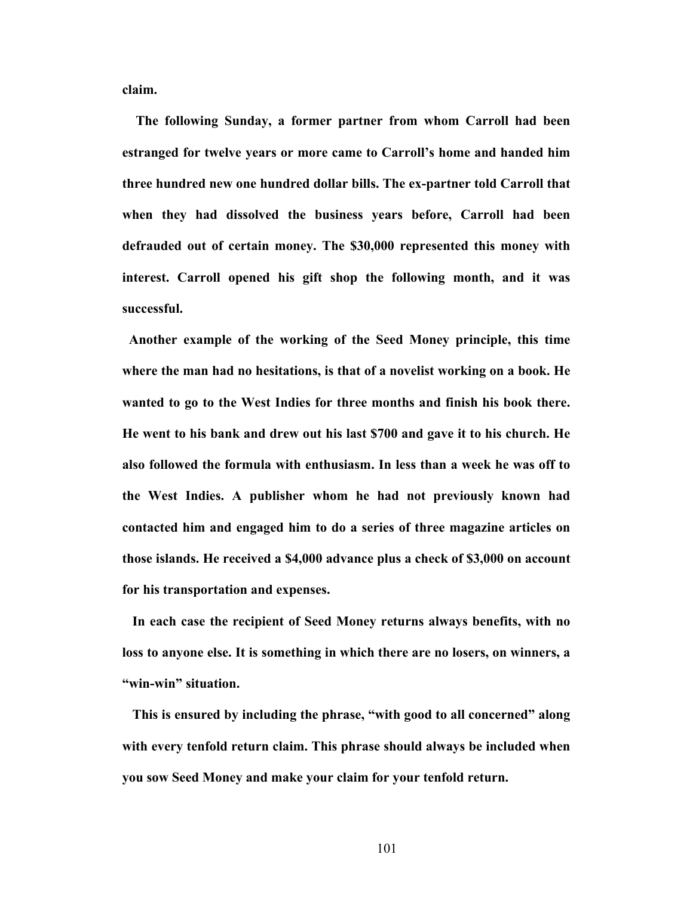**claim.**

**The following Sunday, a former partner from whom Carroll had been estranged for twelve years or more came to Carroll's home and handed him three hundred new one hundred dollar bills. The ex-partner told Carroll that when they had dissolved the business years before, Carroll had been defrauded out of certain money. The $30,000 represented this money with interest. Carroll opened his gift shop the following month, and it was successful.**

**Another example of the working of the Seed Money principle, this time where the man had no hesitations, is that of a novelist working on a book. He wanted to go to the West Indies for three months and finish his book there. He went to his bank and drew out his last $700 and gave it to his church. He also followed the formula with enthusiasm. In less than a week he was off to the West Indies. A publisher whom he had not previously known had contacted him and engaged him to do a series of three magazine articles on those islands. He received a $4,000 advance plus a check of $3,000 on account for his transportation and expenses.**

**In each case the recipient of Seed Money returns always benefits, with no loss to anyone else. It is something in which there are no losers, on winners, a "win-win" situation.**

**This is ensured by including the phrase, "with good to all concerned" along with every tenfold return claim. This phrase should always be included when you sow Seed Money and make your claim for your tenfold return.**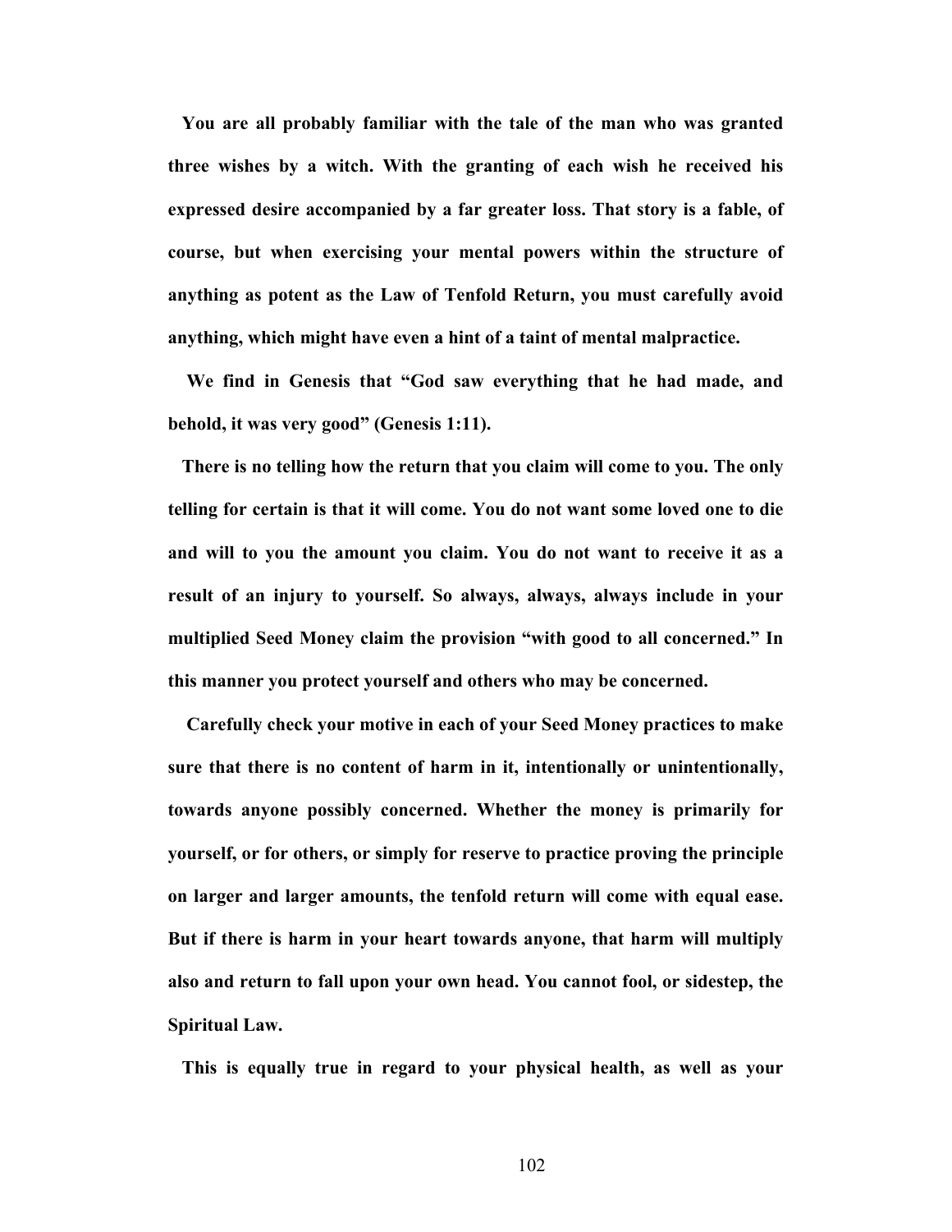**You are all probably familiar with the tale of the man who was granted three wishes by a witch. With the granting of each wish he received his expressed desire accompanied by a far greater loss. That story is a fable, of course, but when exercising your mental powers within the structure of anything as potent as the Law of Tenfold Return, you must carefully avoid anything, which might have even a hint of a taint of mental malpractice.**

**We find in Genesis that "God saw everything that he had made, and behold, it was very good" (Genesis 1:11).**

**There is no telling how the return that you claim will come to you. The only telling for certain is that it will come. You do not want some loved one to die and will to you the amount you claim. You do not want to receive it as a result of an injury to yourself. So always, always, always include in your multiplied Seed Money claim the provision "with good to all concerned." In this manner you protect yourself and others who may be concerned.**

**Carefully check your motive in each of your Seed Money practices to make sure that there is no content of harm in it, intentionally or unintentionally, towards anyone possibly concerned. Whether the money is primarily for yourself, or for others, or simply for reserve to practice proving the principle on larger and larger amounts, the tenfold return will come with equal ease. But if there is harm in your heart towards anyone, that harm will multiply also and return to fall upon your own head. You cannot fool, or sidestep, the Spiritual Law.**

**This is equally true in regard to your physical health, as well as your**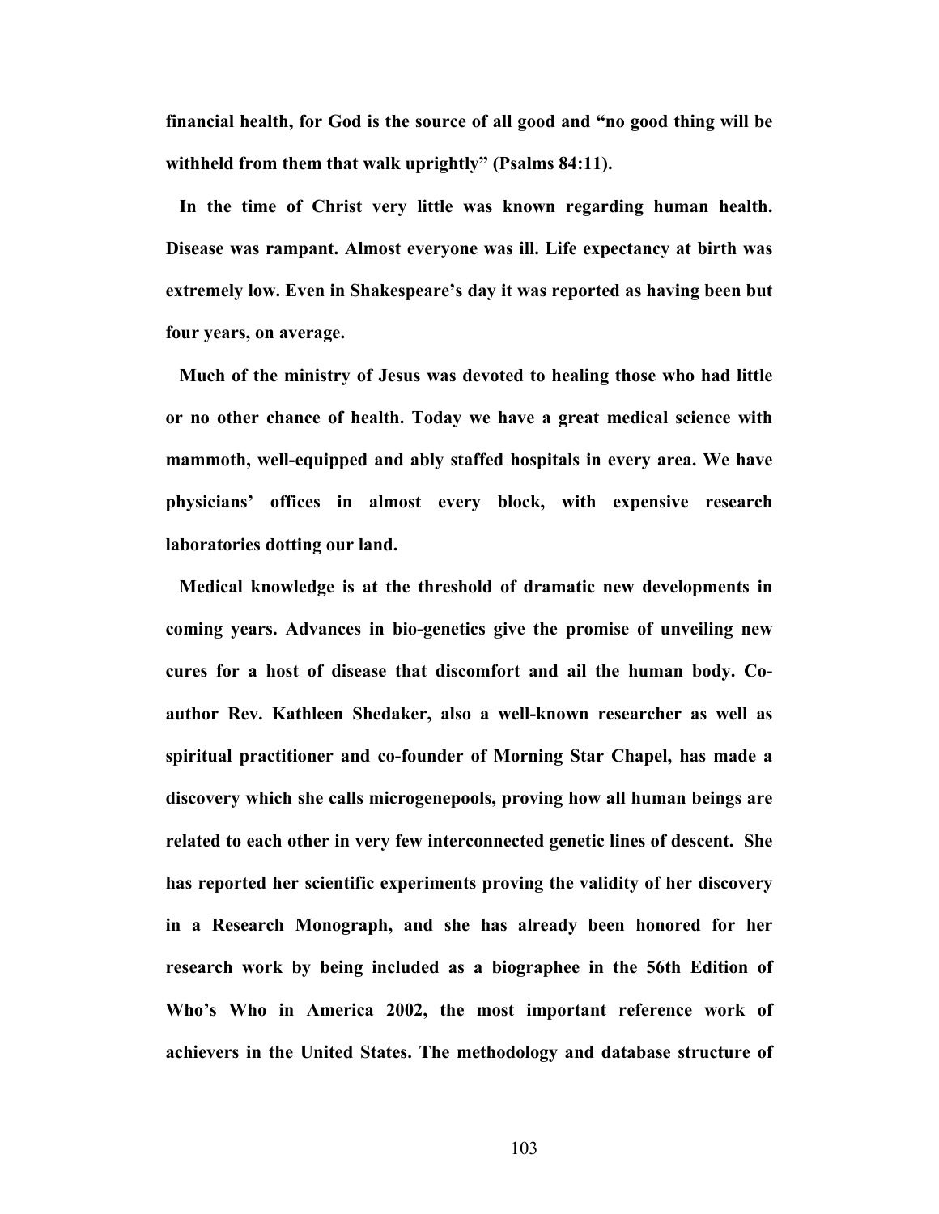**financial health, for God is the source of all good and "no good thing will be withheld from them that walk uprightly" (Psalms 84:11).**

**In the time of Christ very little was known regarding human health. Disease was rampant. Almost everyone was ill. Life expectancy at birth was extremely low. Even in Shakespeare's day it was reported as having been but four years, on average.**

**Much of the ministry of Jesus was devoted to healing those who had little or no other chance of health. Today we have a great medical science with mammoth, well-equipped and ably staffed hospitals in every area. We have physicians' offices in almost every block, with expensive research laboratories dotting our land.**

**Medical knowledge is at the threshold of dramatic new developments in coming years. Advances in bio-genetics give the promise of unveiling new cures for a host of disease that discomfort and ail the human body. Co-author Rev. Kathleen Shedaker, also a well-known researcher as well as spiritual practitioner and co-founder of Morning Star Chapel, has made a discovery which she calls microgenepools, proving how all human beings are related to each other in very few interconnected genetic lines of descent. She has reported her scientific experiments proving the validity of her discovery in a Research Monograph, and she has already been honored for her research work by being included as a biographee in the 56th Edition of Who's Who in America 2002, the most important reference work of achievers in the United States. The methodology and database structure of**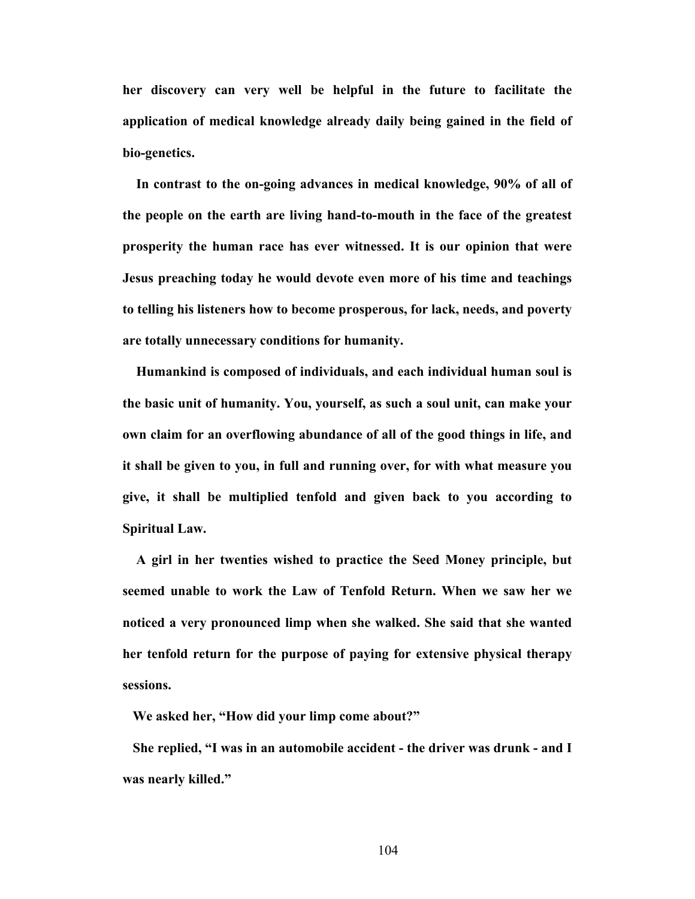**her discovery can very well be helpful in the future to facilitate the application of medical knowledge already daily being gained in the field of bio-genetics.**

**In contrast to the on-going advances in medical knowledge, 90% of all of the people on the earth are living hand-to-mouth in the face of the greatest prosperity the human race has ever witnessed. It is our opinion that were Jesus preaching today he would devote even more of his time and teachings to telling his listeners how to become prosperous, for lack, needs, and poverty are totally unnecessary conditions for humanity.**

**Humankind is composed of individuals, and each individual human soul is the basic unit of humanity. You, yourself, as such a soul unit, can make your own claim for an overflowing abundance of all of the good things in life, and it shall be given to you, in full and running over, for with what measure you give, it shall be multiplied tenfold and given back to you according to Spiritual Law.**

**A girl in her twenties wished to practice the Seed Money principle, but seemed unable to work the Law of Tenfold Return. When we saw her we noticed a very pronounced limp when she walked. She said that she wanted her tenfold return for the purpose of paying for extensive physical therapy sessions.**

**We asked her, "How did your limp come about?"**

**She replied, "I was in an automobile accident - the driver was drunk - and I was nearly killed."**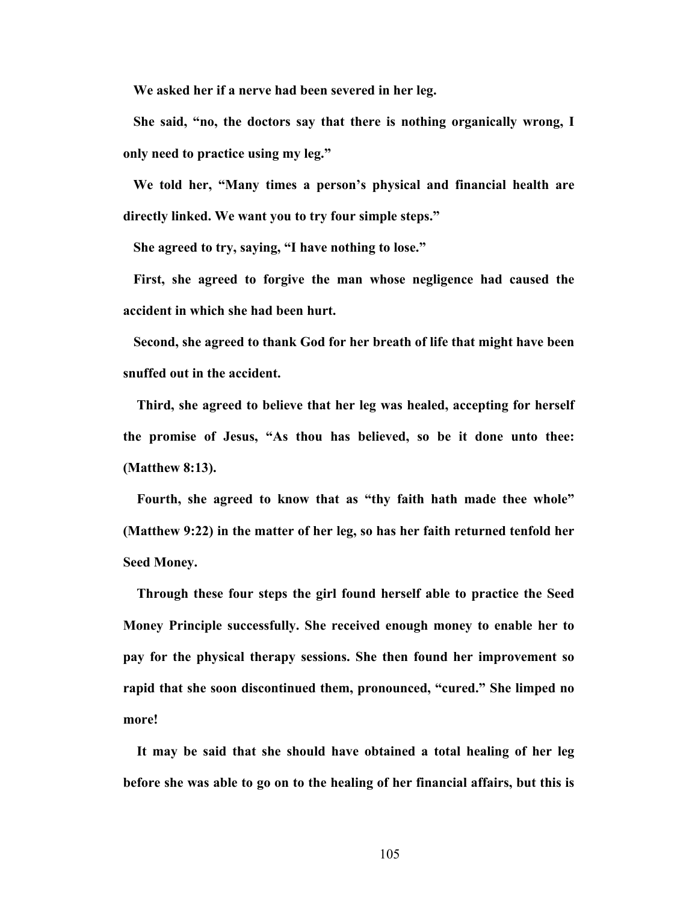**We asked her if a nerve had been severed in her leg.**

**She said, "no, the doctors say that there is nothing organically wrong, I only need to practice using my leg."**

**We told her, "Many times a person's physical and financial health are directly linked. We want you to try four simple steps."**

**She agreed to try, saying, "I have nothing to lose."**

**First, she agreed to forgive the man whose negligence had caused the accident in which she had been hurt.**

**Second, she agreed to thank God for her breath of life that might have been snuffed out in the accident.**

**Third, she agreed to believe that her leg was healed, accepting for herself the promise of Jesus, "As thou has believed, so be it done unto thee: (Matthew 8:13).**

**Fourth, she agreed to know that as "thy faith hath made thee whole" (Matthew 9:22) in the matter of her leg, so has her faith returned tenfold her Seed Money.**

**Through these four steps the girl found herself able to practice the Seed Money Principle successfully. She received enough money to enable her to pay for the physical therapy sessions. She then found her improvement so rapid that she soon discontinued them, pronounced, "cured." She limped no more!**

**It may be said that she should have obtained a total healing of her leg before she was able to go on to the healing of her financial affairs, but this is**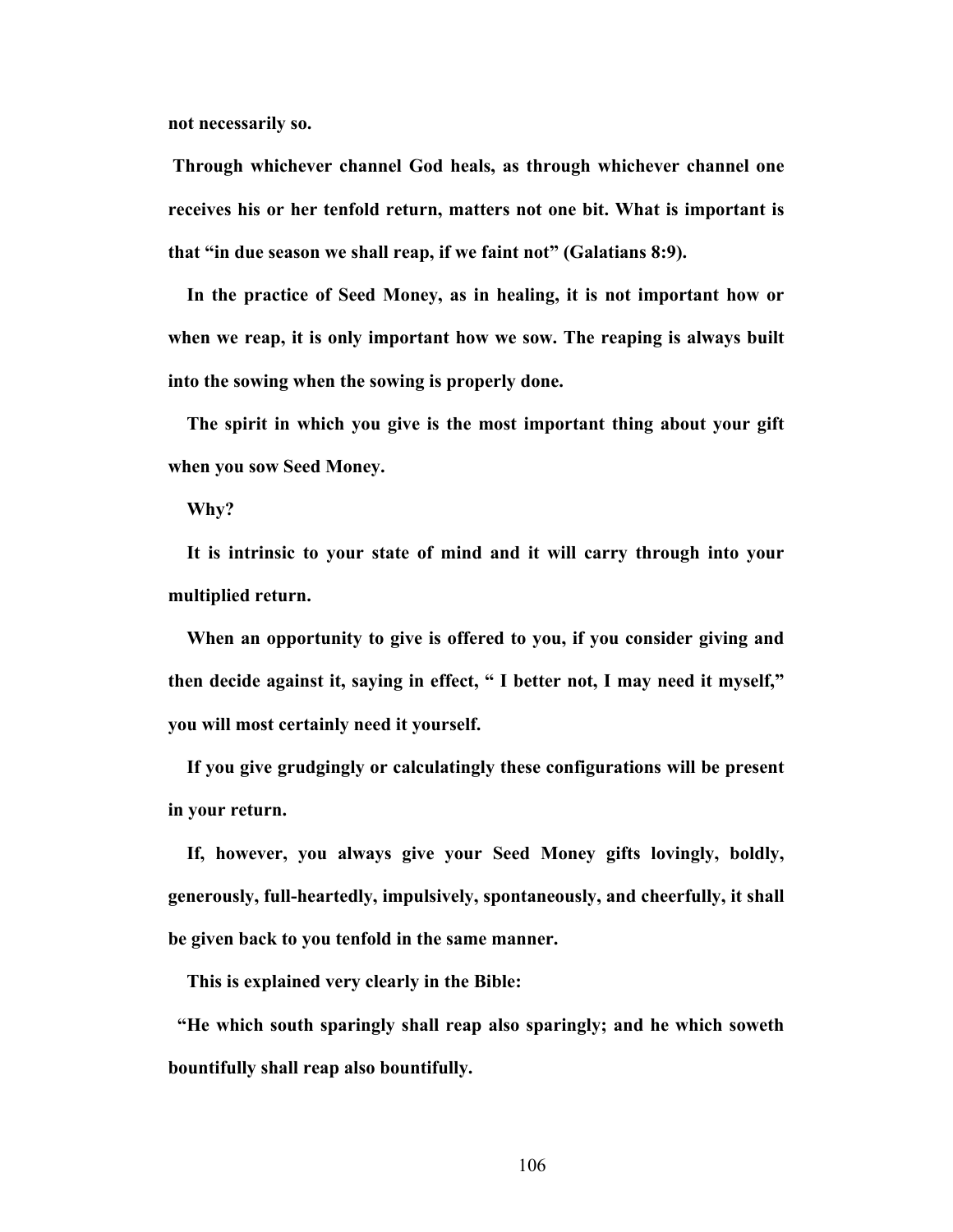**not necessarily so.**

**Through whichever channel God heals, as through whichever channel one receives his or her tenfold return, matters not one bit. What is important is that "in due season we shall reap, if we faint not" (Galatians 8:9).**

**In the practice of Seed Money, as in healing, it is not important how or when we reap, it is only important how we sow. The reaping is always built into the sowing when the sowing is properly done.**

**The spirit in which you give is the most important thing about your gift when you sow Seed Money.**

**Why?**

**It is intrinsic to your state of mind and it will carry through into your multiplied return.**

**When an opportunity to give is offered to you, if you consider giving and then decide against it, saying in effect, " I better not, I may need it myself," you will most certainly need it yourself.**

**If you give grudgingly or calculatingly these configurations will be present in your return.**

**If, however, you always give your Seed Money gifts lovingly, boldly, generously, full-heartedly, impulsively, spontaneously, and cheerfully, it shall be given back to you tenfold in the same manner.**

**This is explained very clearly in the Bible:**

**"He which south sparingly shall reap also sparingly; and he which soweth bountifully shall reap also bountifully.**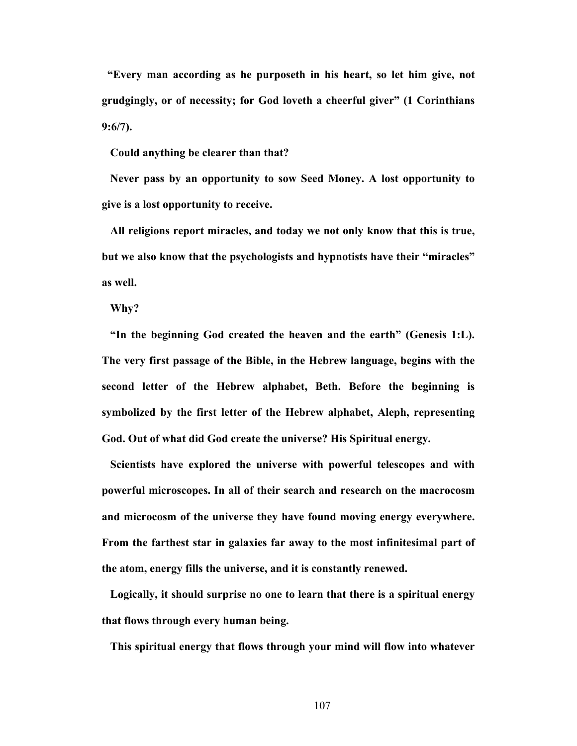**"Every man according as he purposeth in his heart, so let him give, not grudgingly, or of necessity; for God loveth a cheerful giver" (1 Corinthians 9:6/7).**

**Could anything be clearer than that?**

**Never pass by an opportunity to sow Seed Money. A lost opportunity to give is a lost opportunity to receive.**

**All religions report miracles, and today we not only know that this is true, but we also know that the psychologists and hypnotists have their "miracles" as well.**

**Why?**

**"In the beginning God created the heaven and the earth" (Genesis 1:L). The very first passage of the Bible, in the Hebrew language, begins with the second letter of the Hebrew alphabet, Beth. Before the beginning is symbolized by the first letter of the Hebrew alphabet, Aleph, representing God. Out of what did God create the universe? His Spiritual energy.**

**Scientists have explored the universe with powerful telescopes and with powerful microscopes. In all of their search and research on the macrocosm and microcosm of the universe they have found moving energy everywhere. From the farthest star in galaxies far away to the most infinitesimal part of the atom, energy fills the universe, and it is constantly renewed.**

**Logically, it should surprise no one to learn that there is a spiritual energy that flows through every human being.**

**This spiritual energy that flows through your mind will flow into whatever**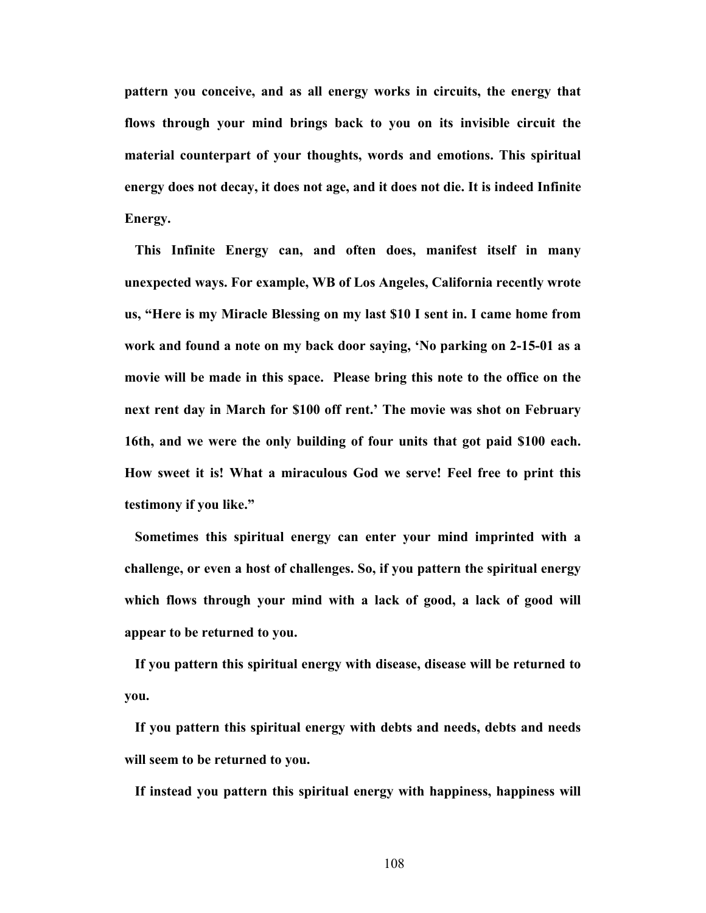**pattern you conceive, and as all energy works in circuits, the energy that flows through your mind brings back to you on its invisible circuit the material counterpart of your thoughts, words and emotions. This spiritual energy does not decay, it does not age, and it does not die. It is indeed Infinite Energy.**

**This Infinite Energy can, and often does, manifest itself in many unexpected ways. For example, WB of Los Angeles, California recently wrote us, "Here is my Miracle Blessing on my last $10 I sent in. I came home from work and found a note on my back door saying, 'No parking on 2-15-01 as a movie will be made in this space. Please bring this note to the office on the next rent day in March for $100 off rent.' The movie was shot on February 16th, and we were the only building of four units that got paid $100 each. How sweet it is! What a miraculous God we serve! Feel free to print this testimony if you like."**

**Sometimes this spiritual energy can enter your mind imprinted with a challenge, or even a host of challenges. So, if you pattern the spiritual energy which flows through your mind with a lack of good, a lack of good will appear to be returned to you.**

**If you pattern this spiritual energy with disease, disease will be returned to you.**

**If you pattern this spiritual energy with debts and needs, debts and needs will seem to be returned to you.**

**If instead you pattern this spiritual energy with happiness, happiness will**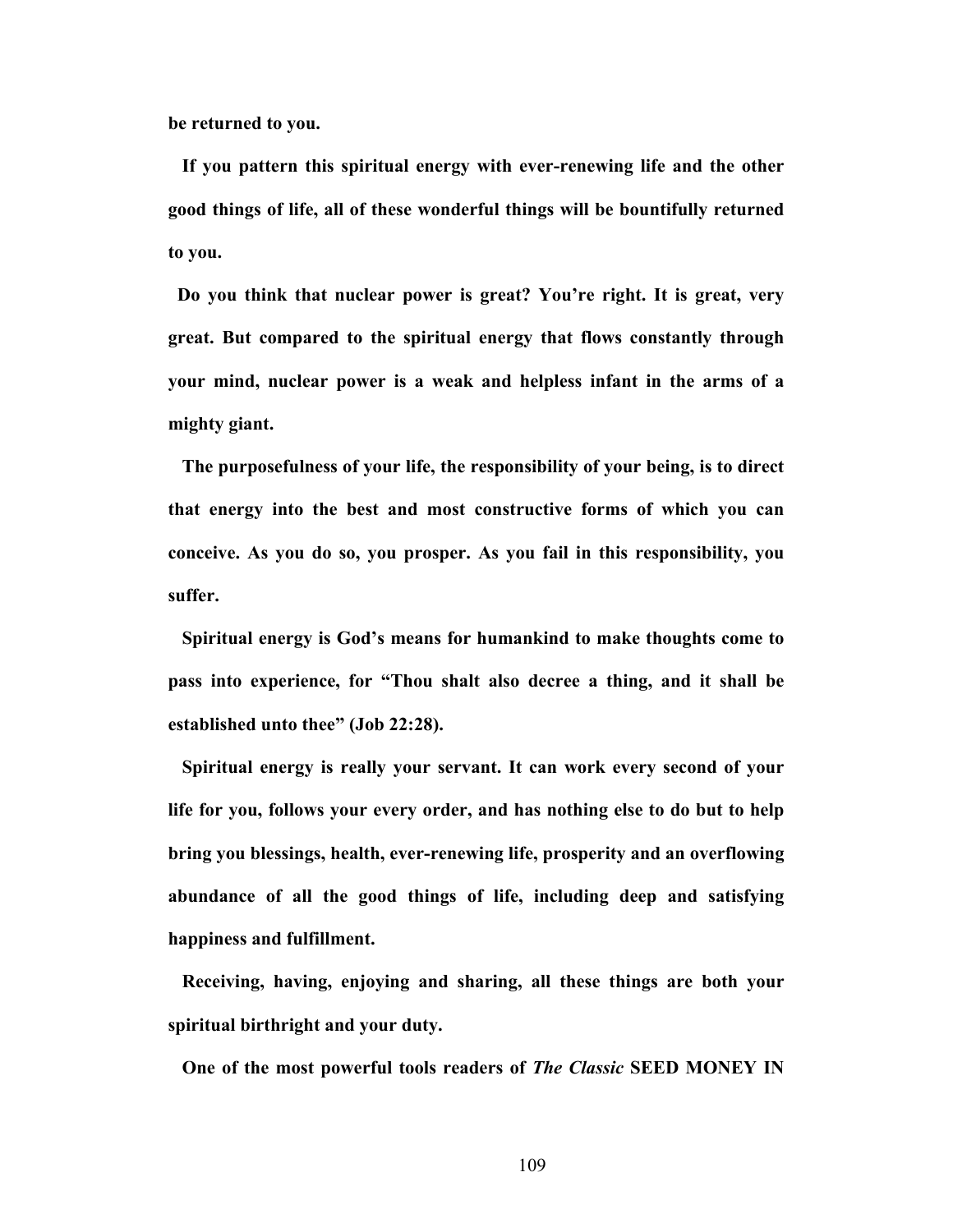**be returned to you.**

**If you pattern this spiritual energy with ever-renewing life and the other good things of life, all of these wonderful things will be bountifully returned to you.**

**Do you think that nuclear power is great? You're right. It is great, very great. But compared to the spiritual energy that flows constantly through your mind, nuclear power is a weak and helpless infant in the arms of a mighty giant.**

**The purposefulness of your life, the responsibility of your being, is to direct that energy into the best and most constructive forms of which you can conceive. As you do so, you prosper. As you fail in this responsibility, you suffer.**

**Spiritual energy is God's means for humankind to make thoughts come to pass into experience, for "Thou shalt also decree a thing, and it shall be established unto thee" (Job 22:28).**

**Spiritual energy is really your servant. It can work every second of your life for you, follows your every order, and has nothing else to do but to help bring you blessings, health, ever-renewing life, prosperity and an overflowing abundance of all the good things of life, including deep and satisfying happiness and fulfillment.**

**Receiving, having, enjoying and sharing, all these things are both your spiritual birthright and your duty.**

**One of the most powerful tools readers of *The Classic* SEED MONEY IN**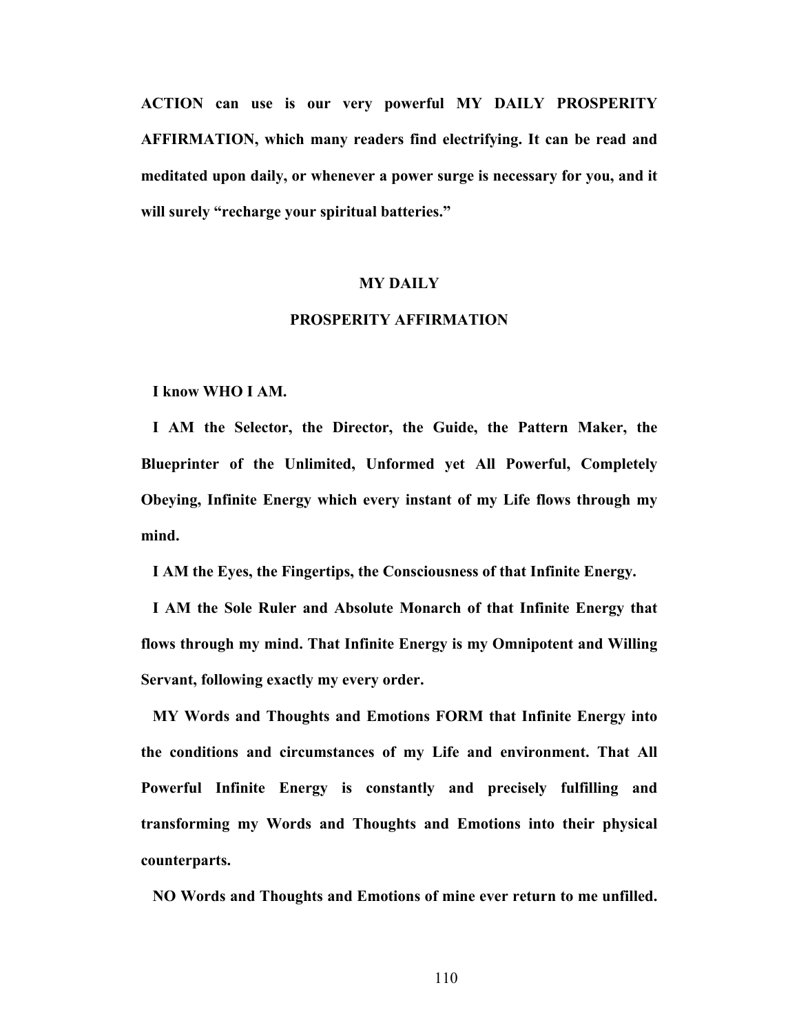**ACTION can use is our very powerful MY DAILY PROSPERITY AFFIRMATION, which many readers find electrifying. It can be read and meditated upon daily, or whenever a power surge is necessary for you, and it will surely "recharge your spiritual batteries."**

## MY DAILY PROSPERITY AFFIRMATION

**I know WHO I AM.**

**I AM the Selector, the Director, the Guide, the Pattern Maker, the Blueprinter of the Unlimited, Unformed yet All Powerful, Completely Obeying, Infinite Energy which every instant of my Life flows through my mind.**

**I AM the Eyes, the Fingertips, the Consciousness of that Infinite Energy.**

**I AM the Sole Ruler and Absolute Monarch of that Infinite Energy that flows through my mind. That Infinite Energy is my Omnipotent and Willing Servant, following exactly my every order.**

**MY Words and Thoughts and Emotions FORM that Infinite Energy into the conditions and circumstances of my Life and environment. That All Powerful Infinite Energy is constantly and precisely fulfilling and transforming my Words and Thoughts and Emotions into their physical counterparts.**

**NO Words and Thoughts and Emotions of mine ever return to me unfilled.**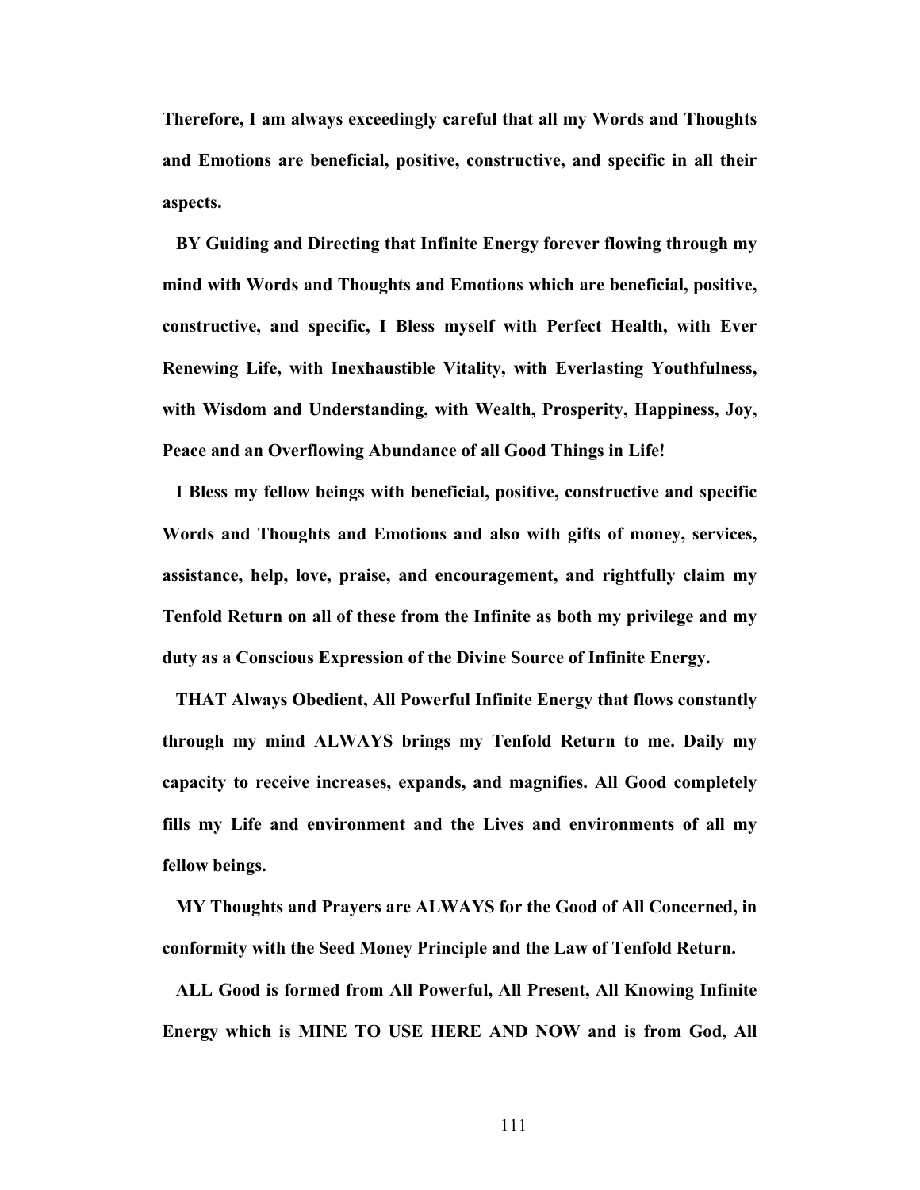**Therefore, I am always exceedingly careful that all my Words and Thoughts and Emotions are beneficial, positive, constructive, and specific in all their aspects.**

**BY Guiding and Directing that Infinite Energy forever flowing through my mind with Words and Thoughts and Emotions which are beneficial, positive, constructive, and specific, I Bless myself with Perfect Health, with Ever Renewing Life, with Inexhaustible Vitality, with Everlasting Youthfulness, with Wisdom and Understanding, with Wealth, Prosperity, Happiness, Joy, Peace and an Overflowing Abundance of all Good Things in Life!**

**I Bless my fellow beings with beneficial, positive, constructive and specific Words and Thoughts and Emotions and also with gifts of money, services, assistance, help, love, praise, and encouragement, and rightfully claim my Tenfold Return on all of these from the Infinite as both my privilege and my duty as a Conscious Expression of the Divine Source of Infinite Energy.**

**THAT Always Obedient, All Powerful Infinite Energy that flows constantly through my mind ALWAYS brings my Tenfold Return to me. Daily my capacity to receive increases, expands, and magnifies. All Good completely fills my Life and environment and the Lives and environments of all my fellow beings.**

**MY Thoughts and Prayers are ALWAYS for the Good of All Concerned, in conformity with the Seed Money Principle and the Law of Tenfold Return.**

**ALL Good is formed from All Powerful, All Present, All Knowing Infinite Energy which is MINE TO USE HERE AND NOW and is from God, All**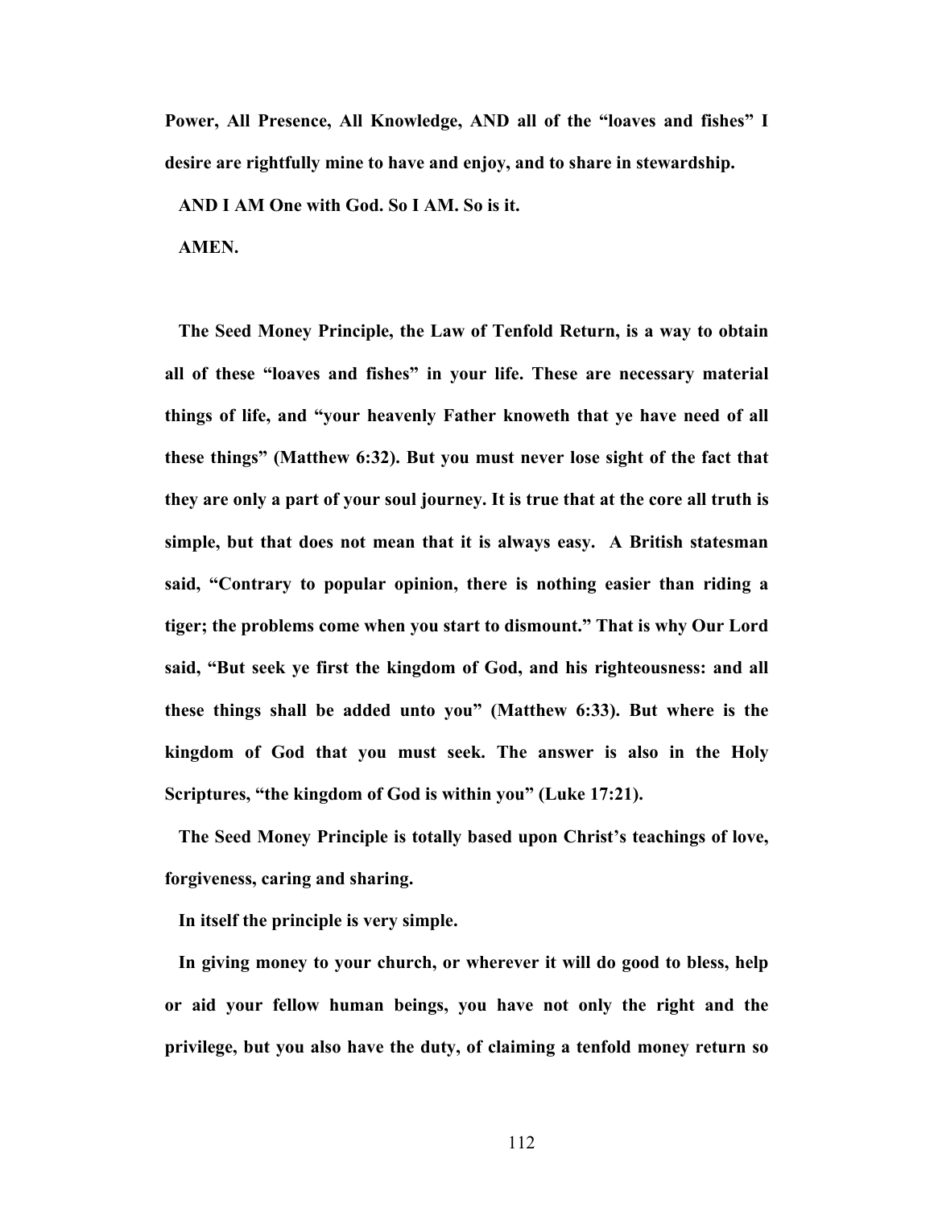**Power, All Presence, All Knowledge, AND all of the “loaves and fishes” I desire are rightfully mine to have and enjoy, and to share in stewardship.**

**AND I AM One with God. So I AM. So is it.**

**AMEN.**

**The Seed Money Principle, the Law of Tenfold Return, is a way to obtain all of these “loaves and fishes” in your life. These are necessary material things of life, and “your heavenly Father knoweth that ye have need of all these things” (Matthew 6:32). But you must never lose sight of the fact that they are only a part of your soul journey. It is true that at the core all truth is simple, but that does not mean that it is always easy. A British statesman said, “Contrary to popular opinion, there is nothing easier than riding a tiger; the problems come when you start to dismount.” That is why Our Lord said, “But seek ye first the kingdom of God, and his righteousness: and all these things shall be added unto you” (Matthew 6:33). But where is the kingdom of God that you must seek. The answer is also in the Holy Scriptures, “the kingdom of God is within you” (Luke 17:21).**

**The Seed Money Principle is totally based upon Christ’s teachings of love, forgiveness, caring and sharing.**

**In itself the principle is very simple.**

**In giving money to your church, or wherever it will do good to bless, help or aid your fellow human beings, you have not only the right and the privilege, but you also have the duty, of claiming a tenfold money return so**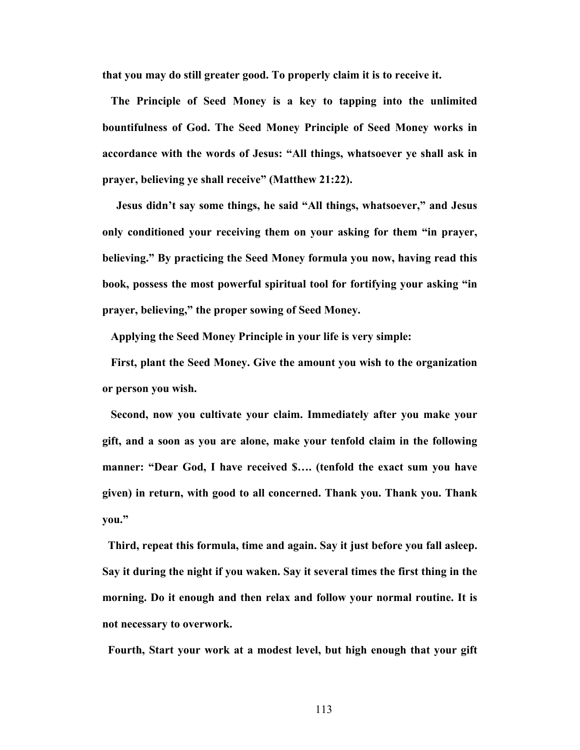**that you may do still greater good. To properly claim it is to receive it.**

**The Principle of Seed Money is a key to tapping into the unlimited bountifulness of God. The Seed Money Principle of Seed Money works in accordance with the words of Jesus: "All things, whatsoever ye shall ask in prayer, believing ye shall receive" (Matthew 21:22).**

**Jesus didn't say some things, he said "All things, whatsoever," and Jesus only conditioned your receiving them on your asking for them "in prayer, believing." By practicing the Seed Money formula you now, having read this book, possess the most powerful spiritual tool for fortifying your asking "in prayer, believing," the proper sowing of Seed Money.**

**Applying the Seed Money Principle in your life is very simple:**

**First, plant the Seed Money. Give the amount you wish to the organization or person you wish.**

**Second, now you cultivate your claim. Immediately after you make your gift, and a soon as you are alone, make your tenfold claim in the following manner: "Dear God, I have received $…. (tenfold the exact sum you have given) in return, with good to all concerned. Thank you. Thank you. Thank you."**

**Third, repeat this formula, time and again. Say it just before you fall asleep. Say it during the night if you waken. Say it several times the first thing in the morning. Do it enough and then relax and follow your normal routine. It is not necessary to overwork.**

**Fourth, Start your work at a modest level, but high enough that your gift**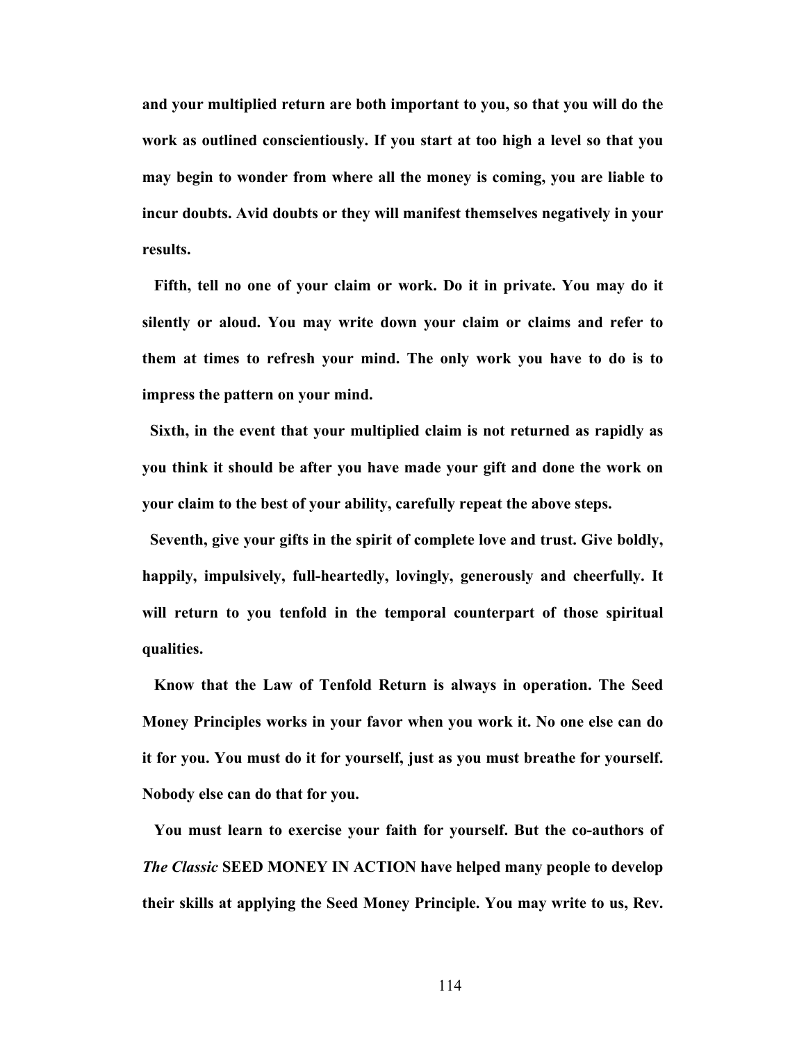**and your multiplied return are both important to you, so that you will do the work as outlined conscientiously. If you start at too high a level so that you may begin to wonder from where all the money is coming, you are liable to incur doubts. Avid doubts or they will manifest themselves negatively in your results.**

**Fifth, tell no one of your claim or work. Do it in private. You may do it silently or aloud. You may write down your claim or claims and refer to them at times to refresh your mind. The only work you have to do is to impress the pattern on your mind.**

**Sixth, in the event that your multiplied claim is not returned as rapidly as you think it should be after you have made your gift and done the work on your claim to the best of your ability, carefully repeat the above steps.**

**Seventh, give your gifts in the spirit of complete love and trust. Give boldly, happily, impulsively, full-heartedly, lovingly, generously and cheerfully. It will return to you tenfold in the temporal counterpart of those spiritual qualities.**

**Know that the Law of Tenfold Return is always in operation. The Seed Money Principles works in your favor when you work it. No one else can do it for you. You must do it for yourself, just as you must breathe for yourself. Nobody else can do that for you.**

**You must learn to exercise your faith for yourself. But the co-authors of *The Classic* SEED MONEY IN ACTION have helped many people to develop their skills at applying the Seed Money Principle. You may write to us, Rev.**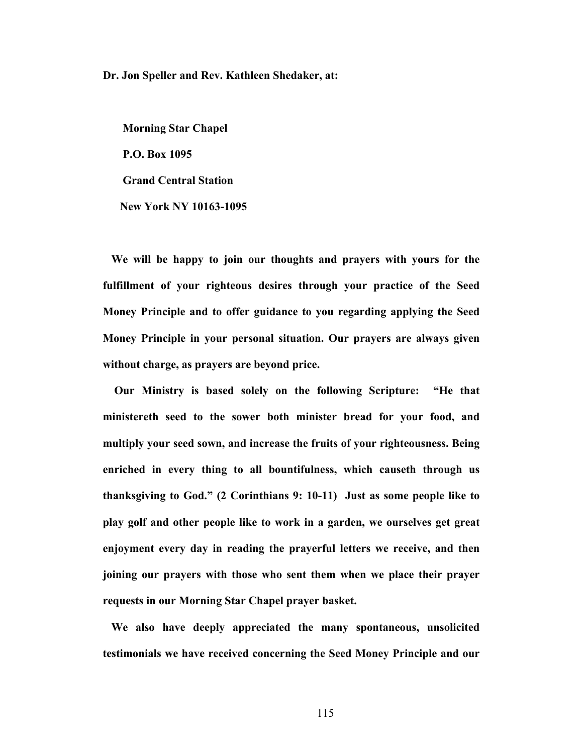**Dr. Jon Speller and Rev. Kathleen Shedaker, at:**

**Morning Star Chapel**

**P.O. Box 1095**

**Grand Central Station**

**New York NY 10163-1095**

**We will be happy to join our thoughts and prayers with yours for the fulfillment of your righteous desires through your practice of the Seed Money Principle and to offer guidance to you regarding applying the Seed Money Principle in your personal situation. Our prayers are always given without charge, as prayers are beyond price.**

**Our Ministry is based solely on the following Scripture: "He that ministereth seed to the sower both minister bread for your food, and multiply your seed sown, and increase the fruits of your righteousness. Being enriched in every thing to all bountifulness, which causeth through us thanksgiving to God." (2 Corinthians 9: 10-11) Just as some people like to play golf and other people like to work in a garden, we ourselves get great enjoyment every day in reading the prayerful letters we receive, and then joining our prayers with those who sent them when we place their prayer requests in our Morning Star Chapel prayer basket.**

**We also have deeply appreciated the many spontaneous, unsolicited testimonials we have received concerning the Seed Money Principle and our**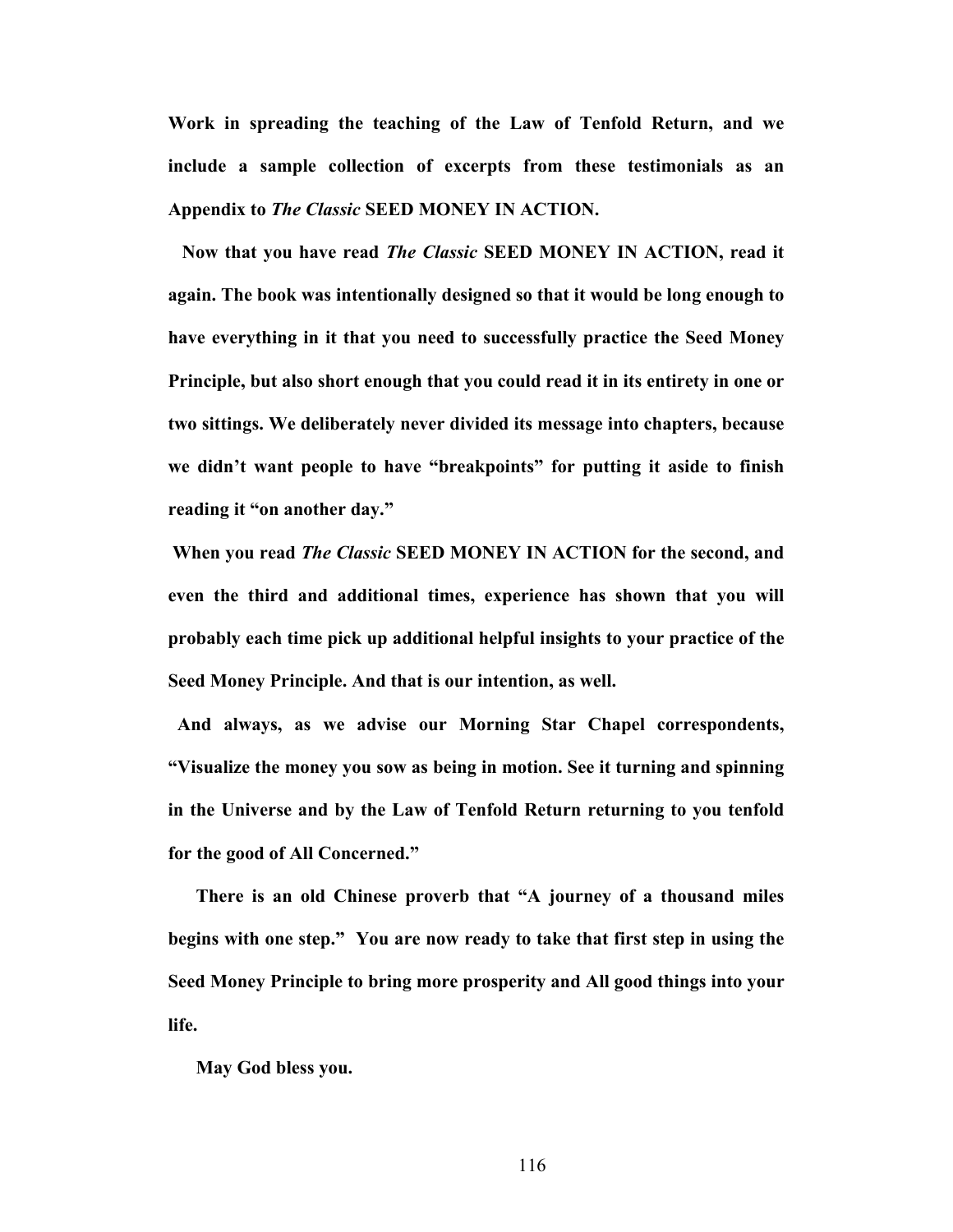**Work in spreading the teaching of the Law of Tenfold Return, and we include a sample collection of excerpts from these testimonials as an Appendix to *The Classic* SEED MONEY IN ACTION.**

**Now that you have read *The Classic* SEED MONEY IN ACTION, read it again. The book was intentionally designed so that it would be long enough to have everything in it that you need to successfully practice the Seed Money Principle, but also short enough that you could read it in its entirety in one or two sittings. We deliberately never divided its message into chapters, because we didn't want people to have "breakpoints" for putting it aside to finish reading it "on another day."**

**When you read *The Classic* SEED MONEY IN ACTION for the second, and even the third and additional times, experience has shown that you will probably each time pick up additional helpful insights to your practice of the Seed Money Principle. And that is our intention, as well.**

**And always, as we advise our Morning Star Chapel correspondents, "Visualize the money you sow as being in motion. See it turning and spinning in the Universe and by the Law of Tenfold Return returning to you tenfold for the good of All Concerned."**

**There is an old Chinese proverb that "A journey of a thousand miles begins with one step." You are now ready to take that first step in using the Seed Money Principle to bring more prosperity and All good things into your life.**

**May God bless you.**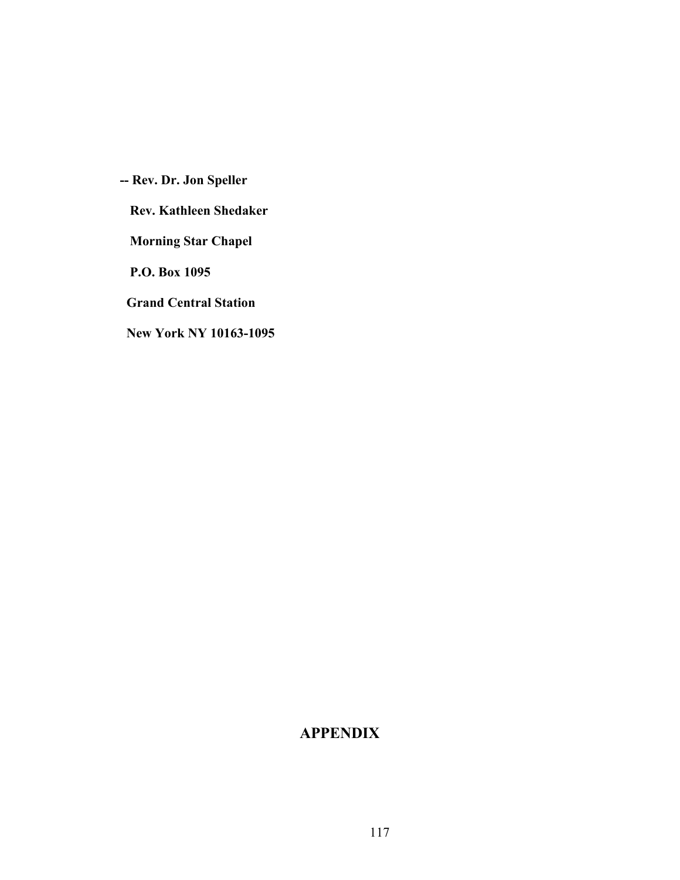**-- Rev. Dr. Jon Speller**

**Rev. Kathleen Shedaker**

**Morning Star Chapel**

**P.O. Box 1095**

**Grand Central Station**

**New York NY 10163-1095**

# APPENDIX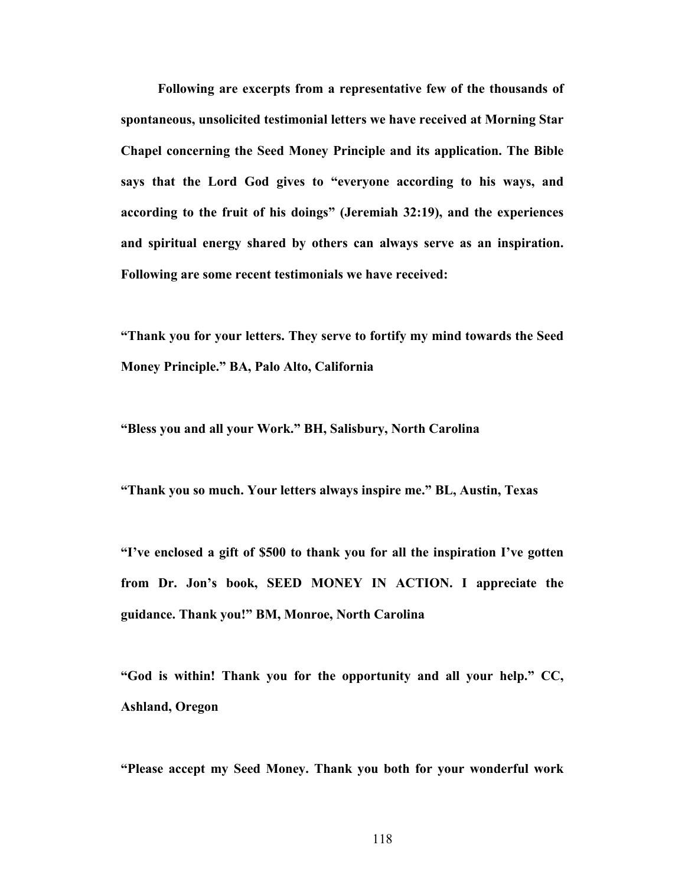**Following are excerpts from a representative few of the thousands of spontaneous, unsolicited testimonial letters we have received at Morning Star Chapel concerning the Seed Money Principle and its application. The Bible says that the Lord God gives to "everyone according to his ways, and according to the fruit of his doings" (Jeremiah 32:19), and the experiences and spiritual energy shared by others can always serve as an inspiration. Following are some recent testimonials we have received:**

**"Thank you for your letters. They serve to fortify my mind towards the Seed Money Principle." BA, Palo Alto, California**

**"Bless you and all your Work." BH, Salisbury, North Carolina**

**"Thank you so much. Your letters always inspire me." BL, Austin, Texas**

**"I've enclosed a gift of $500 to thank you for all the inspiration I've gotten from Dr. Jon's book, SEED MONEY IN ACTION. I appreciate the guidance. Thank you!" BM, Monroe, North Carolina**

**"God is within! Thank you for the opportunity and all your help." CC, Ashland, Oregon**

**"Please accept my Seed Money. Thank you both for your wonderful work**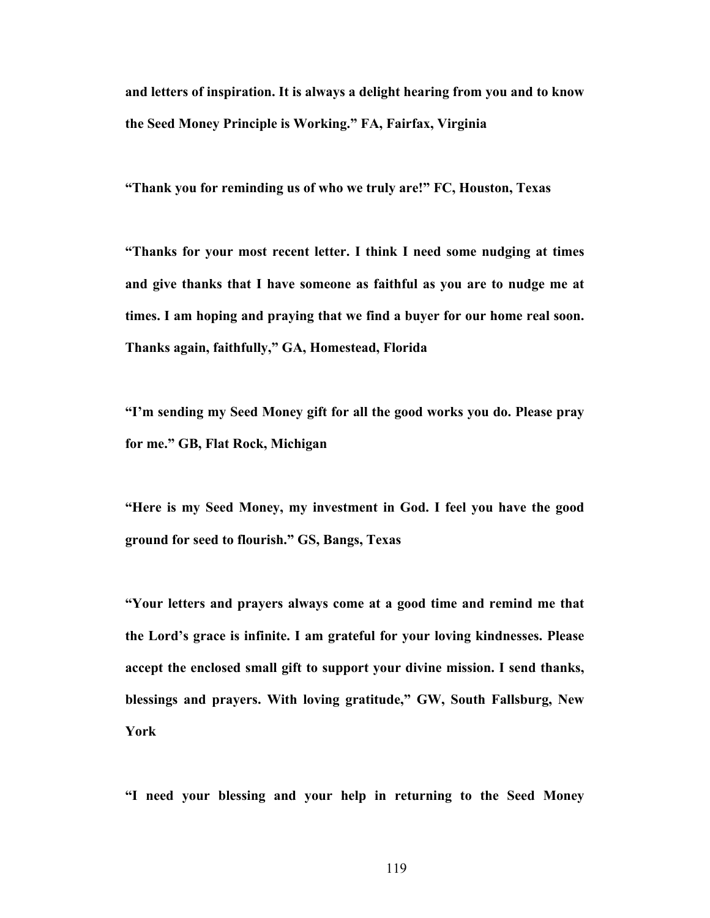**and letters of inspiration. It is always a delight hearing from you and to know the Seed Money Principle is Working." FA, Fairfax, Virginia**

**"Thank you for reminding us of who we truly are!" FC, Houston, Texas**

**"Thanks for your most recent letter. I think I need some nudging at times and give thanks that I have someone as faithful as you are to nudge me at times. I am hoping and praying that we find a buyer for our home real soon. Thanks again, faithfully," GA, Homestead, Florida**

**"I'm sending my Seed Money gift for all the good works you do. Please pray for me." GB, Flat Rock, Michigan**

**"Here is my Seed Money, my investment in God. I feel you have the good ground for seed to flourish." GS, Bangs, Texas**

**"Your letters and prayers always come at a good time and remind me that the Lord's grace is infinite. I am grateful for your loving kindnesses. Please accept the enclosed small gift to support your divine mission. I send thanks, blessings and prayers. With loving gratitude," GW, South Fallsburg, New York**

**"I need your blessing and your help in returning to the Seed Money**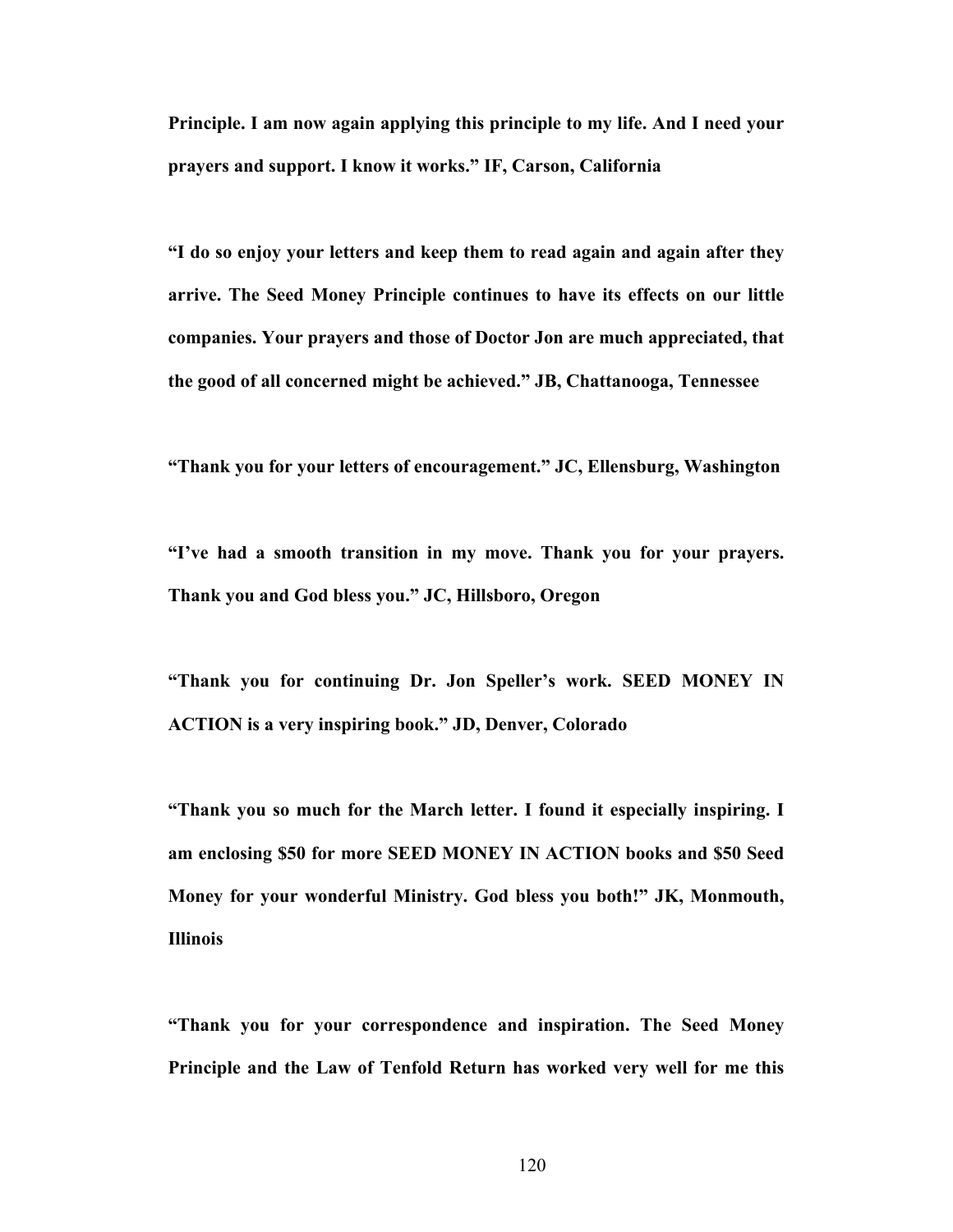**Principle. I am now again applying this principle to my life. And I need your prayers and support. I know it works." IF, Carson, California**

**"I do so enjoy your letters and keep them to read again and again after they arrive. The Seed Money Principle continues to have its effects on our little companies. Your prayers and those of Doctor Jon are much appreciated, that the good of all concerned might be achieved." JB, Chattanooga, Tennessee**

**"Thank you for your letters of encouragement." JC, Ellensburg, Washington**

**"I've had a smooth transition in my move. Thank you for your prayers. Thank you and God bless you." JC, Hillsboro, Oregon**

**"Thank you for continuing Dr. Jon Speller's work. SEED MONEY IN ACTION is a very inspiring book." JD, Denver, Colorado**

**"Thank you so much for the March letter. I found it especially inspiring. I am enclosing $50 for more SEED MONEY IN ACTION books and $50 Seed Money for your wonderful Ministry. God bless you both!" JK, Monmouth, Illinois**

**"Thank you for your correspondence and inspiration. The Seed Money Principle and the Law of Tenfold Return has worked very well for me this**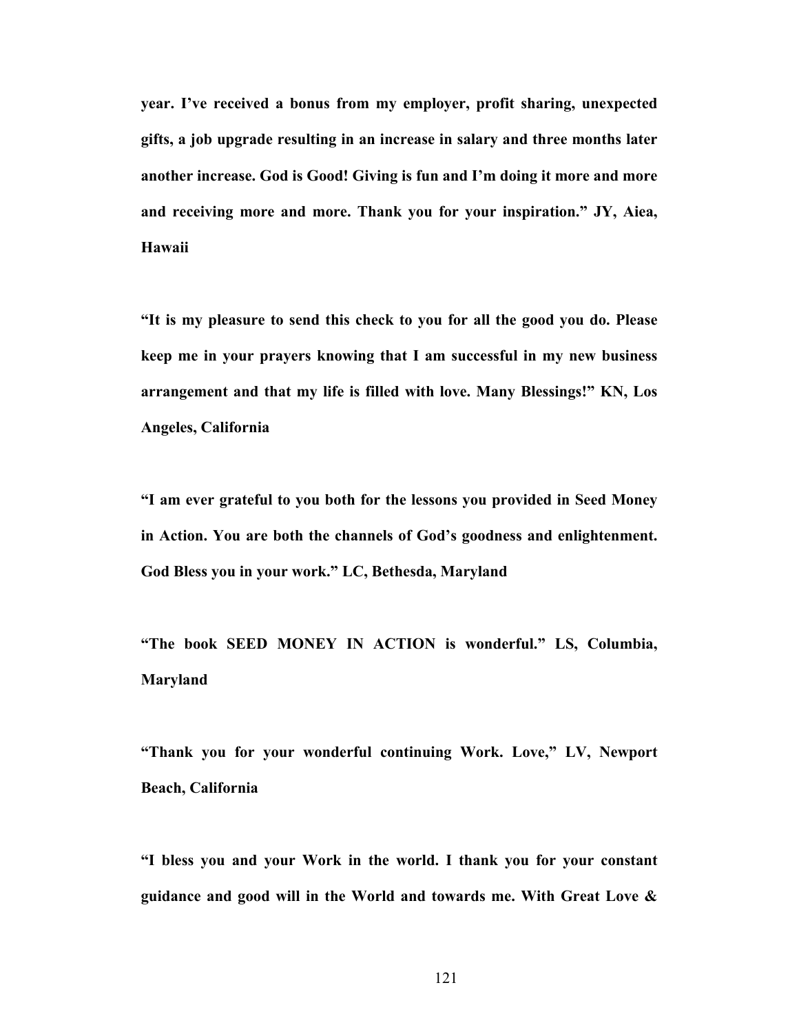**year. I've received a bonus from my employer, profit sharing, unexpected gifts, a job upgrade resulting in an increase in salary and three months later another increase. God is Good! Giving is fun and I'm doing it more and more and receiving more and more. Thank you for your inspiration." JY, Aiea, Hawaii**

**"It is my pleasure to send this check to you for all the good you do. Please keep me in your prayers knowing that I am successful in my new business arrangement and that my life is filled with love. Many Blessings!" KN, Los Angeles, California**

**"I am ever grateful to you both for the lessons you provided in Seed Money in Action. You are both the channels of God's goodness and enlightenment. God Bless you in your work." LC, Bethesda, Maryland**

**"The book SEED MONEY IN ACTION is wonderful." LS, Columbia, Maryland**

**"Thank you for your wonderful continuing Work. Love," LV, Newport Beach, California**

**"I bless you and your Work in the world. I thank you for your constant guidance and good will in the World and towards me. With Great Love &**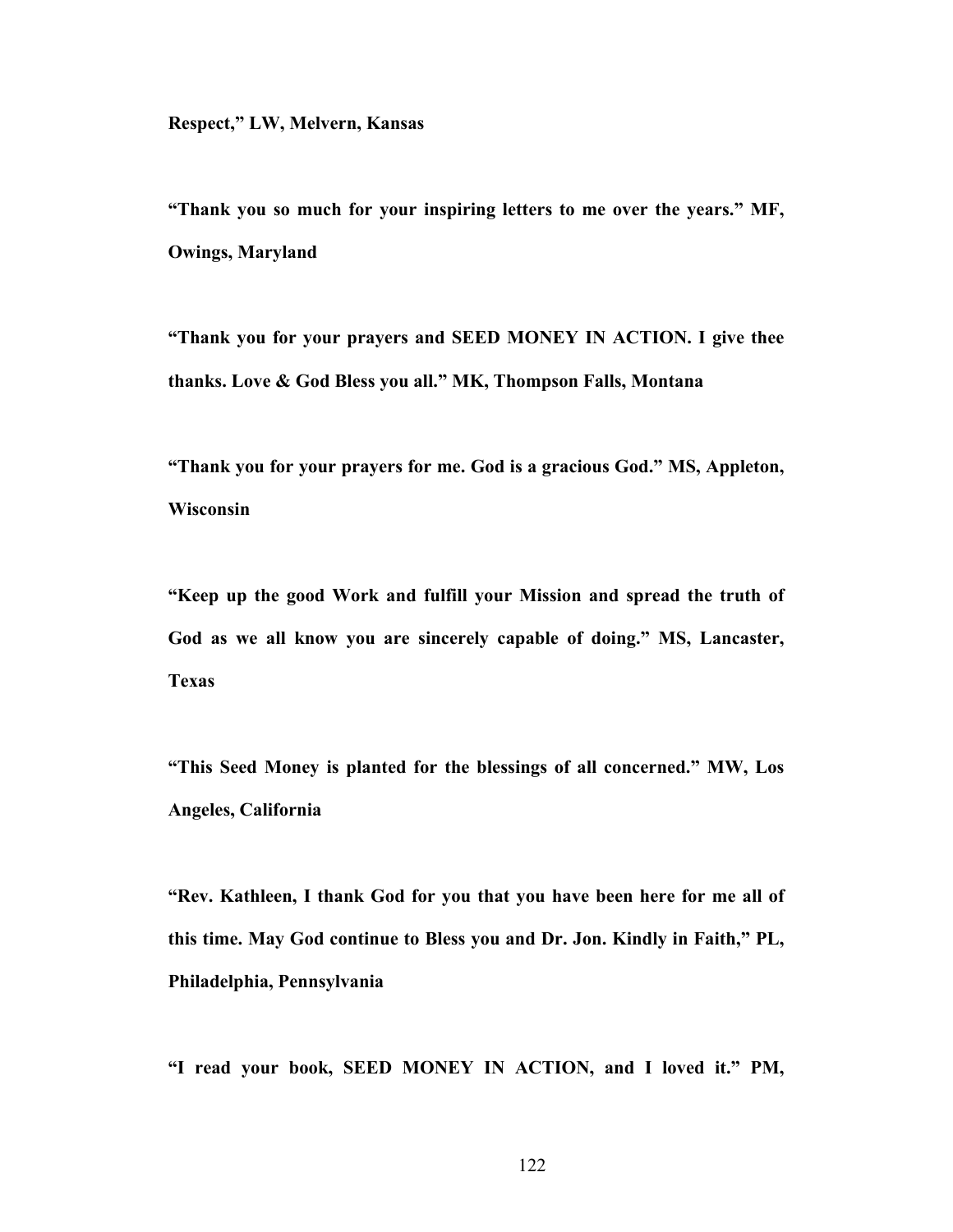**Respect," LW, Melvern, Kansas**

**"Thank you so much for your inspiring letters to me over the years." MF, Owings, Maryland**

**"Thank you for your prayers and SEED MONEY IN ACTION. I give thee thanks. Love & God Bless you all." MK, Thompson Falls, Montana**

**"Thank you for your prayers for me. God is a gracious God." MS, Appleton, Wisconsin**

**"Keep up the good Work and fulfill your Mission and spread the truth of God as we all know you are sincerely capable of doing." MS, Lancaster, Texas**

**"This Seed Money is planted for the blessings of all concerned." MW, Los Angeles, California**

**"Rev. Kathleen, I thank God for you that you have been here for me all of this time. May God continue to Bless you and Dr. Jon. Kindly in Faith," PL, Philadelphia, Pennsylvania**

**"I read your book, SEED MONEY IN ACTION, and I loved it." PM,**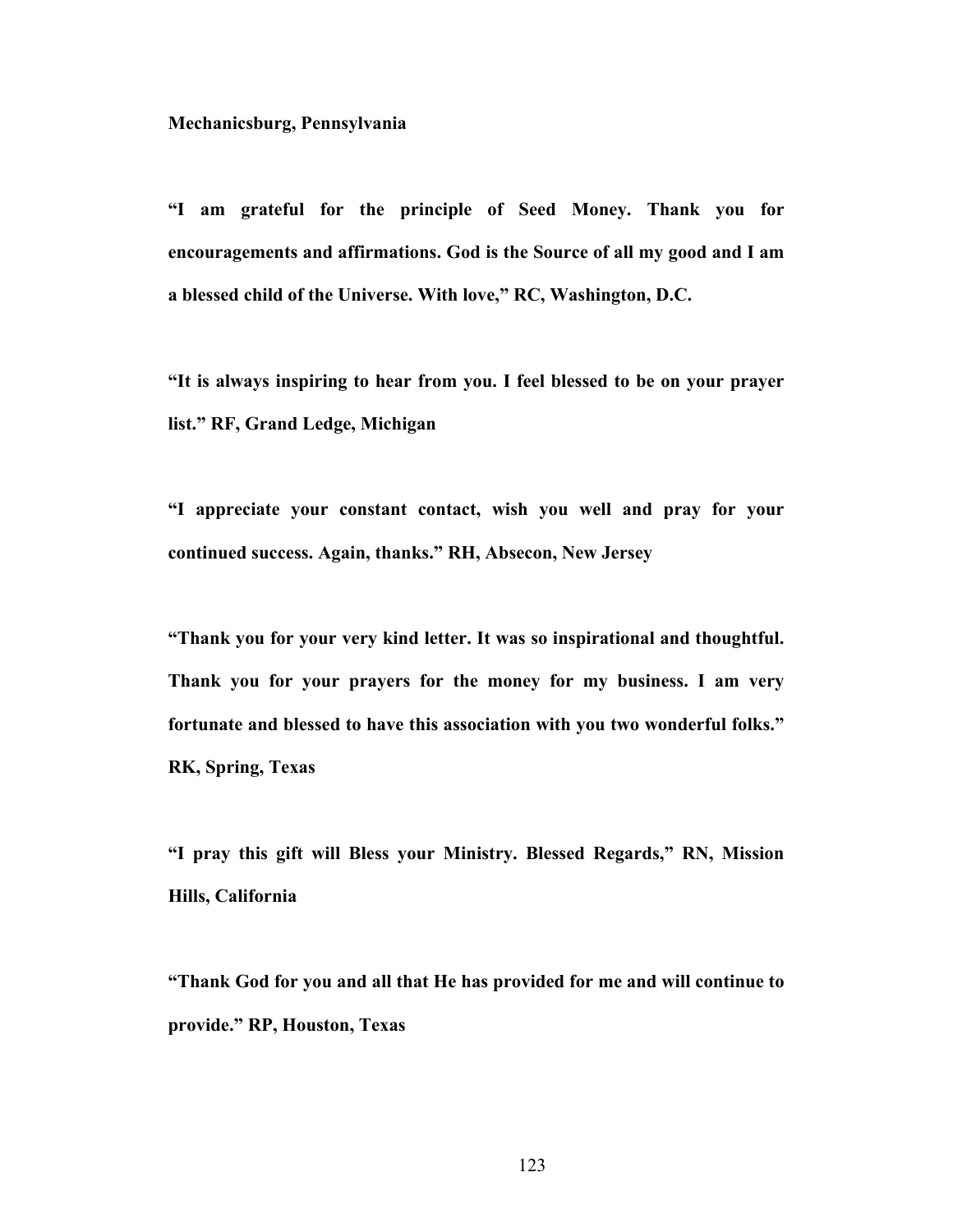**Mechanicsburg, Pennsylvania**

**"I am grateful for the principle of Seed Money. Thank you for encouragements and affirmations. God is the Source of all my good and I am a blessed child of the Universe. With love," RC, Washington, D.C.**

**"It is always inspiring to hear from you. I feel blessed to be on your prayer list." RF, Grand Ledge, Michigan**

**"I appreciate your constant contact, wish you well and pray for your continued success. Again, thanks." RH, Absecon, New Jersey**

**"Thank you for your very kind letter. It was so inspirational and thoughtful. Thank you for your prayers for the money for my business. I am very fortunate and blessed to have this association with you two wonderful folks." RK, Spring, Texas**

**"I pray this gift will Bless your Ministry. Blessed Regards," RN, Mission Hills, California**

**"Thank God for you and all that He has provided for me and will continue to provide." RP, Houston, Texas**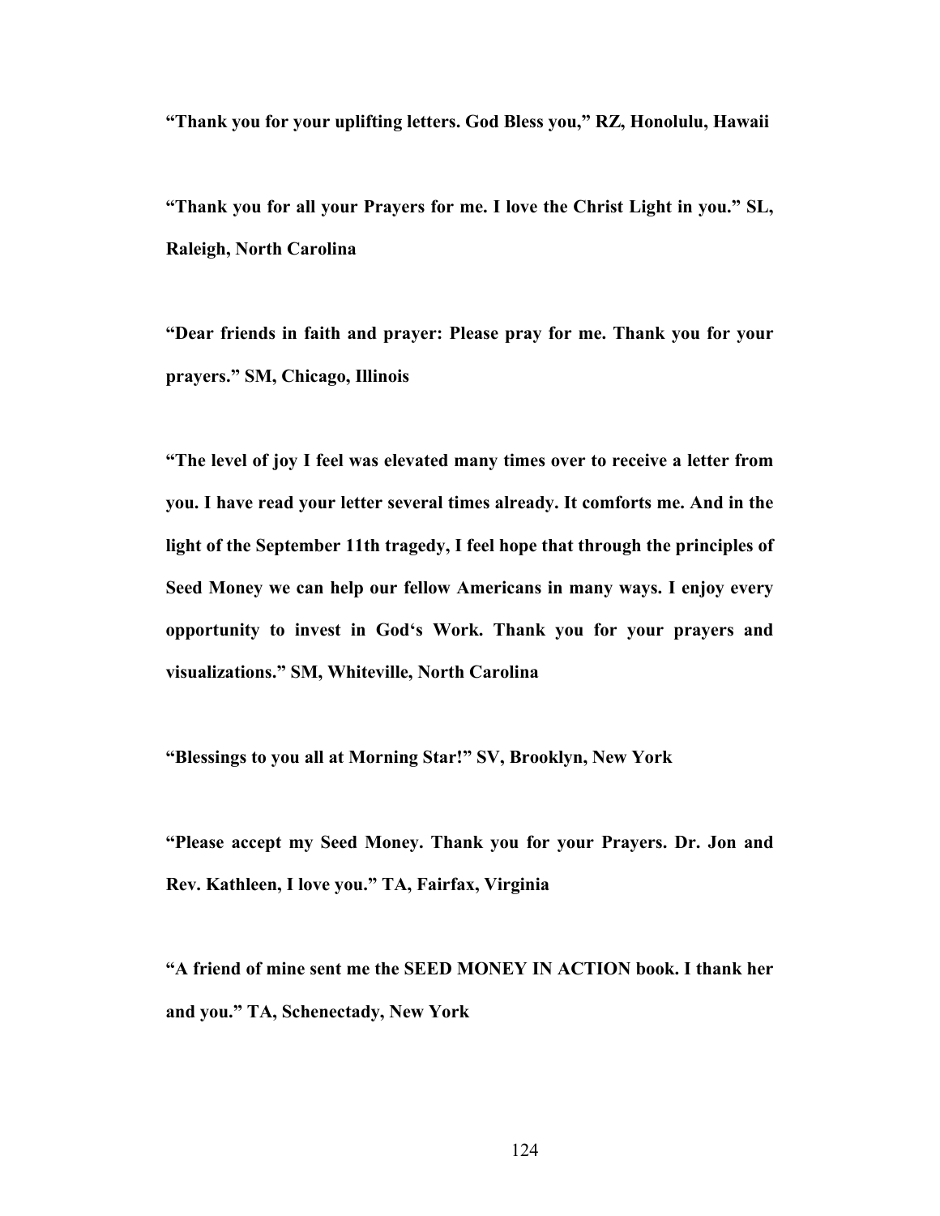**"Thank you for your uplifting letters. God Bless you," RZ, Honolulu, Hawaii**

**"Thank you for all your Prayers for me. I love the Christ Light in you." SL, Raleigh, North Carolina**

**"Dear friends in faith and prayer: Please pray for me. Thank you for your prayers." SM, Chicago, Illinois**

**"The level of joy I feel was elevated many times over to receive a letter from you. I have read your letter several times already. It comforts me. And in the light of the September 11th tragedy, I feel hope that through the principles of Seed Money we can help our fellow Americans in many ways. I enjoy every opportunity to invest in God's Work. Thank you for your prayers and visualizations." SM, Whiteville, North Carolina**

**"Blessings to you all at Morning Star!" SV, Brooklyn, New York**

**"Please accept my Seed Money. Thank you for your Prayers. Dr. Jon and Rev. Kathleen, I love you." TA, Fairfax, Virginia**

**"A friend of mine sent me the SEED MONEY IN ACTION book. I thank her and you." TA, Schenectady, New York**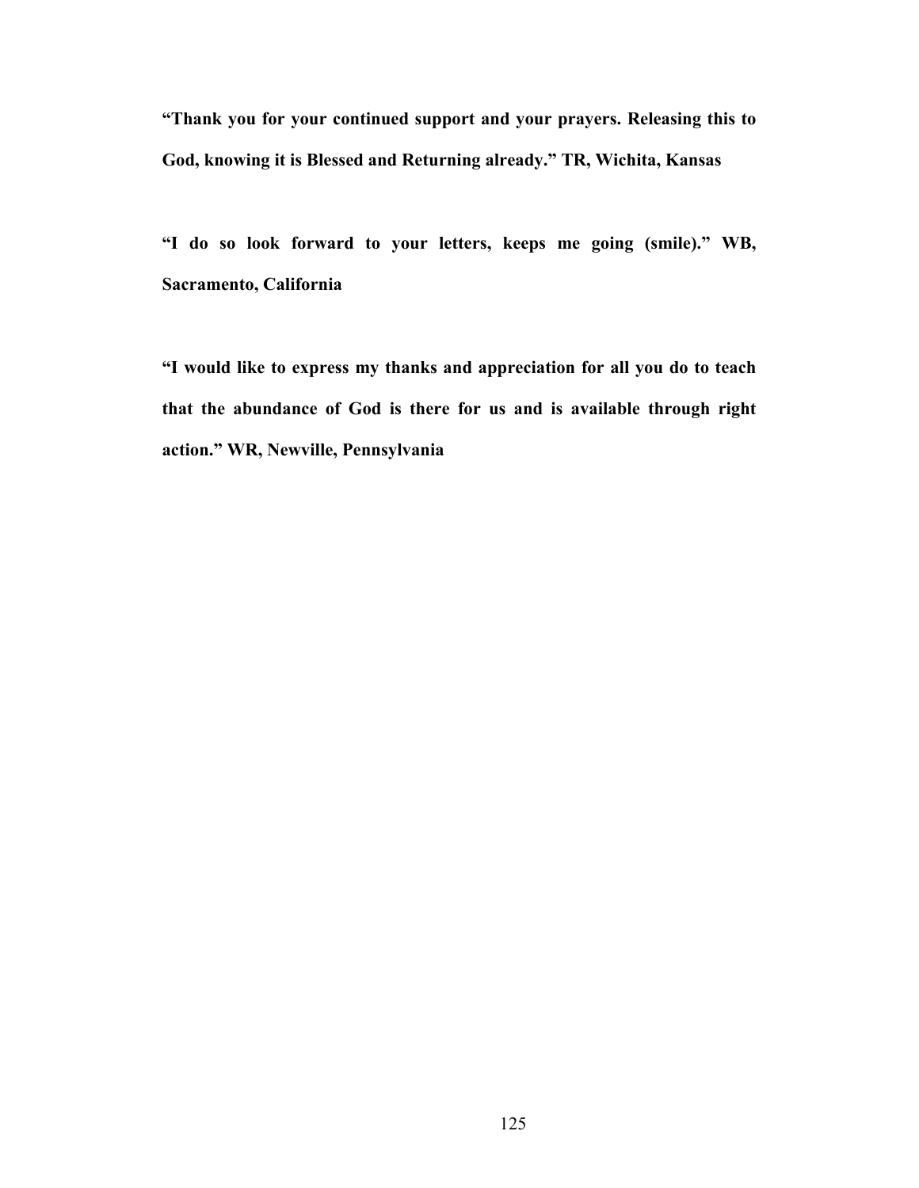**“Thank you for your continued support and your prayers. Releasing this to God, knowing it is Blessed and Returning already.” TR, Wichita, Kansas**

**“I do so look forward to your letters, keeps me going (smile).” WB, Sacramento, California**

**“I would like to express my thanks and appreciation for all you do to teach that the abundance of God is there for us and is available through right action.” WR, Newville, Pennsylvania**